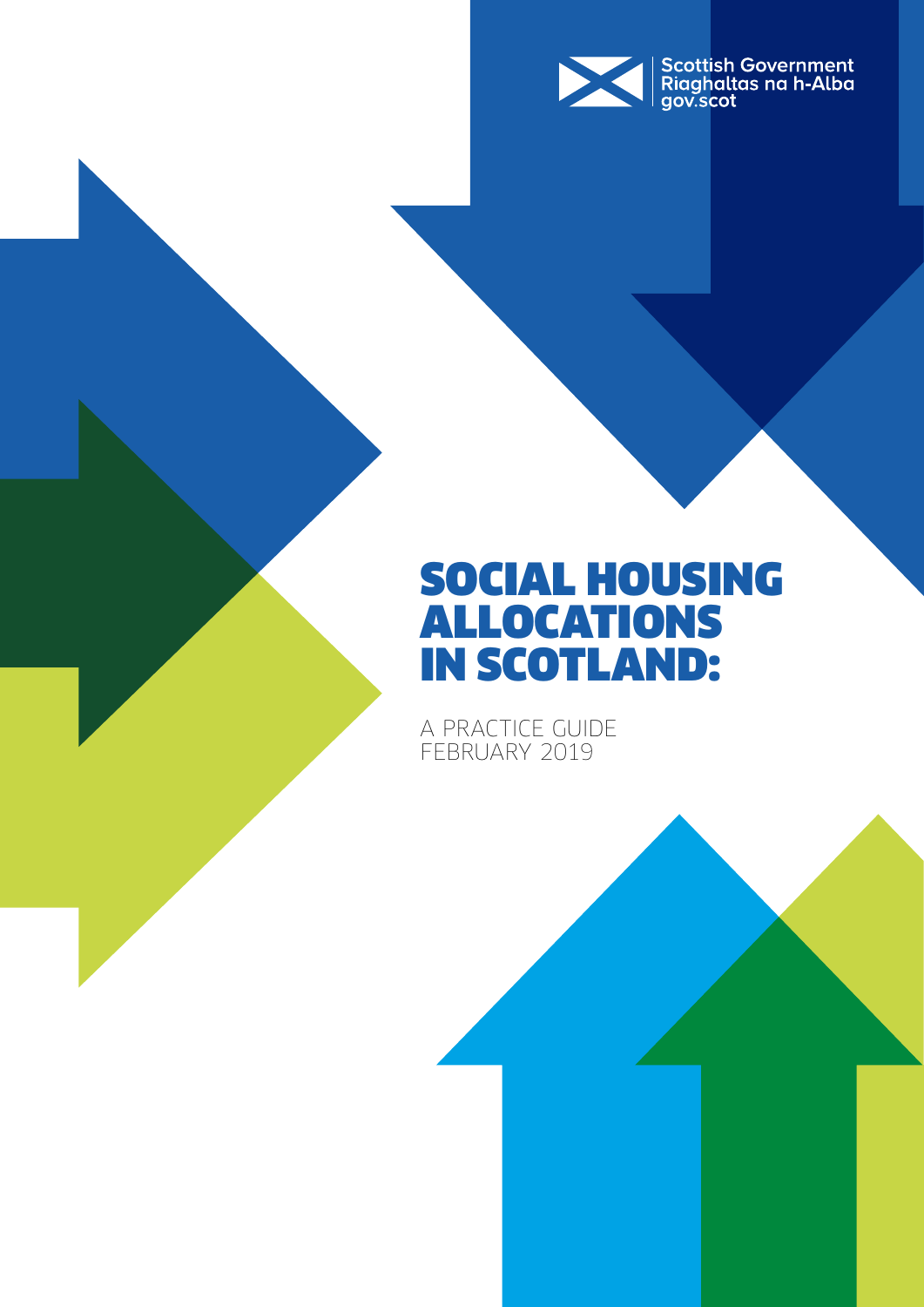Scottish Government
Riaghaltas na h-Alba
gov.scot

# SOCIAL HOUSING ALLOCATIONS IN SCOTLAND:

A PRACTICE GUIDE
FEBRUARY 2019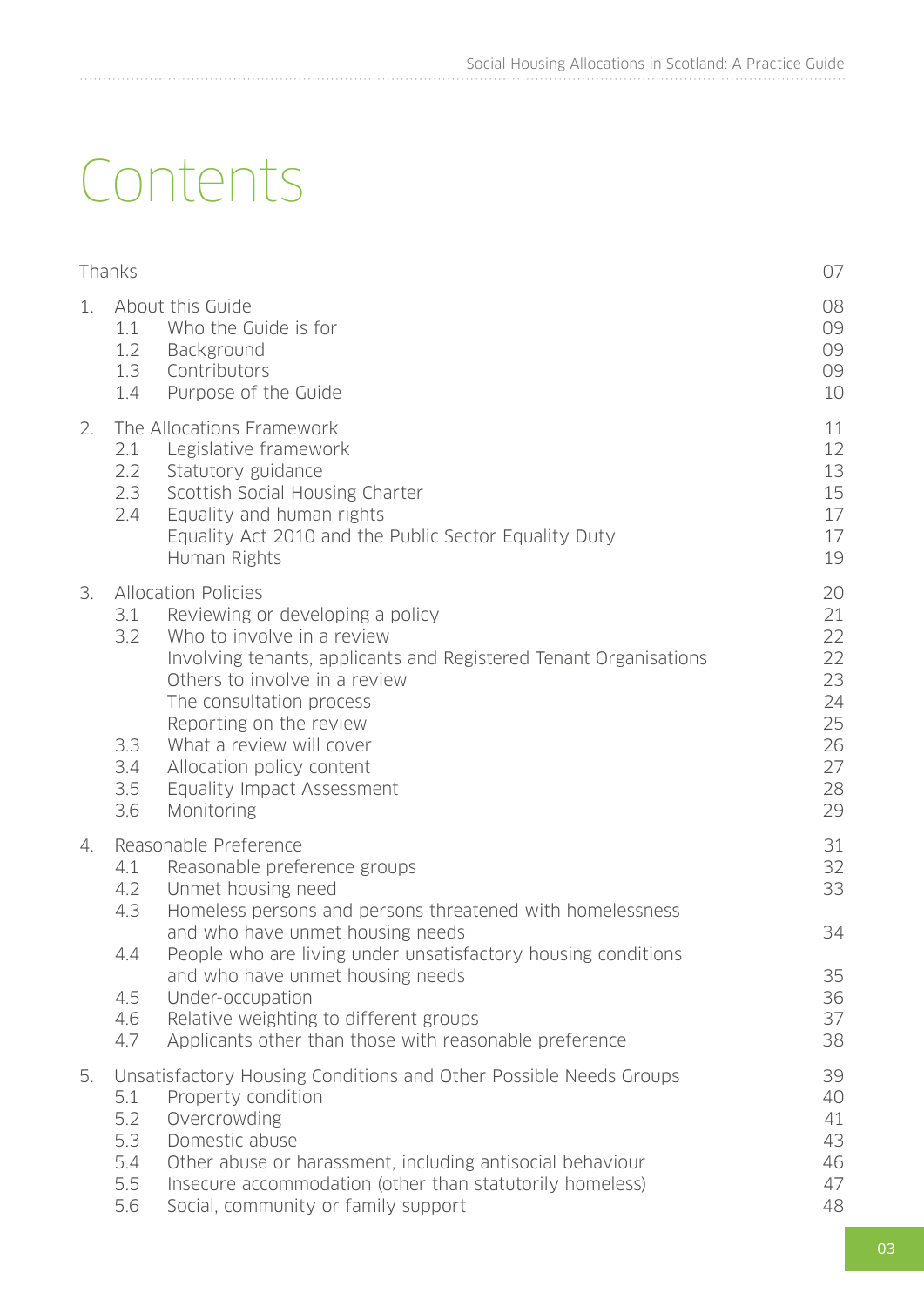# Contents

| | | |
|---|---|---|
| Thanks | | 07 |
| 1. | About this Guide | 08 |
| | 1.1 Who the Guide is for | 09 |
| | 1.2 Background | 09 |
| | 1.3 Contributors | 09 |
| | 1.4 Purpose of the Guide | 10 |
| 2. | The Allocations Framework | 11 |
| | 2.1 Legislative framework | 12 |
| | 2.2 Statutory guidance | 13 |
| | 2.3 Scottish Social Housing Charter | 15 |
| | 2.4 Equality and human rights | 17 |
| | Equality Act 2010 and the Public Sector Equality Duty | 17 |
| | Human Rights | 19 |
| 3. | Allocation Policies | 20 |
| | 3.1 Reviewing or developing a policy | 21 |
| | 3.2 Who to involve in a review | 22 |
| | Involving tenants, applicants and Registered Tenant Organisations | 22 |
| | Others to involve in a review | 23 |
| | The consultation process | 24 |
| | Reporting on the review | 25 |
| | 3.3 What a review will cover | 26 |
| | 3.4 Allocation policy content | 27 |
| | 3.5 Equality Impact Assessment | 28 |
| | 3.6 Monitoring | 29 |
| 4. | Reasonable Preference | 31 |
| | 4.1 Reasonable preference groups | 32 |
| | 4.2 Unmet housing need | 33 |
| | 4.3 Homeless persons and persons threatened with homelessness and who have unmet housing needs | 34 |
| | 4.4 People who are living under unsatisfactory housing conditions and who have unmet housing needs | 35 |
| | 4.5 Under-occupation | 36 |
| | 4.6 Relative weighting to different groups | 37 |
| | 4.7 Applicants other than those with reasonable preference | 38 |
| 5. | Unsatisfactory Housing Conditions and Other Possible Needs Groups | 39 |
| | 5.1 Property condition | 40 |
| | 5.2 Overcrowding | 41 |
| | 5.3 Domestic abuse | 43 |
| | 5.4 Other abuse or harassment, including antisocial behaviour | 46 |
| | 5.5 Insecure accommodation (other than statutorily homeless) | 47 |
| | 5.6 Social, community or family support | 48 |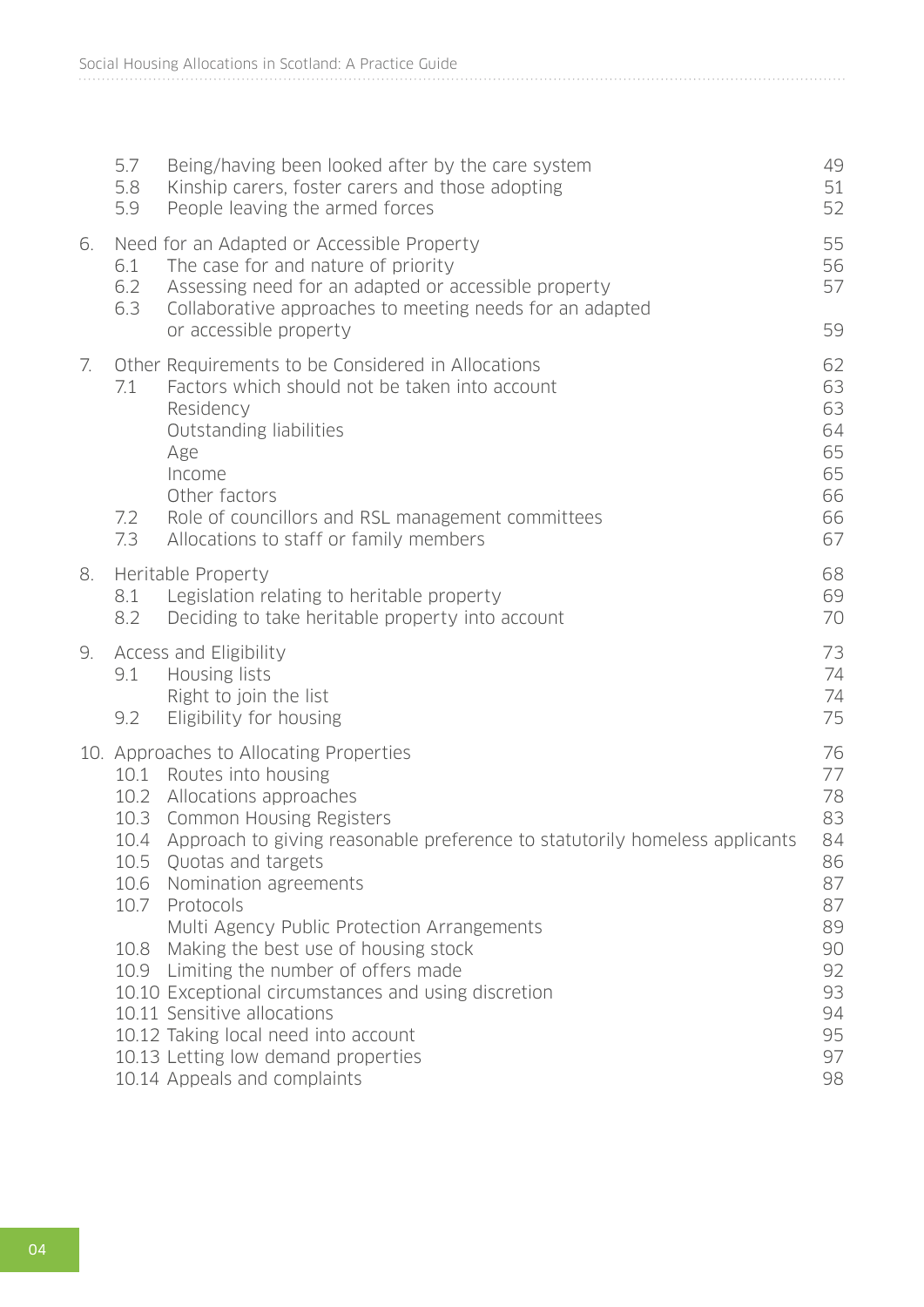| | | |
|---|---|---|
| 5.7 | Being/having been looked after by the care system | 49 |
| 5.8 | Kinship carers, foster carers and those adopting | 51 |
| 5.9 | People leaving the armed forces | 52 |
| **6.** | **Need for an Adapted or Accessible Property** | **55** |
| 6.1 | The case for and nature of priority | 56 |
| 6.2 | Assessing need for an adapted or accessible property | 57 |
| 6.3 | Collaborative approaches to meeting needs for an adapted or accessible property | 59 |
| **7.** | **Other Requirements to be Considered in Allocations** | **62** |
| 7.1 | Factors which should not be taken into account | 63 |
| | Residency | 63 |
| | Outstanding liabilities | 64 |
| | Age | 65 |
| | Income | 65 |
| | Other factors | 66 |
| 7.2 | Role of councillors and RSL management committees | 66 |
| 7.3 | Allocations to staff or family members | 67 |
| **8.** | **Heritable Property** | **68** |
| 8.1 | Legislation relating to heritable property | 69 |
| 8.2 | Deciding to take heritable property into account | 70 |
| **9.** | **Access and Eligibility** | **73** |
| 9.1 | Housing lists | 74 |
| | Right to join the list | 74 |
| 9.2 | Eligibility for housing | 75 |
| **10.** | **Approaches to Allocating Properties** | **76** |
| 10.1 | Routes into housing | 77 |
| 10.2 | Allocations approaches | 78 |
| 10.3 | Common Housing Registers | 83 |
| 10.4 | Approach to giving reasonable preference to statutorily homeless applicants | 84 |
| 10.5 | Quotas and targets | 86 |
| 10.6 | Nomination agreements | 87 |
| 10.7 | Protocols | 87 |
| | Multi Agency Public Protection Arrangements | 89 |
| 10.8 | Making the best use of housing stock | 90 |
| 10.9 | Limiting the number of offers made | 92 |
| 10.10 | Exceptional circumstances and using discretion | 93 |
| 10.11 | Sensitive allocations | 94 |
| 10.12 | Taking local need into account | 95 |
| 10.13 | Letting low demand properties | 97 |
| 10.14 | Appeals and complaints | 98 |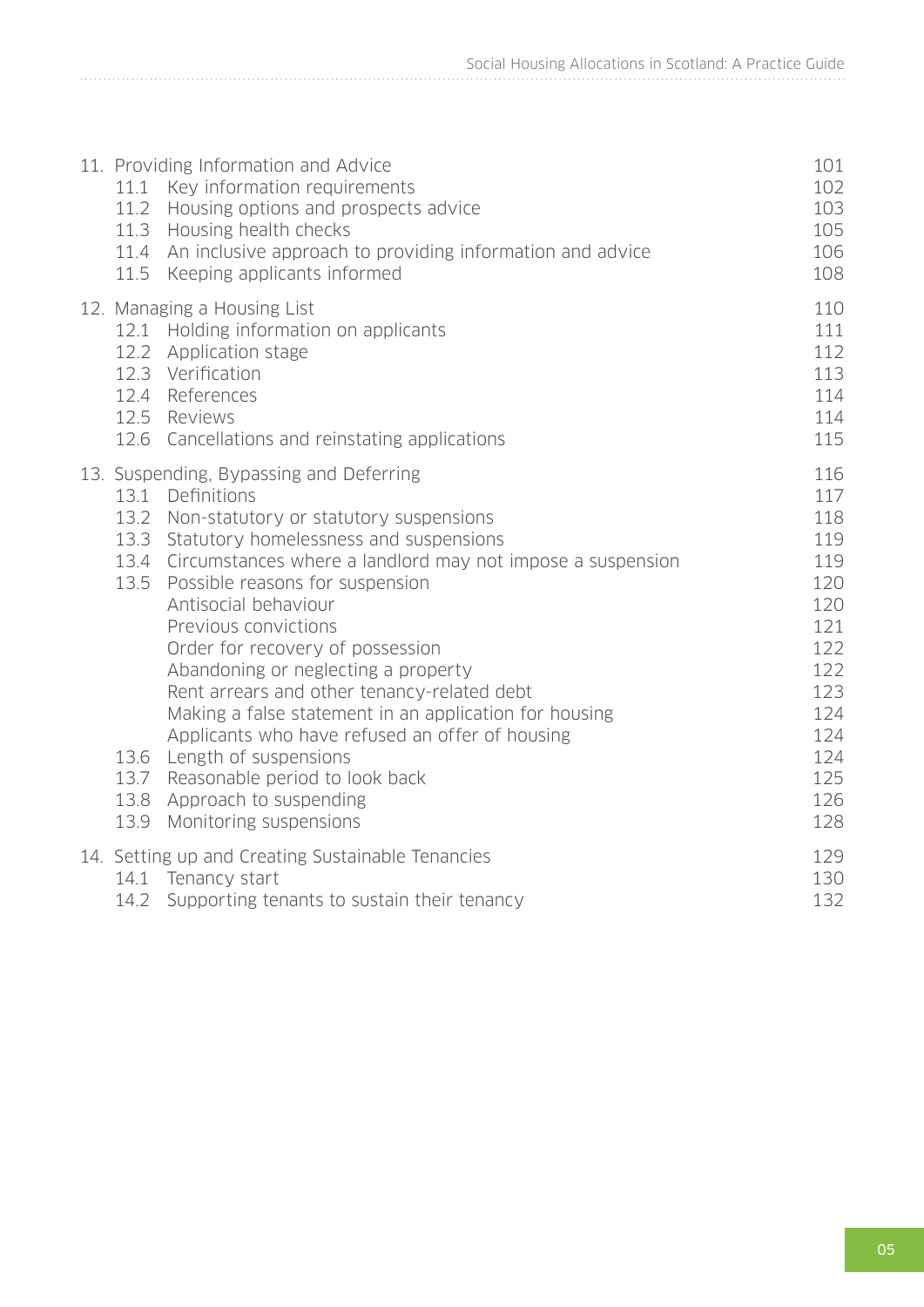| | |
|---|---|
| 11. Providing Information and Advice | 101 |
| 11.1 Key information requirements | 102 |
| 11.2 Housing options and prospects advice | 103 |
| 11.3 Housing health checks | 105 |
| 11.4 An inclusive approach to providing information and advice | 106 |
| 11.5 Keeping applicants informed | 108 |
| 12. Managing a Housing List | 110 |
| 12.1 Holding information on applicants | 111 |
| 12.2 Application stage | 112 |
| 12.3 Verification | 113 |
| 12.4 References | 114 |
| 12.5 Reviews | 114 |
| 12.6 Cancellations and reinstating applications | 115 |
| 13. Suspending, Bypassing and Deferring | 116 |
| 13.1 Definitions | 117 |
| 13.2 Non-statutory or statutory suspensions | 118 |
| 13.3 Statutory homelessness and suspensions | 119 |
| 13.4 Circumstances where a landlord may not impose a suspension | 119 |
| 13.5 Possible reasons for suspension | 120 |
| Antisocial behaviour | 120 |
| Previous convictions | 121 |
| Order for recovery of possession | 122 |
| Abandoning or neglecting a property | 122 |
| Rent arrears and other tenancy-related debt | 123 |
| Making a false statement in an application for housing | 124 |
| Applicants who have refused an offer of housing | 124 |
| 13.6 Length of suspensions | 124 |
| 13.7 Reasonable period to look back | 125 |
| 13.8 Approach to suspending | 126 |
| 13.9 Monitoring suspensions | 128 |
| 14. Setting up and Creating Sustainable Tenancies | 129 |
| 14.1 Tenancy start | 130 |
| 14.2 Supporting tenants to sustain their tenancy | 132 |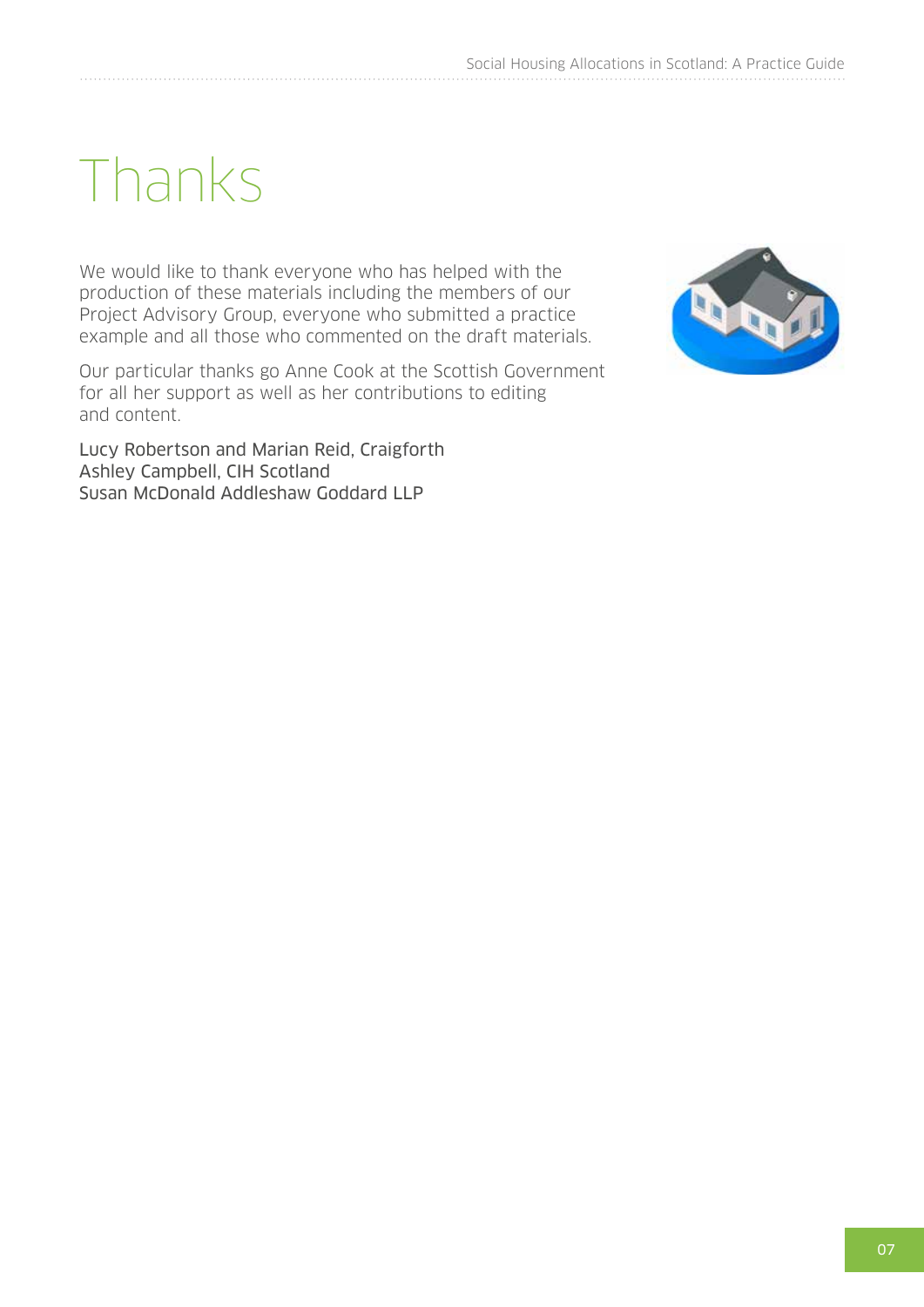# Thanks

We would like to thank everyone who has helped with the production of these materials including the members of our Project Advisory Group, everyone who submitted a practice example and all those who commented on the draft materials.

Our particular thanks go Anne Cook at the Scottish Government for all her support as well as her contributions to editing and content.

Lucy Robertson and Marian Reid, Craigforth
Ashley Campbell, CIH Scotland
Susan McDonald Addleshaw Goddard LLP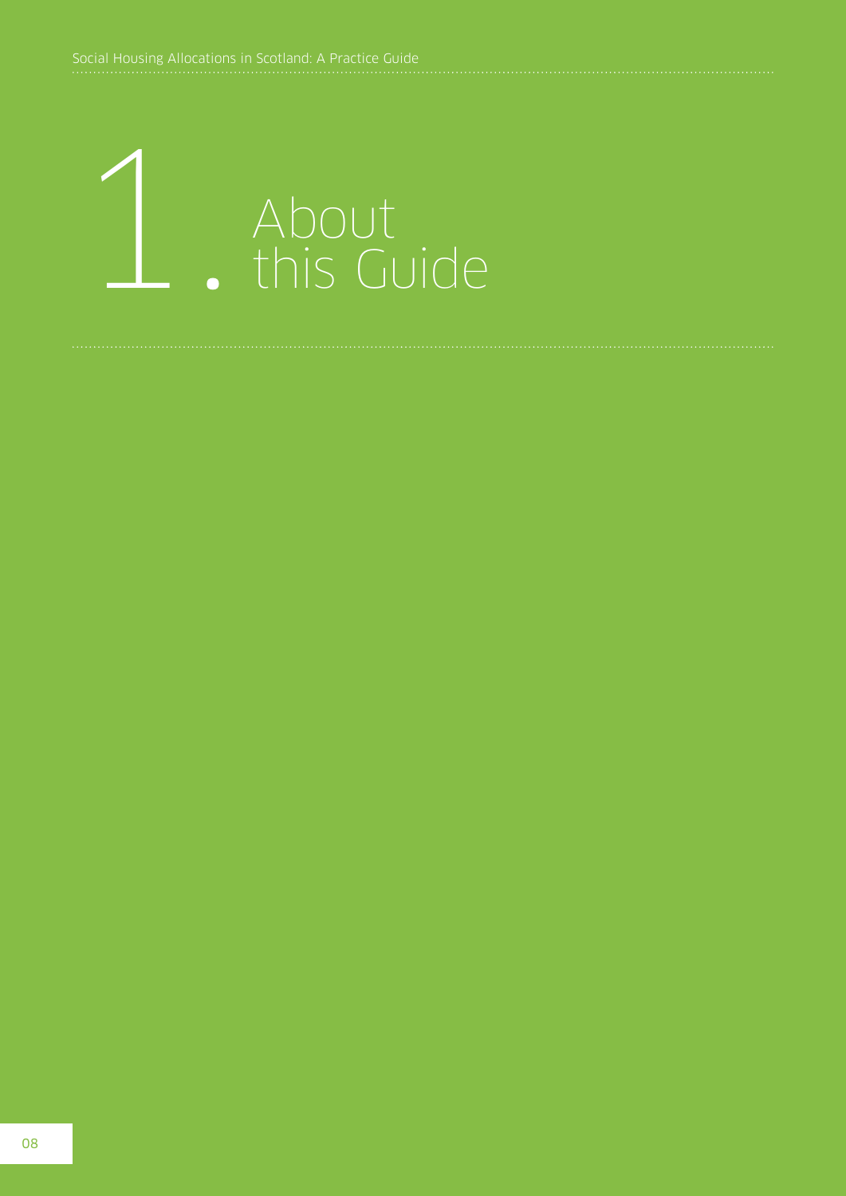# 1. About this Guide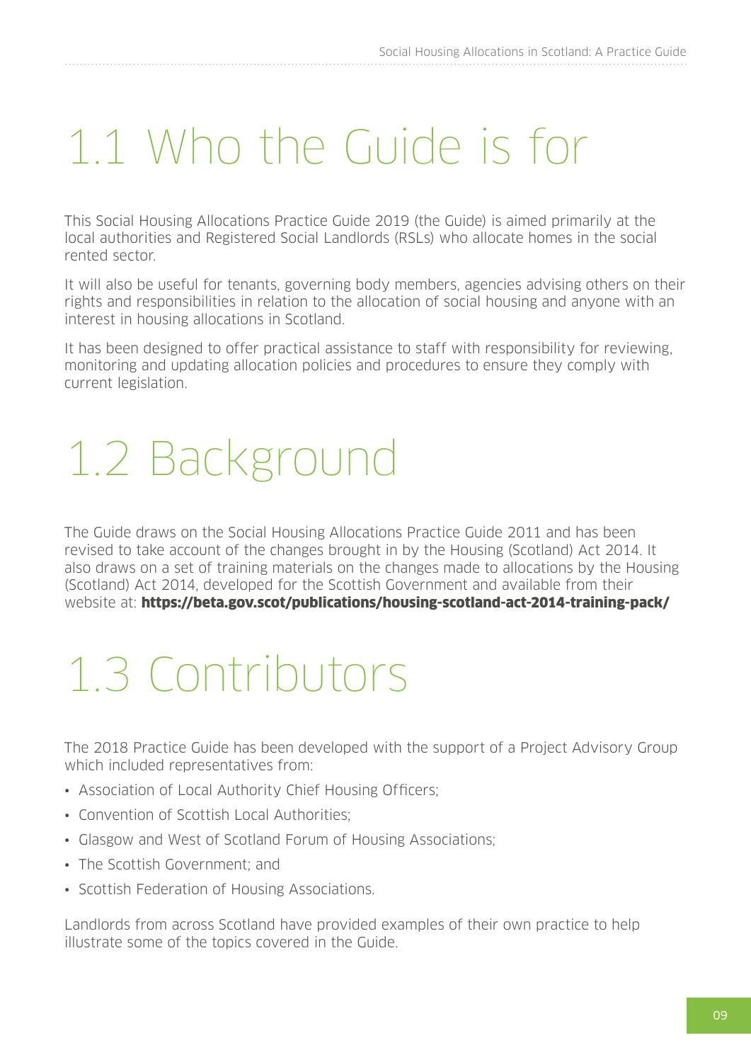# 1.1 Who the Guide is for

This Social Housing Allocations Practice Guide 2019 (the Guide) is aimed primarily at the local authorities and Registered Social Landlords (RSLs) who allocate homes in the social rented sector.

It will also be useful for tenants, governing body members, agencies advising others on their rights and responsibilities in relation to the allocation of social housing and anyone with an interest in housing allocations in Scotland.

It has been designed to offer practical assistance to staff with responsibility for reviewing, monitoring and updating allocation policies and procedures to ensure they comply with current legislation.

# 1.2 Background

The Guide draws on the Social Housing Allocations Practice Guide 2011 and has been revised to take account of the changes brought in by the Housing (Scotland) Act 2014. It also draws on a set of training materials on the changes made to allocations by the Housing (Scotland) Act 2014, developed for the Scottish Government and available from their website at: **https://beta.gov.scot/publications/housing-scotland-act-2014-training-pack/**

# 1.3 Contributors

The 2018 Practice Guide has been developed with the support of a Project Advisory Group which included representatives from:

- Association of Local Authority Chief Housing Officers;
- Convention of Scottish Local Authorities;
- Glasgow and West of Scotland Forum of Housing Associations;
- The Scottish Government; and
- Scottish Federation of Housing Associations.

Landlords from across Scotland have provided examples of their own practice to help illustrate some of the topics covered in the Guide.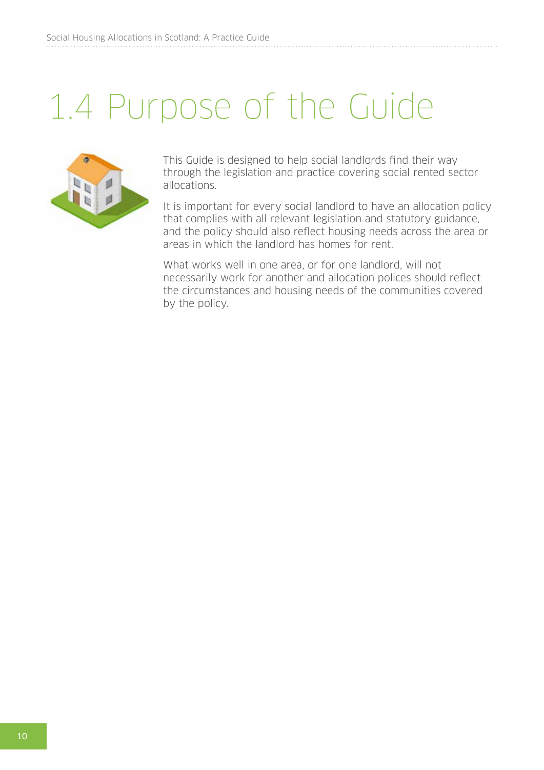# 1.4 Purpose of the Guide

This Guide is designed to help social landlords find their way through the legislation and practice covering social rented sector allocations.

It is important for every social landlord to have an allocation policy that complies with all relevant legislation and statutory guidance, and the policy should also reflect housing needs across the area or areas in which the landlord has homes for rent.

What works well in one area, or for one landlord, will not necessarily work for another and allocation polices should reflect the circumstances and housing needs of the communities covered by the policy.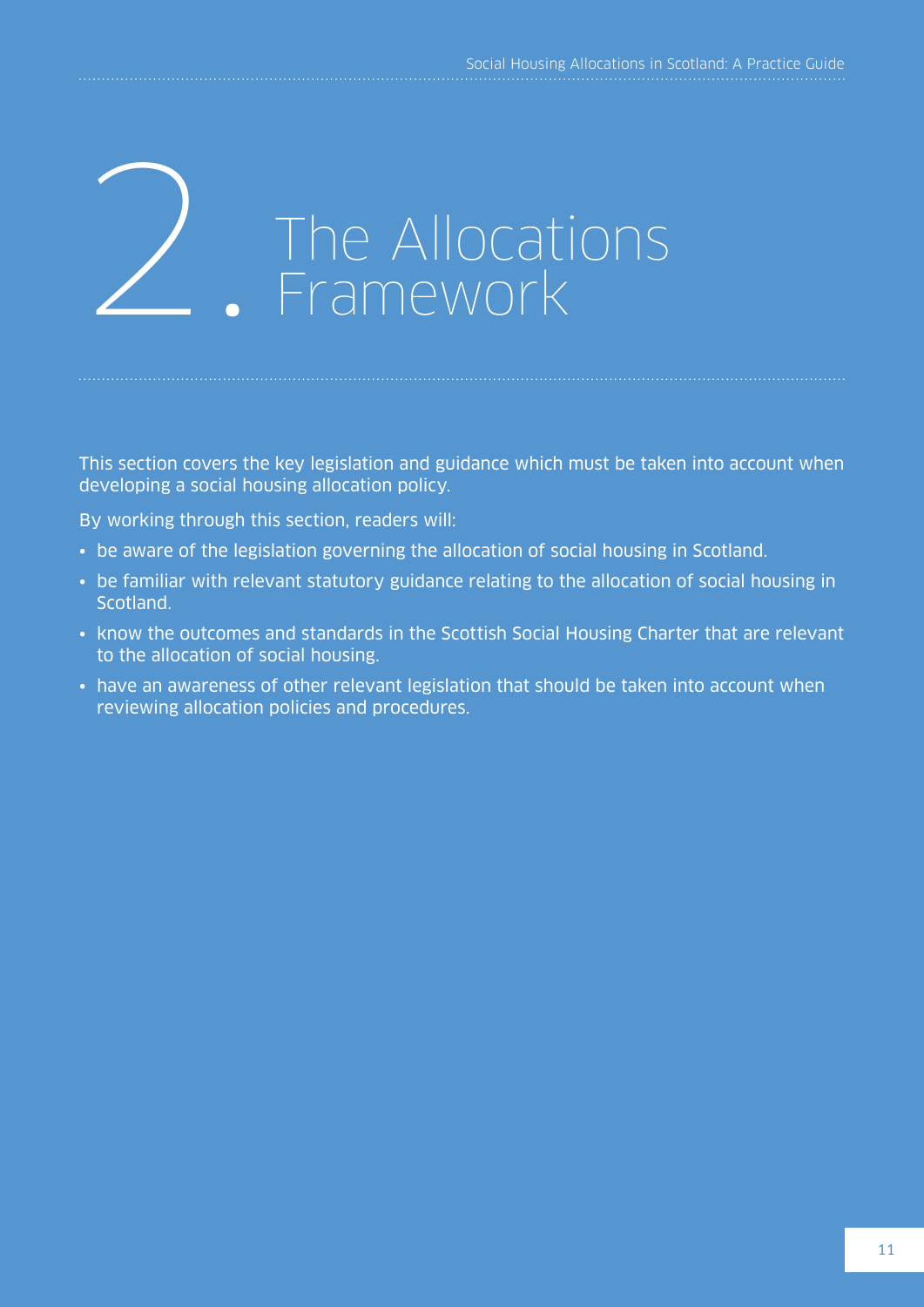# 2. The Allocations Framework

This section covers the key legislation and guidance which must be taken into account when developing a social housing allocation policy.

By working through this section, readers will:

- be aware of the legislation governing the allocation of social housing in Scotland.
- be familiar with relevant statutory guidance relating to the allocation of social housing in Scotland.
- know the outcomes and standards in the Scottish Social Housing Charter that are relevant to the allocation of social housing.
- have an awareness of other relevant legislation that should be taken into account when reviewing allocation policies and procedures.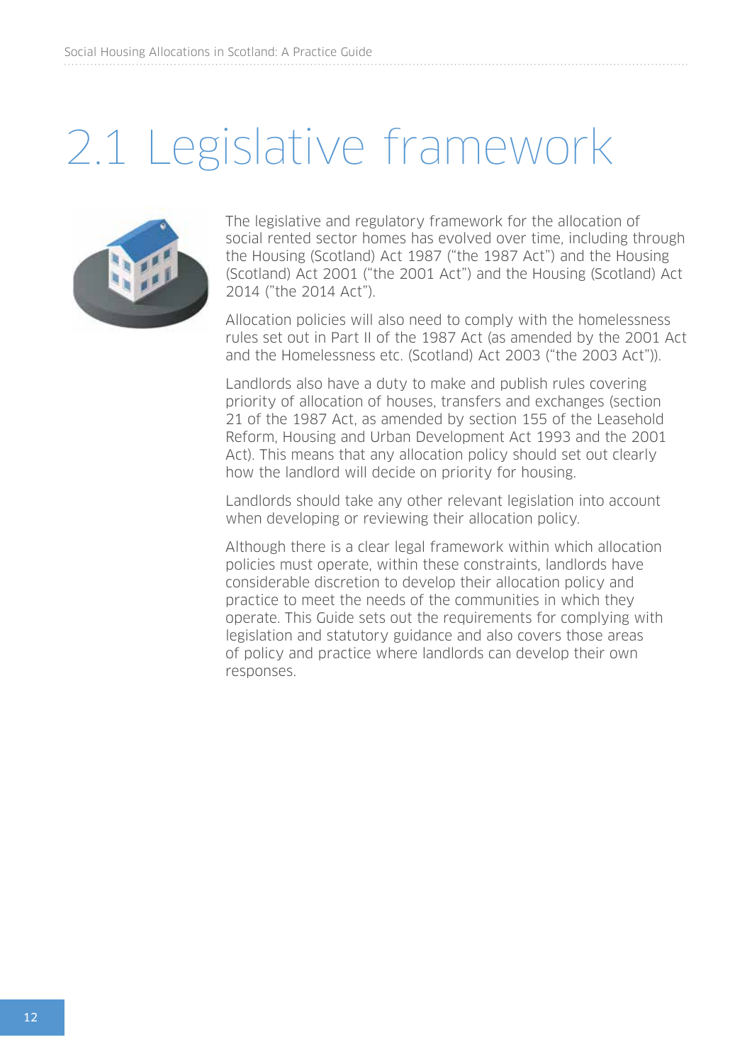# 2.1 Legislative framework

The legislative and regulatory framework for the allocation of social rented sector homes has evolved over time, including through the Housing (Scotland) Act 1987 ("the 1987 Act") and the Housing (Scotland) Act 2001 ("the 2001 Act") and the Housing (Scotland) Act 2014 ("the 2014 Act").

Allocation policies will also need to comply with the homelessness rules set out in Part II of the 1987 Act (as amended by the 2001 Act and the Homelessness etc. (Scotland) Act 2003 ("the 2003 Act")).

Landlords also have a duty to make and publish rules covering priority of allocation of houses, transfers and exchanges (section 21 of the 1987 Act, as amended by section 155 of the Leasehold Reform, Housing and Urban Development Act 1993 and the 2001 Act). This means that any allocation policy should set out clearly how the landlord will decide on priority for housing.

Landlords should take any other relevant legislation into account when developing or reviewing their allocation policy.

Although there is a clear legal framework within which allocation policies must operate, within these constraints, landlords have considerable discretion to develop their allocation policy and practice to meet the needs of the communities in which they operate. This Guide sets out the requirements for complying with legislation and statutory guidance and also covers those areas of policy and practice where landlords can develop their own responses.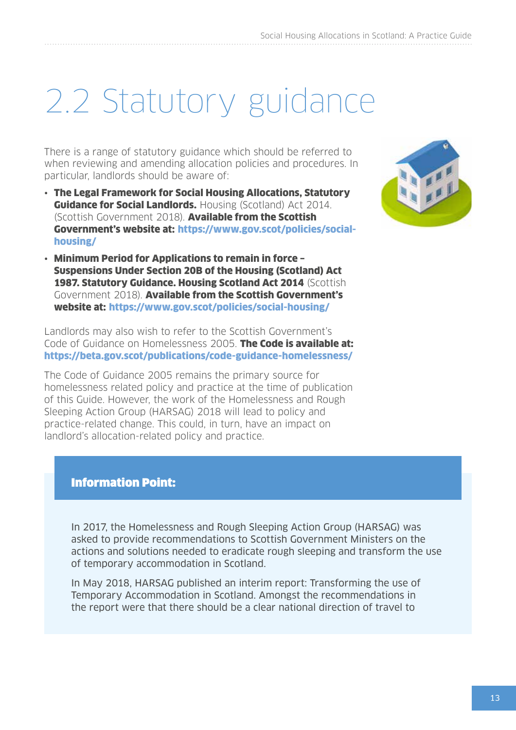# 2.2 Statutory guidance

There is a range of statutory guidance which should be referred to when reviewing and amending allocation policies and procedures. In particular, landlords should be aware of:

- **The Legal Framework for Social Housing Allocations, Statutory Guidance for Social Landlords.** Housing (Scotland) Act 2014. (Scottish Government 2018). **Available from the Scottish Government's website at: https://www.gov.scot/policies/social-housing/**
- **Minimum Period for Applications to remain in force – Suspensions Under Section 20B of the Housing (Scotland) Act 1987. Statutory Guidance. Housing Scotland Act 2014** (Scottish Government 2018). **Available from the Scottish Government's website at: https://www.gov.scot/policies/social-housing/**

Landlords may also wish to refer to the Scottish Government's Code of Guidance on Homelessness 2005. **The Code is available at: https://beta.gov.scot/publications/code-guidance-homelessness/**

The Code of Guidance 2005 remains the primary source for homelessness related policy and practice at the time of publication of this Guide. However, the work of the Homelessness and Rough Sleeping Action Group (HARSAG) 2018 will lead to policy and practice-related change. This could, in turn, have an impact on landlord's allocation-related policy and practice.

**Information Point:**

In 2017, the Homelessness and Rough Sleeping Action Group (HARSAG) was asked to provide recommendations to Scottish Government Ministers on the actions and solutions needed to eradicate rough sleeping and transform the use of temporary accommodation in Scotland.

In May 2018, HARSAG published an interim report: Transforming the use of Temporary Accommodation in Scotland. Amongst the recommendations in the report were that there should be a clear national direction of travel to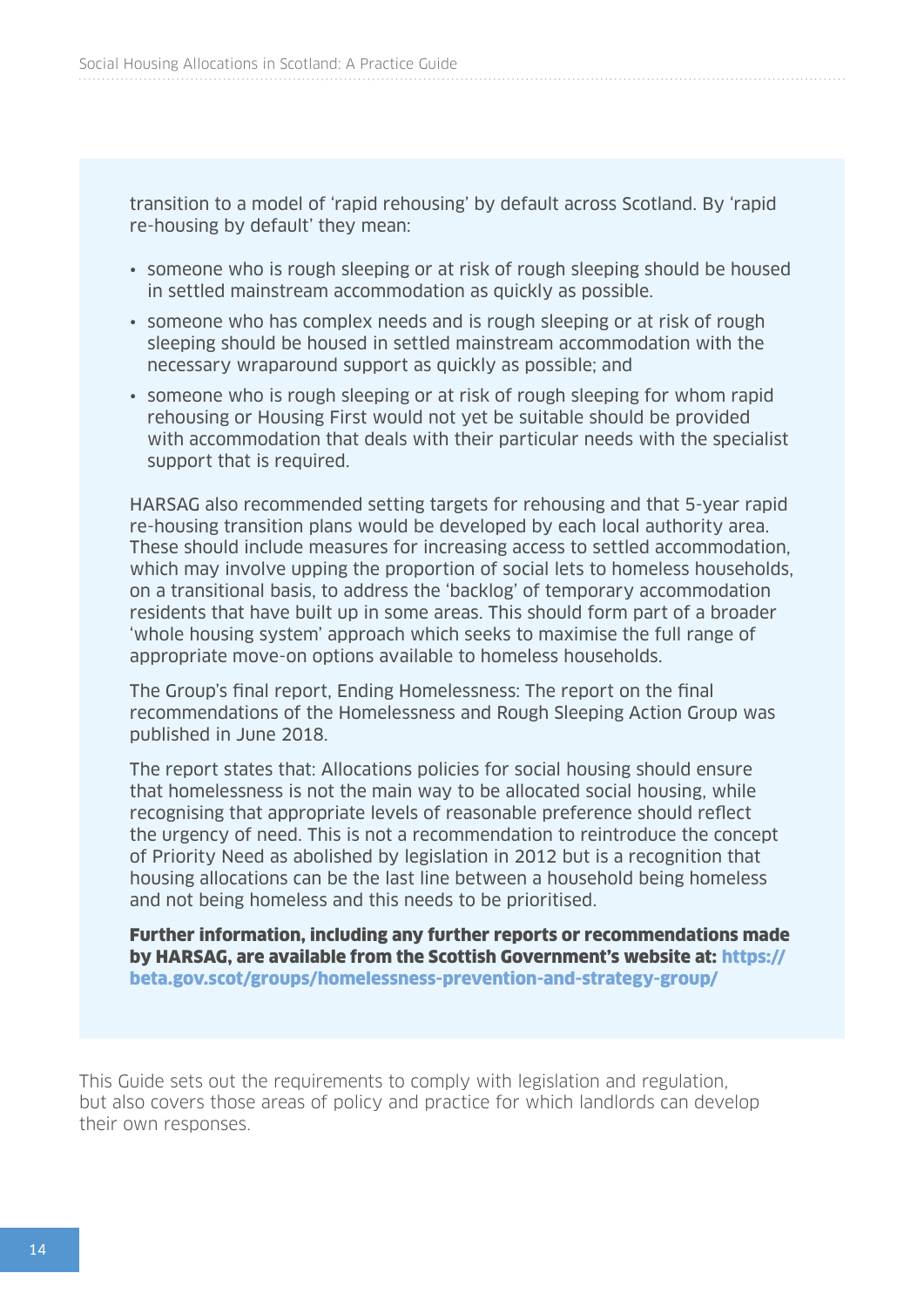transition to a model of 'rapid rehousing' by default across Scotland. By 'rapid re-housing by default' they mean:

- someone who is rough sleeping or at risk of rough sleeping should be housed in settled mainstream accommodation as quickly as possible.
- someone who has complex needs and is rough sleeping or at risk of rough sleeping should be housed in settled mainstream accommodation with the necessary wraparound support as quickly as possible; and
- someone who is rough sleeping or at risk of rough sleeping for whom rapid rehousing or Housing First would not yet be suitable should be provided with accommodation that deals with their particular needs with the specialist support that is required.

HARSAG also recommended setting targets for rehousing and that 5-year rapid re-housing transition plans would be developed by each local authority area. These should include measures for increasing access to settled accommodation, which may involve upping the proportion of social lets to homeless households, on a transitional basis, to address the 'backlog' of temporary accommodation residents that have built up in some areas. This should form part of a broader 'whole housing system' approach which seeks to maximise the full range of appropriate move-on options available to homeless households.

The Group's final report, Ending Homelessness: The report on the final recommendations of the Homelessness and Rough Sleeping Action Group was published in June 2018.

The report states that: Allocations policies for social housing should ensure that homelessness is not the main way to be allocated social housing, while recognising that appropriate levels of reasonable preference should reflect the urgency of need. This is not a recommendation to reintroduce the concept of Priority Need as abolished by legislation in 2012 but is a recognition that housing allocations can be the last line between a household being homeless and not being homeless and this needs to be prioritised.

**Further information, including any further reports or recommendations made by HARSAG, are available from the Scottish Government's website at: https://beta.gov.scot/groups/homelessness-prevention-and-strategy-group/**

This Guide sets out the requirements to comply with legislation and regulation, but also covers those areas of policy and practice for which landlords can develop their own responses.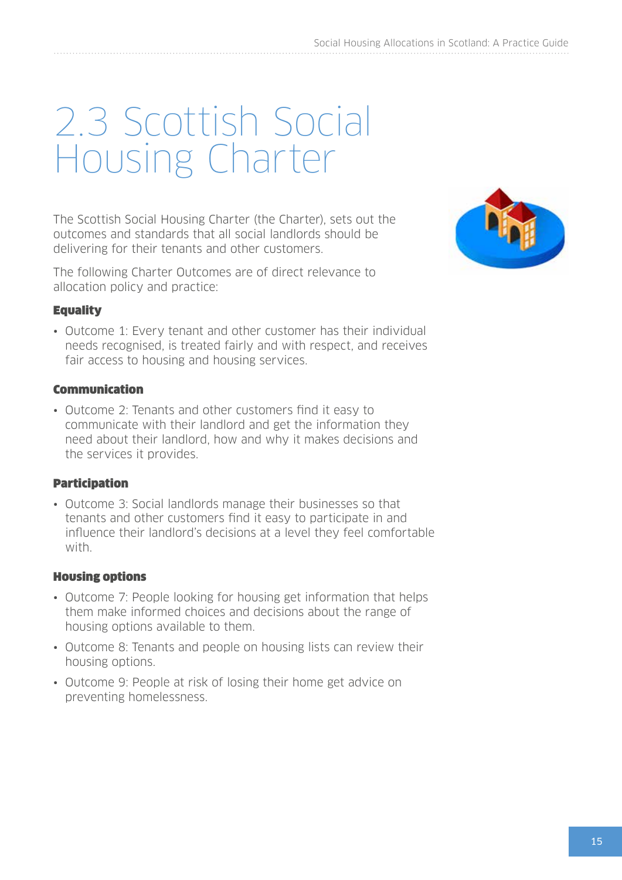# 2.3 Scottish Social Housing Charter

The Scottish Social Housing Charter (the Charter), sets out the outcomes and standards that all social landlords should be delivering for their tenants and other customers.

The following Charter Outcomes are of direct relevance to allocation policy and practice:

**Equality**

- Outcome 1: Every tenant and other customer has their individual needs recognised, is treated fairly and with respect, and receives fair access to housing and housing services.

**Communication**

- Outcome 2: Tenants and other customers find it easy to communicate with their landlord and get the information they need about their landlord, how and why it makes decisions and the services it provides.

**Participation**

- Outcome 3: Social landlords manage their businesses so that tenants and other customers find it easy to participate in and influence their landlord's decisions at a level they feel comfortable with.

**Housing options**

- Outcome 7: People looking for housing get information that helps them make informed choices and decisions about the range of housing options available to them.
- Outcome 8: Tenants and people on housing lists can review their housing options.
- Outcome 9: People at risk of losing their home get advice on preventing homelessness.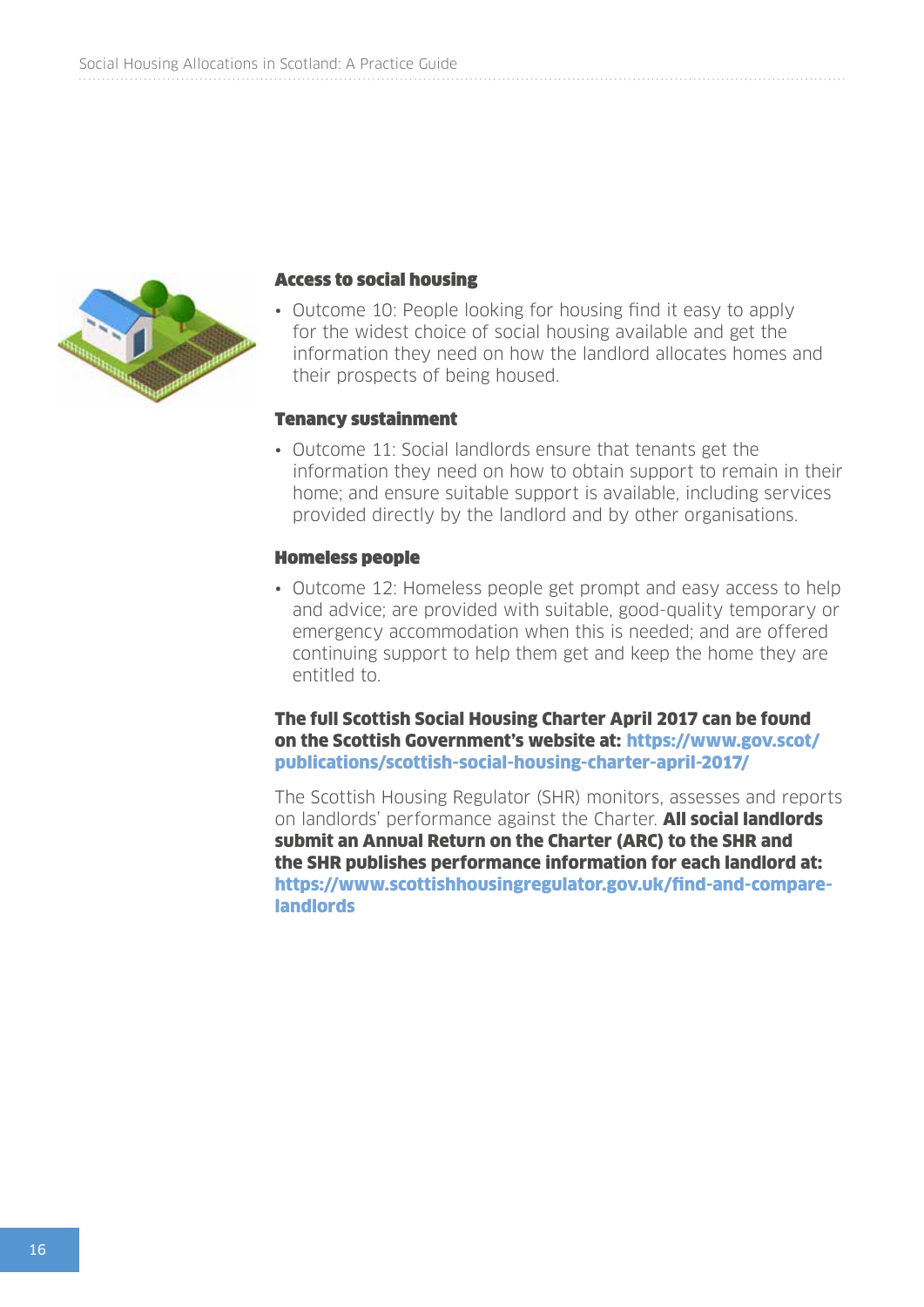### Access to social housing

- Outcome 10: People looking for housing find it easy to apply for the widest choice of social housing available and get the information they need on how the landlord allocates homes and their prospects of being housed.

### Tenancy sustainment

- Outcome 11: Social landlords ensure that tenants get the information they need on how to obtain support to remain in their home; and ensure suitable support is available, including services provided directly by the landlord and by other organisations.

### Homeless people

- Outcome 12: Homeless people get prompt and easy access to help and advice; are provided with suitable, good-quality temporary or emergency accommodation when this is needed; and are offered continuing support to help them get and keep the home they are entitled to.

**The full Scottish Social Housing Charter April 2017 can be found on the Scottish Government's website at: https://www.gov.scot/publications/scottish-social-housing-charter-april-2017/**

The Scottish Housing Regulator (SHR) monitors, assesses and reports on landlords' performance against the Charter. **All social landlords submit an Annual Return on the Charter (ARC) to the SHR and the SHR publishes performance information for each landlord at: https://www.scottishhousingregulator.gov.uk/find-and-compare-landlords**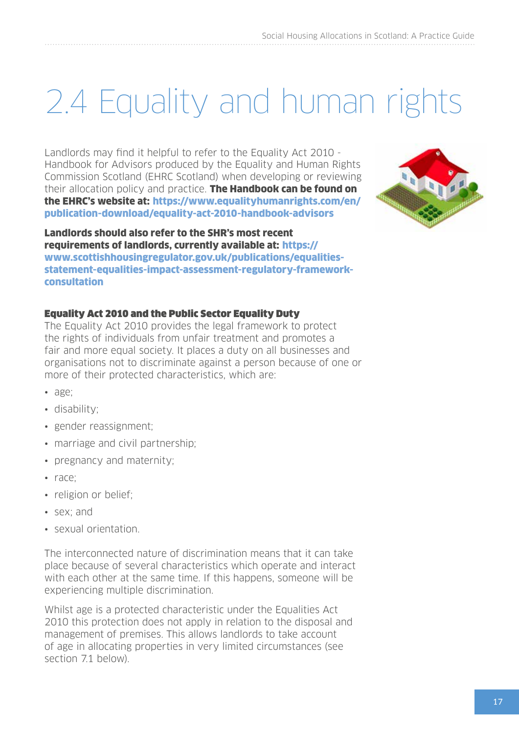# 2.4 Equality and human rights

Landlords may find it helpful to refer to the Equality Act 2010 - Handbook for Advisors produced by the Equality and Human Rights Commission Scotland (EHRC Scotland) when developing or reviewing their allocation policy and practice. **The Handbook can be found on the EHRC's website at: https://www.equalityhumanrights.com/en/publication-download/equality-act-2010-handbook-advisors**

**Landlords should also refer to the SHR's most recent requirements of landlords, currently available at: https://www.scottishhousingregulator.gov.uk/publications/equalities-statement-equalities-impact-assessment-regulatory-framework-consultation**

**Equality Act 2010 and the Public Sector Equality Duty**

The Equality Act 2010 provides the legal framework to protect the rights of individuals from unfair treatment and promotes a fair and more equal society. It places a duty on all businesses and organisations not to discriminate against a person because of one or more of their protected characteristics, which are:

- age;
- disability;
- gender reassignment;
- marriage and civil partnership;
- pregnancy and maternity;
- race;
- religion or belief;
- sex; and
- sexual orientation.

The interconnected nature of discrimination means that it can take place because of several characteristics which operate and interact with each other at the same time. If this happens, someone will be experiencing multiple discrimination.

Whilst age is a protected characteristic under the Equalities Act 2010 this protection does not apply in relation to the disposal and management of premises. This allows landlords to take account of age in allocating properties in very limited circumstances (see section 7.1 below).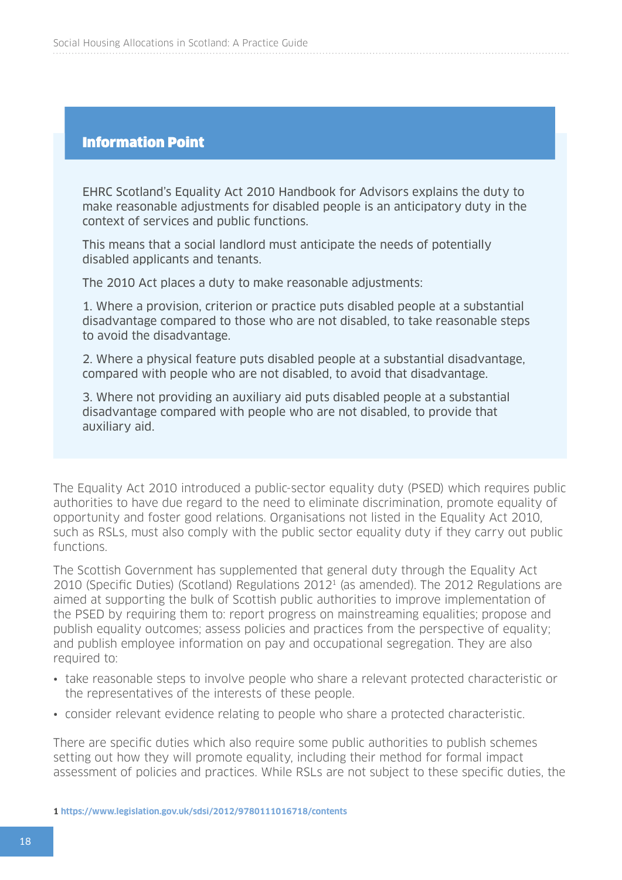**Information Point**

EHRC Scotland's Equality Act 2010 Handbook for Advisors explains the duty to make reasonable adjustments for disabled people is an anticipatory duty in the context of services and public functions.

This means that a social landlord must anticipate the needs of potentially disabled applicants and tenants.

The 2010 Act places a duty to make reasonable adjustments:

1. Where a provision, criterion or practice puts disabled people at a substantial disadvantage compared to those who are not disabled, to take reasonable steps to avoid the disadvantage.

2. Where a physical feature puts disabled people at a substantial disadvantage, compared with people who are not disabled, to avoid that disadvantage.

3. Where not providing an auxiliary aid puts disabled people at a substantial disadvantage compared with people who are not disabled, to provide that auxiliary aid.

The Equality Act 2010 introduced a public-sector equality duty (PSED) which requires public authorities to have due regard to the need to eliminate discrimination, promote equality of opportunity and foster good relations. Organisations not listed in the Equality Act 2010, such as RSLs, must also comply with the public sector equality duty if they carry out public functions.

The Scottish Government has supplemented that general duty through the Equality Act 2010 (Specific Duties) (Scotland) Regulations 2012[1] (as amended). The 2012 Regulations are aimed at supporting the bulk of Scottish public authorities to improve implementation of the PSED by requiring them to: report progress on mainstreaming equalities; propose and publish equality outcomes; assess policies and practices from the perspective of equality; and publish employee information on pay and occupational segregation. They are also required to:

- take reasonable steps to involve people who share a relevant protected characteristic or the representatives of the interests of these people.
- consider relevant evidence relating to people who share a protected characteristic.

There are specific duties which also require some public authorities to publish schemes setting out how they will promote equality, including their method for formal impact assessment of policies and practices. While RSLs are not subject to these specific duties, the

1 https://www.legislation.gov.uk/sdsi/2012/9780111016718/contents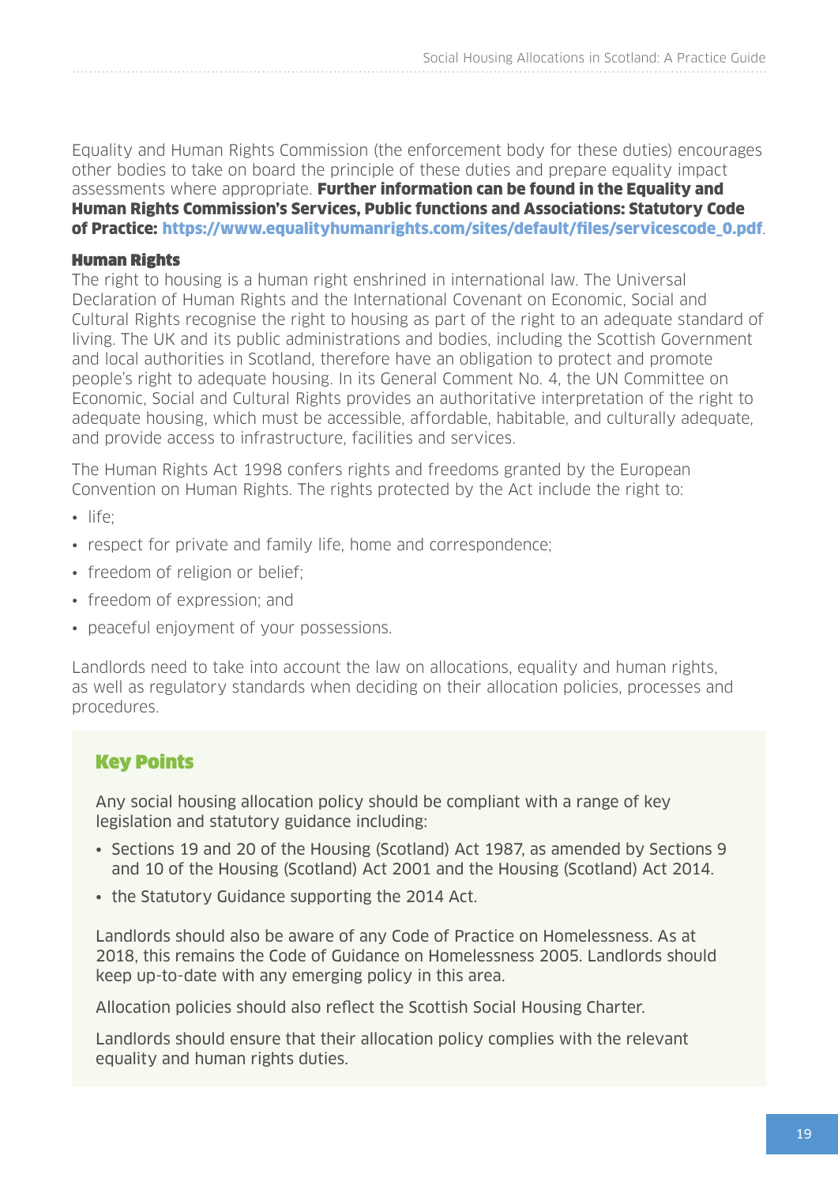Equality and Human Rights Commission (the enforcement body for these duties) encourages other bodies to take on board the principle of these duties and prepare equality impact assessments where appropriate. **Further information can be found in the Equality and Human Rights Commission's Services, Public functions and Associations: Statutory Code of Practice: https://www.equalityhumanrights.com/sites/default/files/servicescode_0.pdf**.

### Human Rights

The right to housing is a human right enshrined in international law. The Universal Declaration of Human Rights and the International Covenant on Economic, Social and Cultural Rights recognise the right to housing as part of the right to an adequate standard of living. The UK and its public administrations and bodies, including the Scottish Government and local authorities in Scotland, therefore have an obligation to protect and promote people's right to adequate housing. In its General Comment No. 4, the UN Committee on Economic, Social and Cultural Rights provides an authoritative interpretation of the right to adequate housing, which must be accessible, affordable, habitable, and culturally adequate, and provide access to infrastructure, facilities and services.

The Human Rights Act 1998 confers rights and freedoms granted by the European Convention on Human Rights. The rights protected by the Act include the right to:

- life;
- respect for private and family life, home and correspondence;
- freedom of religion or belief;
- freedom of expression; and
- peaceful enjoyment of your possessions.

Landlords need to take into account the law on allocations, equality and human rights, as well as regulatory standards when deciding on their allocation policies, processes and procedures.

### Key Points

Any social housing allocation policy should be compliant with a range of key legislation and statutory guidance including:

- Sections 19 and 20 of the Housing (Scotland) Act 1987, as amended by Sections 9 and 10 of the Housing (Scotland) Act 2001 and the Housing (Scotland) Act 2014.
- the Statutory Guidance supporting the 2014 Act.

Landlords should also be aware of any Code of Practice on Homelessness. As at 2018, this remains the Code of Guidance on Homelessness 2005. Landlords should keep up-to-date with any emerging policy in this area.

Allocation policies should also reflect the Scottish Social Housing Charter.

Landlords should ensure that their allocation policy complies with the relevant equality and human rights duties.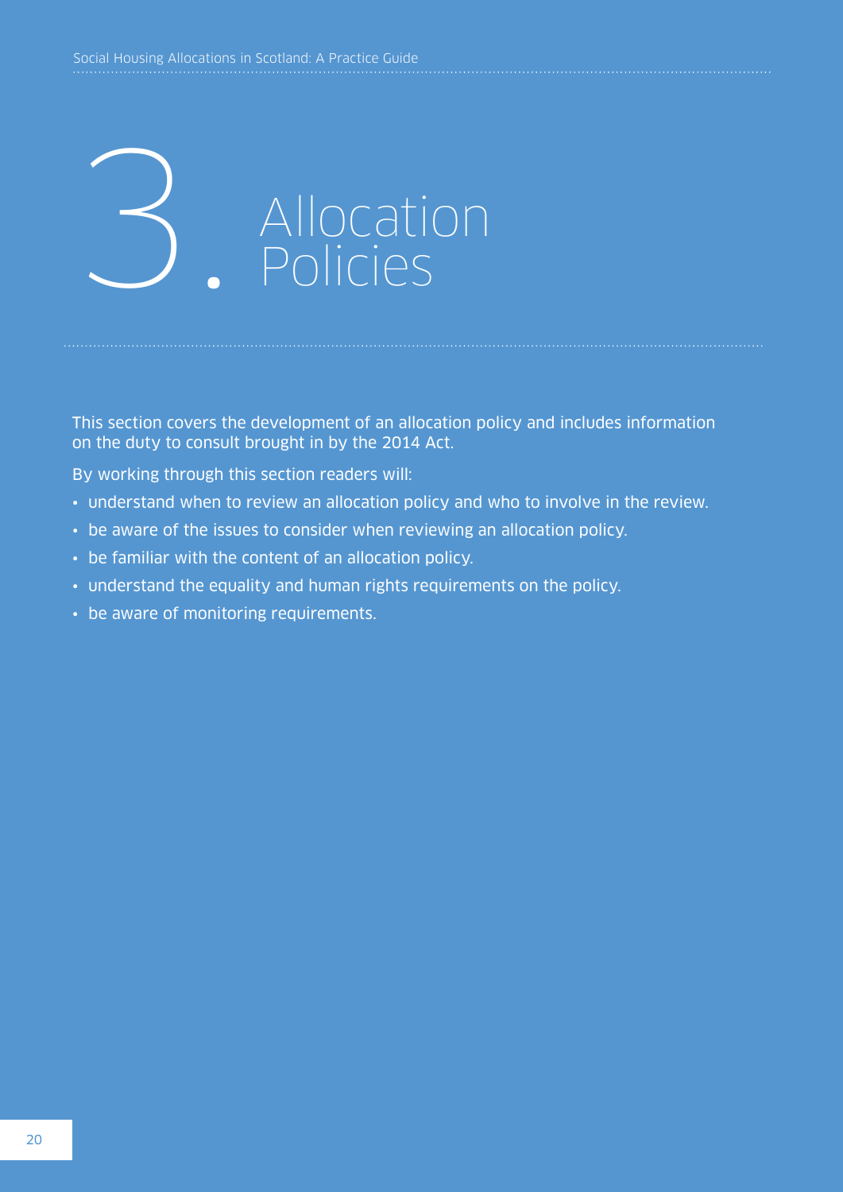# 3. Allocation Policies

This section covers the development of an allocation policy and includes information on the duty to consult brought in by the 2014 Act.

By working through this section readers will:

- understand when to review an allocation policy and who to involve in the review.
- be aware of the issues to consider when reviewing an allocation policy.
- be familiar with the content of an allocation policy.
- understand the equality and human rights requirements on the policy.
- be aware of monitoring requirements.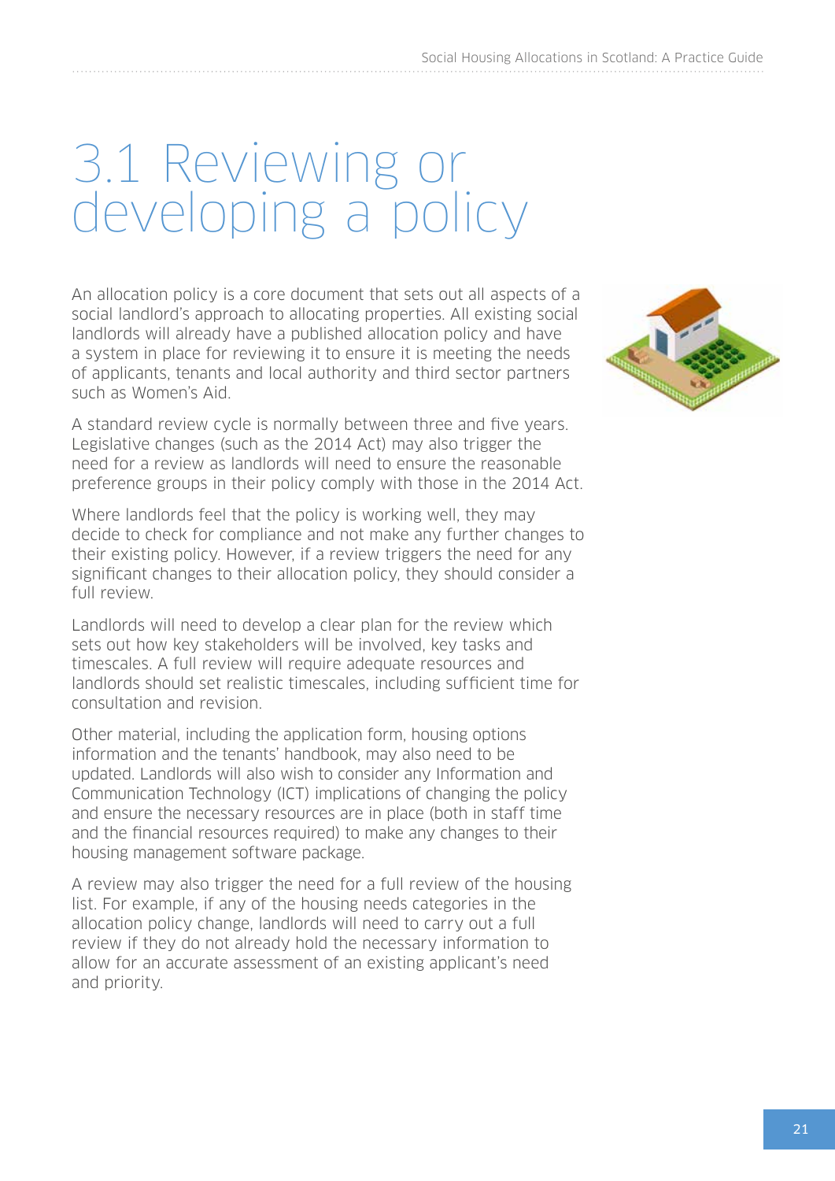# 3.1 Reviewing or developing a policy

An allocation policy is a core document that sets out all aspects of a social landlord's approach to allocating properties. All existing social landlords will already have a published allocation policy and have a system in place for reviewing it to ensure it is meeting the needs of applicants, tenants and local authority and third sector partners such as Women's Aid.

A standard review cycle is normally between three and five years. Legislative changes (such as the 2014 Act) may also trigger the need for a review as landlords will need to ensure the reasonable preference groups in their policy comply with those in the 2014 Act.

Where landlords feel that the policy is working well, they may decide to check for compliance and not make any further changes to their existing policy. However, if a review triggers the need for any significant changes to their allocation policy, they should consider a full review.

Landlords will need to develop a clear plan for the review which sets out how key stakeholders will be involved, key tasks and timescales. A full review will require adequate resources and landlords should set realistic timescales, including sufficient time for consultation and revision.

Other material, including the application form, housing options information and the tenants' handbook, may also need to be updated. Landlords will also wish to consider any Information and Communication Technology (ICT) implications of changing the policy and ensure the necessary resources are in place (both in staff time and the financial resources required) to make any changes to their housing management software package.

A review may also trigger the need for a full review of the housing list. For example, if any of the housing needs categories in the allocation policy change, landlords will need to carry out a full review if they do not already hold the necessary information to allow for an accurate assessment of an existing applicant's need and priority.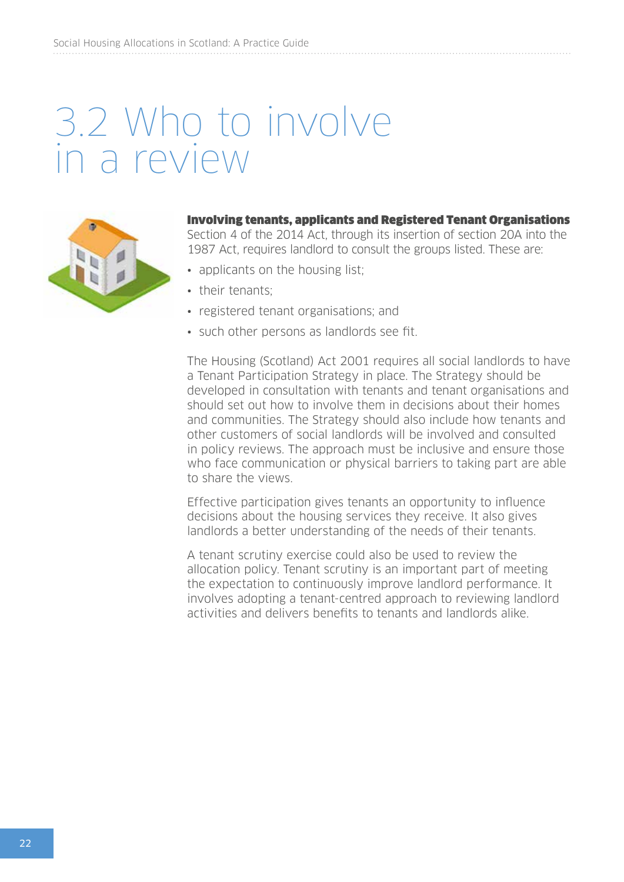# 3.2 Who to involve in a review

**Involving tenants, applicants and Registered Tenant Organisations**
Section 4 of the 2014 Act, through its insertion of section 20A into the 1987 Act, requires landlord to consult the groups listed. These are:

- applicants on the housing list;
- their tenants;
- registered tenant organisations; and
- such other persons as landlords see fit.

The Housing (Scotland) Act 2001 requires all social landlords to have a Tenant Participation Strategy in place. The Strategy should be developed in consultation with tenants and tenant organisations and should set out how to involve them in decisions about their homes and communities. The Strategy should also include how tenants and other customers of social landlords will be involved and consulted in policy reviews. The approach must be inclusive and ensure those who face communication or physical barriers to taking part are able to share the views.

Effective participation gives tenants an opportunity to influence decisions about the housing services they receive. It also gives landlords a better understanding of the needs of their tenants.

A tenant scrutiny exercise could also be used to review the allocation policy. Tenant scrutiny is an important part of meeting the expectation to continuously improve landlord performance. It involves adopting a tenant-centred approach to reviewing landlord activities and delivers benefits to tenants and landlords alike.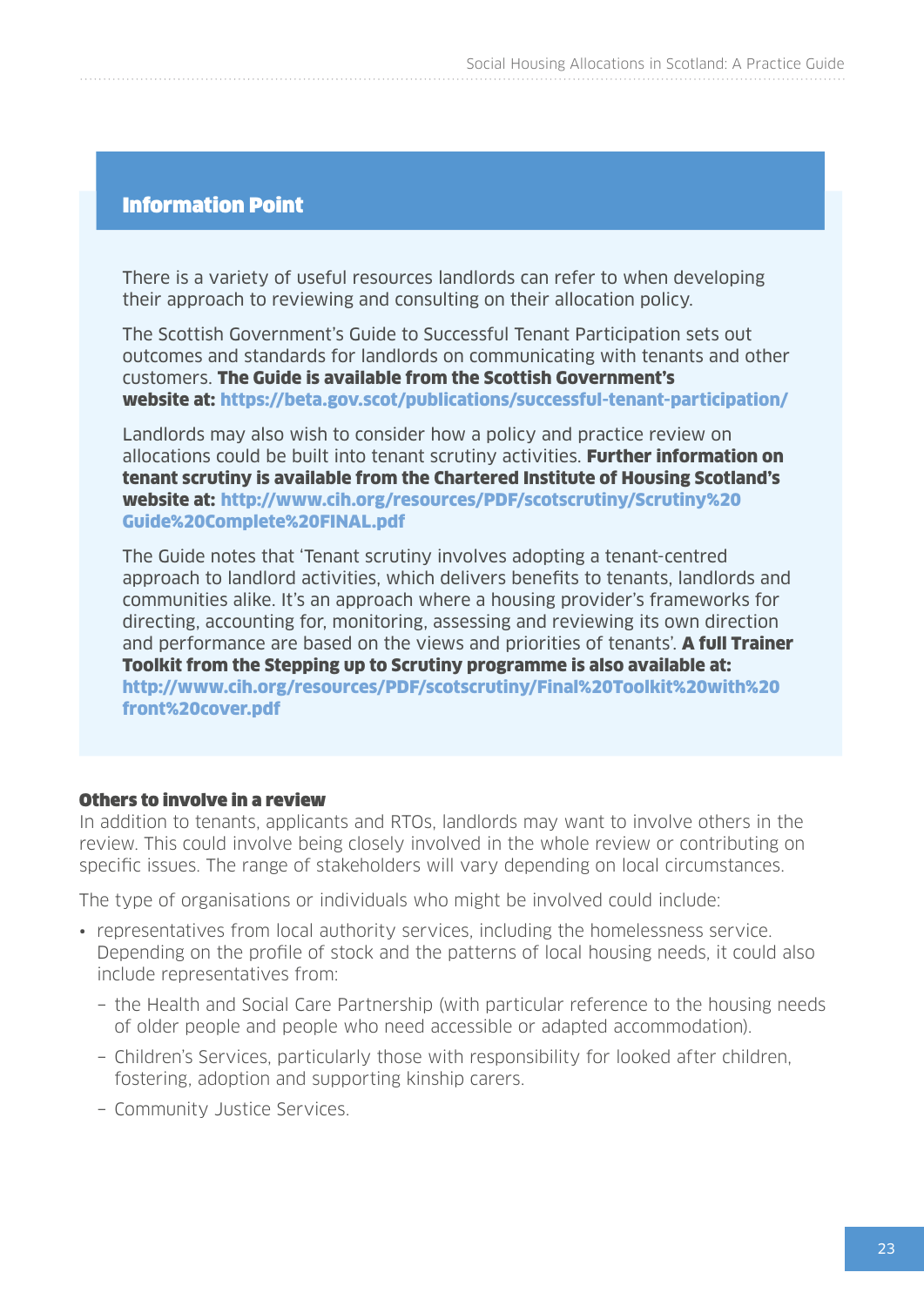### Information Point

There is a variety of useful resources landlords can refer to when developing their approach to reviewing and consulting on their allocation policy.

The Scottish Government's Guide to Successful Tenant Participation sets out outcomes and standards for landlords on communicating with tenants and other customers. **The Guide is available from the Scottish Government's website at: https://beta.gov.scot/publications/successful-tenant-participation/**

Landlords may also wish to consider how a policy and practice review on allocations could be built into tenant scrutiny activities. **Further information on tenant scrutiny is available from the Chartered Institute of Housing Scotland's website at: http://www.cih.org/resources/PDF/scotscrutiny/Scrutiny%20Guide%20Complete%20FINAL.pdf**

The Guide notes that 'Tenant scrutiny involves adopting a tenant-centred approach to landlord activities, which delivers benefits to tenants, landlords and communities alike. It's an approach where a housing provider's frameworks for directing, accounting for, monitoring, assessing and reviewing its own direction and performance are based on the views and priorities of tenants'. **A full Trainer Toolkit from the Stepping up to Scrutiny programme is also available at: http://www.cih.org/resources/PDF/scotscrutiny/Final%20Toolkit%20with%20front%20cover.pdf**

**Others to involve in a review**

In addition to tenants, applicants and RTOs, landlords may want to involve others in the review. This could involve being closely involved in the whole review or contributing on specific issues. The range of stakeholders will vary depending on local circumstances.

The type of organisations or individuals who might be involved could include:

- representatives from local authority services, including the homelessness service. Depending on the profile of stock and the patterns of local housing needs, it could also include representatives from:
  - the Health and Social Care Partnership (with particular reference to the housing needs of older people and people who need accessible or adapted accommodation).
  - Children's Services, particularly those with responsibility for looked after children, fostering, adoption and supporting kinship carers.
  - Community Justice Services.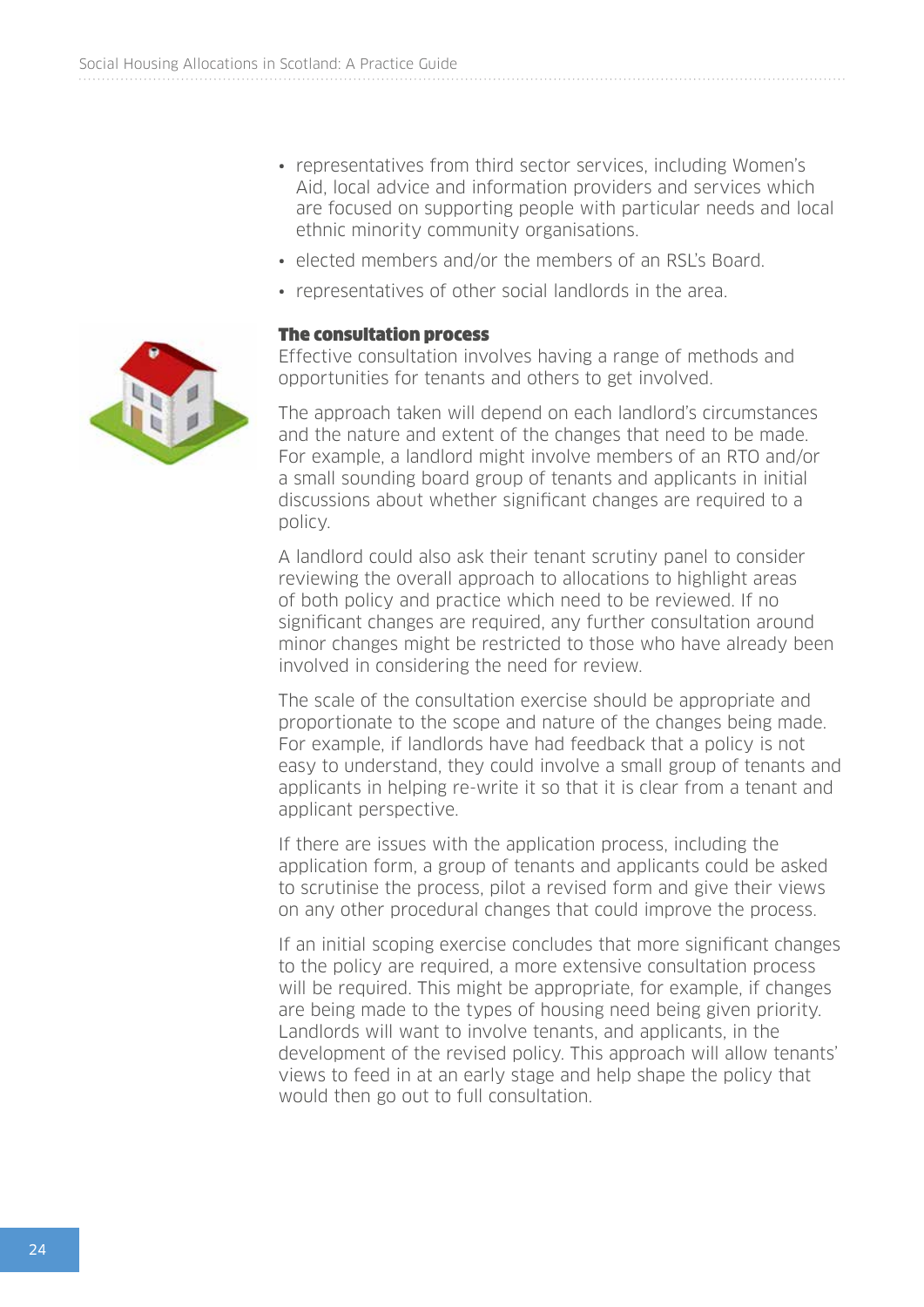- representatives from third sector services, including Women's Aid, local advice and information providers and services which are focused on supporting people with particular needs and local ethnic minority community organisations.
- elected members and/or the members of an RSL's Board.
- representatives of other social landlords in the area.

### The consultation process

Effective consultation involves having a range of methods and opportunities for tenants and others to get involved.

The approach taken will depend on each landlord's circumstances and the nature and extent of the changes that need to be made. For example, a landlord might involve members of an RTO and/or a small sounding board group of tenants and applicants in initial discussions about whether significant changes are required to a policy.

A landlord could also ask their tenant scrutiny panel to consider reviewing the overall approach to allocations to highlight areas of both policy and practice which need to be reviewed. If no significant changes are required, any further consultation around minor changes might be restricted to those who have already been involved in considering the need for review.

The scale of the consultation exercise should be appropriate and proportionate to the scope and nature of the changes being made. For example, if landlords have had feedback that a policy is not easy to understand, they could involve a small group of tenants and applicants in helping re-write it so that it is clear from a tenant and applicant perspective.

If there are issues with the application process, including the application form, a group of tenants and applicants could be asked to scrutinise the process, pilot a revised form and give their views on any other procedural changes that could improve the process.

If an initial scoping exercise concludes that more significant changes to the policy are required, a more extensive consultation process will be required. This might be appropriate, for example, if changes are being made to the types of housing need being given priority. Landlords will want to involve tenants, and applicants, in the development of the revised policy. This approach will allow tenants' views to feed in at an early stage and help shape the policy that would then go out to full consultation.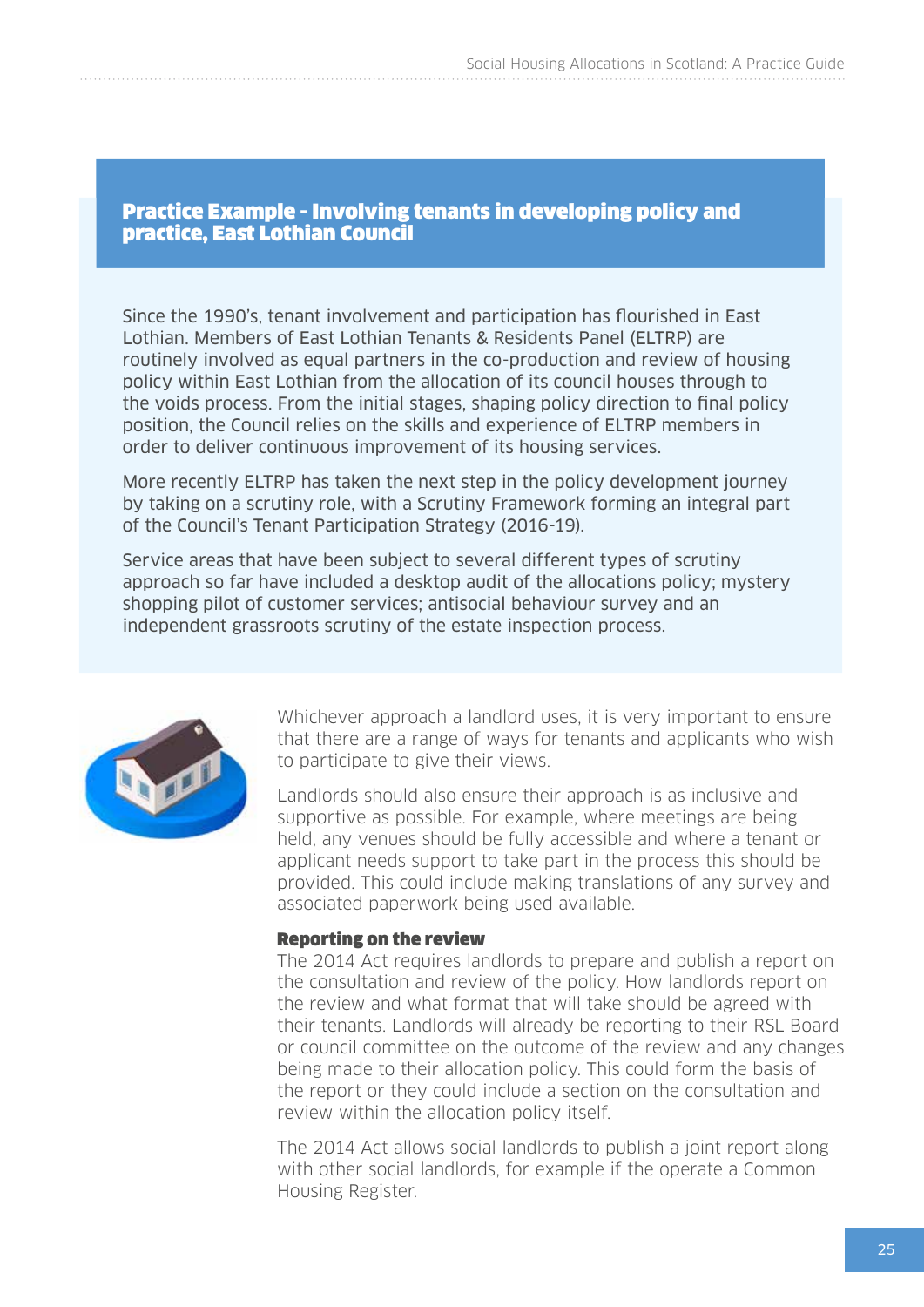### Practice Example - Involving tenants in developing policy and practice, East Lothian Council

Since the 1990's, tenant involvement and participation has flourished in East Lothian. Members of East Lothian Tenants & Residents Panel (ELTRP) are routinely involved as equal partners in the co-production and review of housing policy within East Lothian from the allocation of its council houses through to the voids process. From the initial stages, shaping policy direction to final policy position, the Council relies on the skills and experience of ELTRP members in order to deliver continuous improvement of its housing services.

More recently ELTRP has taken the next step in the policy development journey by taking on a scrutiny role, with a Scrutiny Framework forming an integral part of the Council's Tenant Participation Strategy (2016-19).

Service areas that have been subject to several different types of scrutiny approach so far have included a desktop audit of the allocations policy; mystery shopping pilot of customer services; antisocial behaviour survey and an independent grassroots scrutiny of the estate inspection process.

Whichever approach a landlord uses, it is very important to ensure that there are a range of ways for tenants and applicants who wish to participate to give their views.

Landlords should also ensure their approach is as inclusive and supportive as possible. For example, where meetings are being held, any venues should be fully accessible and where a tenant or applicant needs support to take part in the process this should be provided. This could include making translations of any survey and associated paperwork being used available.

**Reporting on the review**

The 2014 Act requires landlords to prepare and publish a report on the consultation and review of the policy. How landlords report on the review and what format that will take should be agreed with their tenants. Landlords will already be reporting to their RSL Board or council committee on the outcome of the review and any changes being made to their allocation policy. This could form the basis of the report or they could include a section on the consultation and review within the allocation policy itself.

The 2014 Act allows social landlords to publish a joint report along with other social landlords, for example if the operate a Common Housing Register.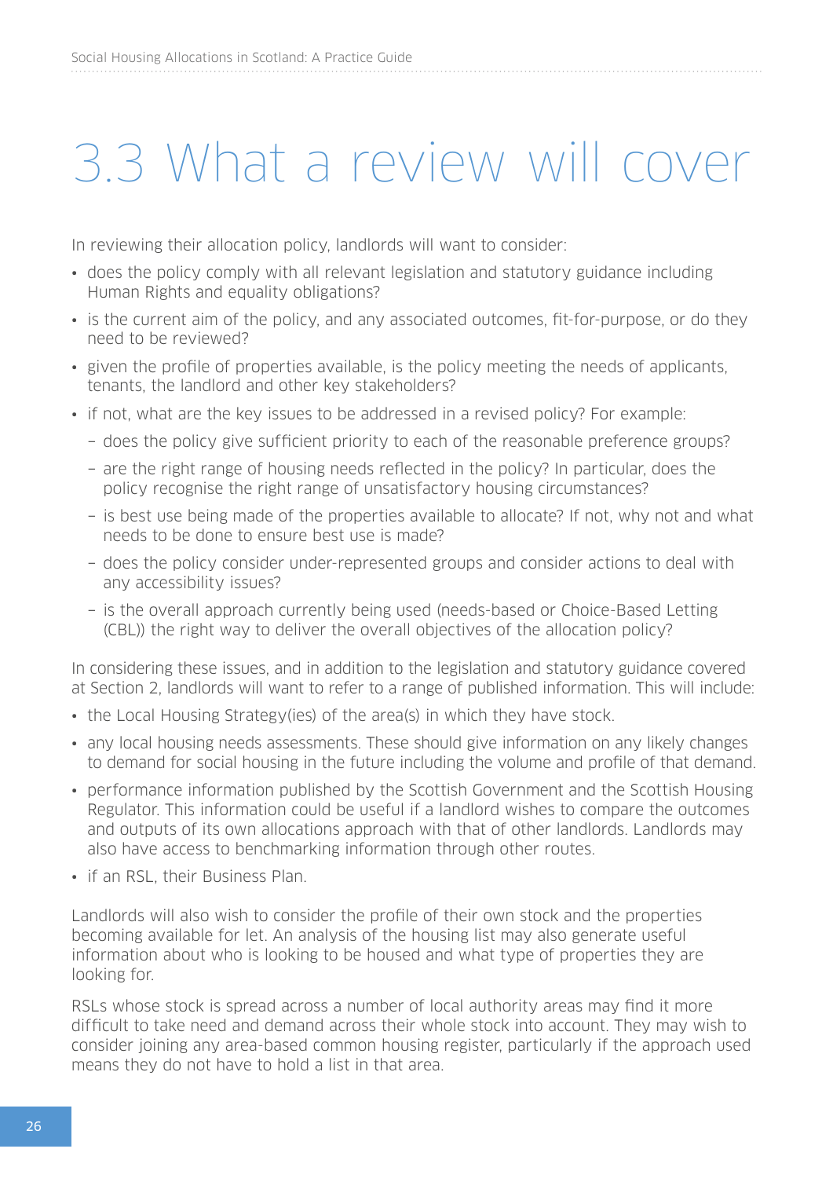# 3.3 What a review will cover

In reviewing their allocation policy, landlords will want to consider:

- does the policy comply with all relevant legislation and statutory guidance including Human Rights and equality obligations?
- is the current aim of the policy, and any associated outcomes, fit-for-purpose, or do they need to be reviewed?
- given the profile of properties available, is the policy meeting the needs of applicants, tenants, the landlord and other key stakeholders?
- if not, what are the key issues to be addressed in a revised policy? For example:
  - does the policy give sufficient priority to each of the reasonable preference groups?
  - are the right range of housing needs reflected in the policy? In particular, does the policy recognise the right range of unsatisfactory housing circumstances?
  - is best use being made of the properties available to allocate? If not, why not and what needs to be done to ensure best use is made?
  - does the policy consider under-represented groups and consider actions to deal with any accessibility issues?
  - is the overall approach currently being used (needs-based or Choice-Based Letting (CBL)) the right way to deliver the overall objectives of the allocation policy?

In considering these issues, and in addition to the legislation and statutory guidance covered at Section 2, landlords will want to refer to a range of published information. This will include:

- the Local Housing Strategy(ies) of the area(s) in which they have stock.
- any local housing needs assessments. These should give information on any likely changes to demand for social housing in the future including the volume and profile of that demand.
- performance information published by the Scottish Government and the Scottish Housing Regulator. This information could be useful if a landlord wishes to compare the outcomes and outputs of its own allocations approach with that of other landlords. Landlords may also have access to benchmarking information through other routes.
- if an RSL, their Business Plan.

Landlords will also wish to consider the profile of their own stock and the properties becoming available for let. An analysis of the housing list may also generate useful information about who is looking to be housed and what type of properties they are looking for.

RSLs whose stock is spread across a number of local authority areas may find it more difficult to take need and demand across their whole stock into account. They may wish to consider joining any area-based common housing register, particularly if the approach used means they do not have to hold a list in that area.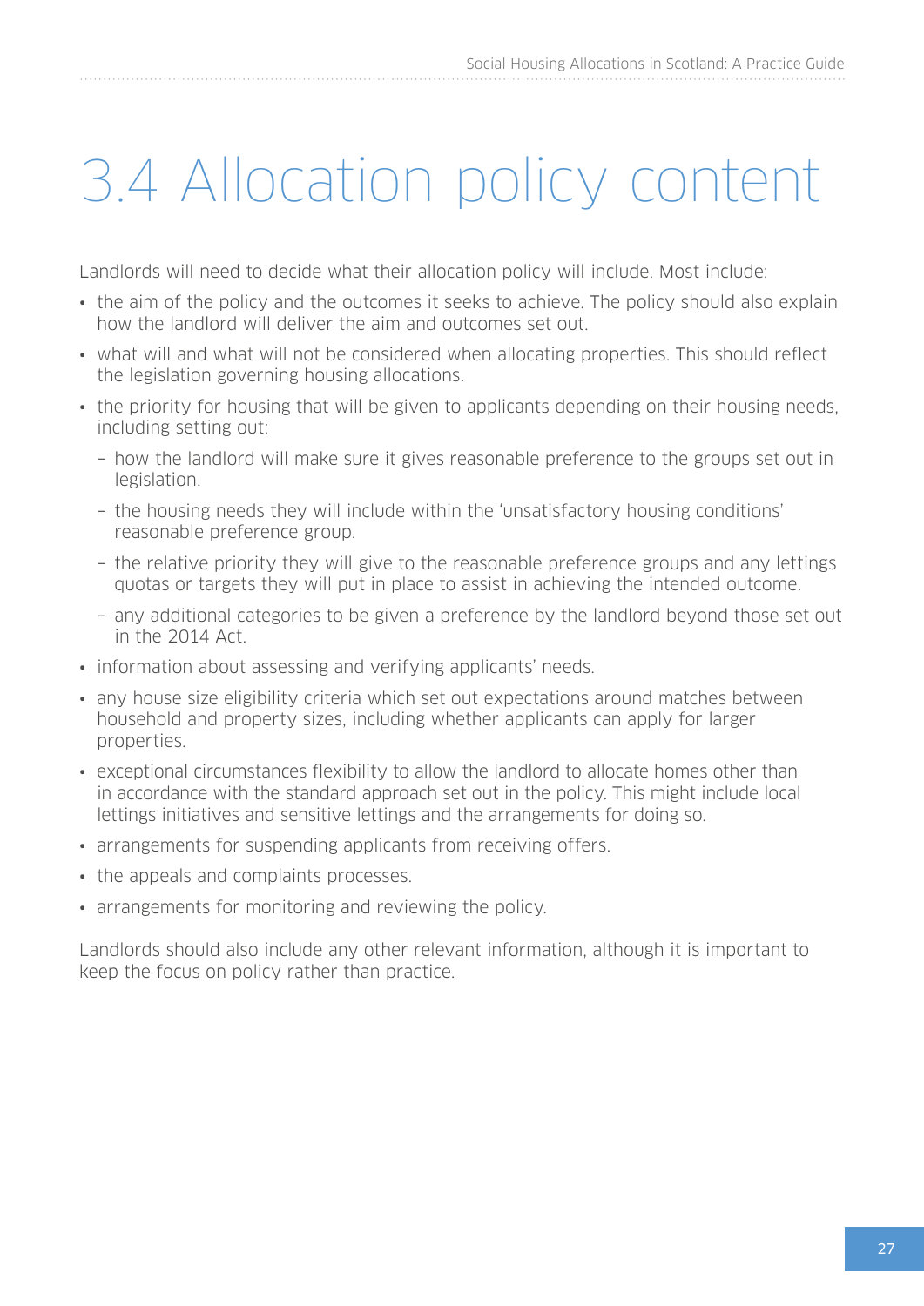# 3.4 Allocation policy content

Landlords will need to decide what their allocation policy will include. Most include:

- the aim of the policy and the outcomes it seeks to achieve. The policy should also explain how the landlord will deliver the aim and outcomes set out.
- what will and what will not be considered when allocating properties. This should reflect the legislation governing housing allocations.
- the priority for housing that will be given to applicants depending on their housing needs, including setting out:
  - how the landlord will make sure it gives reasonable preference to the groups set out in legislation.
  - the housing needs they will include within the 'unsatisfactory housing conditions' reasonable preference group.
  - the relative priority they will give to the reasonable preference groups and any lettings quotas or targets they will put in place to assist in achieving the intended outcome.
  - any additional categories to be given a preference by the landlord beyond those set out in the 2014 Act.
- information about assessing and verifying applicants' needs.
- any house size eligibility criteria which set out expectations around matches between household and property sizes, including whether applicants can apply for larger properties.
- exceptional circumstances flexibility to allow the landlord to allocate homes other than in accordance with the standard approach set out in the policy. This might include local lettings initiatives and sensitive lettings and the arrangements for doing so.
- arrangements for suspending applicants from receiving offers.
- the appeals and complaints processes.
- arrangements for monitoring and reviewing the policy.

Landlords should also include any other relevant information, although it is important to keep the focus on policy rather than practice.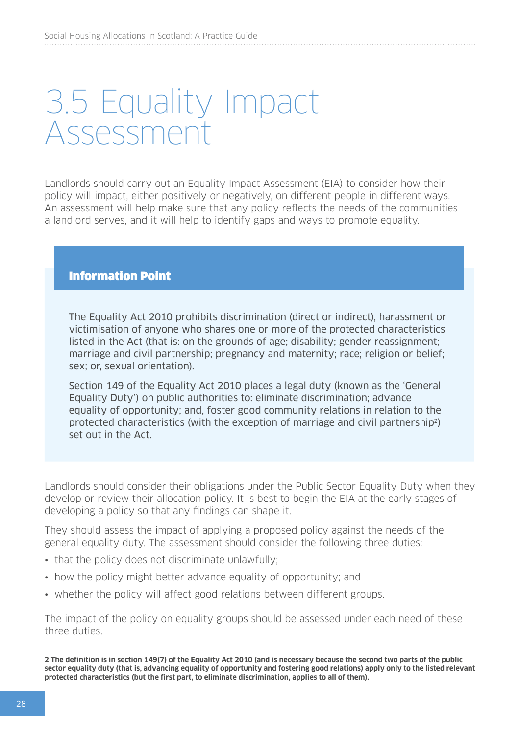# 3.5 Equality Impact Assessment

Landlords should carry out an Equality Impact Assessment (EIA) to consider how their policy will impact, either positively or negatively, on different people in different ways. An assessment will help make sure that any policy reflects the needs of the communities a landlord serves, and it will help to identify gaps and ways to promote equality.

**Information Point**

The Equality Act 2010 prohibits discrimination (direct or indirect), harassment or victimisation of anyone who shares one or more of the protected characteristics listed in the Act (that is: on the grounds of age; disability; gender reassignment; marriage and civil partnership; pregnancy and maternity; race; religion or belief; sex; or, sexual orientation).

Section 149 of the Equality Act 2010 places a legal duty (known as the 'General Equality Duty') on public authorities to: eliminate discrimination; advance equality of opportunity; and, foster good community relations in relation to the protected characteristics (with the exception of marriage and civil partnership[2]) set out in the Act.

Landlords should consider their obligations under the Public Sector Equality Duty when they develop or review their allocation policy. It is best to begin the EIA at the early stages of developing a policy so that any findings can shape it.

They should assess the impact of applying a proposed policy against the needs of the general equality duty. The assessment should consider the following three duties:

- that the policy does not discriminate unlawfully;
- how the policy might better advance equality of opportunity; and
- whether the policy will affect good relations between different groups.

The impact of the policy on equality groups should be assessed under each need of these three duties.

**2 The definition is in section 149(7) of the Equality Act 2010 (and is necessary because the second two parts of the public sector equality duty (that is, advancing equality of opportunity and fostering good relations) apply only to the listed relevant protected characteristics (but the first part, to eliminate discrimination, applies to all of them).**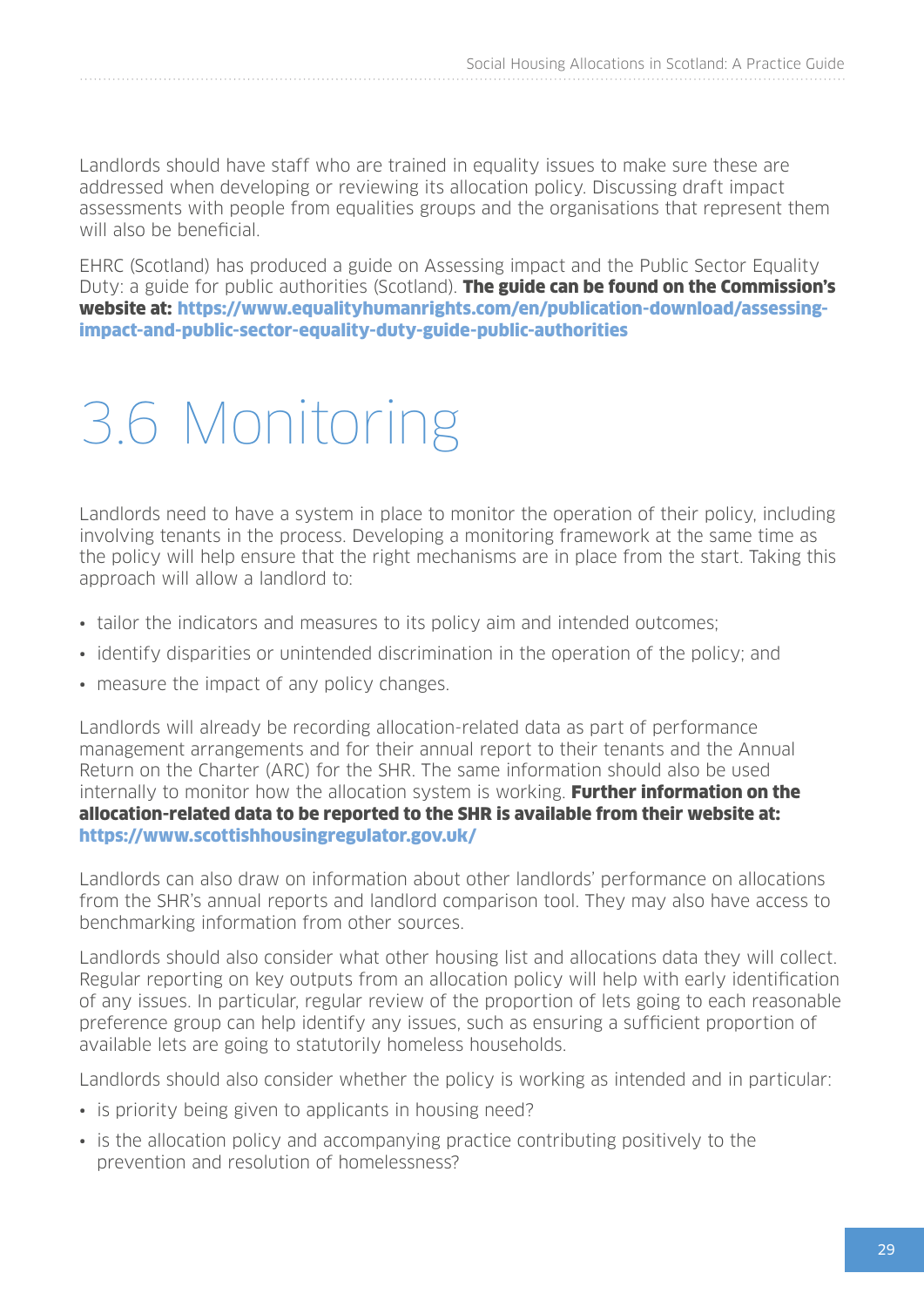Landlords should have staff who are trained in equality issues to make sure these are addressed when developing or reviewing its allocation policy. Discussing draft impact assessments with people from equalities groups and the organisations that represent them will also be beneficial.

EHRC (Scotland) has produced a guide on Assessing impact and the Public Sector Equality Duty: a guide for public authorities (Scotland). **The guide can be found on the Commission's website at: https://www.equalityhumanrights.com/en/publication-download/assessing-impact-and-public-sector-equality-duty-guide-public-authorities**

# 3.6 Monitoring

Landlords need to have a system in place to monitor the operation of their policy, including involving tenants in the process. Developing a monitoring framework at the same time as the policy will help ensure that the right mechanisms are in place from the start. Taking this approach will allow a landlord to:

- tailor the indicators and measures to its policy aim and intended outcomes;
- identify disparities or unintended discrimination in the operation of the policy; and
- measure the impact of any policy changes.

Landlords will already be recording allocation-related data as part of performance management arrangements and for their annual report to their tenants and the Annual Return on the Charter (ARC) for the SHR. The same information should also be used internally to monitor how the allocation system is working. **Further information on the allocation-related data to be reported to the SHR is available from their website at: https://www.scottishhousingregulator.gov.uk/**

Landlords can also draw on information about other landlords' performance on allocations from the SHR's annual reports and landlord comparison tool. They may also have access to benchmarking information from other sources.

Landlords should also consider what other housing list and allocations data they will collect. Regular reporting on key outputs from an allocation policy will help with early identification of any issues. In particular, regular review of the proportion of lets going to each reasonable preference group can help identify any issues, such as ensuring a sufficient proportion of available lets are going to statutorily homeless households.

Landlords should also consider whether the policy is working as intended and in particular:

- is priority being given to applicants in housing need?
- is the allocation policy and accompanying practice contributing positively to the prevention and resolution of homelessness?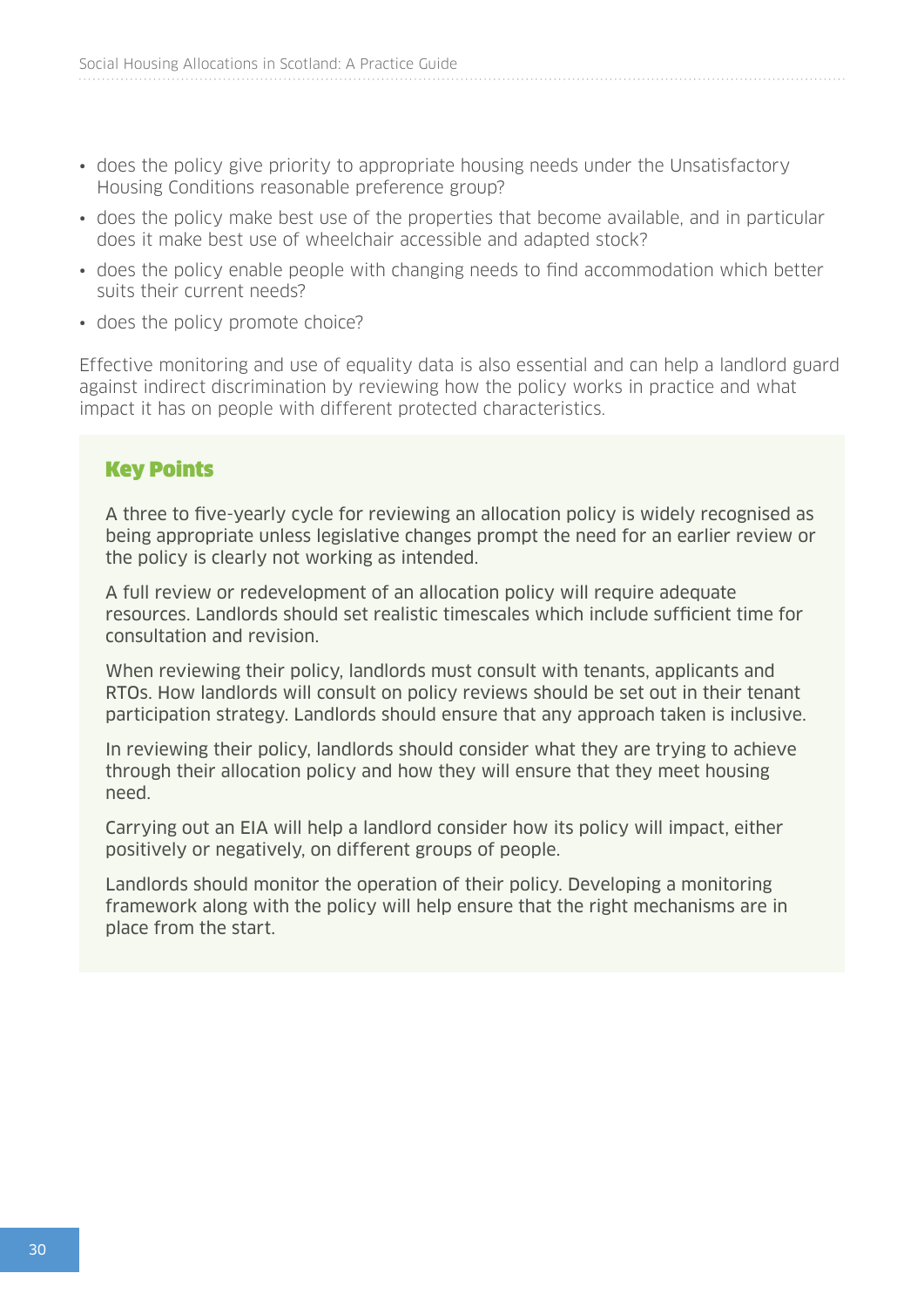- does the policy give priority to appropriate housing needs under the Unsatisfactory Housing Conditions reasonable preference group?
- does the policy make best use of the properties that become available, and in particular does it make best use of wheelchair accessible and adapted stock?
- does the policy enable people with changing needs to find accommodation which better suits their current needs?
- does the policy promote choice?

Effective monitoring and use of equality data is also essential and can help a landlord guard against indirect discrimination by reviewing how the policy works in practice and what impact it has on people with different protected characteristics.

### Key Points

A three to five-yearly cycle for reviewing an allocation policy is widely recognised as being appropriate unless legislative changes prompt the need for an earlier review or the policy is clearly not working as intended.

A full review or redevelopment of an allocation policy will require adequate resources. Landlords should set realistic timescales which include sufficient time for consultation and revision.

When reviewing their policy, landlords must consult with tenants, applicants and RTOs. How landlords will consult on policy reviews should be set out in their tenant participation strategy. Landlords should ensure that any approach taken is inclusive.

In reviewing their policy, landlords should consider what they are trying to achieve through their allocation policy and how they will ensure that they meet housing need.

Carrying out an EIA will help a landlord consider how its policy will impact, either positively or negatively, on different groups of people.

Landlords should monitor the operation of their policy. Developing a monitoring framework along with the policy will help ensure that the right mechanisms are in place from the start.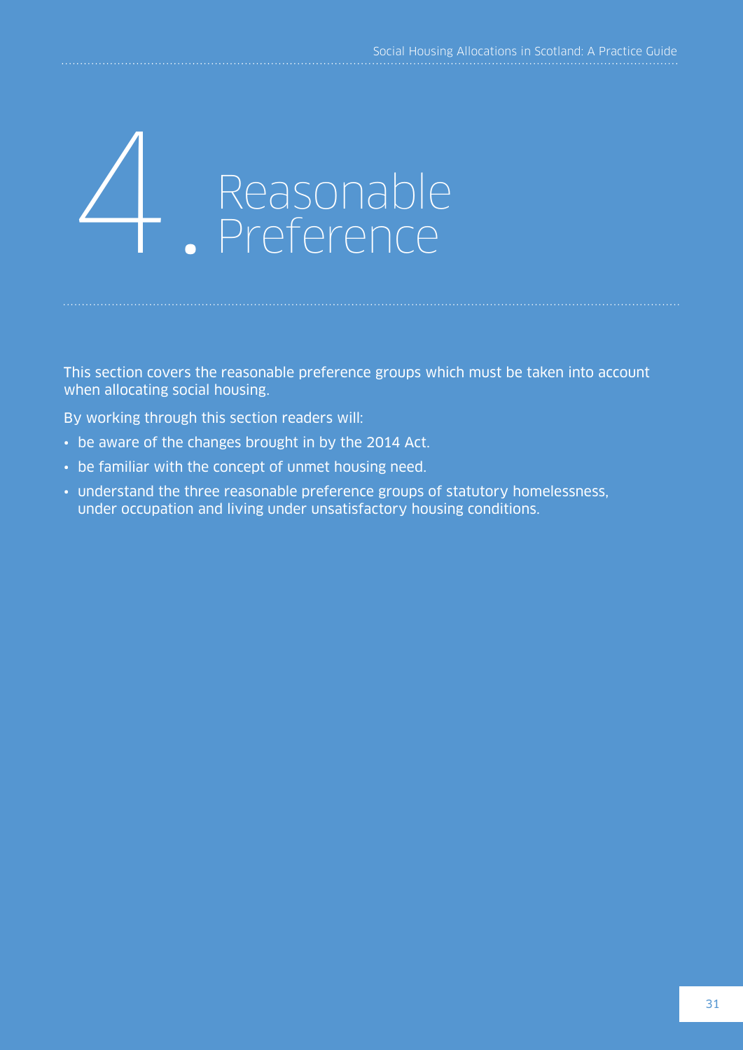# 4. Reasonable Preference

This section covers the reasonable preference groups which must be taken into account when allocating social housing.

By working through this section readers will:

- be aware of the changes brought in by the 2014 Act.
- be familiar with the concept of unmet housing need.
- understand the three reasonable preference groups of statutory homelessness, under occupation and living under unsatisfactory housing conditions.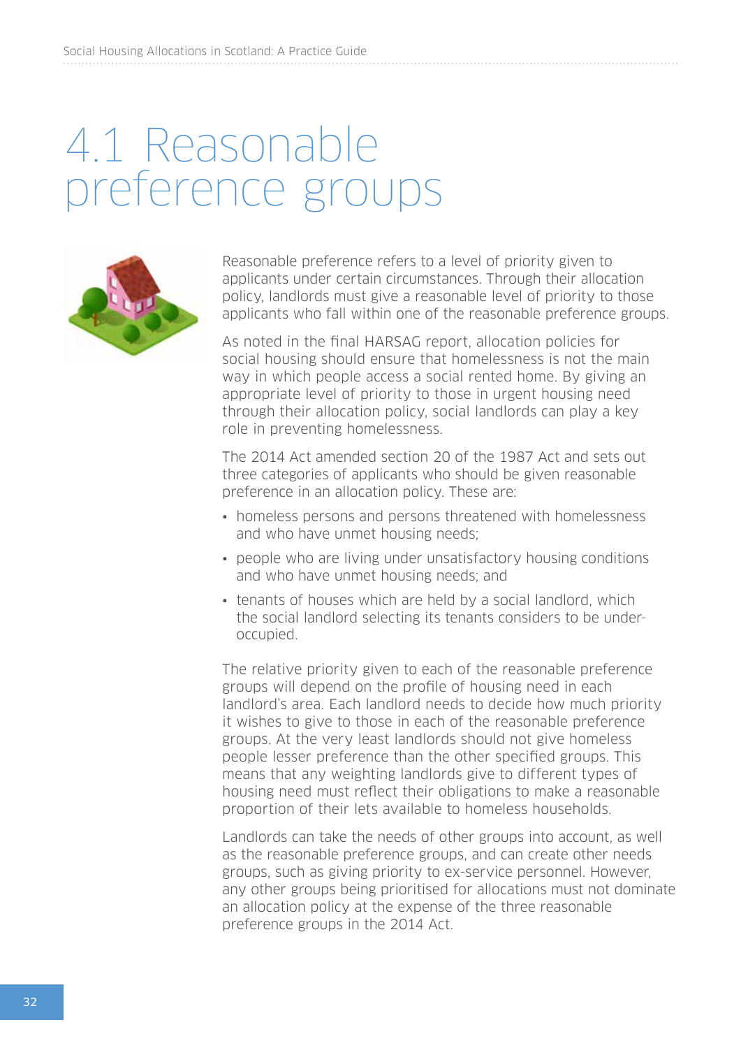# 4.1 Reasonable preference groups

Reasonable preference refers to a level of priority given to applicants under certain circumstances. Through their allocation policy, landlords must give a reasonable level of priority to those applicants who fall within one of the reasonable preference groups.

As noted in the final HARSAG report, allocation policies for social housing should ensure that homelessness is not the main way in which people access a social rented home. By giving an appropriate level of priority to those in urgent housing need through their allocation policy, social landlords can play a key role in preventing homelessness.

The 2014 Act amended section 20 of the 1987 Act and sets out three categories of applicants who should be given reasonable preference in an allocation policy. These are:

- homeless persons and persons threatened with homelessness and who have unmet housing needs;
- people who are living under unsatisfactory housing conditions and who have unmet housing needs; and
- tenants of houses which are held by a social landlord, which the social landlord selecting its tenants considers to be under-occupied.

The relative priority given to each of the reasonable preference groups will depend on the profile of housing need in each landlord's area. Each landlord needs to decide how much priority it wishes to give to those in each of the reasonable preference groups. At the very least landlords should not give homeless people lesser preference than the other specified groups. This means that any weighting landlords give to different types of housing need must reflect their obligations to make a reasonable proportion of their lets available to homeless households.

Landlords can take the needs of other groups into account, as well as the reasonable preference groups, and can create other needs groups, such as giving priority to ex-service personnel. However, any other groups being prioritised for allocations must not dominate an allocation policy at the expense of the three reasonable preference groups in the 2014 Act.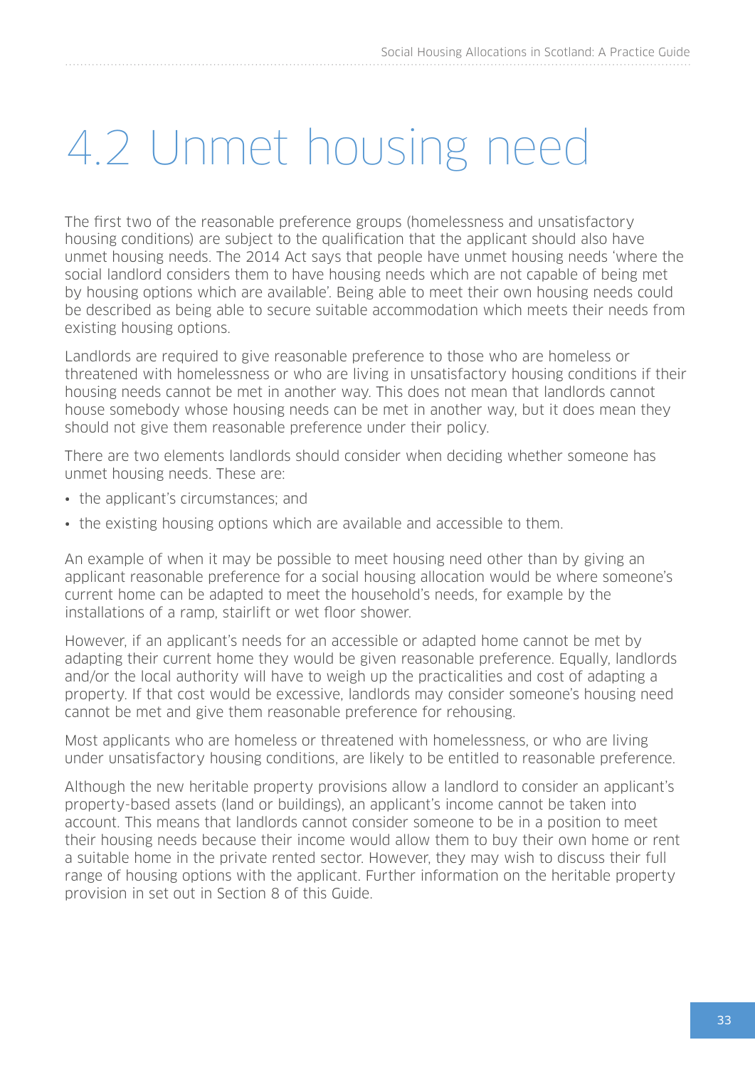# 4.2 Unmet housing need

The first two of the reasonable preference groups (homelessness and unsatisfactory housing conditions) are subject to the qualification that the applicant should also have unmet housing needs. The 2014 Act says that people have unmet housing needs 'where the social landlord considers them to have housing needs which are not capable of being met by housing options which are available'. Being able to meet their own housing needs could be described as being able to secure suitable accommodation which meets their needs from existing housing options.

Landlords are required to give reasonable preference to those who are homeless or threatened with homelessness or who are living in unsatisfactory housing conditions if their housing needs cannot be met in another way. This does not mean that landlords cannot house somebody whose housing needs can be met in another way, but it does mean they should not give them reasonable preference under their policy.

There are two elements landlords should consider when deciding whether someone has unmet housing needs. These are:

- the applicant's circumstances; and
- the existing housing options which are available and accessible to them.

An example of when it may be possible to meet housing need other than by giving an applicant reasonable preference for a social housing allocation would be where someone's current home can be adapted to meet the household's needs, for example by the installations of a ramp, stairlift or wet floor shower.

However, if an applicant's needs for an accessible or adapted home cannot be met by adapting their current home they would be given reasonable preference. Equally, landlords and/or the local authority will have to weigh up the practicalities and cost of adapting a property. If that cost would be excessive, landlords may consider someone's housing need cannot be met and give them reasonable preference for rehousing.

Most applicants who are homeless or threatened with homelessness, or who are living under unsatisfactory housing conditions, are likely to be entitled to reasonable preference.

Although the new heritable property provisions allow a landlord to consider an applicant's property-based assets (land or buildings), an applicant's income cannot be taken into account. This means that landlords cannot consider someone to be in a position to meet their housing needs because their income would allow them to buy their own home or rent a suitable home in the private rented sector. However, they may wish to discuss their full range of housing options with the applicant. Further information on the heritable property provision in set out in Section 8 of this Guide.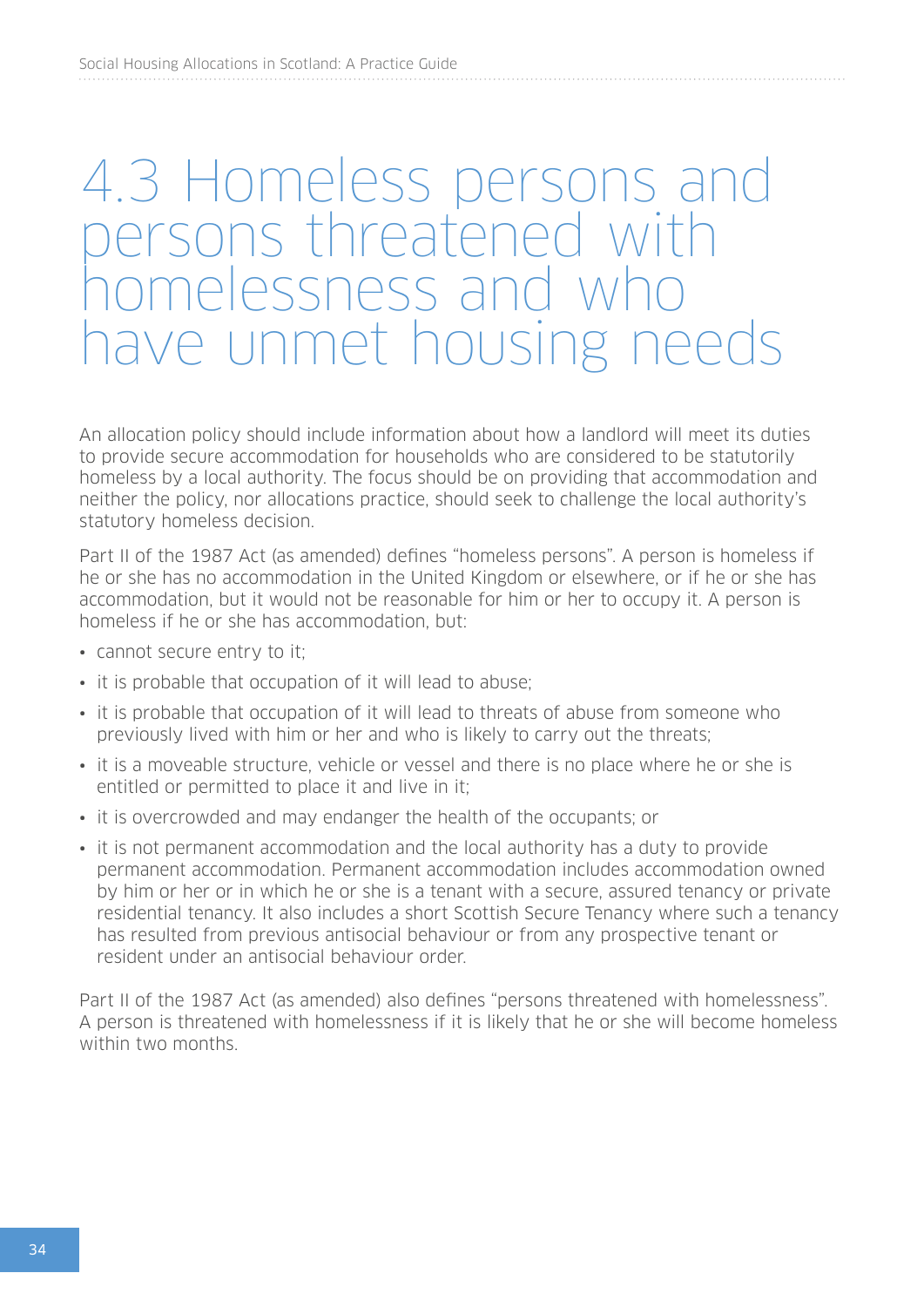# 4.3 Homeless persons and persons threatened with homelessness and who have unmet housing needs

An allocation policy should include information about how a landlord will meet its duties to provide secure accommodation for households who are considered to be statutorily homeless by a local authority. The focus should be on providing that accommodation and neither the policy, nor allocations practice, should seek to challenge the local authority's statutory homeless decision.

Part II of the 1987 Act (as amended) defines "homeless persons". A person is homeless if he or she has no accommodation in the United Kingdom or elsewhere, or if he or she has accommodation, but it would not be reasonable for him or her to occupy it. A person is homeless if he or she has accommodation, but:

- cannot secure entry to it;
- it is probable that occupation of it will lead to abuse;
- it is probable that occupation of it will lead to threats of abuse from someone who previously lived with him or her and who is likely to carry out the threats;
- it is a moveable structure, vehicle or vessel and there is no place where he or she is entitled or permitted to place it and live in it;
- it is overcrowded and may endanger the health of the occupants; or
- it is not permanent accommodation and the local authority has a duty to provide permanent accommodation. Permanent accommodation includes accommodation owned by him or her or in which he or she is a tenant with a secure, assured tenancy or private residential tenancy. It also includes a short Scottish Secure Tenancy where such a tenancy has resulted from previous antisocial behaviour or from any prospective tenant or resident under an antisocial behaviour order.

Part II of the 1987 Act (as amended) also defines "persons threatened with homelessness". A person is threatened with homelessness if it is likely that he or she will become homeless within two months.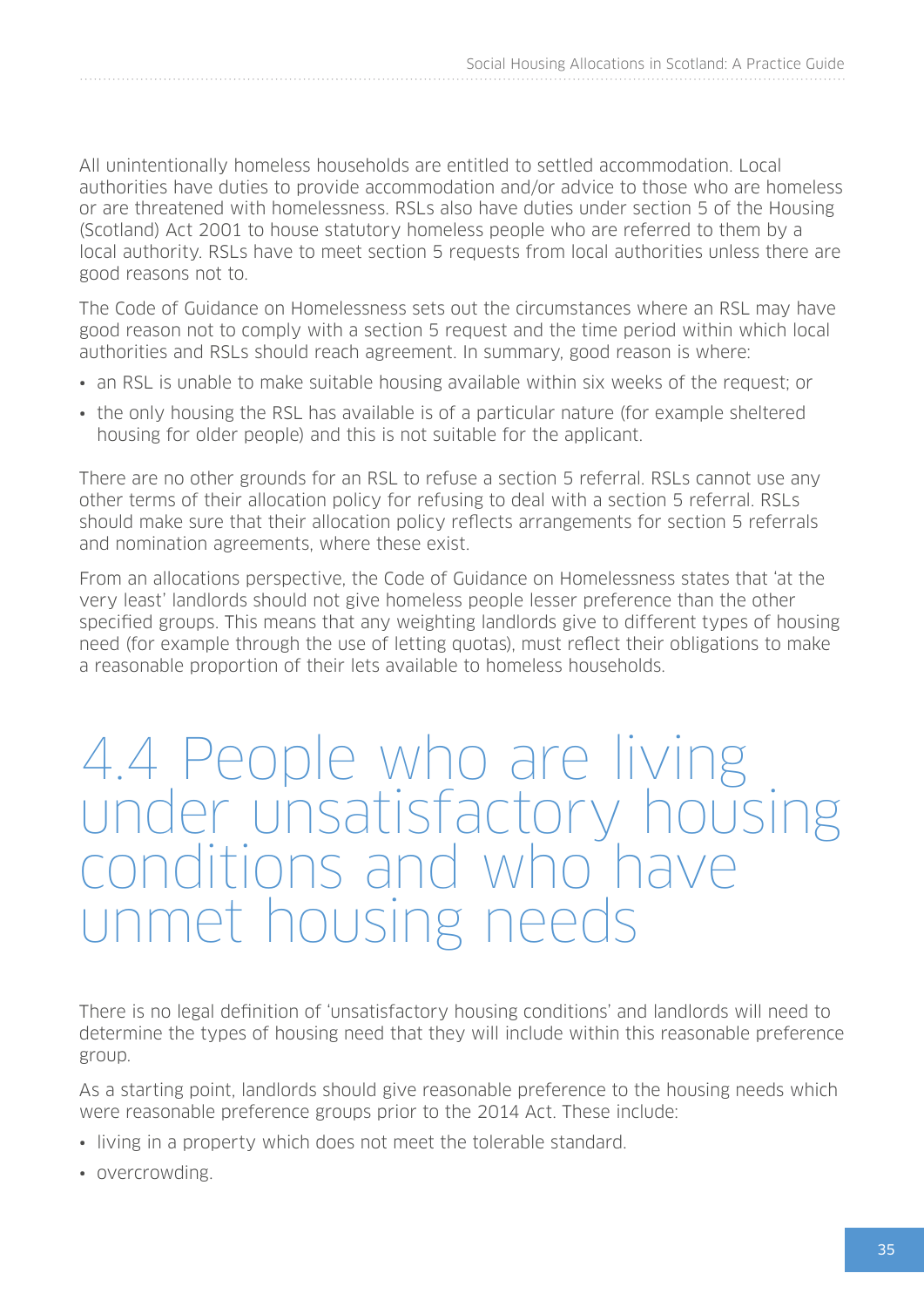All unintentionally homeless households are entitled to settled accommodation. Local authorities have duties to provide accommodation and/or advice to those who are homeless or are threatened with homelessness. RSLs also have duties under section 5 of the Housing (Scotland) Act 2001 to house statutory homeless people who are referred to them by a local authority. RSLs have to meet section 5 requests from local authorities unless there are good reasons not to.

The Code of Guidance on Homelessness sets out the circumstances where an RSL may have good reason not to comply with a section 5 request and the time period within which local authorities and RSLs should reach agreement. In summary, good reason is where:

- an RSL is unable to make suitable housing available within six weeks of the request; or
- the only housing the RSL has available is of a particular nature (for example sheltered housing for older people) and this is not suitable for the applicant.

There are no other grounds for an RSL to refuse a section 5 referral. RSLs cannot use any other terms of their allocation policy for refusing to deal with a section 5 referral. RSLs should make sure that their allocation policy reflects arrangements for section 5 referrals and nomination agreements, where these exist.

From an allocations perspective, the Code of Guidance on Homelessness states that 'at the very least' landlords should not give homeless people lesser preference than the other specified groups. This means that any weighting landlords give to different types of housing need (for example through the use of letting quotas), must reflect their obligations to make a reasonable proportion of their lets available to homeless households.

# 4.4 People who are living under unsatisfactory housing conditions and who have unmet housing needs

There is no legal definition of 'unsatisfactory housing conditions' and landlords will need to determine the types of housing need that they will include within this reasonable preference group.

As a starting point, landlords should give reasonable preference to the housing needs which were reasonable preference groups prior to the 2014 Act. These include:

- living in a property which does not meet the tolerable standard.
- overcrowding.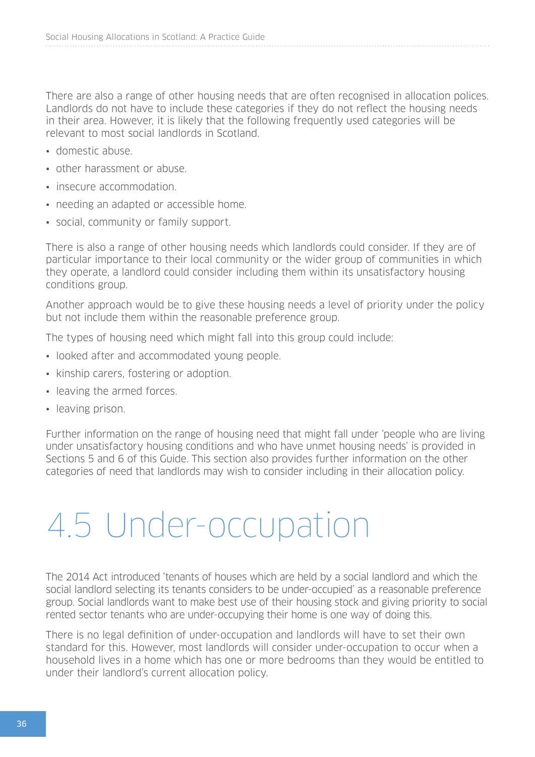There are also a range of other housing needs that are often recognised in allocation polices. Landlords do not have to include these categories if they do not reflect the housing needs in their area. However, it is likely that the following frequently used categories will be relevant to most social landlords in Scotland.

- domestic abuse.
- other harassment or abuse.
- insecure accommodation.
- needing an adapted or accessible home.
- social, community or family support.

There is also a range of other housing needs which landlords could consider. If they are of particular importance to their local community or the wider group of communities in which they operate, a landlord could consider including them within its unsatisfactory housing conditions group.

Another approach would be to give these housing needs a level of priority under the policy but not include them within the reasonable preference group.

The types of housing need which might fall into this group could include:

- looked after and accommodated young people.
- kinship carers, fostering or adoption.
- leaving the armed forces.
- leaving prison.

Further information on the range of housing need that might fall under 'people who are living under unsatisfactory housing conditions and who have unmet housing needs' is provided in Sections 5 and 6 of this Guide. This section also provides further information on the other categories of need that landlords may wish to consider including in their allocation policy.

# 4.5 Under-occupation

The 2014 Act introduced 'tenants of houses which are held by a social landlord and which the social landlord selecting its tenants considers to be under-occupied' as a reasonable preference group. Social landlords want to make best use of their housing stock and giving priority to social rented sector tenants who are under-occupying their home is one way of doing this.

There is no legal definition of under-occupation and landlords will have to set their own standard for this. However, most landlords will consider under-occupation to occur when a household lives in a home which has one or more bedrooms than they would be entitled to under their landlord's current allocation policy.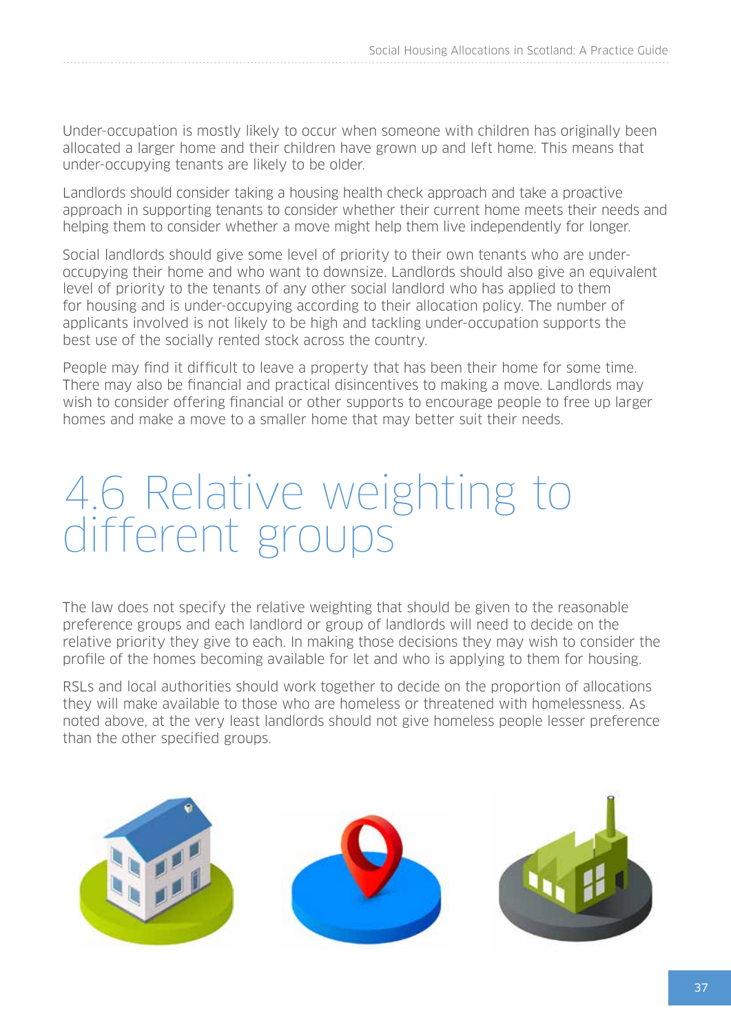Under-occupation is mostly likely to occur when someone with children has originally been allocated a larger home and their children have grown up and left home. This means that under-occupying tenants are likely to be older.

Landlords should consider taking a housing health check approach and take a proactive approach in supporting tenants to consider whether their current home meets their needs and helping them to consider whether a move might help them live independently for longer.

Social landlords should give some level of priority to their own tenants who are under-occupying their home and who want to downsize. Landlords should also give an equivalent level of priority to the tenants of any other social landlord who has applied to them for housing and is under-occupying according to their allocation policy. The number of applicants involved is not likely to be high and tackling under-occupation supports the best use of the socially rented stock across the country.

People may find it difficult to leave a property that has been their home for some time. There may also be financial and practical disincentives to making a move. Landlords may wish to consider offering financial or other supports to encourage people to free up larger homes and make a move to a smaller home that may better suit their needs.

# 4.6 Relative weighting to different groups

The law does not specify the relative weighting that should be given to the reasonable preference groups and each landlord or group of landlords will need to decide on the relative priority they give to each. In making those decisions they may wish to consider the profile of the homes becoming available for let and who is applying to them for housing.

RSLs and local authorities should work together to decide on the proportion of allocations they will make available to those who are homeless or threatened with homelessness. As noted above, at the very least landlords should not give homeless people lesser preference than the other specified groups.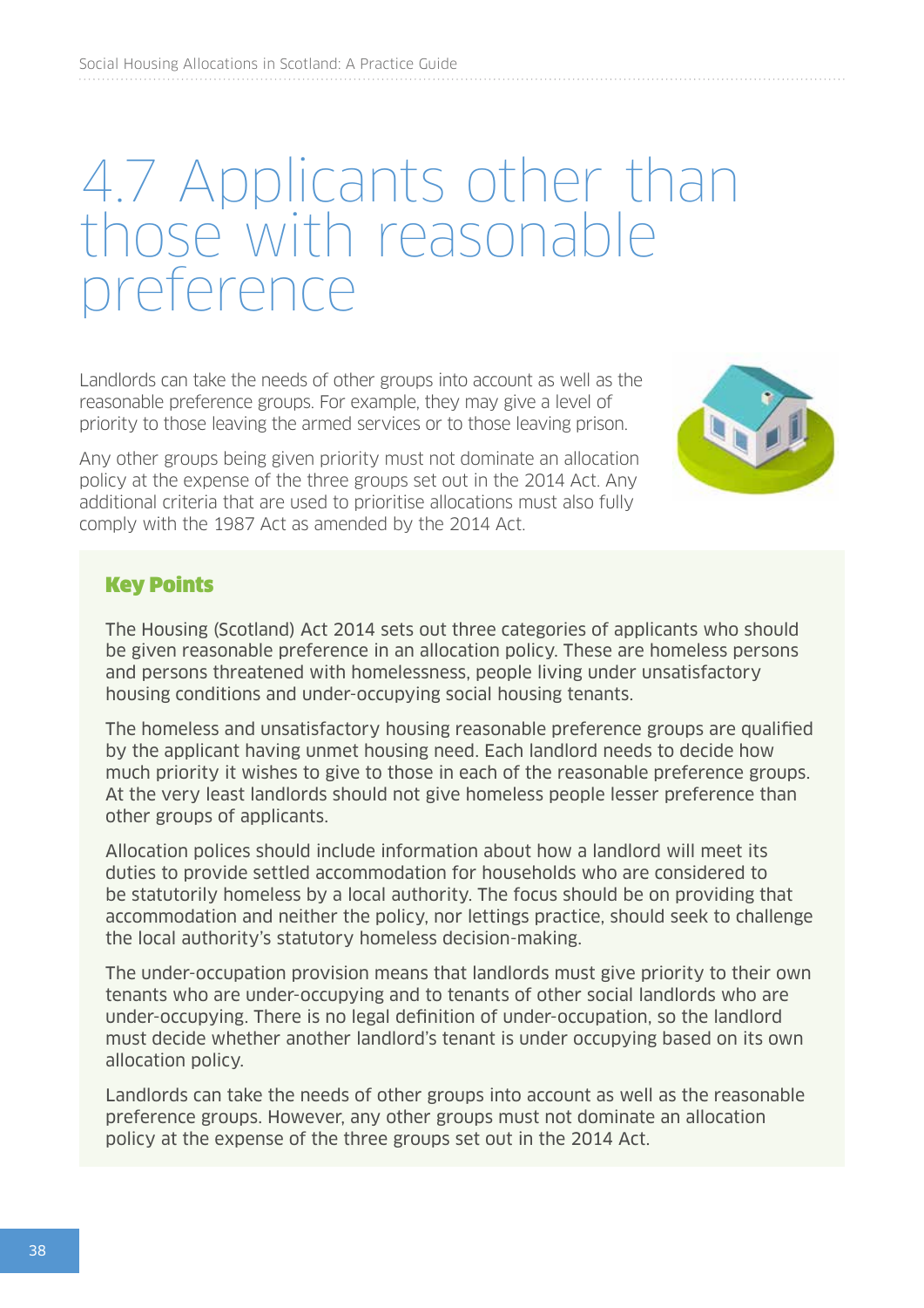# 4.7 Applicants other than those with reasonable preference

Landlords can take the needs of other groups into account as well as the reasonable preference groups. For example, they may give a level of priority to those leaving the armed services or to those leaving prison.

Any other groups being given priority must not dominate an allocation policy at the expense of the three groups set out in the 2014 Act. Any additional criteria that are used to prioritise allocations must also fully comply with the 1987 Act as amended by the 2014 Act.

### Key Points

The Housing (Scotland) Act 2014 sets out three categories of applicants who should be given reasonable preference in an allocation policy. These are homeless persons and persons threatened with homelessness, people living under unsatisfactory housing conditions and under-occupying social housing tenants.

The homeless and unsatisfactory housing reasonable preference groups are qualified by the applicant having unmet housing need. Each landlord needs to decide how much priority it wishes to give to those in each of the reasonable preference groups. At the very least landlords should not give homeless people lesser preference than other groups of applicants.

Allocation polices should include information about how a landlord will meet its duties to provide settled accommodation for households who are considered to be statutorily homeless by a local authority. The focus should be on providing that accommodation and neither the policy, nor lettings practice, should seek to challenge the local authority's statutory homeless decision-making.

The under-occupation provision means that landlords must give priority to their own tenants who are under-occupying and to tenants of other social landlords who are under-occupying. There is no legal definition of under-occupation, so the landlord must decide whether another landlord's tenant is under occupying based on its own allocation policy.

Landlords can take the needs of other groups into account as well as the reasonable preference groups. However, any other groups must not dominate an allocation policy at the expense of the three groups set out in the 2014 Act.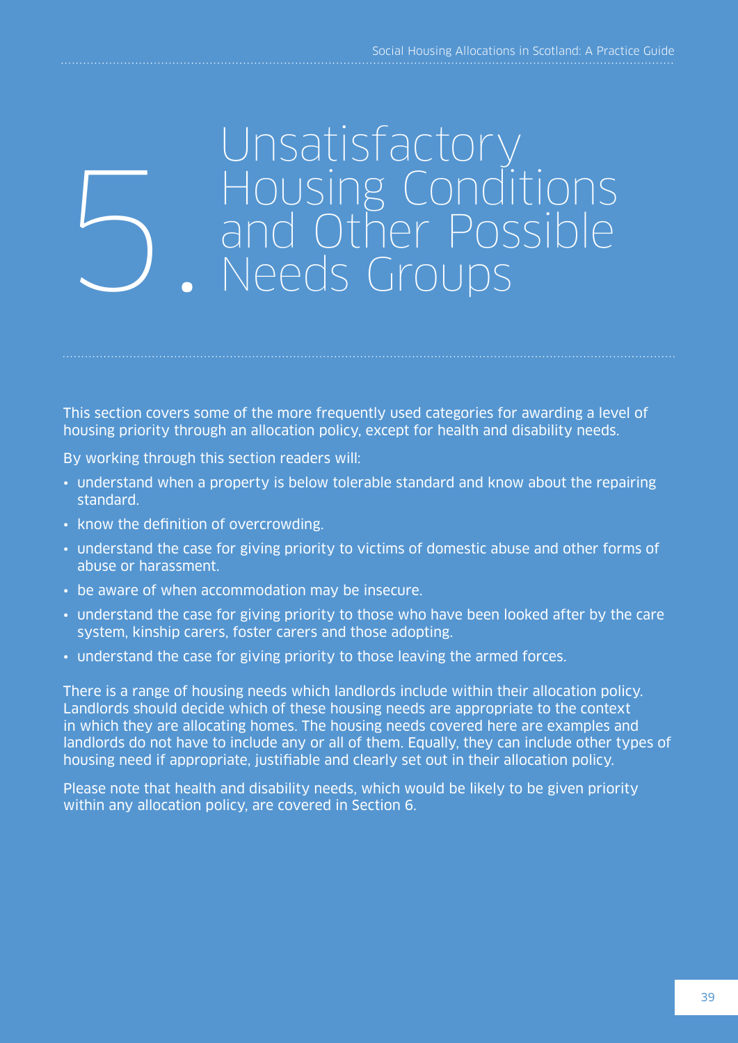# 5. Unsatisfactory Housing Conditions and Other Possible Needs Groups

This section covers some of the more frequently used categories for awarding a level of housing priority through an allocation policy, except for health and disability needs.

By working through this section readers will:

- understand when a property is below tolerable standard and know about the repairing standard.
- know the definition of overcrowding.
- understand the case for giving priority to victims of domestic abuse and other forms of abuse or harassment.
- be aware of when accommodation may be insecure.
- understand the case for giving priority to those who have been looked after by the care system, kinship carers, foster carers and those adopting.
- understand the case for giving priority to those leaving the armed forces.

There is a range of housing needs which landlords include within their allocation policy. Landlords should decide which of these housing needs are appropriate to the context in which they are allocating homes. The housing needs covered here are examples and landlords do not have to include any or all of them. Equally, they can include other types of housing need if appropriate, justifiable and clearly set out in their allocation policy.

Please note that health and disability needs, which would be likely to be given priority within any allocation policy, are covered in Section 6.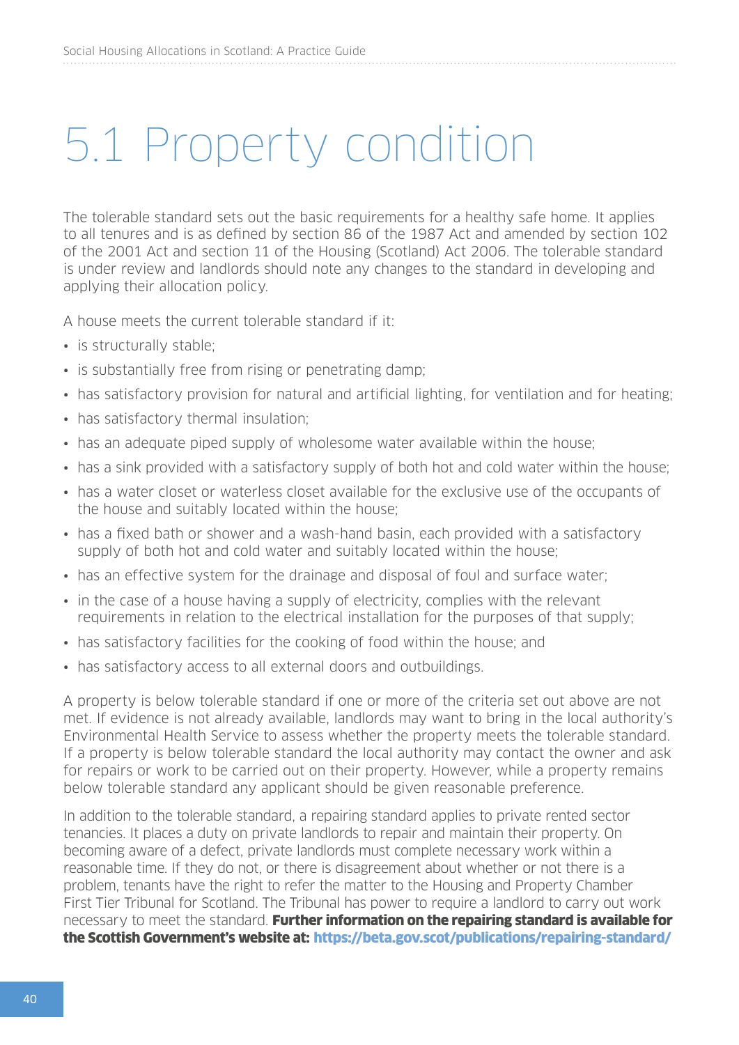# 5.1 Property condition

The tolerable standard sets out the basic requirements for a healthy safe home. It applies to all tenures and is as defined by section 86 of the 1987 Act and amended by section 102 of the 2001 Act and section 11 of the Housing (Scotland) Act 2006. The tolerable standard is under review and landlords should note any changes to the standard in developing and applying their allocation policy.

A house meets the current tolerable standard if it:

- is structurally stable;
- is substantially free from rising or penetrating damp;
- has satisfactory provision for natural and artificial lighting, for ventilation and for heating;
- has satisfactory thermal insulation;
- has an adequate piped supply of wholesome water available within the house;
- has a sink provided with a satisfactory supply of both hot and cold water within the house;
- has a water closet or waterless closet available for the exclusive use of the occupants of the house and suitably located within the house;
- has a fixed bath or shower and a wash-hand basin, each provided with a satisfactory supply of both hot and cold water and suitably located within the house;
- has an effective system for the drainage and disposal of foul and surface water;
- in the case of a house having a supply of electricity, complies with the relevant requirements in relation to the electrical installation for the purposes of that supply;
- has satisfactory facilities for the cooking of food within the house; and
- has satisfactory access to all external doors and outbuildings.

A property is below tolerable standard if one or more of the criteria set out above are not met. If evidence is not already available, landlords may want to bring in the local authority's Environmental Health Service to assess whether the property meets the tolerable standard. If a property is below tolerable standard the local authority may contact the owner and ask for repairs or work to be carried out on their property. However, while a property remains below tolerable standard any applicant should be given reasonable preference.

In addition to the tolerable standard, a repairing standard applies to private rented sector tenancies. It places a duty on private landlords to repair and maintain their property. On becoming aware of a defect, private landlords must complete necessary work within a reasonable time. If they do not, or there is disagreement about whether or not there is a problem, tenants have the right to refer the matter to the Housing and Property Chamber First Tier Tribunal for Scotland. The Tribunal has power to require a landlord to carry out work necessary to meet the standard. **Further information on the repairing standard is available for the Scottish Government's website at: https://beta.gov.scot/publications/repairing-standard/**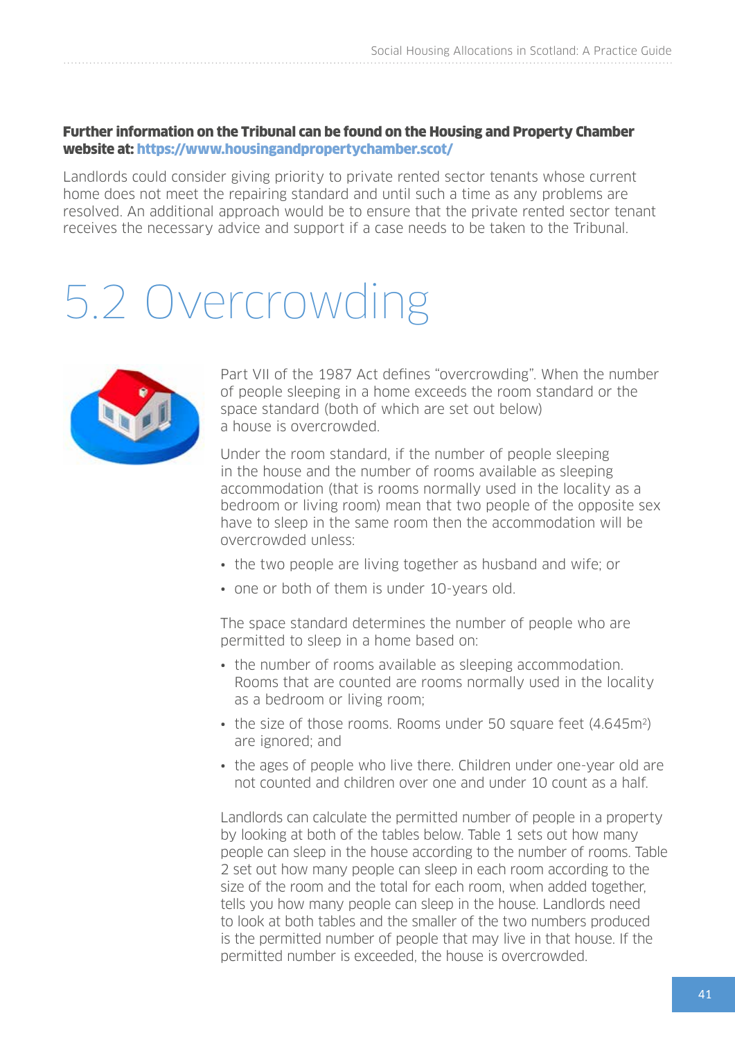**Further information on the Tribunal can be found on the Housing and Property Chamber website at: https://www.housingandpropertychamber.scot/**

Landlords could consider giving priority to private rented sector tenants whose current home does not meet the repairing standard and until such a time as any problems are resolved. An additional approach would be to ensure that the private rented sector tenant receives the necessary advice and support if a case needs to be taken to the Tribunal.

# 5.2 Overcrowding

Part VII of the 1987 Act defines "overcrowding". When the number of people sleeping in a home exceeds the room standard or the space standard (both of which are set out below) a house is overcrowded.

Under the room standard, if the number of people sleeping in the house and the number of rooms available as sleeping accommodation (that is rooms normally used in the locality as a bedroom or living room) mean that two people of the opposite sex have to sleep in the same room then the accommodation will be overcrowded unless:

- the two people are living together as husband and wife; or
- one or both of them is under 10-years old.

The space standard determines the number of people who are permitted to sleep in a home based on:

- the number of rooms available as sleeping accommodation. Rooms that are counted are rooms normally used in the locality as a bedroom or living room;
- the size of those rooms. Rooms under 50 square feet (4.645m$^2$) are ignored; and
- the ages of people who live there. Children under one-year old are not counted and children over one and under 10 count as a half.

Landlords can calculate the permitted number of people in a property by looking at both of the tables below. Table 1 sets out how many people can sleep in the house according to the number of rooms. Table 2 set out how many people can sleep in each room according to the size of the room and the total for each room, when added together, tells you how many people can sleep in the house. Landlords need to look at both tables and the smaller of the two numbers produced is the permitted number of people that may live in that house. If the permitted number is exceeded, the house is overcrowded.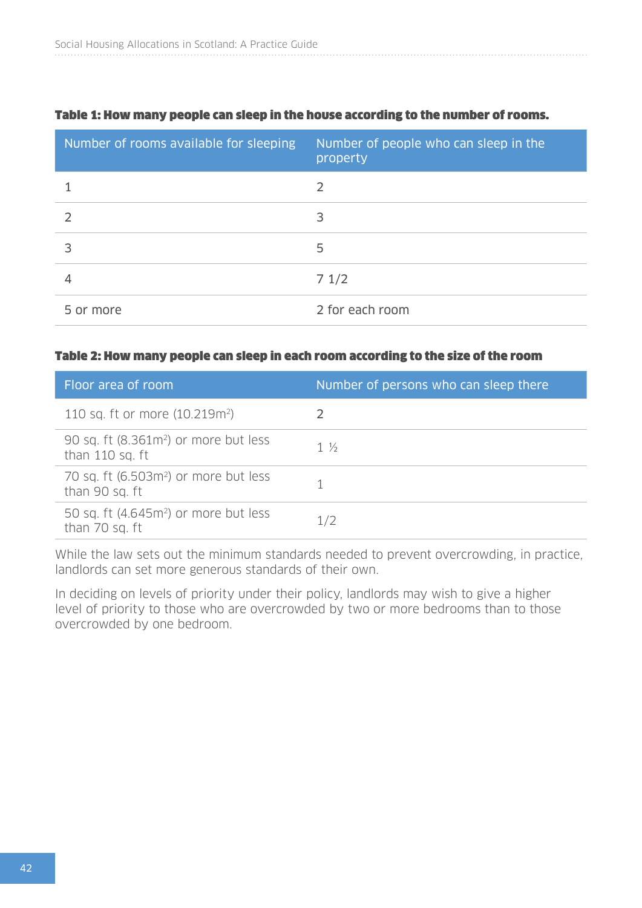**Table 1: How many people can sleep in the house according to the number of rooms.**

| Number of rooms available for sleeping | Number of people who can sleep in the property |
|---|---|
| 1 | 2 |
| 2 | 3 |
| 3 | 5 |
| 4 | 7 1/2 |
| 5 or more | 2 for each room |

**Table 2: How many people can sleep in each room according to the size of the room**

| Floor area of room | Number of persons who can sleep there |
|---|---|
| 110 sq. ft or more (10.219m²) | 2 |
| 90 sq. ft (8.361m²) or more but less than 110 sq. ft | 1 ½ |
| 70 sq. ft (6.503m²) or more but less than 90 sq. ft | 1 |
| 50 sq. ft (4.645m²) or more but less than 70 sq. ft | 1/2 |

While the law sets out the minimum standards needed to prevent overcrowding, in practice, landlords can set more generous standards of their own.

In deciding on levels of priority under their policy, landlords may wish to give a higher level of priority to those who are overcrowded by two or more bedrooms than to those overcrowded by one bedroom.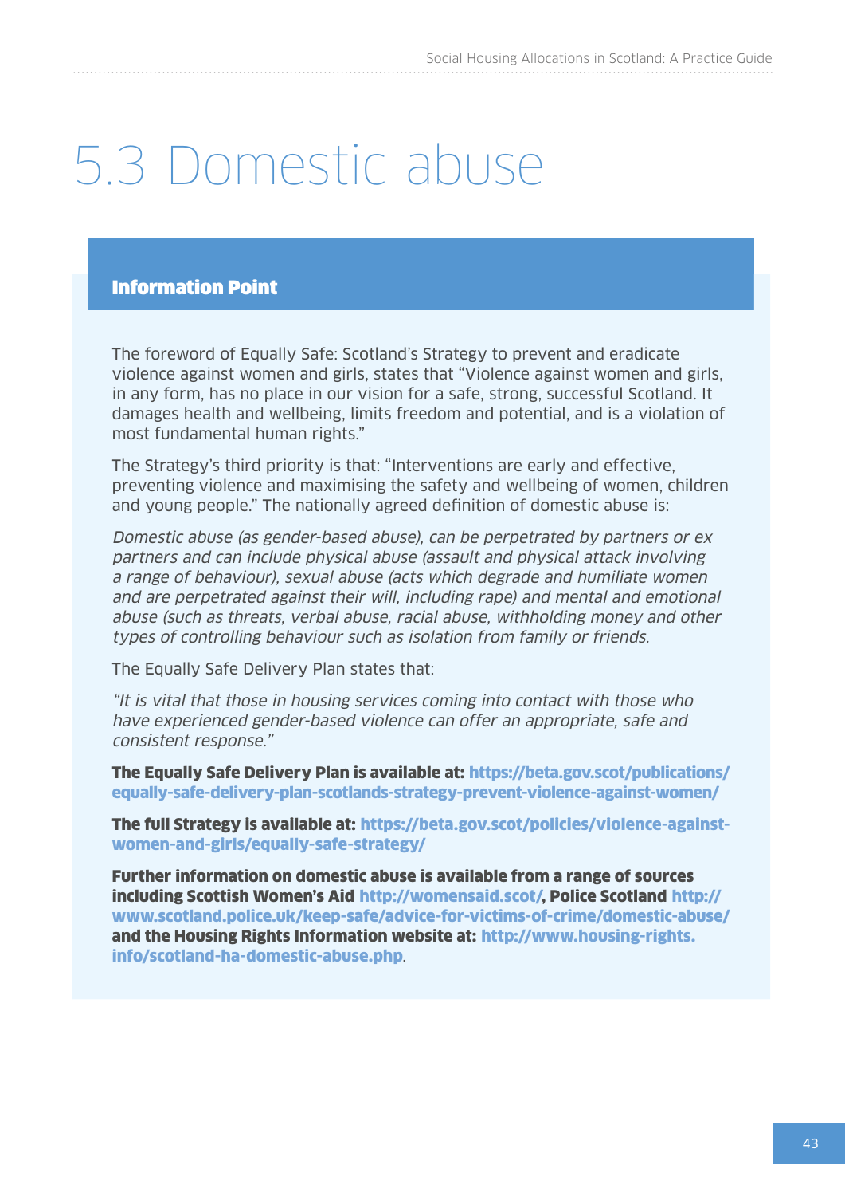# 5.3 Domestic abuse

## Information Point

The foreword of Equally Safe: Scotland's Strategy to prevent and eradicate violence against women and girls, states that "Violence against women and girls, in any form, has no place in our vision for a safe, strong, successful Scotland. It damages health and wellbeing, limits freedom and potential, and is a violation of most fundamental human rights."

The Strategy's third priority is that: "Interventions are early and effective, preventing violence and maximising the safety and wellbeing of women, children and young people." The nationally agreed definition of domestic abuse is:

*Domestic abuse (as gender-based abuse), can be perpetrated by partners or ex partners and can include physical abuse (assault and physical attack involving a range of behaviour), sexual abuse (acts which degrade and humiliate women and are perpetrated against their will, including rape) and mental and emotional abuse (such as threats, verbal abuse, racial abuse, withholding money and other types of controlling behaviour such as isolation from family or friends.*

The Equally Safe Delivery Plan states that:

*"It is vital that those in housing services coming into contact with those who have experienced gender-based violence can offer an appropriate, safe and consistent response."*

**The Equally Safe Delivery Plan is available at: https://beta.gov.scot/publications/equally-safe-delivery-plan-scotlands-strategy-prevent-violence-against-women/**

**The full Strategy is available at: https://beta.gov.scot/policies/violence-against-women-and-girls/equally-safe-strategy/**

**Further information on domestic abuse is available from a range of sources including Scottish Women's Aid http://womensaid.scot/, Police Scotland http://www.scotland.police.uk/keep-safe/advice-for-victims-of-crime/domestic-abuse/ and the Housing Rights Information website at: http://www.housing-rights.info/scotland-ha-domestic-abuse.php**.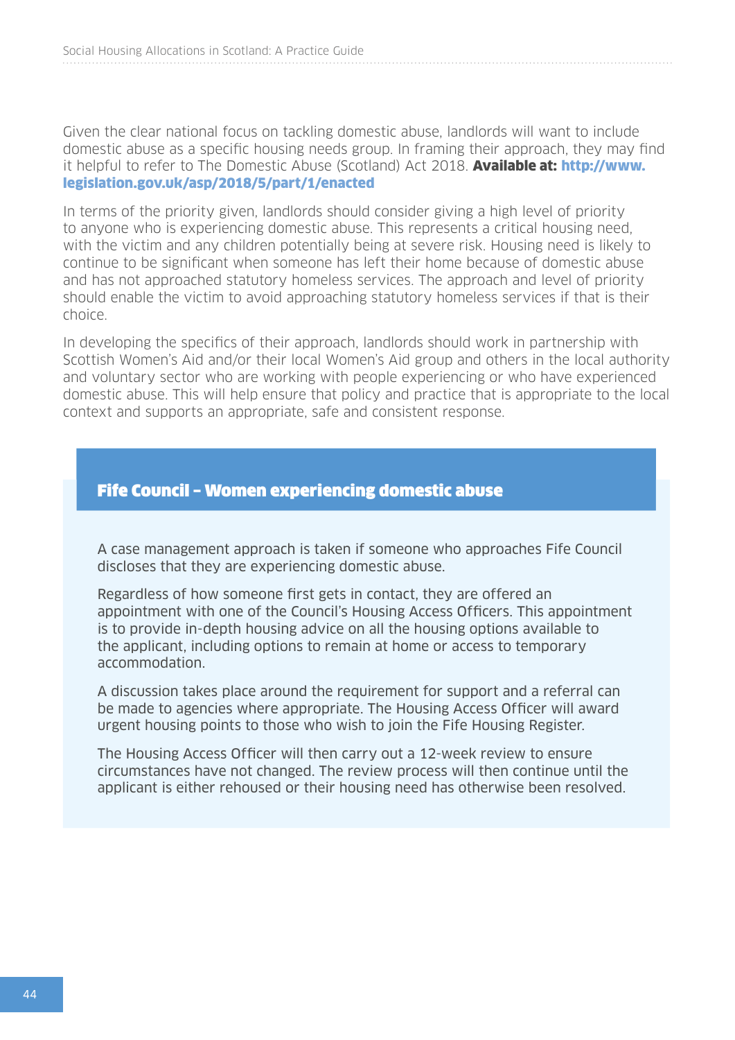Given the clear national focus on tackling domestic abuse, landlords will want to include domestic abuse as a specific housing needs group. In framing their approach, they may find it helpful to refer to The Domestic Abuse (Scotland) Act 2018. **Available at: http://www.legislation.gov.uk/asp/2018/5/part/1/enacted**

In terms of the priority given, landlords should consider giving a high level of priority to anyone who is experiencing domestic abuse. This represents a critical housing need, with the victim and any children potentially being at severe risk. Housing need is likely to continue to be significant when someone has left their home because of domestic abuse and has not approached statutory homeless services. The approach and level of priority should enable the victim to avoid approaching statutory homeless services if that is their choice.

In developing the specifics of their approach, landlords should work in partnership with Scottish Women's Aid and/or their local Women's Aid group and others in the local authority and voluntary sector who are working with people experiencing or who have experienced domestic abuse. This will help ensure that policy and practice that is appropriate to the local context and supports an appropriate, safe and consistent response.

### Fife Council – Women experiencing domestic abuse

A case management approach is taken if someone who approaches Fife Council discloses that they are experiencing domestic abuse.

Regardless of how someone first gets in contact, they are offered an appointment with one of the Council's Housing Access Officers. This appointment is to provide in-depth housing advice on all the housing options available to the applicant, including options to remain at home or access to temporary accommodation.

A discussion takes place around the requirement for support and a referral can be made to agencies where appropriate. The Housing Access Officer will award urgent housing points to those who wish to join the Fife Housing Register.

The Housing Access Officer will then carry out a 12-week review to ensure circumstances have not changed. The review process will then continue until the applicant is either rehoused or their housing need has otherwise been resolved.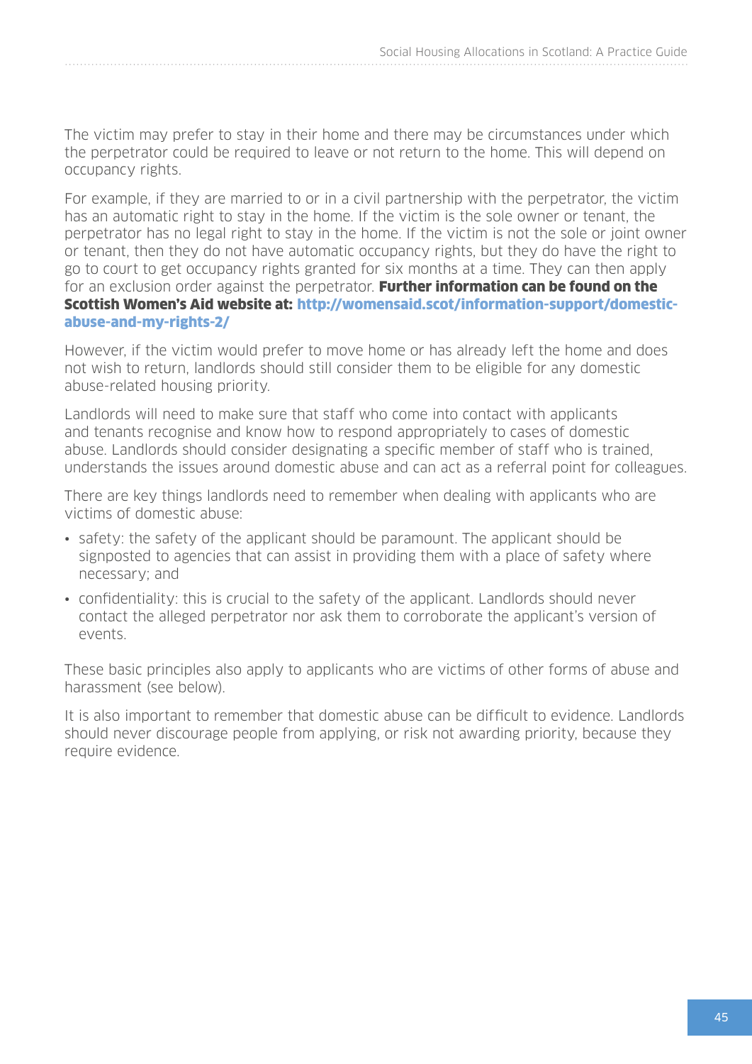The victim may prefer to stay in their home and there may be circumstances under which the perpetrator could be required to leave or not return to the home. This will depend on occupancy rights.

For example, if they are married to or in a civil partnership with the perpetrator, the victim has an automatic right to stay in the home. If the victim is the sole owner or tenant, the perpetrator has no legal right to stay in the home. If the victim is not the sole or joint owner or tenant, then they do not have automatic occupancy rights, but they do have the right to go to court to get occupancy rights granted for six months at a time. They can then apply for an exclusion order against the perpetrator. **Further information can be found on the Scottish Women's Aid website at: http://womensaid.scot/information-support/domestic-abuse-and-my-rights-2/**

However, if the victim would prefer to move home or has already left the home and does not wish to return, landlords should still consider them to be eligible for any domestic abuse-related housing priority.

Landlords will need to make sure that staff who come into contact with applicants and tenants recognise and know how to respond appropriately to cases of domestic abuse. Landlords should consider designating a specific member of staff who is trained, understands the issues around domestic abuse and can act as a referral point for colleagues.

There are key things landlords need to remember when dealing with applicants who are victims of domestic abuse:

- safety: the safety of the applicant should be paramount. The applicant should be signposted to agencies that can assist in providing them with a place of safety where necessary; and
- confidentiality: this is crucial to the safety of the applicant. Landlords should never contact the alleged perpetrator nor ask them to corroborate the applicant's version of events.

These basic principles also apply to applicants who are victims of other forms of abuse and harassment (see below).

It is also important to remember that domestic abuse can be difficult to evidence. Landlords should never discourage people from applying, or risk not awarding priority, because they require evidence.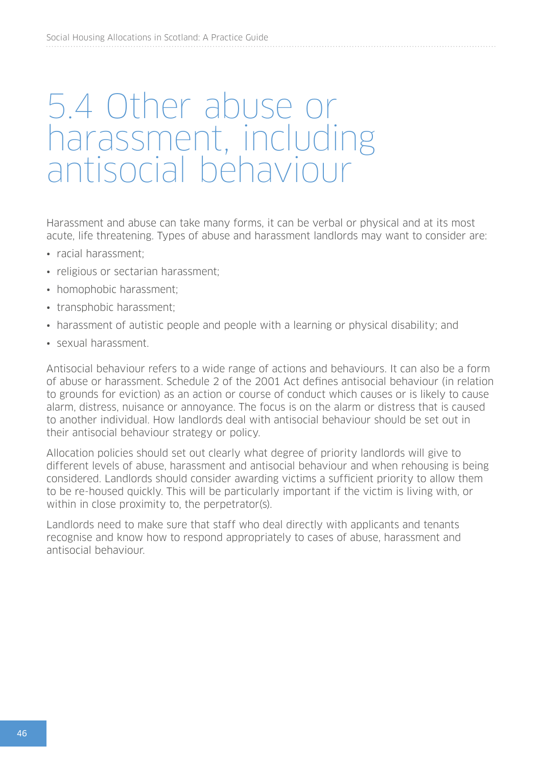# 5.4 Other abuse or harassment, including antisocial behaviour

Harassment and abuse can take many forms, it can be verbal or physical and at its most acute, life threatening. Types of abuse and harassment landlords may want to consider are:

- racial harassment;
- religious or sectarian harassment;
- homophobic harassment;
- transphobic harassment;
- harassment of autistic people and people with a learning or physical disability; and
- sexual harassment.

Antisocial behaviour refers to a wide range of actions and behaviours. It can also be a form of abuse or harassment. Schedule 2 of the 2001 Act defines antisocial behaviour (in relation to grounds for eviction) as an action or course of conduct which causes or is likely to cause alarm, distress, nuisance or annoyance. The focus is on the alarm or distress that is caused to another individual. How landlords deal with antisocial behaviour should be set out in their antisocial behaviour strategy or policy.

Allocation policies should set out clearly what degree of priority landlords will give to different levels of abuse, harassment and antisocial behaviour and when rehousing is being considered. Landlords should consider awarding victims a sufficient priority to allow them to be re-housed quickly. This will be particularly important if the victim is living with, or within in close proximity to, the perpetrator(s).

Landlords need to make sure that staff who deal directly with applicants and tenants recognise and know how to respond appropriately to cases of abuse, harassment and antisocial behaviour.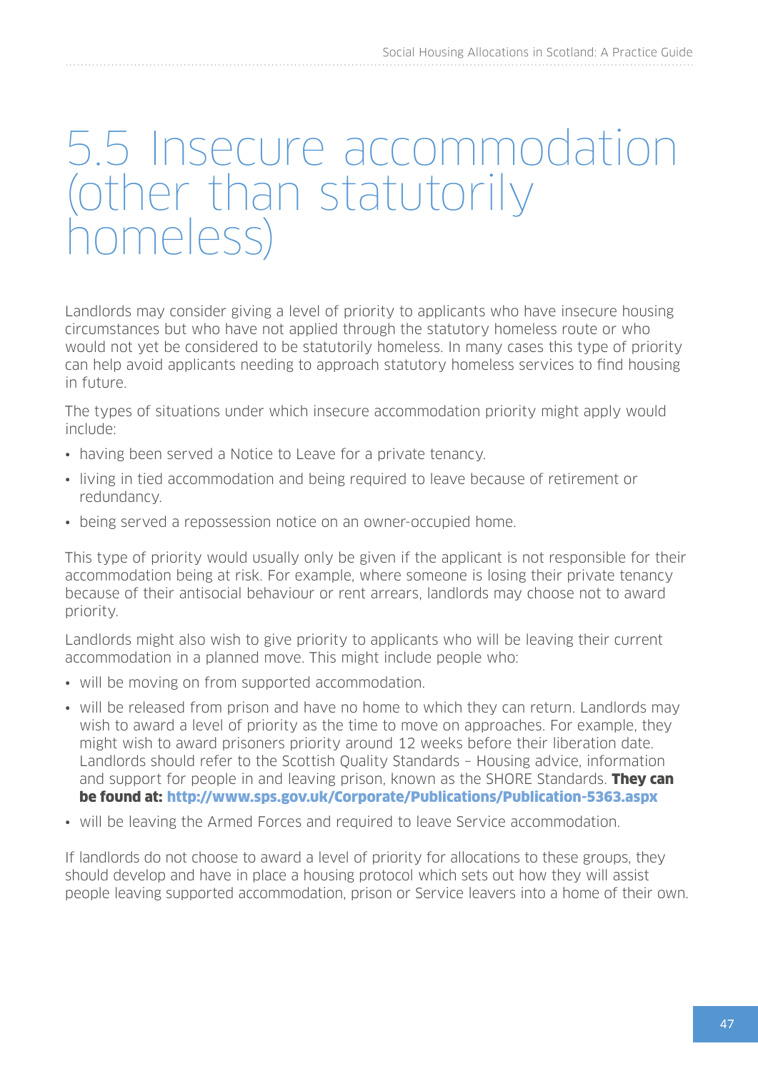# 5.5 Insecure accommodation (other than statutorily homeless)

Landlords may consider giving a level of priority to applicants who have insecure housing circumstances but who have not applied through the statutory homeless route or who would not yet be considered to be statutorily homeless. In many cases this type of priority can help avoid applicants needing to approach statutory homeless services to find housing in future.

The types of situations under which insecure accommodation priority might apply would include:

- having been served a Notice to Leave for a private tenancy.
- living in tied accommodation and being required to leave because of retirement or redundancy.
- being served a repossession notice on an owner-occupied home.

This type of priority would usually only be given if the applicant is not responsible for their accommodation being at risk. For example, where someone is losing their private tenancy because of their antisocial behaviour or rent arrears, landlords may choose not to award priority.

Landlords might also wish to give priority to applicants who will be leaving their current accommodation in a planned move. This might include people who:

- will be moving on from supported accommodation.
- will be released from prison and have no home to which they can return. Landlords may wish to award a level of priority as the time to move on approaches. For example, they might wish to award prisoners priority around 12 weeks before their liberation date. Landlords should refer to the Scottish Quality Standards – Housing advice, information and support for people in and leaving prison, known as the SHORE Standards. **They can be found at: http://www.sps.gov.uk/Corporate/Publications/Publication-5363.aspx**
- will be leaving the Armed Forces and required to leave Service accommodation.

If landlords do not choose to award a level of priority for allocations to these groups, they should develop and have in place a housing protocol which sets out how they will assist people leaving supported accommodation, prison or Service leavers into a home of their own.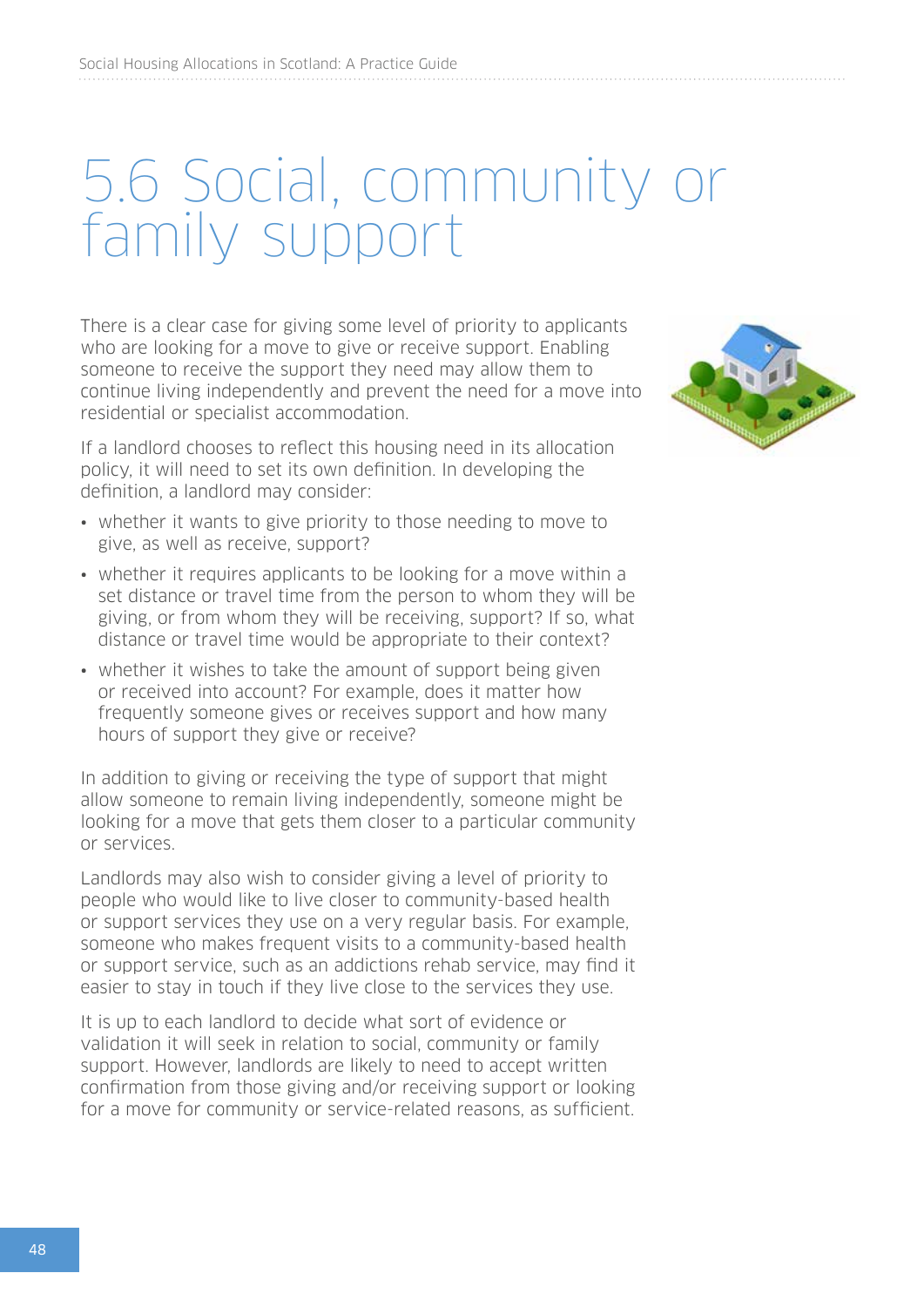# 5.6 Social, community or family support

There is a clear case for giving some level of priority to applicants who are looking for a move to give or receive support. Enabling someone to receive the support they need may allow them to continue living independently and prevent the need for a move into residential or specialist accommodation.

If a landlord chooses to reflect this housing need in its allocation policy, it will need to set its own definition. In developing the definition, a landlord may consider:

- whether it wants to give priority to those needing to move to give, as well as receive, support?
- whether it requires applicants to be looking for a move within a set distance or travel time from the person to whom they will be giving, or from whom they will be receiving, support? If so, what distance or travel time would be appropriate to their context?
- whether it wishes to take the amount of support being given or received into account? For example, does it matter how frequently someone gives or receives support and how many hours of support they give or receive?

In addition to giving or receiving the type of support that might allow someone to remain living independently, someone might be looking for a move that gets them closer to a particular community or services.

Landlords may also wish to consider giving a level of priority to people who would like to live closer to community-based health or support services they use on a very regular basis. For example, someone who makes frequent visits to a community-based health or support service, such as an addictions rehab service, may find it easier to stay in touch if they live close to the services they use.

It is up to each landlord to decide what sort of evidence or validation it will seek in relation to social, community or family support. However, landlords are likely to need to accept written confirmation from those giving and/or receiving support or looking for a move for community or service-related reasons, as sufficient.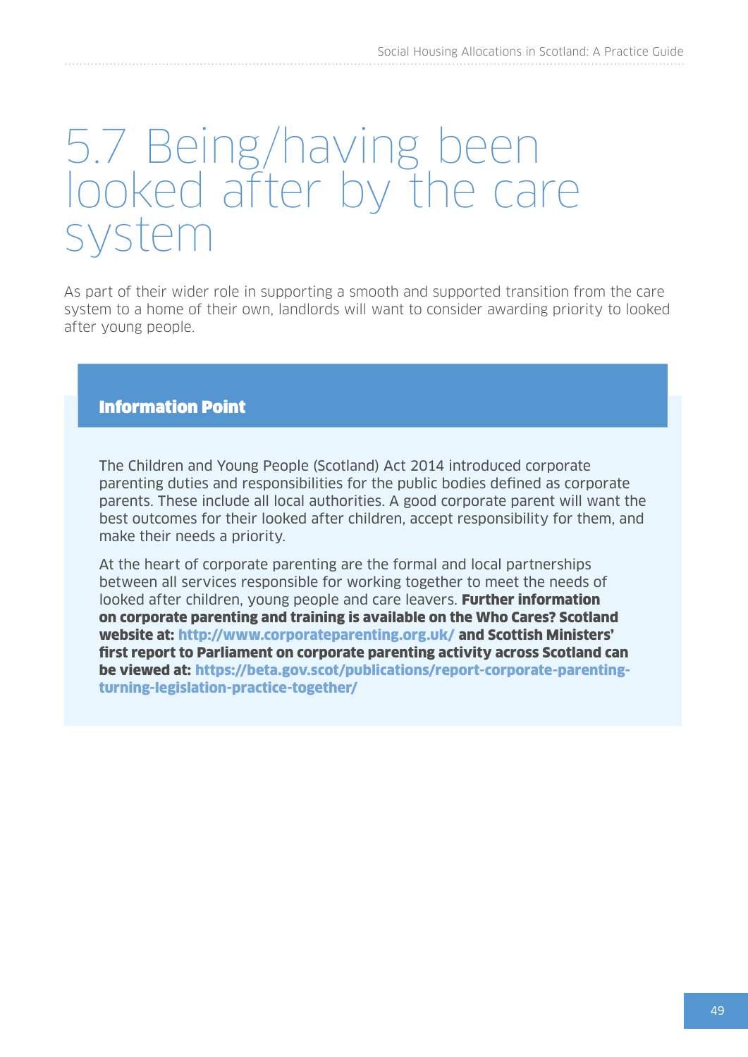# 5.7 Being/having been looked after by the care system

As part of their wider role in supporting a smooth and supported transition from the care system to a home of their own, landlords will want to consider awarding priority to looked after young people.

> **Information Point**
>
> The Children and Young People (Scotland) Act 2014 introduced corporate parenting duties and responsibilities for the public bodies defined as corporate parents. These include all local authorities. A good corporate parent will want the best outcomes for their looked after children, accept responsibility for them, and make their needs a priority.
>
> At the heart of corporate parenting are the formal and local partnerships between all services responsible for working together to meet the needs of looked after children, young people and care leavers. **Further information on corporate parenting and training is available on the Who Cares? Scotland website at: http://www.corporateparenting.org.uk/ and Scottish Ministers' first report to Parliament on corporate parenting activity across Scotland can be viewed at: https://beta.gov.scot/publications/report-corporate-parenting-turning-legislation-practice-together/**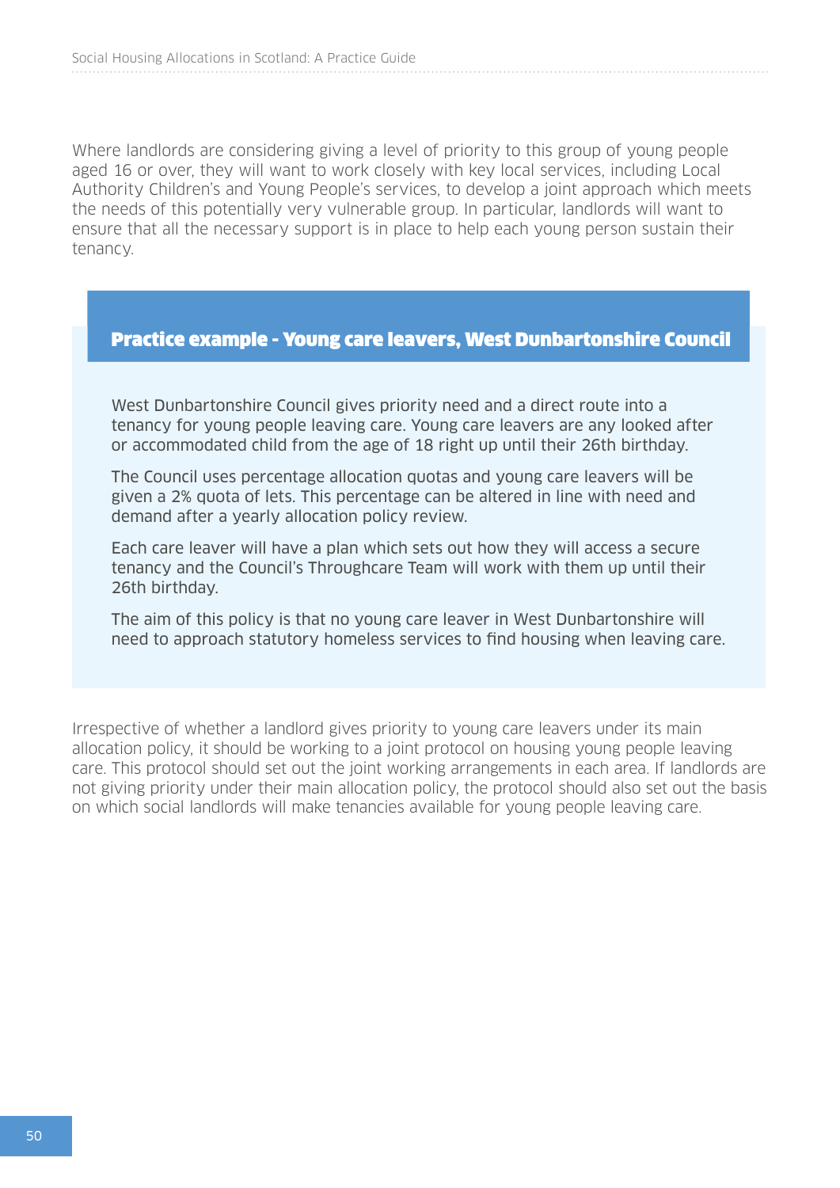Where landlords are considering giving a level of priority to this group of young people aged 16 or over, they will want to work closely with key local services, including Local Authority Children's and Young People's services, to develop a joint approach which meets the needs of this potentially very vulnerable group. In particular, landlords will want to ensure that all the necessary support is in place to help each young person sustain their tenancy.

### Practice example - Young care leavers, West Dunbartonshire Council

West Dunbartonshire Council gives priority need and a direct route into a tenancy for young people leaving care. Young care leavers are any looked after or accommodated child from the age of 18 right up until their 26th birthday.

The Council uses percentage allocation quotas and young care leavers will be given a 2% quota of lets. This percentage can be altered in line with need and demand after a yearly allocation policy review.

Each care leaver will have a plan which sets out how they will access a secure tenancy and the Council's Throughcare Team will work with them up until their 26th birthday.

The aim of this policy is that no young care leaver in West Dunbartonshire will need to approach statutory homeless services to find housing when leaving care.

Irrespective of whether a landlord gives priority to young care leavers under its main allocation policy, it should be working to a joint protocol on housing young people leaving care. This protocol should set out the joint working arrangements in each area. If landlords are not giving priority under their main allocation policy, the protocol should also set out the basis on which social landlords will make tenancies available for young people leaving care.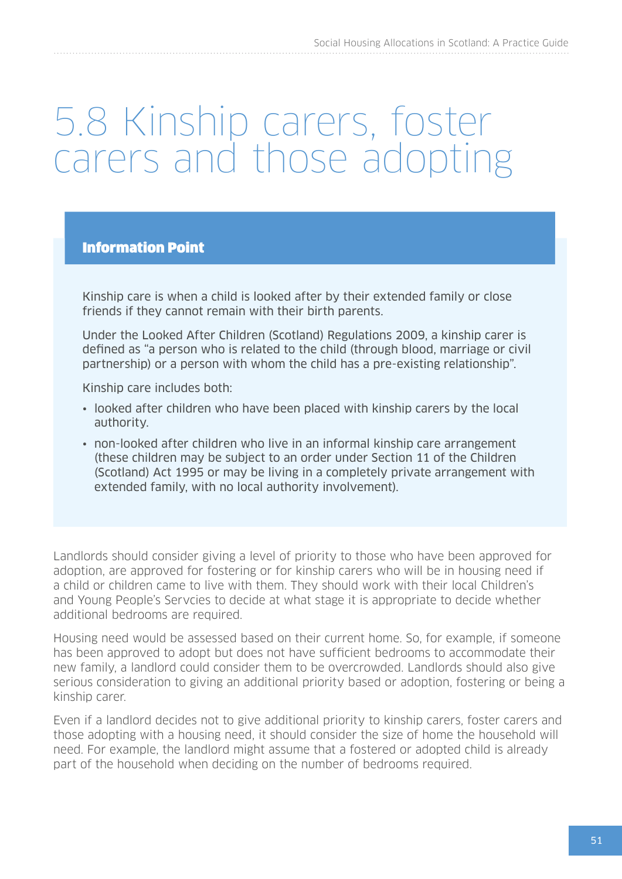# 5.8 Kinship carers, foster carers and those adopting

**Information Point**

Kinship care is when a child is looked after by their extended family or close friends if they cannot remain with their birth parents.

Under the Looked After Children (Scotland) Regulations 2009, a kinship carer is defined as "a person who is related to the child (through blood, marriage or civil partnership) or a person with whom the child has a pre-existing relationship".

Kinship care includes both:

- looked after children who have been placed with kinship carers by the local authority.
- non-looked after children who live in an informal kinship care arrangement (these children may be subject to an order under Section 11 of the Children (Scotland) Act 1995 or may be living in a completely private arrangement with extended family, with no local authority involvement).

Landlords should consider giving a level of priority to those who have been approved for adoption, are approved for fostering or for kinship carers who will be in housing need if a child or children came to live with them. They should work with their local Children's and Young People's Servcies to decide at what stage it is appropriate to decide whether additional bedrooms are required.

Housing need would be assessed based on their current home. So, for example, if someone has been approved to adopt but does not have sufficient bedrooms to accommodate their new family, a landlord could consider them to be overcrowded. Landlords should also give serious consideration to giving an additional priority based or adoption, fostering or being a kinship carer.

Even if a landlord decides not to give additional priority to kinship carers, foster carers and those adopting with a housing need, it should consider the size of home the household will need. For example, the landlord might assume that a fostered or adopted child is already part of the household when deciding on the number of bedrooms required.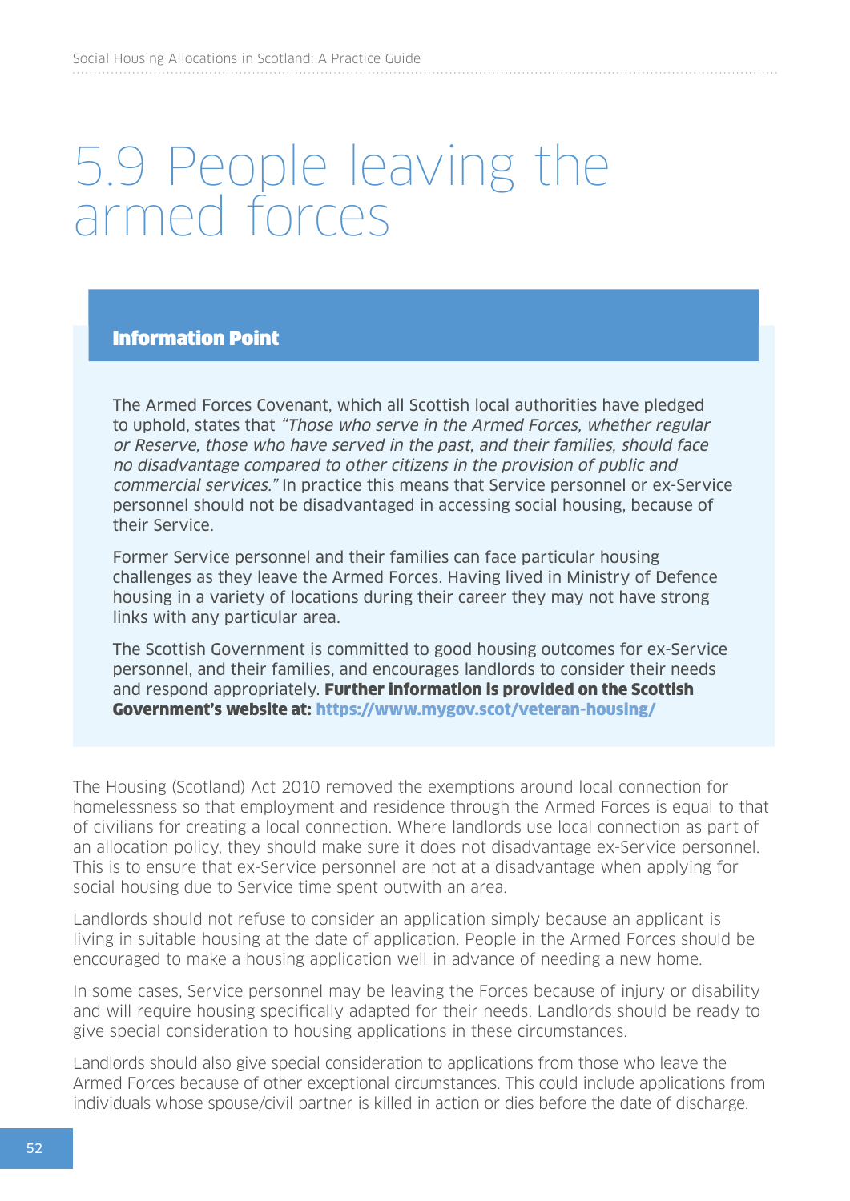# 5.9 People leaving the armed forces

**Information Point**

The Armed Forces Covenant, which all Scottish local authorities have pledged to uphold, states that *"Those who serve in the Armed Forces, whether regular or Reserve, those who have served in the past, and their families, should face no disadvantage compared to other citizens in the provision of public and commercial services."* In practice this means that Service personnel or ex-Service personnel should not be disadvantaged in accessing social housing, because of their Service.

Former Service personnel and their families can face particular housing challenges as they leave the Armed Forces. Having lived in Ministry of Defence housing in a variety of locations during their career they may not have strong links with any particular area.

The Scottish Government is committed to good housing outcomes for ex-Service personnel, and their families, and encourages landlords to consider their needs and respond appropriately. **Further information is provided on the Scottish Government's website at: https://www.mygov.scot/veteran-housing/**

The Housing (Scotland) Act 2010 removed the exemptions around local connection for homelessness so that employment and residence through the Armed Forces is equal to that of civilians for creating a local connection. Where landlords use local connection as part of an allocation policy, they should make sure it does not disadvantage ex-Service personnel. This is to ensure that ex-Service personnel are not at a disadvantage when applying for social housing due to Service time spent outwith an area.

Landlords should not refuse to consider an application simply because an applicant is living in suitable housing at the date of application. People in the Armed Forces should be encouraged to make a housing application well in advance of needing a new home.

In some cases, Service personnel may be leaving the Forces because of injury or disability and will require housing specifically adapted for their needs. Landlords should be ready to give special consideration to housing applications in these circumstances.

Landlords should also give special consideration to applications from those who leave the Armed Forces because of other exceptional circumstances. This could include applications from individuals whose spouse/civil partner is killed in action or dies before the date of discharge.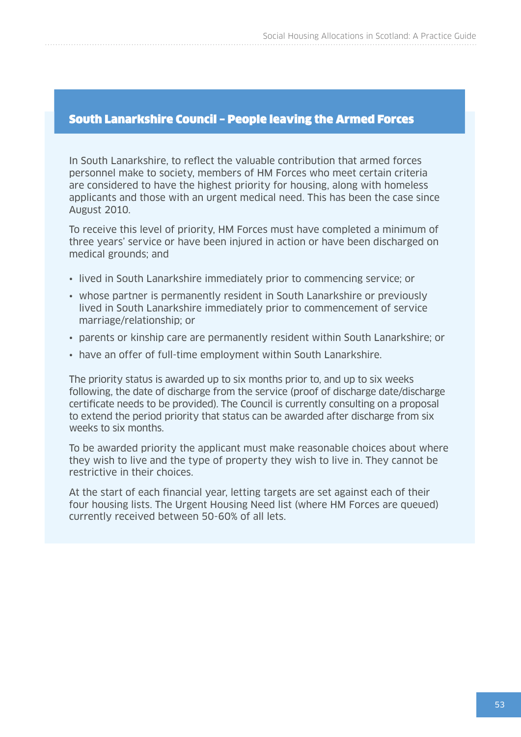### South Lanarkshire Council – People leaving the Armed Forces

In South Lanarkshire, to reflect the valuable contribution that armed forces personnel make to society, members of HM Forces who meet certain criteria are considered to have the highest priority for housing, along with homeless applicants and those with an urgent medical need. This has been the case since August 2010.

To receive this level of priority, HM Forces must have completed a minimum of three years' service or have been injured in action or have been discharged on medical grounds; and

- lived in South Lanarkshire immediately prior to commencing service; or
- whose partner is permanently resident in South Lanarkshire or previously lived in South Lanarkshire immediately prior to commencement of service marriage/relationship; or
- parents or kinship care are permanently resident within South Lanarkshire; or
- have an offer of full-time employment within South Lanarkshire.

The priority status is awarded up to six months prior to, and up to six weeks following, the date of discharge from the service (proof of discharge date/discharge certificate needs to be provided). The Council is currently consulting on a proposal to extend the period priority that status can be awarded after discharge from six weeks to six months.

To be awarded priority the applicant must make reasonable choices about where they wish to live and the type of property they wish to live in. They cannot be restrictive in their choices.

At the start of each financial year, letting targets are set against each of their four housing lists. The Urgent Housing Need list (where HM Forces are queued) currently received between 50-60% of all lets.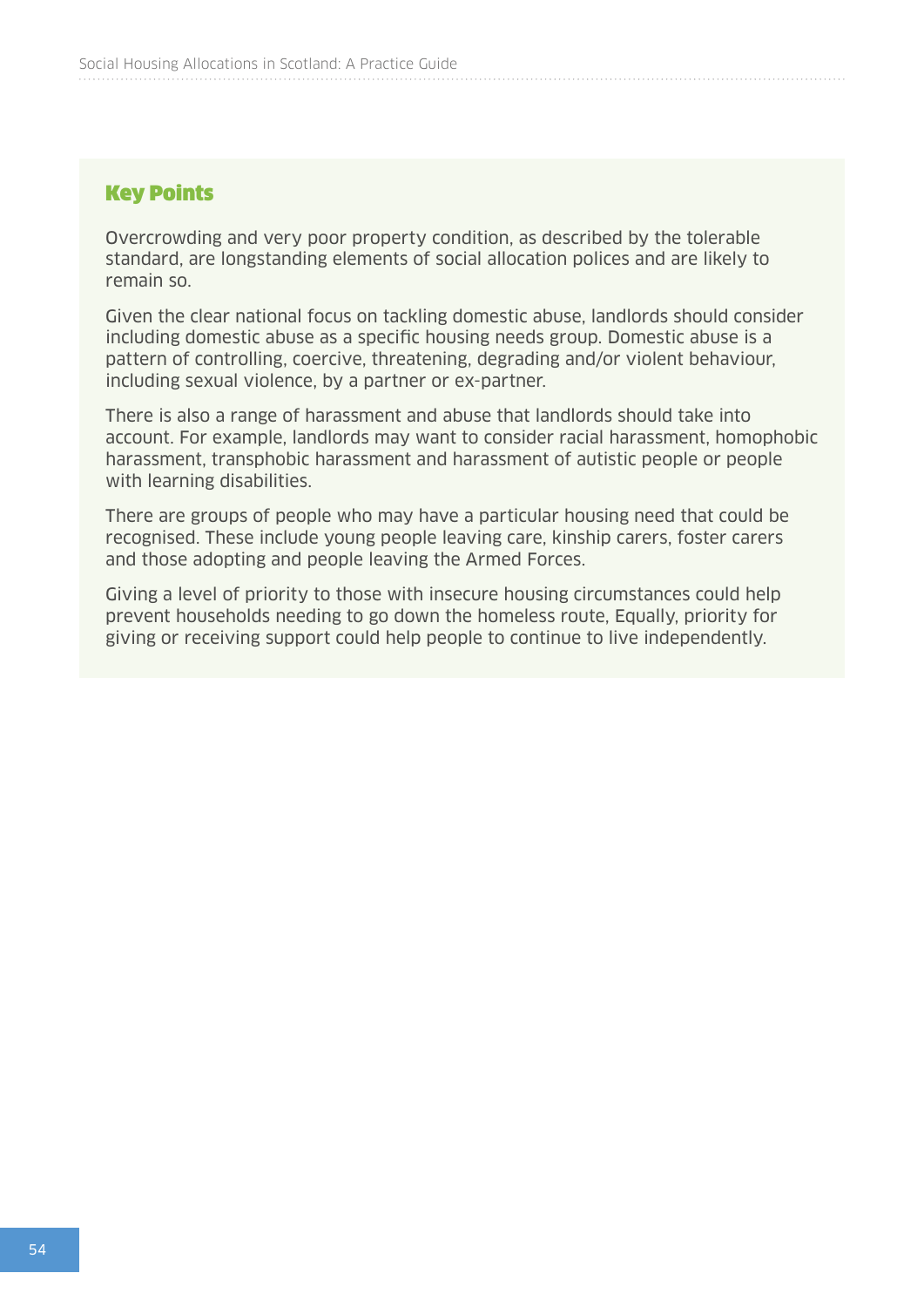## Key Points

Overcrowding and very poor property condition, as described by the tolerable standard, are longstanding elements of social allocation polices and are likely to remain so.

Given the clear national focus on tackling domestic abuse, landlords should consider including domestic abuse as a specific housing needs group. Domestic abuse is a pattern of controlling, coercive, threatening, degrading and/or violent behaviour, including sexual violence, by a partner or ex-partner.

There is also a range of harassment and abuse that landlords should take into account. For example, landlords may want to consider racial harassment, homophobic harassment, transphobic harassment and harassment of autistic people or people with learning disabilities.

There are groups of people who may have a particular housing need that could be recognised. These include young people leaving care, kinship carers, foster carers and those adopting and people leaving the Armed Forces.

Giving a level of priority to those with insecure housing circumstances could help prevent households needing to go down the homeless route, Equally, priority for giving or receiving support could help people to continue to live independently.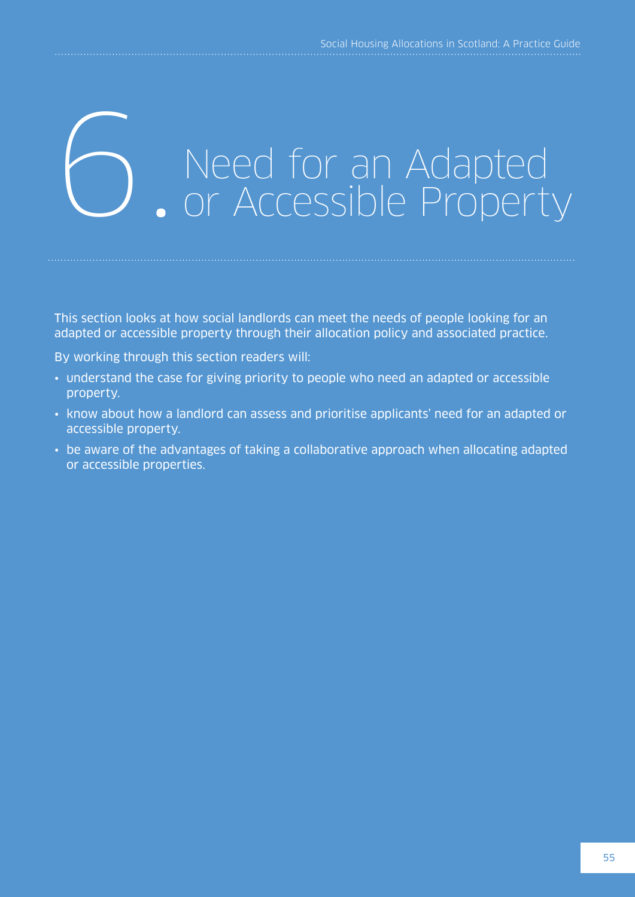# 6. Need for an Adapted or Accessible Property

This section looks at how social landlords can meet the needs of people looking for an adapted or accessible property through their allocation policy and associated practice.

By working through this section readers will:

- understand the case for giving priority to people who need an adapted or accessible property.
- know about how a landlord can assess and prioritise applicants' need for an adapted or accessible property.
- be aware of the advantages of taking a collaborative approach when allocating adapted or accessible properties.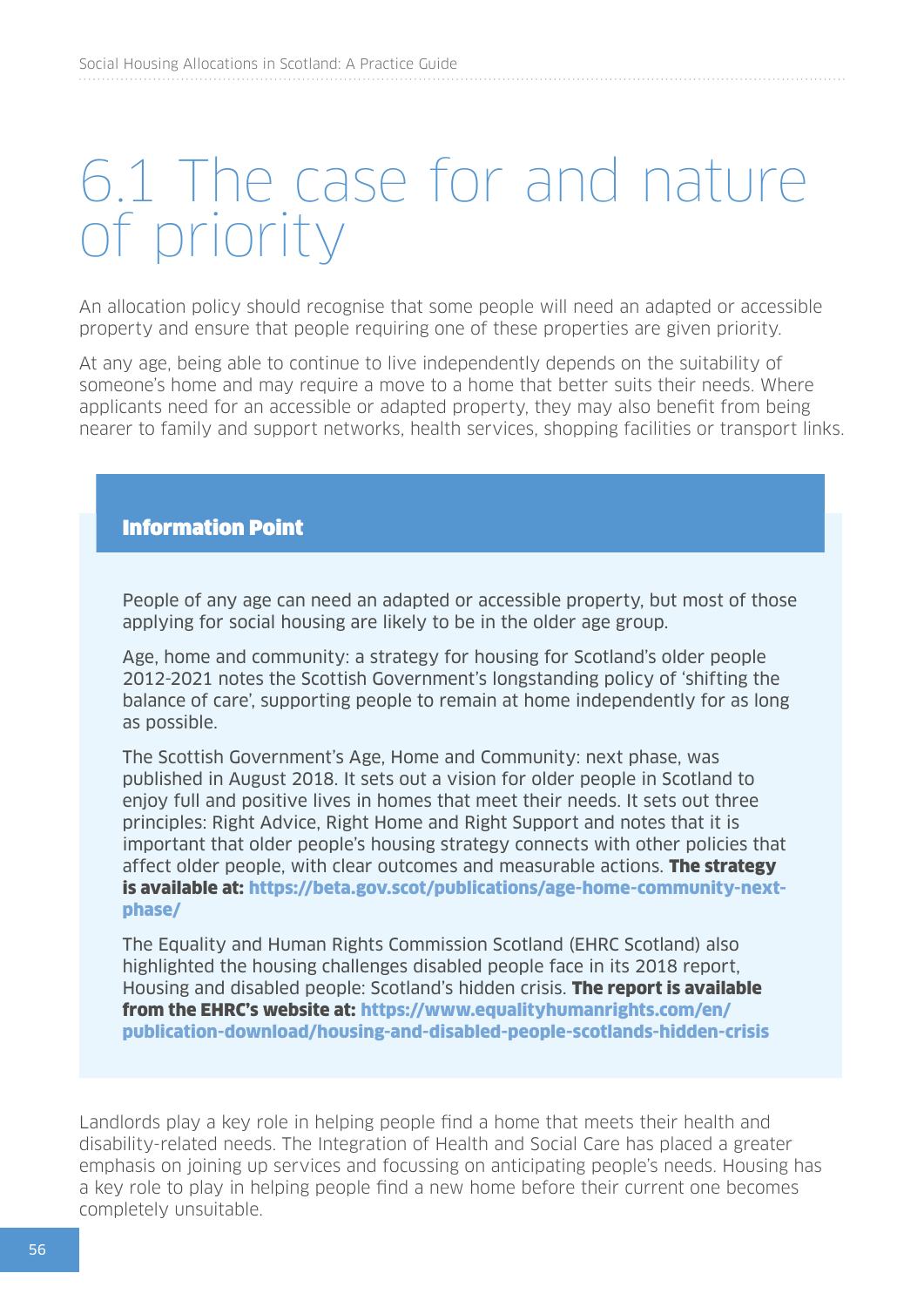# 6.1 The case for and nature of priority

An allocation policy should recognise that some people will need an adapted or accessible property and ensure that people requiring one of these properties are given priority.

At any age, being able to continue to live independently depends on the suitability of someone's home and may require a move to a home that better suits their needs. Where applicants need for an accessible or adapted property, they may also benefit from being nearer to family and support networks, health services, shopping facilities or transport links.

> **Information Point**
>
> People of any age can need an adapted or accessible property, but most of those applying for social housing are likely to be in the older age group.
>
> Age, home and community: a strategy for housing for Scotland's older people 2012-2021 notes the Scottish Government's longstanding policy of 'shifting the balance of care', supporting people to remain at home independently for as long as possible.
>
> The Scottish Government's Age, Home and Community: next phase, was published in August 2018. It sets out a vision for older people in Scotland to enjoy full and positive lives in homes that meet their needs. It sets out three principles: Right Advice, Right Home and Right Support and notes that it is important that older people's housing strategy connects with other policies that affect older people, with clear outcomes and measurable actions. **The strategy is available at: https://beta.gov.scot/publications/age-home-community-next-phase/**
>
> The Equality and Human Rights Commission Scotland (EHRC Scotland) also highlighted the housing challenges disabled people face in its 2018 report, Housing and disabled people: Scotland's hidden crisis. **The report is available from the EHRC's website at: https://www.equalityhumanrights.com/en/publication-download/housing-and-disabled-people-scotlands-hidden-crisis**

Landlords play a key role in helping people find a home that meets their health and disability-related needs. The Integration of Health and Social Care has placed a greater emphasis on joining up services and focussing on anticipating people's needs. Housing has a key role to play in helping people find a new home before their current one becomes completely unsuitable.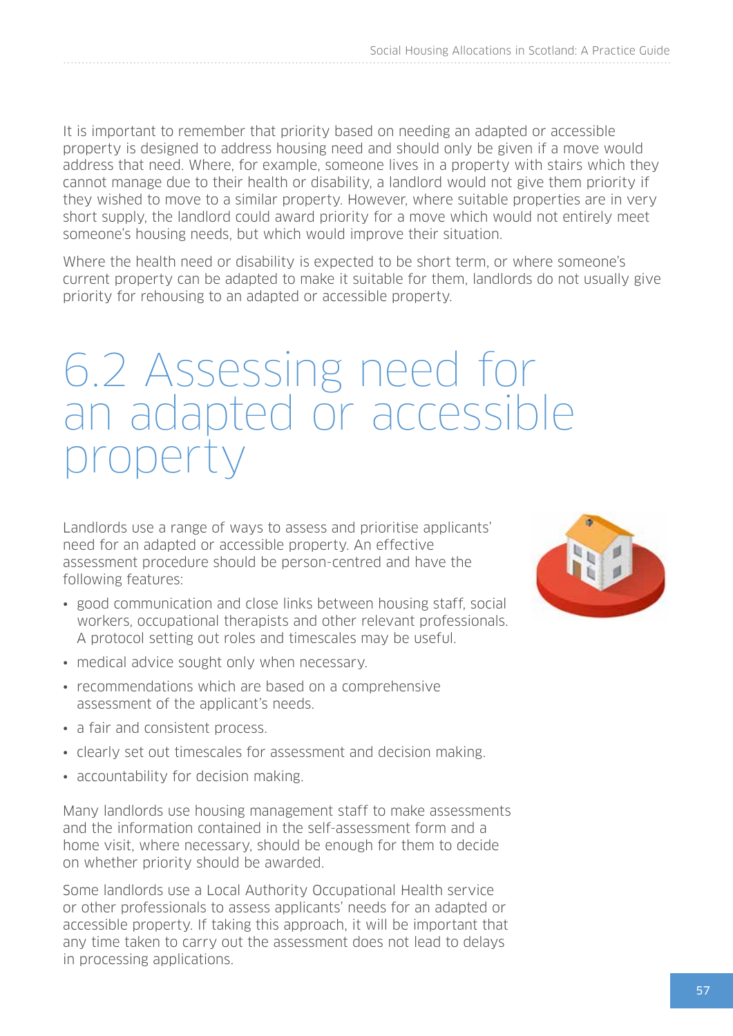It is important to remember that priority based on needing an adapted or accessible property is designed to address housing need and should only be given if a move would address that need. Where, for example, someone lives in a property with stairs which they cannot manage due to their health or disability, a landlord would not give them priority if they wished to move to a similar property. However, where suitable properties are in very short supply, the landlord could award priority for a move which would not entirely meet someone's housing needs, but which would improve their situation.

Where the health need or disability is expected to be short term, or where someone's current property can be adapted to make it suitable for them, landlords do not usually give priority for rehousing to an adapted or accessible property.

# 6.2 Assessing need for an adapted or accessible property

Landlords use a range of ways to assess and prioritise applicants' need for an adapted or accessible property. An effective assessment procedure should be person-centred and have the following features:

- good communication and close links between housing staff, social workers, occupational therapists and other relevant professionals. A protocol setting out roles and timescales may be useful.
- medical advice sought only when necessary.
- recommendations which are based on a comprehensive assessment of the applicant's needs.
- a fair and consistent process.
- clearly set out timescales for assessment and decision making.
- accountability for decision making.

Many landlords use housing management staff to make assessments and the information contained in the self-assessment form and a home visit, where necessary, should be enough for them to decide on whether priority should be awarded.

Some landlords use a Local Authority Occupational Health service or other professionals to assess applicants' needs for an adapted or accessible property. If taking this approach, it will be important that any time taken to carry out the assessment does not lead to delays in processing applications.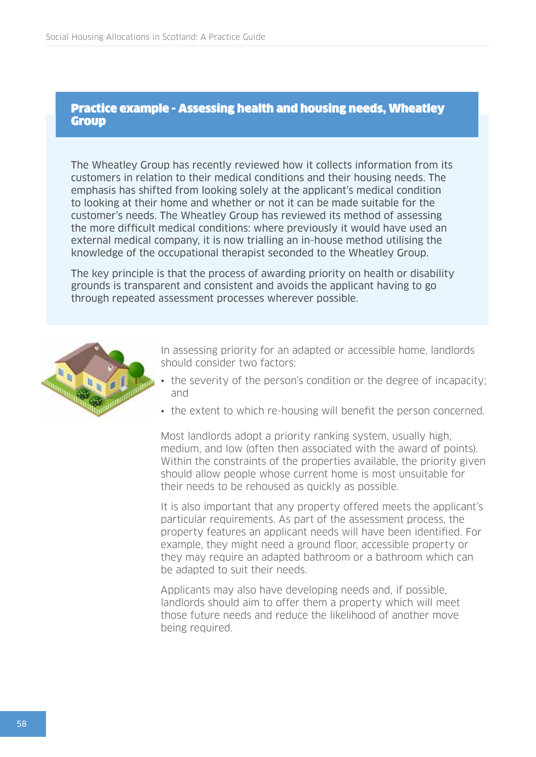## Practice example - Assessing health and housing needs, Wheatley Group

The Wheatley Group has recently reviewed how it collects information from its customers in relation to their medical conditions and their housing needs. The emphasis has shifted from looking solely at the applicant's medical condition to looking at their home and whether or not it can be made suitable for the customer's needs. The Wheatley Group has reviewed its method of assessing the more difficult medical conditions: where previously it would have used an external medical company, it is now trialling an in-house method utilising the knowledge of the occupational therapist seconded to the Wheatley Group.

The key principle is that the process of awarding priority on health or disability grounds is transparent and consistent and avoids the applicant having to go through repeated assessment processes wherever possible.

In assessing priority for an adapted or accessible home, landlords should consider two factors:

- the severity of the person's condition or the degree of incapacity; and
- the extent to which re-housing will benefit the person concerned.

Most landlords adopt a priority ranking system, usually high, medium, and low (often then associated with the award of points). Within the constraints of the properties available, the priority given should allow people whose current home is most unsuitable for their needs to be rehoused as quickly as possible.

It is also important that any property offered meets the applicant's particular requirements. As part of the assessment process, the property features an applicant needs will have been identified. For example, they might need a ground floor, accessible property or they may require an adapted bathroom or a bathroom which can be adapted to suit their needs.

Applicants may also have developing needs and, if possible, landlords should aim to offer them a property which will meet those future needs and reduce the likelihood of another move being required.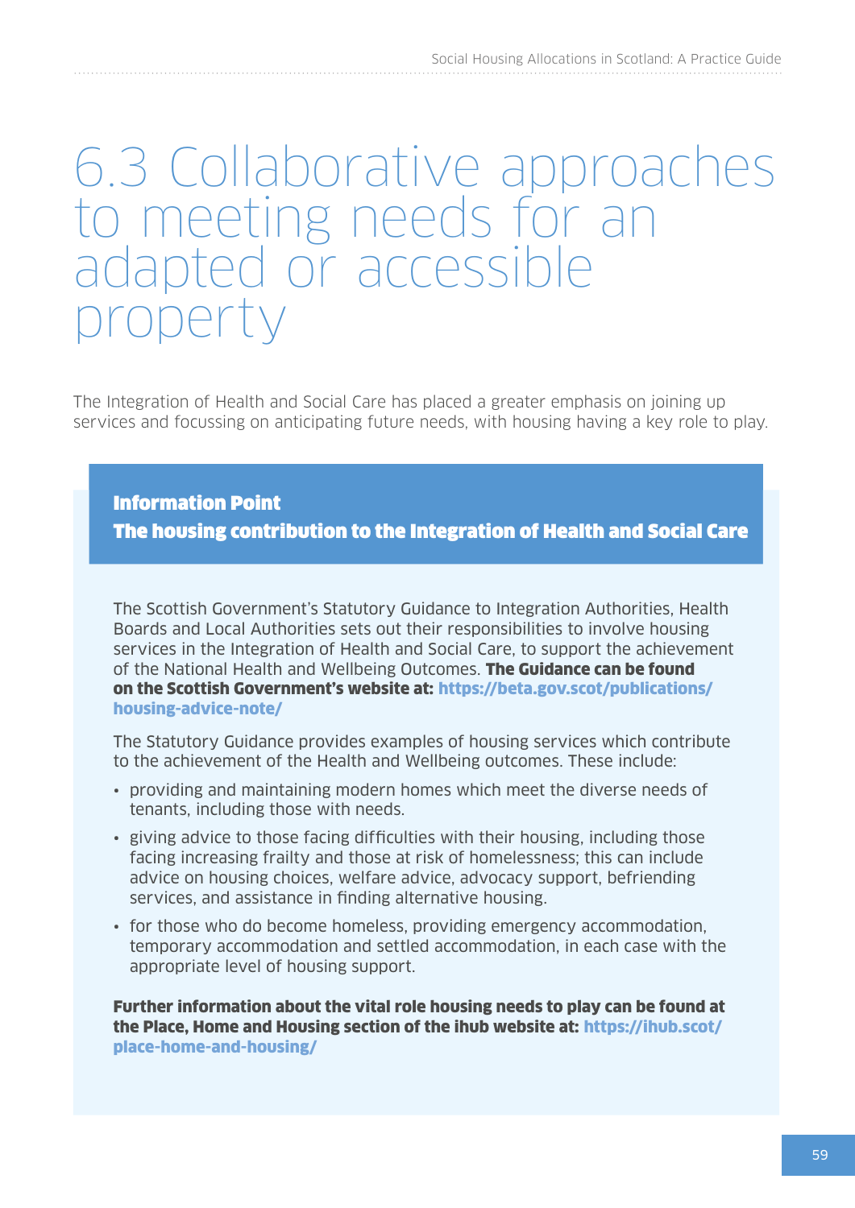# 6.3 Collaborative approaches to meeting needs for an adapted or accessible property

The Integration of Health and Social Care has placed a greater emphasis on joining up services and focussing on anticipating future needs, with housing having a key role to play.

> **Information Point**
>
> **The housing contribution to the Integration of Health and Social Care**
>
> The Scottish Government's Statutory Guidance to Integration Authorities, Health Boards and Local Authorities sets out their responsibilities to involve housing services in the Integration of Health and Social Care, to support the achievement of the National Health and Wellbeing Outcomes. **The Guidance can be found on the Scottish Government's website at: https://beta.gov.scot/publications/housing-advice-note/**
>
> The Statutory Guidance provides examples of housing services which contribute to the achievement of the Health and Wellbeing outcomes. These include:
>
> - providing and maintaining modern homes which meet the diverse needs of tenants, including those with needs.
> - giving advice to those facing difficulties with their housing, including those facing increasing frailty and those at risk of homelessness; this can include advice on housing choices, welfare advice, advocacy support, befriending services, and assistance in finding alternative housing.
> - for those who do become homeless, providing emergency accommodation, temporary accommodation and settled accommodation, in each case with the appropriate level of housing support.
>
> **Further information about the vital role housing needs to play can be found at the Place, Home and Housing section of the ihub website at: https://ihub.scot/place-home-and-housing/**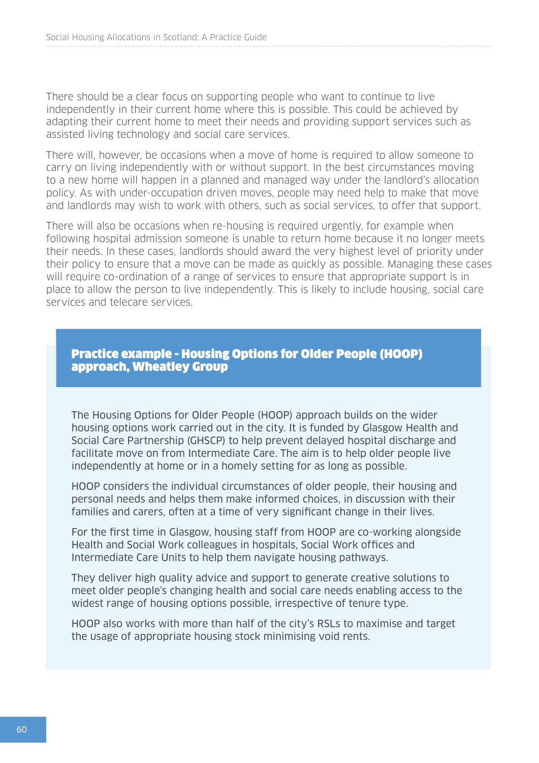There should be a clear focus on supporting people who want to continue to live independently in their current home where this is possible. This could be achieved by adapting their current home to meet their needs and providing support services such as assisted living technology and social care services.

There will, however, be occasions when a move of home is required to allow someone to carry on living independently with or without support. In the best circumstances moving to a new home will happen in a planned and managed way under the landlord's allocation policy. As with under-occupation driven moves, people may need help to make that move and landlords may wish to work with others, such as social services, to offer that support.

There will also be occasions when re-housing is required urgently, for example when following hospital admission someone is unable to return home because it no longer meets their needs. In these cases, landlords should award the very highest level of priority under their policy to ensure that a move can be made as quickly as possible. Managing these cases will require co-ordination of a range of services to ensure that appropriate support is in place to allow the person to live independently. This is likely to include housing, social care services and telecare services.

### Practice example - Housing Options for Older People (HOOP) approach, Wheatley Group

The Housing Options for Older People (HOOP) approach builds on the wider housing options work carried out in the city. It is funded by Glasgow Health and Social Care Partnership (GHSCP) to help prevent delayed hospital discharge and facilitate move on from Intermediate Care. The aim is to help older people live independently at home or in a homely setting for as long as possible.

HOOP considers the individual circumstances of older people, their housing and personal needs and helps them make informed choices, in discussion with their families and carers, often at a time of very significant change in their lives.

For the first time in Glasgow, housing staff from HOOP are co-working alongside Health and Social Work colleagues in hospitals, Social Work offices and Intermediate Care Units to help them navigate housing pathways.

They deliver high quality advice and support to generate creative solutions to meet older people's changing health and social care needs enabling access to the widest range of housing options possible, irrespective of tenure type.

HOOP also works with more than half of the city's RSLs to maximise and target the usage of appropriate housing stock minimising void rents.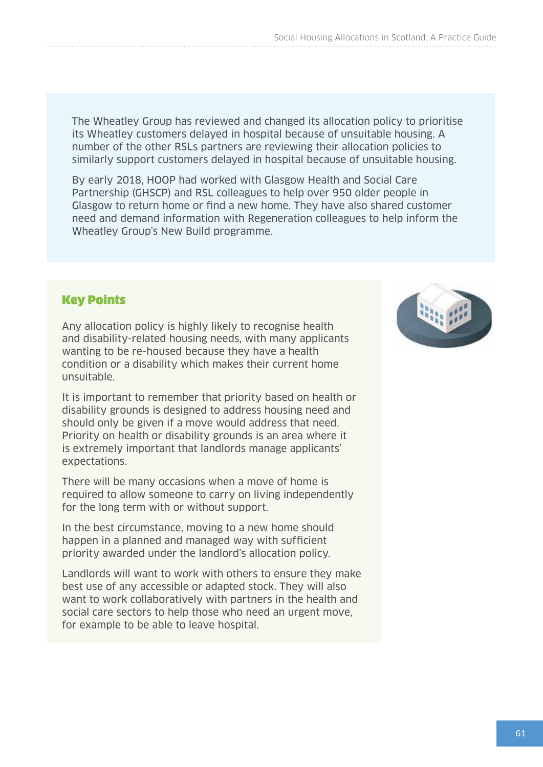The Wheatley Group has reviewed and changed its allocation policy to prioritise its Wheatley customers delayed in hospital because of unsuitable housing. A number of the other RSLs partners are reviewing their allocation policies to similarly support customers delayed in hospital because of unsuitable housing.

By early 2018, HOOP had worked with Glasgow Health and Social Care Partnership (GHSCP) and RSL colleagues to help over 950 older people in Glasgow to return home or find a new home. They have also shared customer need and demand information with Regeneration colleagues to help inform the Wheatley Group's New Build programme.

## Key Points

Any allocation policy is highly likely to recognise health and disability-related housing needs, with many applicants wanting to be re-housed because they have a health condition or a disability which makes their current home unsuitable.

It is important to remember that priority based on health or disability grounds is designed to address housing need and should only be given if a move would address that need. Priority on health or disability grounds is an area where it is extremely important that landlords manage applicants' expectations.

There will be many occasions when a move of home is required to allow someone to carry on living independently for the long term with or without support.

In the best circumstance, moving to a new home should happen in a planned and managed way with sufficient priority awarded under the landlord's allocation policy.

Landlords will want to work with others to ensure they make best use of any accessible or adapted stock. They will also want to work collaboratively with partners in the health and social care sectors to help those who need an urgent move, for example to be able to leave hospital.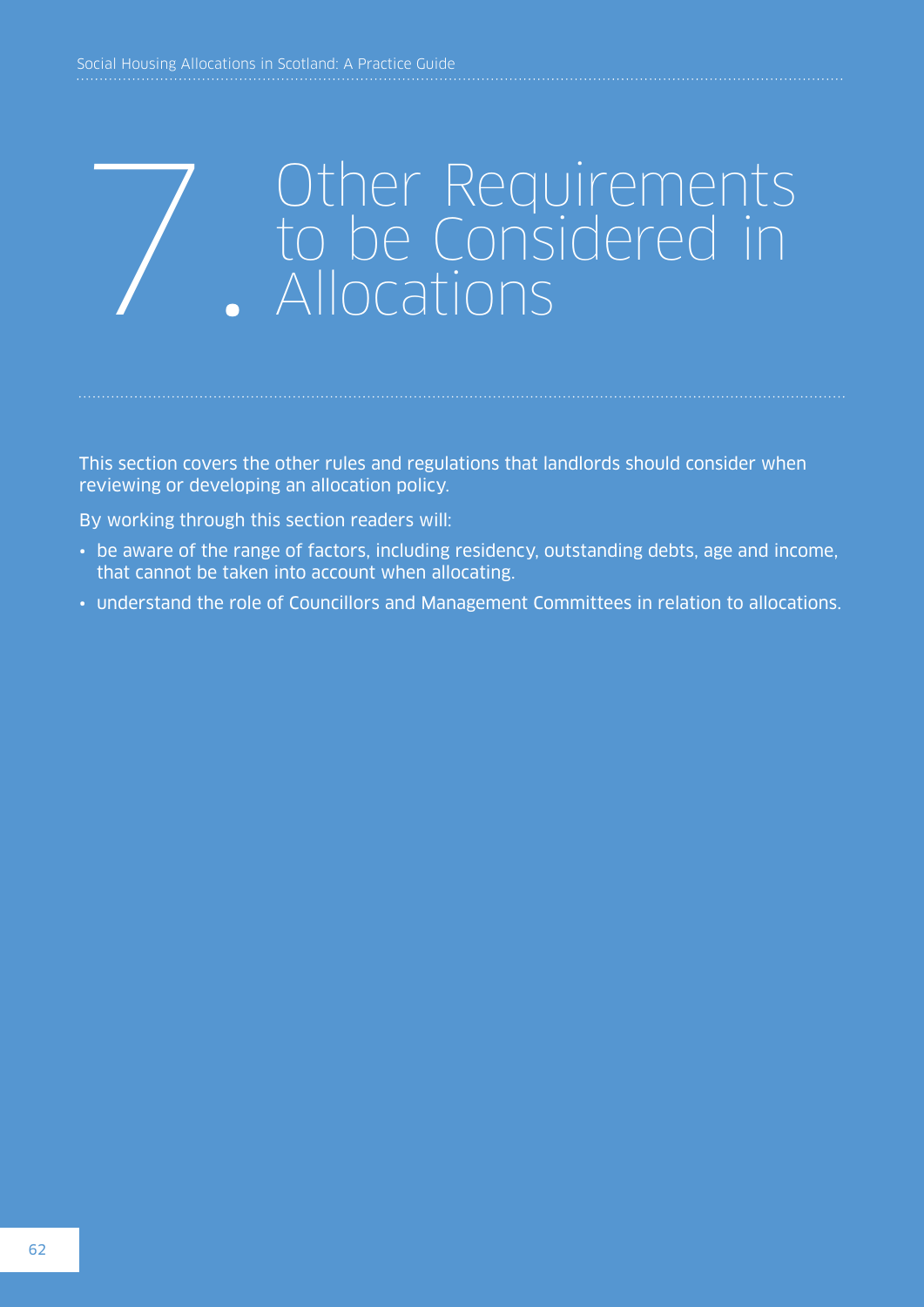# 7. Other Requirements to be Considered in Allocations

This section covers the other rules and regulations that landlords should consider when reviewing or developing an allocation policy.

By working through this section readers will:

- be aware of the range of factors, including residency, outstanding debts, age and income, that cannot be taken into account when allocating.
- understand the role of Councillors and Management Committees in relation to allocations.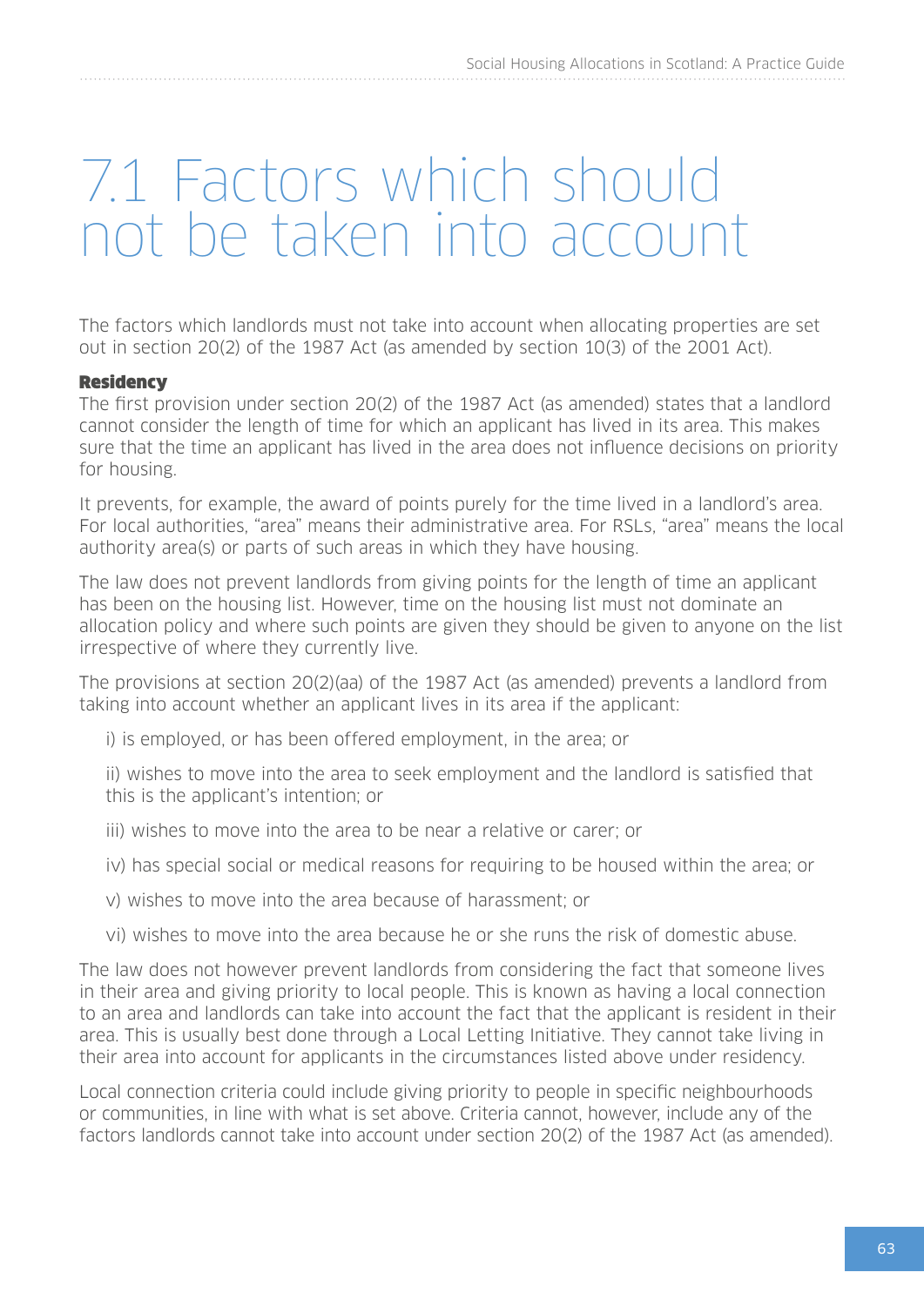# 7.1 Factors which should not be taken into account

The factors which landlords must not take into account when allocating properties are set out in section 20(2) of the 1987 Act (as amended by section 10(3) of the 2001 Act).

**Residency**

The first provision under section 20(2) of the 1987 Act (as amended) states that a landlord cannot consider the length of time for which an applicant has lived in its area. This makes sure that the time an applicant has lived in the area does not influence decisions on priority for housing.

It prevents, for example, the award of points purely for the time lived in a landlord's area. For local authorities, "area" means their administrative area. For RSLs, "area" means the local authority area(s) or parts of such areas in which they have housing.

The law does not prevent landlords from giving points for the length of time an applicant has been on the housing list. However, time on the housing list must not dominate an allocation policy and where such points are given they should be given to anyone on the list irrespective of where they currently live.

The provisions at section 20(2)(aa) of the 1987 Act (as amended) prevents a landlord from taking into account whether an applicant lives in its area if the applicant:

i) is employed, or has been offered employment, in the area; or

ii) wishes to move into the area to seek employment and the landlord is satisfied that this is the applicant's intention; or

iii) wishes to move into the area to be near a relative or carer; or

iv) has special social or medical reasons for requiring to be housed within the area; or

v) wishes to move into the area because of harassment; or

vi) wishes to move into the area because he or she runs the risk of domestic abuse.

The law does not however prevent landlords from considering the fact that someone lives in their area and giving priority to local people. This is known as having a local connection to an area and landlords can take into account the fact that the applicant is resident in their area. This is usually best done through a Local Letting Initiative. They cannot take living in their area into account for applicants in the circumstances listed above under residency.

Local connection criteria could include giving priority to people in specific neighbourhoods or communities, in line with what is set above. Criteria cannot, however, include any of the factors landlords cannot take into account under section 20(2) of the 1987 Act (as amended).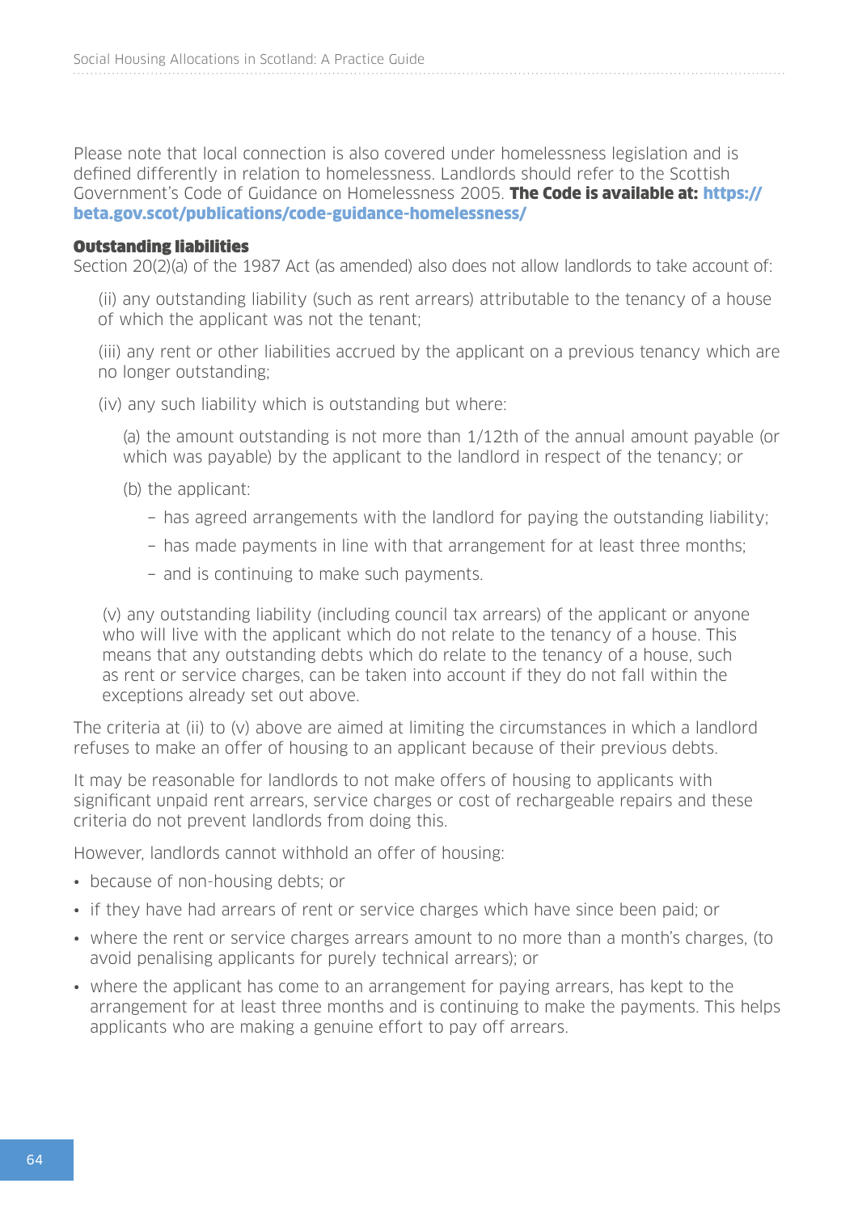Please note that local connection is also covered under homelessness legislation and is defined differently in relation to homelessness. Landlords should refer to the Scottish Government's Code of Guidance on Homelessness 2005. **The Code is available at: https://beta.gov.scot/publications/code-guidance-homelessness/**

### Outstanding liabilities

Section 20(2)(a) of the 1987 Act (as amended) also does not allow landlords to take account of:

(ii) any outstanding liability (such as rent arrears) attributable to the tenancy of a house of which the applicant was not the tenant;

(iii) any rent or other liabilities accrued by the applicant on a previous tenancy which are no longer outstanding;

(iv) any such liability which is outstanding but where:

(a) the amount outstanding is not more than 1/12th of the annual amount payable (or which was payable) by the applicant to the landlord in respect of the tenancy; or

(b) the applicant:

- has agreed arrangements with the landlord for paying the outstanding liability;
- has made payments in line with that arrangement for at least three months;
- and is continuing to make such payments.

(v) any outstanding liability (including council tax arrears) of the applicant or anyone who will live with the applicant which do not relate to the tenancy of a house. This means that any outstanding debts which do relate to the tenancy of a house, such as rent or service charges, can be taken into account if they do not fall within the exceptions already set out above.

The criteria at (ii) to (v) above are aimed at limiting the circumstances in which a landlord refuses to make an offer of housing to an applicant because of their previous debts.

It may be reasonable for landlords to not make offers of housing to applicants with significant unpaid rent arrears, service charges or cost of rechargeable repairs and these criteria do not prevent landlords from doing this.

However, landlords cannot withhold an offer of housing:

- because of non-housing debts; or
- if they have had arrears of rent or service charges which have since been paid; or
- where the rent or service charges arrears amount to no more than a month's charges, (to avoid penalising applicants for purely technical arrears); or
- where the applicant has come to an arrangement for paying arrears, has kept to the arrangement for at least three months and is continuing to make the payments. This helps applicants who are making a genuine effort to pay off arrears.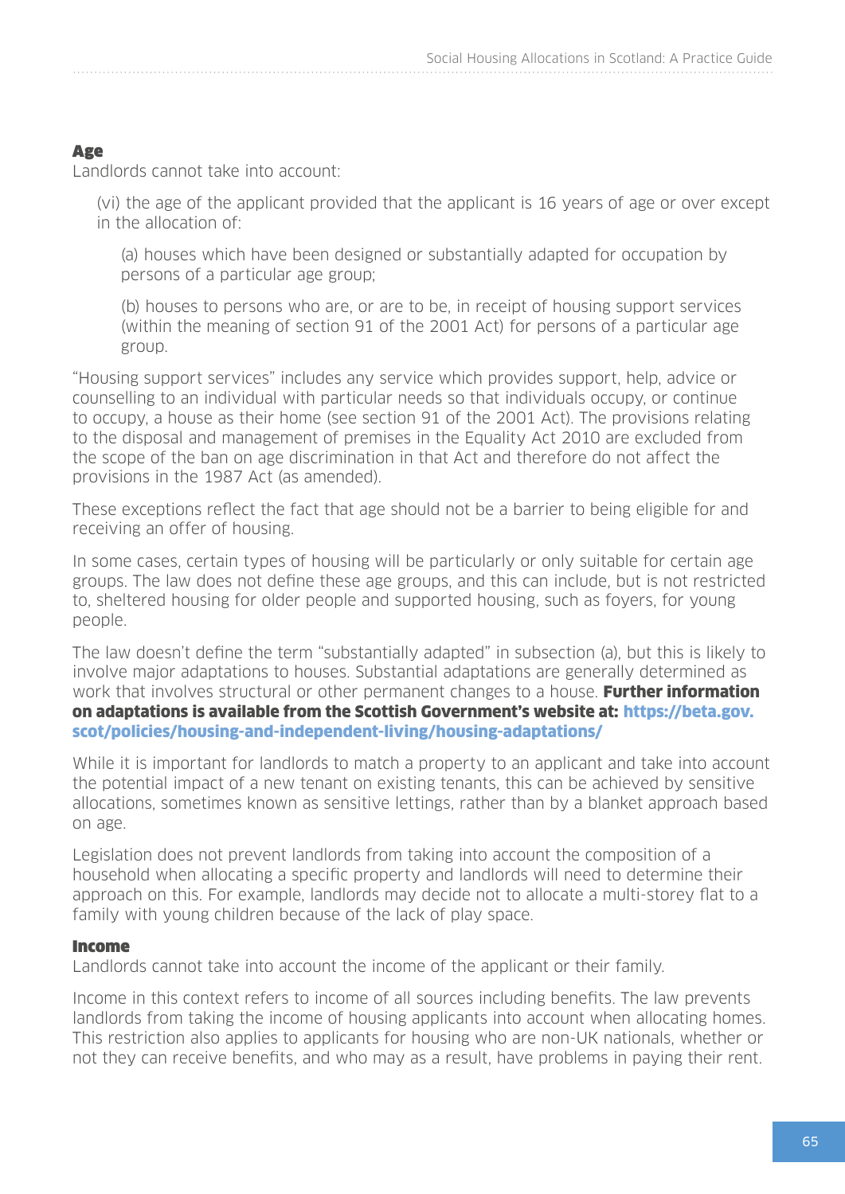### Age

Landlords cannot take into account:

(vi) the age of the applicant provided that the applicant is 16 years of age or over except in the allocation of:

(a) houses which have been designed or substantially adapted for occupation by persons of a particular age group;

(b) houses to persons who are, or are to be, in receipt of housing support services (within the meaning of section 91 of the 2001 Act) for persons of a particular age group.

"Housing support services" includes any service which provides support, help, advice or counselling to an individual with particular needs so that individuals occupy, or continue to occupy, a house as their home (see section 91 of the 2001 Act). The provisions relating to the disposal and management of premises in the Equality Act 2010 are excluded from the scope of the ban on age discrimination in that Act and therefore do not affect the provisions in the 1987 Act (as amended).

These exceptions reflect the fact that age should not be a barrier to being eligible for and receiving an offer of housing.

In some cases, certain types of housing will be particularly or only suitable for certain age groups. The law does not define these age groups, and this can include, but is not restricted to, sheltered housing for older people and supported housing, such as foyers, for young people.

The law doesn't define the term "substantially adapted" in subsection (a), but this is likely to involve major adaptations to houses. Substantial adaptations are generally determined as work that involves structural or other permanent changes to a house. **Further information on adaptations is available from the Scottish Government's website at: https://beta.gov.scot/policies/housing-and-independent-living/housing-adaptations/**

While it is important for landlords to match a property to an applicant and take into account the potential impact of a new tenant on existing tenants, this can be achieved by sensitive allocations, sometimes known as sensitive lettings, rather than by a blanket approach based on age.

Legislation does not prevent landlords from taking into account the composition of a household when allocating a specific property and landlords will need to determine their approach on this. For example, landlords may decide not to allocate a multi-storey flat to a family with young children because of the lack of play space.

### Income

Landlords cannot take into account the income of the applicant or their family.

Income in this context refers to income of all sources including benefits. The law prevents landlords from taking the income of housing applicants into account when allocating homes. This restriction also applies to applicants for housing who are non-UK nationals, whether or not they can receive benefits, and who may as a result, have problems in paying their rent.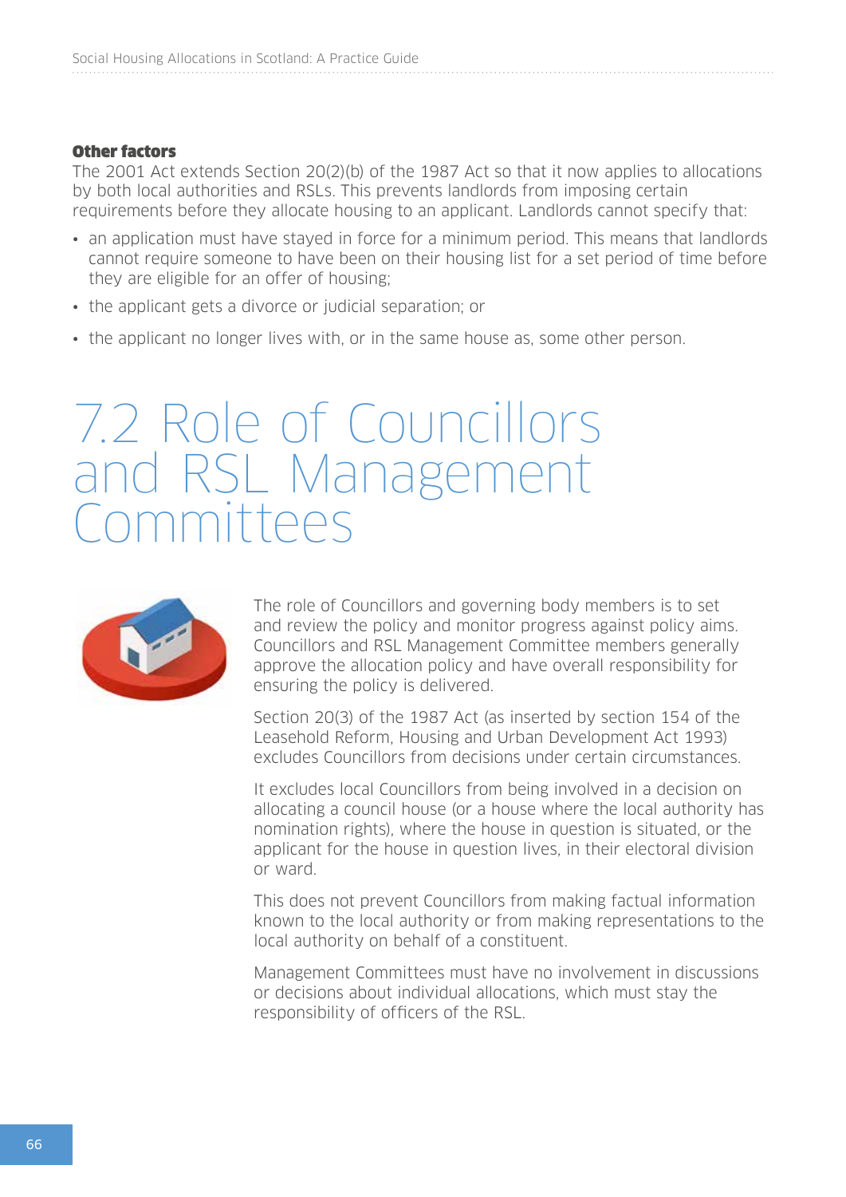### Other factors

The 2001 Act extends Section 20(2)(b) of the 1987 Act so that it now applies to allocations by both local authorities and RSLs. This prevents landlords from imposing certain requirements before they allocate housing to an applicant. Landlords cannot specify that:

- an application must have stayed in force for a minimum period. This means that landlords cannot require someone to have been on their housing list for a set period of time before they are eligible for an offer of housing;
- the applicant gets a divorce or judicial separation; or
- the applicant no longer lives with, or in the same house as, some other person.

# 7.2 Role of Councillors and RSL Management Committees

The role of Councillors and governing body members is to set and review the policy and monitor progress against policy aims. Councillors and RSL Management Committee members generally approve the allocation policy and have overall responsibility for ensuring the policy is delivered.

Section 20(3) of the 1987 Act (as inserted by section 154 of the Leasehold Reform, Housing and Urban Development Act 1993) excludes Councillors from decisions under certain circumstances.

It excludes local Councillors from being involved in a decision on allocating a council house (or a house where the local authority has nomination rights), where the house in question is situated, or the applicant for the house in question lives, in their electoral division or ward.

This does not prevent Councillors from making factual information known to the local authority or from making representations to the local authority on behalf of a constituent.

Management Committees must have no involvement in discussions or decisions about individual allocations, which must stay the responsibility of officers of the RSL.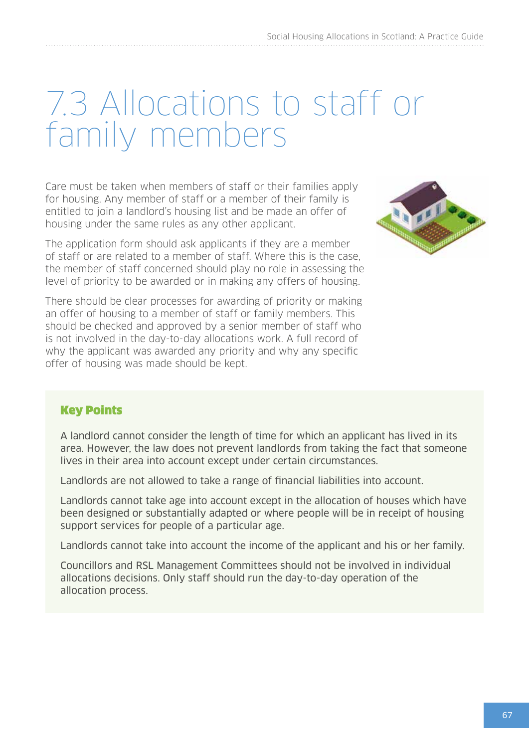# 7.3 Allocations to staff or family members

Care must be taken when members of staff or their families apply for housing. Any member of staff or a member of their family is entitled to join a landlord's housing list and be made an offer of housing under the same rules as any other applicant.

The application form should ask applicants if they are a member of staff or are related to a member of staff. Where this is the case, the member of staff concerned should play no role in assessing the level of priority to be awarded or in making any offers of housing.

There should be clear processes for awarding of priority or making an offer of housing to a member of staff or family members. This should be checked and approved by a senior member of staff who is not involved in the day-to-day allocations work. A full record of why the applicant was awarded any priority and why any specific offer of housing was made should be kept.

### Key Points

A landlord cannot consider the length of time for which an applicant has lived in its area. However, the law does not prevent landlords from taking the fact that someone lives in their area into account except under certain circumstances.

Landlords are not allowed to take a range of financial liabilities into account.

Landlords cannot take age into account except in the allocation of houses which have been designed or substantially adapted or where people will be in receipt of housing support services for people of a particular age.

Landlords cannot take into account the income of the applicant and his or her family.

Councillors and RSL Management Committees should not be involved in individual allocations decisions. Only staff should run the day-to-day operation of the allocation process.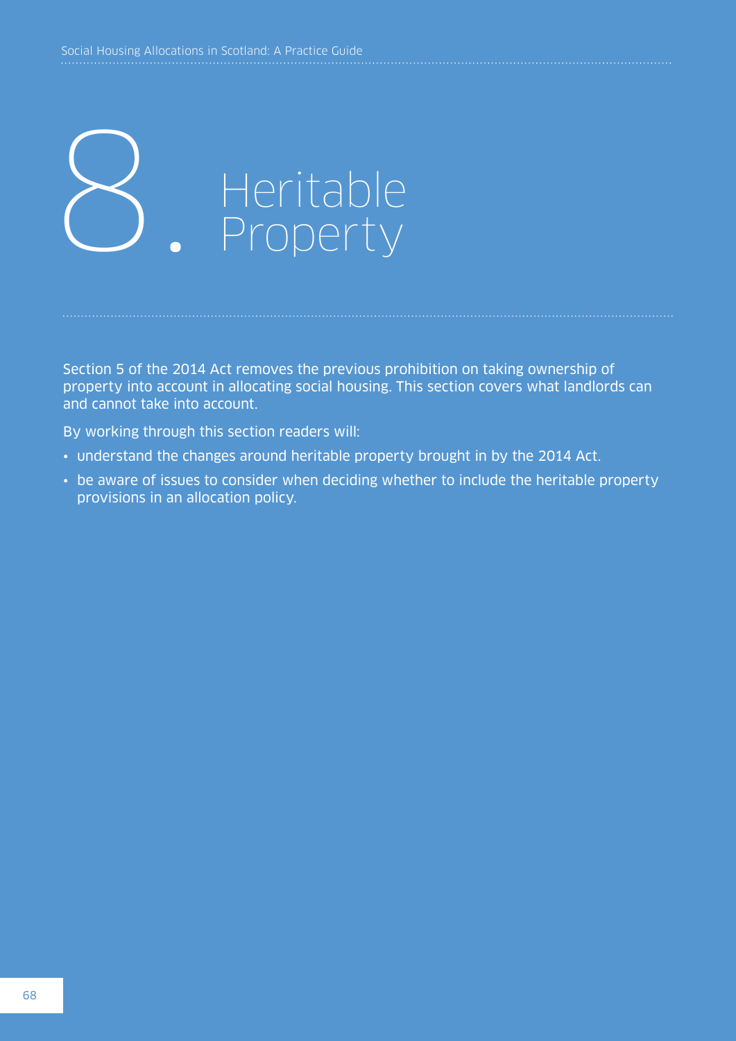# 8. Heritable Property

Section 5 of the 2014 Act removes the previous prohibition on taking ownership of property into account in allocating social housing. This section covers what landlords can and cannot take into account.

By working through this section readers will:

- understand the changes around heritable property brought in by the 2014 Act.
- be aware of issues to consider when deciding whether to include the heritable property provisions in an allocation policy.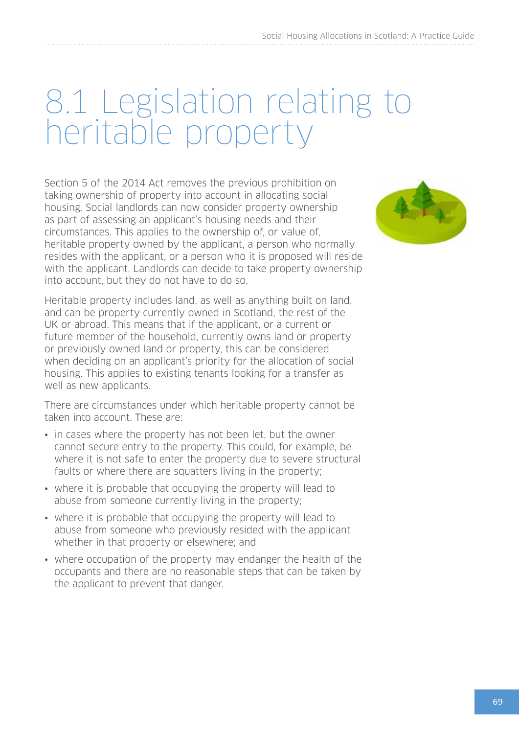# 8.1 Legislation relating to heritable property

Section 5 of the 2014 Act removes the previous prohibition on taking ownership of property into account in allocating social housing. Social landlords can now consider property ownership as part of assessing an applicant's housing needs and their circumstances. This applies to the ownership of, or value of, heritable property owned by the applicant, a person who normally resides with the applicant, or a person who it is proposed will reside with the applicant. Landlords can decide to take property ownership into account, but they do not have to do so.

Heritable property includes land, as well as anything built on land, and can be property currently owned in Scotland, the rest of the UK or abroad. This means that if the applicant, or a current or future member of the household, currently owns land or property or previously owned land or property, this can be considered when deciding on an applicant's priority for the allocation of social housing. This applies to existing tenants looking for a transfer as well as new applicants.

There are circumstances under which heritable property cannot be taken into account. These are:

- in cases where the property has not been let, but the owner cannot secure entry to the property. This could, for example, be where it is not safe to enter the property due to severe structural faults or where there are squatters living in the property;
- where it is probable that occupying the property will lead to abuse from someone currently living in the property;
- where it is probable that occupying the property will lead to abuse from someone who previously resided with the applicant whether in that property or elsewhere; and
- where occupation of the property may endanger the health of the occupants and there are no reasonable steps that can be taken by the applicant to prevent that danger.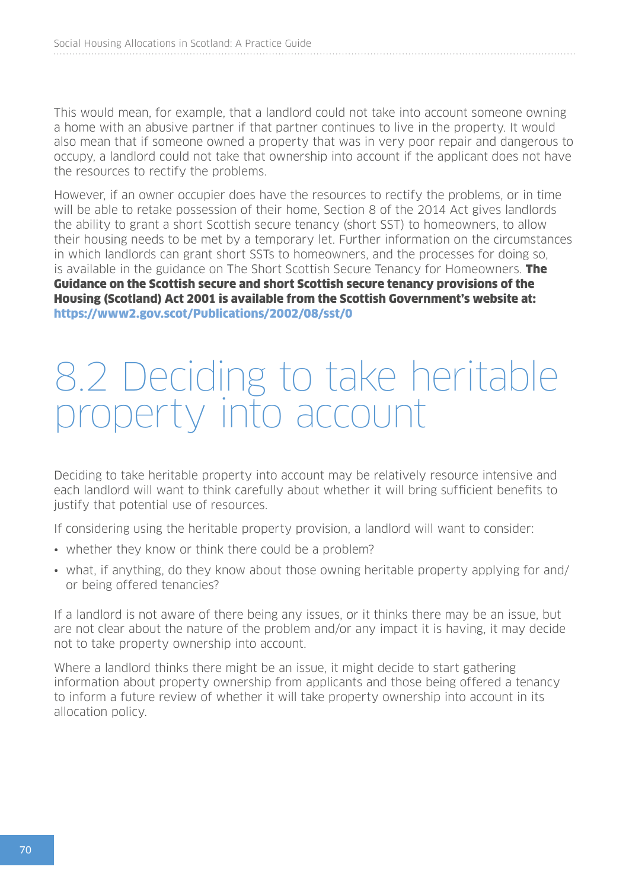This would mean, for example, that a landlord could not take into account someone owning a home with an abusive partner if that partner continues to live in the property. It would also mean that if someone owned a property that was in very poor repair and dangerous to occupy, a landlord could not take that ownership into account if the applicant does not have the resources to rectify the problems.

However, if an owner occupier does have the resources to rectify the problems, or in time will be able to retake possession of their home, Section 8 of the 2014 Act gives landlords the ability to grant a short Scottish secure tenancy (short SST) to homeowners, to allow their housing needs to be met by a temporary let. Further information on the circumstances in which landlords can grant short SSTs to homeowners, and the processes for doing so, is available in the guidance on The Short Scottish Secure Tenancy for Homeowners. **The Guidance on the Scottish secure and short Scottish secure tenancy provisions of the Housing (Scotland) Act 2001 is available from the Scottish Government's website at: https://www2.gov.scot/Publications/2002/08/sst/0**

# 8.2 Deciding to take heritable property into account

Deciding to take heritable property into account may be relatively resource intensive and each landlord will want to think carefully about whether it will bring sufficient benefits to justify that potential use of resources.

If considering using the heritable property provision, a landlord will want to consider:

- whether they know or think there could be a problem?
- what, if anything, do they know about those owning heritable property applying for and/or being offered tenancies?

If a landlord is not aware of there being any issues, or it thinks there may be an issue, but are not clear about the nature of the problem and/or any impact it is having, it may decide not to take property ownership into account.

Where a landlord thinks there might be an issue, it might decide to start gathering information about property ownership from applicants and those being offered a tenancy to inform a future review of whether it will take property ownership into account in its allocation policy.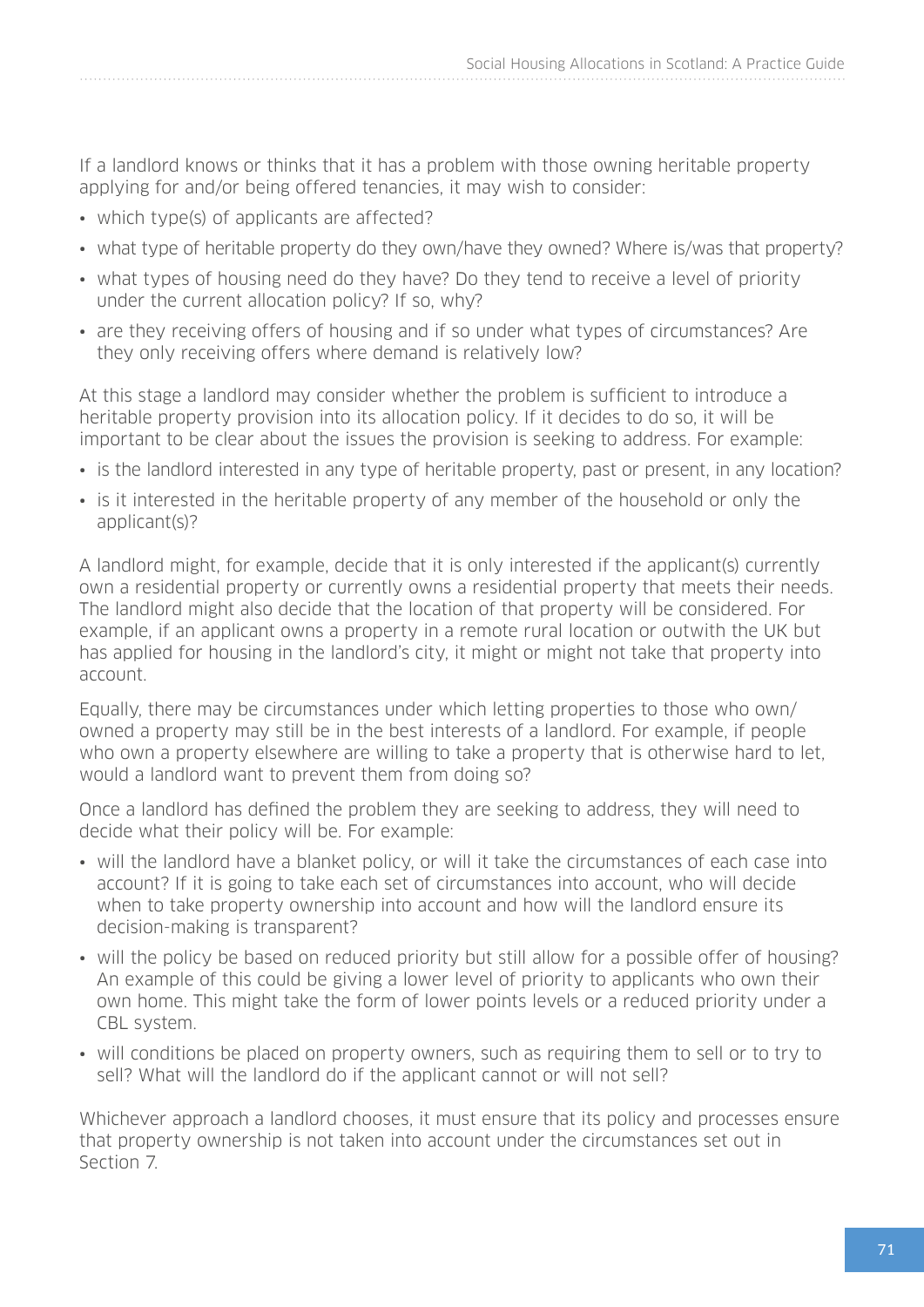If a landlord knows or thinks that it has a problem with those owning heritable property applying for and/or being offered tenancies, it may wish to consider:

- which type(s) of applicants are affected?
- what type of heritable property do they own/have they owned? Where is/was that property?
- what types of housing need do they have? Do they tend to receive a level of priority under the current allocation policy? If so, why?
- are they receiving offers of housing and if so under what types of circumstances? Are they only receiving offers where demand is relatively low?

At this stage a landlord may consider whether the problem is sufficient to introduce a heritable property provision into its allocation policy. If it decides to do so, it will be important to be clear about the issues the provision is seeking to address. For example:

- is the landlord interested in any type of heritable property, past or present, in any location?
- is it interested in the heritable property of any member of the household or only the applicant(s)?

A landlord might, for example, decide that it is only interested if the applicant(s) currently own a residential property or currently owns a residential property that meets their needs. The landlord might also decide that the location of that property will be considered. For example, if an applicant owns a property in a remote rural location or outwith the UK but has applied for housing in the landlord's city, it might or might not take that property into account.

Equally, there may be circumstances under which letting properties to those who own/owned a property may still be in the best interests of a landlord. For example, if people who own a property elsewhere are willing to take a property that is otherwise hard to let, would a landlord want to prevent them from doing so?

Once a landlord has defined the problem they are seeking to address, they will need to decide what their policy will be. For example:

- will the landlord have a blanket policy, or will it take the circumstances of each case into account? If it is going to take each set of circumstances into account, who will decide when to take property ownership into account and how will the landlord ensure its decision-making is transparent?
- will the policy be based on reduced priority but still allow for a possible offer of housing? An example of this could be giving a lower level of priority to applicants who own their own home. This might take the form of lower points levels or a reduced priority under a CBL system.
- will conditions be placed on property owners, such as requiring them to sell or to try to sell? What will the landlord do if the applicant cannot or will not sell?

Whichever approach a landlord chooses, it must ensure that its policy and processes ensure that property ownership is not taken into account under the circumstances set out in Section 7.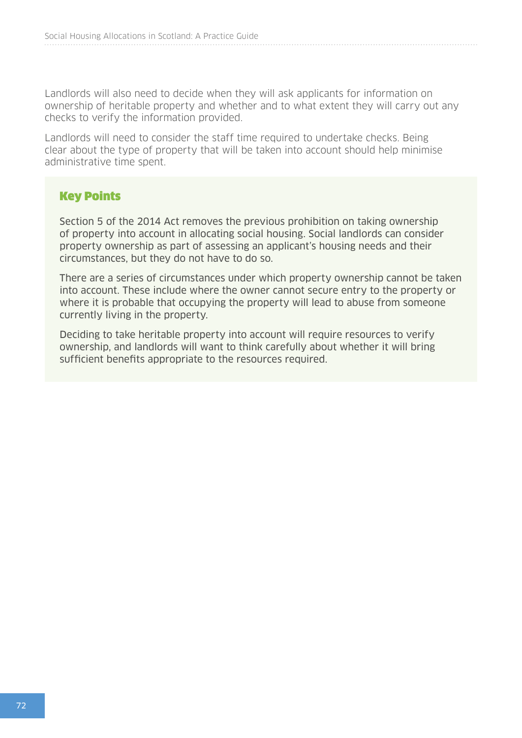Landlords will also need to decide when they will ask applicants for information on ownership of heritable property and whether and to what extent they will carry out any checks to verify the information provided.

Landlords will need to consider the staff time required to undertake checks. Being clear about the type of property that will be taken into account should help minimise administrative time spent.

### Key Points

Section 5 of the 2014 Act removes the previous prohibition on taking ownership of property into account in allocating social housing. Social landlords can consider property ownership as part of assessing an applicant's housing needs and their circumstances, but they do not have to do so.

There are a series of circumstances under which property ownership cannot be taken into account. These include where the owner cannot secure entry to the property or where it is probable that occupying the property will lead to abuse from someone currently living in the property.

Deciding to take heritable property into account will require resources to verify ownership, and landlords will want to think carefully about whether it will bring sufficient benefits appropriate to the resources required.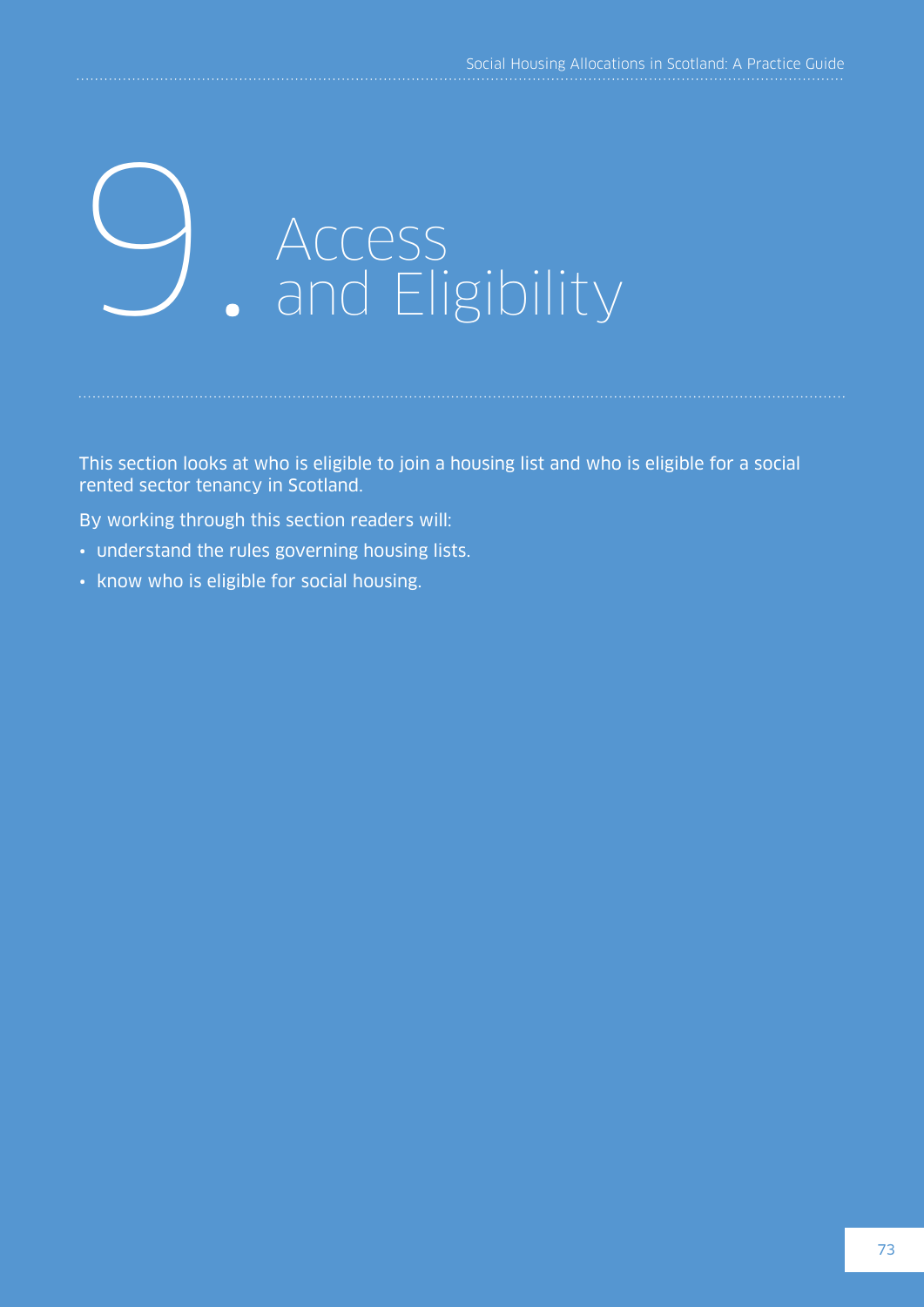# 9. Access and Eligibility

This section looks at who is eligible to join a housing list and who is eligible for a social rented sector tenancy in Scotland.

By working through this section readers will:

- understand the rules governing housing lists.
- know who is eligible for social housing.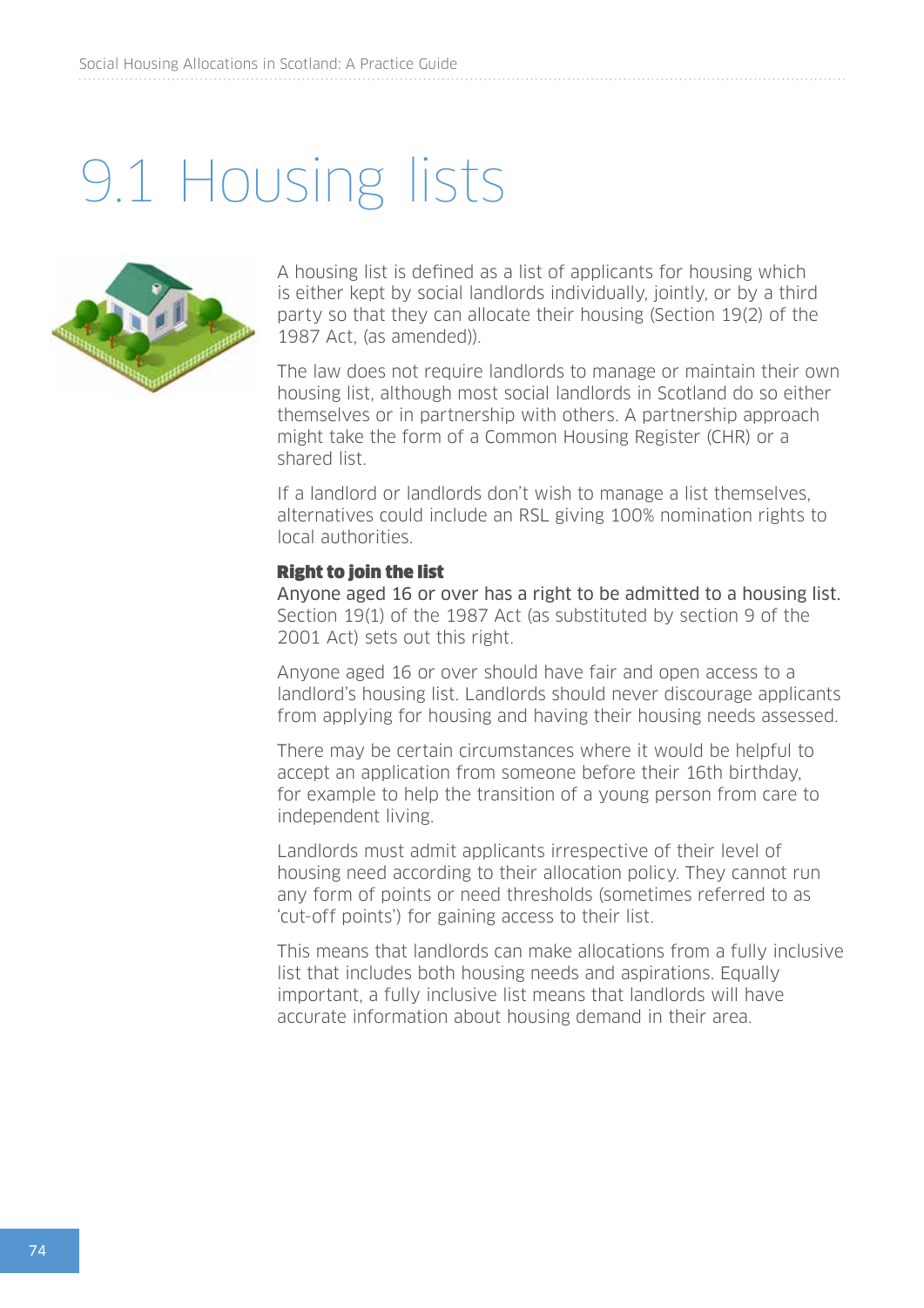# 9.1 Housing lists

A housing list is defined as a list of applicants for housing which is either kept by social landlords individually, jointly, or by a third party so that they can allocate their housing (Section 19(2) of the 1987 Act, (as amended)).

The law does not require landlords to manage or maintain their own housing list, although most social landlords in Scotland do so either themselves or in partnership with others. A partnership approach might take the form of a Common Housing Register (CHR) or a shared list.

If a landlord or landlords don't wish to manage a list themselves, alternatives could include an RSL giving 100% nomination rights to local authorities.

**Right to join the list**

Anyone aged 16 or over has a right to be admitted to a housing list. Section 19(1) of the 1987 Act (as substituted by section 9 of the 2001 Act) sets out this right.

Anyone aged 16 or over should have fair and open access to a landlord's housing list. Landlords should never discourage applicants from applying for housing and having their housing needs assessed.

There may be certain circumstances where it would be helpful to accept an application from someone before their 16th birthday, for example to help the transition of a young person from care to independent living.

Landlords must admit applicants irrespective of their level of housing need according to their allocation policy. They cannot run any form of points or need thresholds (sometimes referred to as 'cut-off points') for gaining access to their list.

This means that landlords can make allocations from a fully inclusive list that includes both housing needs and aspirations. Equally important, a fully inclusive list means that landlords will have accurate information about housing demand in their area.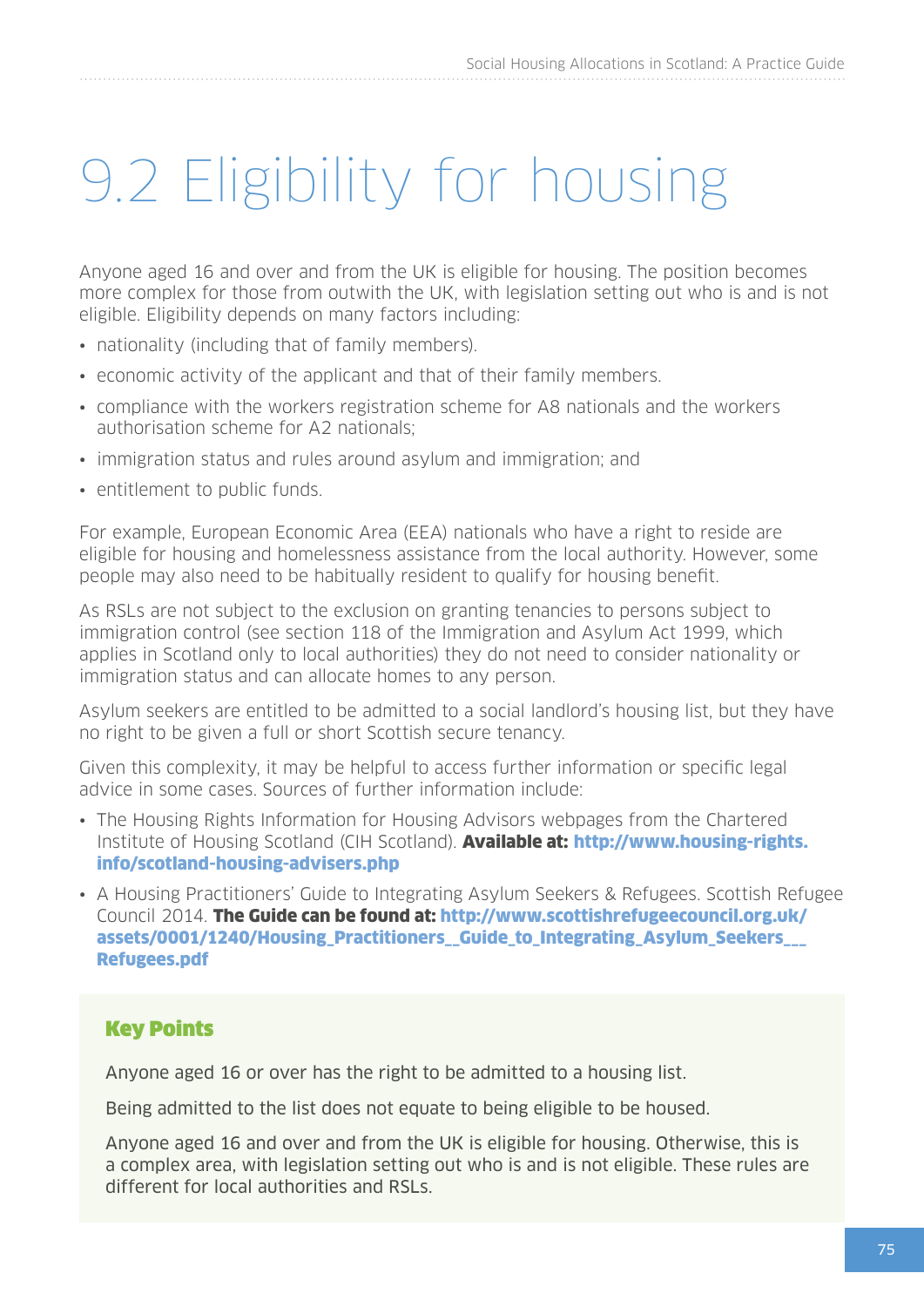# 9.2 Eligibility for housing

Anyone aged 16 and over and from the UK is eligible for housing. The position becomes more complex for those from outwith the UK, with legislation setting out who is and is not eligible. Eligibility depends on many factors including:

- nationality (including that of family members).
- economic activity of the applicant and that of their family members.
- compliance with the workers registration scheme for A8 nationals and the workers authorisation scheme for A2 nationals;
- immigration status and rules around asylum and immigration; and
- entitlement to public funds.

For example, European Economic Area (EEA) nationals who have a right to reside are eligible for housing and homelessness assistance from the local authority. However, some people may also need to be habitually resident to qualify for housing benefit.

As RSLs are not subject to the exclusion on granting tenancies to persons subject to immigration control (see section 118 of the Immigration and Asylum Act 1999, which applies in Scotland only to local authorities) they do not need to consider nationality or immigration status and can allocate homes to any person.

Asylum seekers are entitled to be admitted to a social landlord's housing list, but they have no right to be given a full or short Scottish secure tenancy.

Given this complexity, it may be helpful to access further information or specific legal advice in some cases. Sources of further information include:

- The Housing Rights Information for Housing Advisors webpages from the Chartered Institute of Housing Scotland (CIH Scotland). **Available at: http://www.housing-rights.info/scotland-housing-advisers.php**
- A Housing Practitioners' Guide to Integrating Asylum Seekers & Refugees. Scottish Refugee Council 2014. **The Guide can be found at: http://www.scottishrefugeecouncil.org.uk/assets/0001/1240/Housing_Practitioners__Guide_to_Integrating_Asylum_Seekers___Refugees.pdf**

### Key Points

Anyone aged 16 or over has the right to be admitted to a housing list.

Being admitted to the list does not equate to being eligible to be housed.

Anyone aged 16 and over and from the UK is eligible for housing. Otherwise, this is a complex area, with legislation setting out who is and is not eligible. These rules are different for local authorities and RSLs.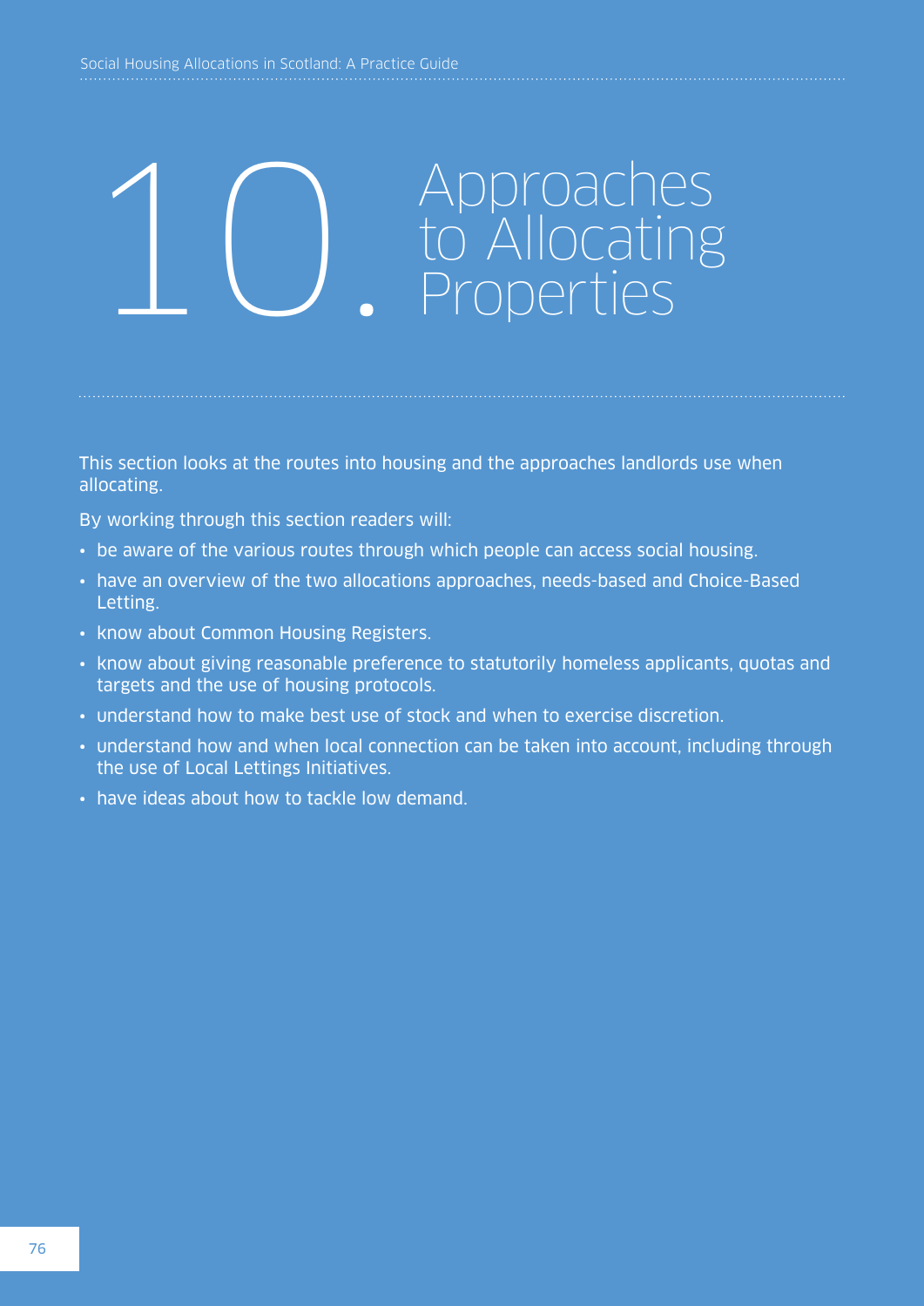# 10. Approaches to Allocating Properties

This section looks at the routes into housing and the approaches landlords use when allocating.

By working through this section readers will:

- be aware of the various routes through which people can access social housing.
- have an overview of the two allocations approaches, needs-based and Choice-Based Letting.
- know about Common Housing Registers.
- know about giving reasonable preference to statutorily homeless applicants, quotas and targets and the use of housing protocols.
- understand how to make best use of stock and when to exercise discretion.
- understand how and when local connection can be taken into account, including through the use of Local Lettings Initiatives.
- have ideas about how to tackle low demand.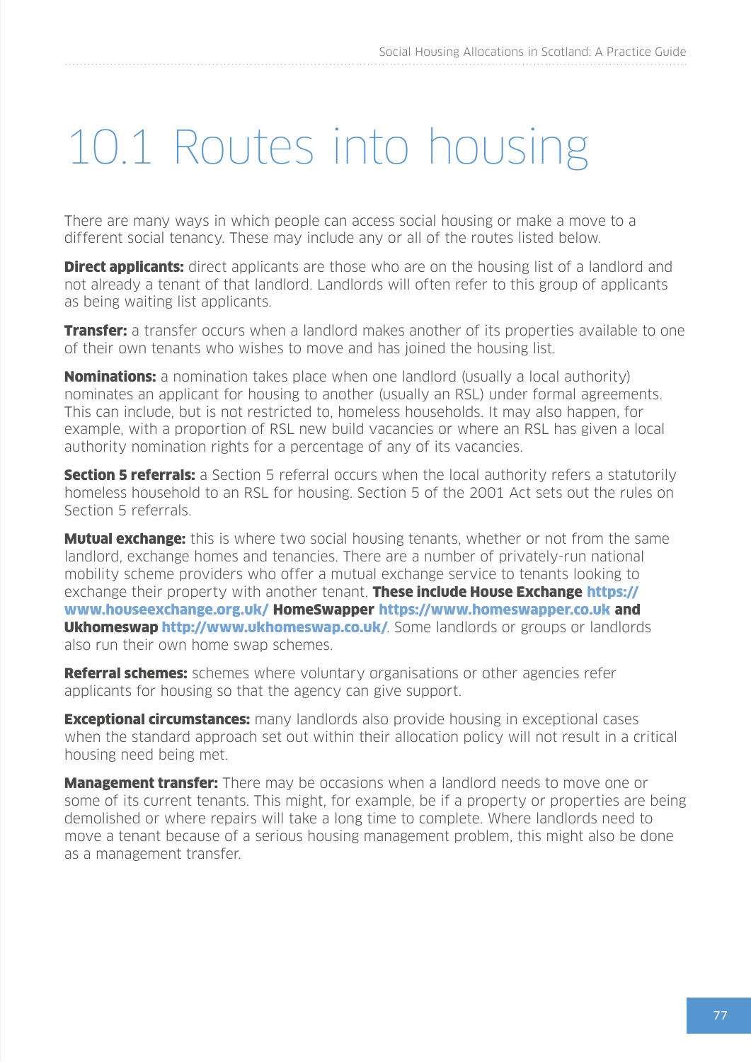# 10.1 Routes into housing

There are many ways in which people can access social housing or make a move to a different social tenancy. These may include any or all of the routes listed below.

**Direct applicants:** direct applicants are those who are on the housing list of a landlord and not already a tenant of that landlord. Landlords will often refer to this group of applicants as being waiting list applicants.

**Transfer:** a transfer occurs when a landlord makes another of its properties available to one of their own tenants who wishes to move and has joined the housing list.

**Nominations:** a nomination takes place when one landlord (usually a local authority) nominates an applicant for housing to another (usually an RSL) under formal agreements. This can include, but is not restricted to, homeless households. It may also happen, for example, with a proportion of RSL new build vacancies or where an RSL has given a local authority nomination rights for a percentage of any of its vacancies.

**Section 5 referrals:** a Section 5 referral occurs when the local authority refers a statutorily homeless household to an RSL for housing. Section 5 of the 2001 Act sets out the rules on Section 5 referrals.

**Mutual exchange:** this is where two social housing tenants, whether or not from the same landlord, exchange homes and tenancies. There are a number of privately-run national mobility scheme providers who offer a mutual exchange service to tenants looking to exchange their property with another tenant. **These include House Exchange https://www.houseexchange.org.uk/ HomeSwapper https://www.homeswapper.co.uk and Ukhomeswap http://www.ukhomeswap.co.uk/**. Some landlords or groups or landlords also run their own home swap schemes.

**Referral schemes:** schemes where voluntary organisations or other agencies refer applicants for housing so that the agency can give support.

**Exceptional circumstances:** many landlords also provide housing in exceptional cases when the standard approach set out within their allocation policy will not result in a critical housing need being met.

**Management transfer:** There may be occasions when a landlord needs to move one or some of its current tenants. This might, for example, be if a property or properties are being demolished or where repairs will take a long time to complete. Where landlords need to move a tenant because of a serious housing management problem, this might also be done as a management transfer.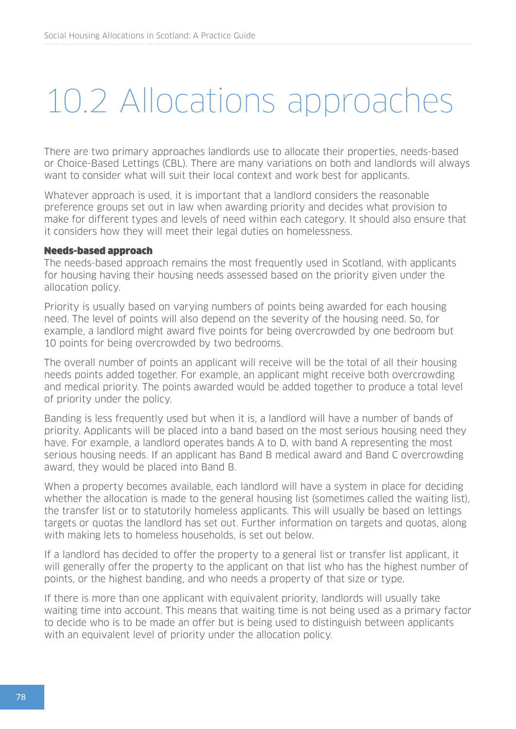# 10.2 Allocations approaches

There are two primary approaches landlords use to allocate their properties, needs-based or Choice-Based Lettings (CBL). There are many variations on both and landlords will always want to consider what will suit their local context and work best for applicants.

Whatever approach is used, it is important that a landlord considers the reasonable preference groups set out in law when awarding priority and decides what provision to make for different types and levels of need within each category. It should also ensure that it considers how they will meet their legal duties on homelessness.

**Needs-based approach**

The needs-based approach remains the most frequently used in Scotland, with applicants for housing having their housing needs assessed based on the priority given under the allocation policy.

Priority is usually based on varying numbers of points being awarded for each housing need. The level of points will also depend on the severity of the housing need. So, for example, a landlord might award five points for being overcrowded by one bedroom but 10 points for being overcrowded by two bedrooms.

The overall number of points an applicant will receive will be the total of all their housing needs points added together. For example, an applicant might receive both overcrowding and medical priority. The points awarded would be added together to produce a total level of priority under the policy.

Banding is less frequently used but when it is, a landlord will have a number of bands of priority. Applicants will be placed into a band based on the most serious housing need they have. For example, a landlord operates bands A to D, with band A representing the most serious housing needs. If an applicant has Band B medical award and Band C overcrowding award, they would be placed into Band B.

When a property becomes available, each landlord will have a system in place for deciding whether the allocation is made to the general housing list (sometimes called the waiting list), the transfer list or to statutorily homeless applicants. This will usually be based on lettings targets or quotas the landlord has set out. Further information on targets and quotas, along with making lets to homeless households, is set out below.

If a landlord has decided to offer the property to a general list or transfer list applicant, it will generally offer the property to the applicant on that list who has the highest number of points, or the highest banding, and who needs a property of that size or type.

If there is more than one applicant with equivalent priority, landlords will usually take waiting time into account. This means that waiting time is not being used as a primary factor to decide who is to be made an offer but is being used to distinguish between applicants with an equivalent level of priority under the allocation policy.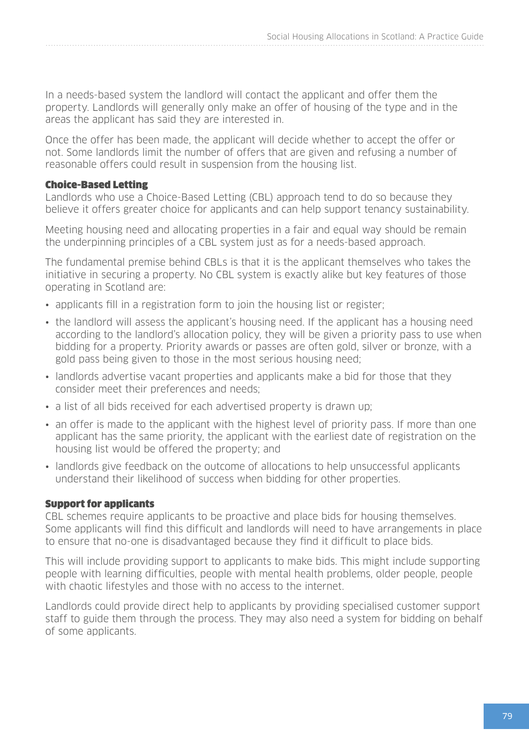In a needs-based system the landlord will contact the applicant and offer them the property. Landlords will generally only make an offer of housing of the type and in the areas the applicant has said they are interested in.

Once the offer has been made, the applicant will decide whether to accept the offer or not. Some landlords limit the number of offers that are given and refusing a number of reasonable offers could result in suspension from the housing list.

### Choice-Based Letting

Landlords who use a Choice-Based Letting (CBL) approach tend to do so because they believe it offers greater choice for applicants and can help support tenancy sustainability.

Meeting housing need and allocating properties in a fair and equal way should be remain the underpinning principles of a CBL system just as for a needs-based approach.

The fundamental premise behind CBLs is that it is the applicant themselves who takes the initiative in securing a property. No CBL system is exactly alike but key features of those operating in Scotland are:

- applicants fill in a registration form to join the housing list or register;
- the landlord will assess the applicant's housing need. If the applicant has a housing need according to the landlord's allocation policy, they will be given a priority pass to use when bidding for a property. Priority awards or passes are often gold, silver or bronze, with a gold pass being given to those in the most serious housing need;
- landlords advertise vacant properties and applicants make a bid for those that they consider meet their preferences and needs;
- a list of all bids received for each advertised property is drawn up;
- an offer is made to the applicant with the highest level of priority pass. If more than one applicant has the same priority, the applicant with the earliest date of registration on the housing list would be offered the property; and
- landlords give feedback on the outcome of allocations to help unsuccessful applicants understand their likelihood of success when bidding for other properties.

### Support for applicants

CBL schemes require applicants to be proactive and place bids for housing themselves. Some applicants will find this difficult and landlords will need to have arrangements in place to ensure that no-one is disadvantaged because they find it difficult to place bids.

This will include providing support to applicants to make bids. This might include supporting people with learning difficulties, people with mental health problems, older people, people with chaotic lifestyles and those with no access to the internet.

Landlords could provide direct help to applicants by providing specialised customer support staff to guide them through the process. They may also need a system for bidding on behalf of some applicants.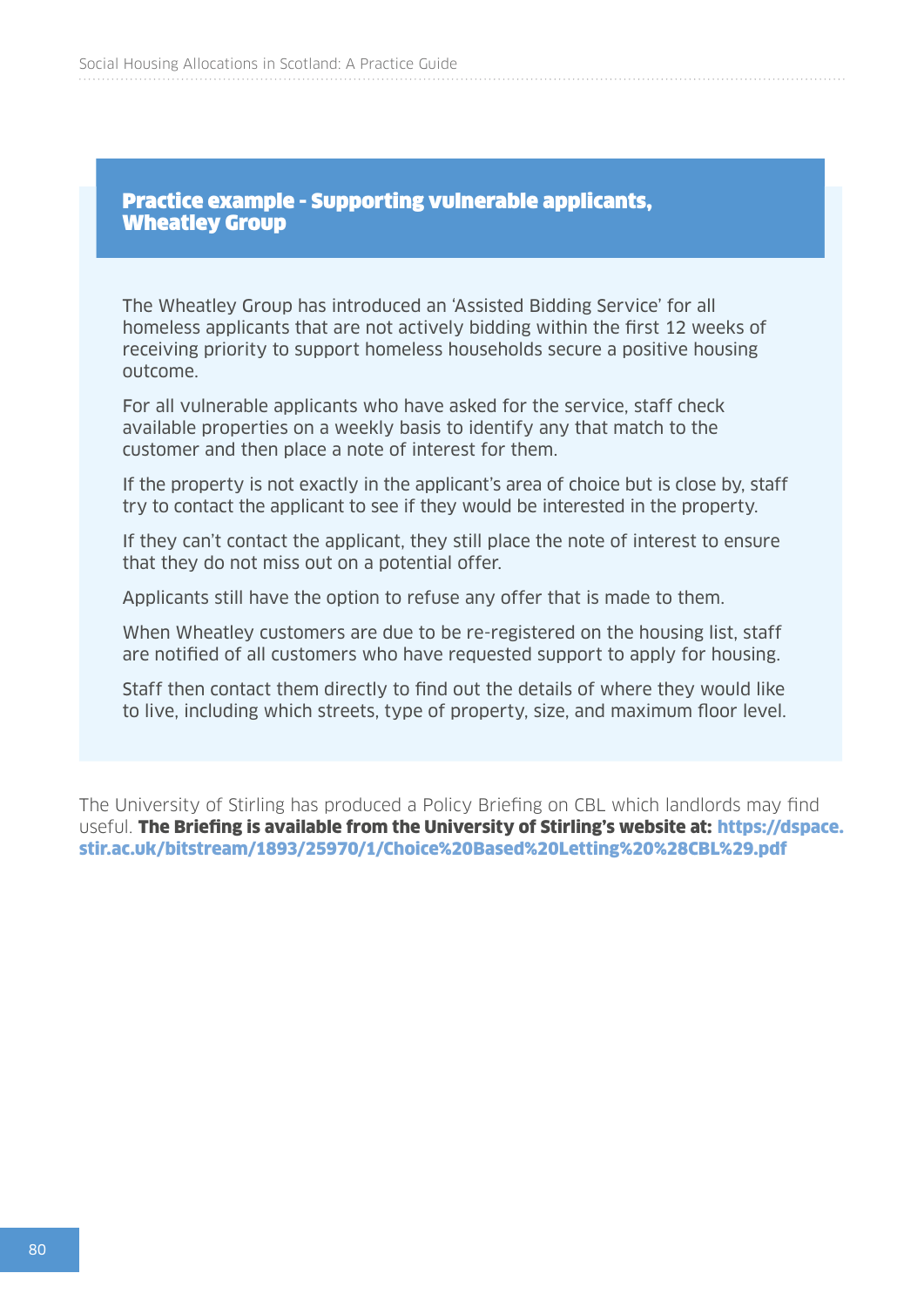### Practice example - Supporting vulnerable applicants, Wheatley Group

The Wheatley Group has introduced an 'Assisted Bidding Service' for all homeless applicants that are not actively bidding within the first 12 weeks of receiving priority to support homeless households secure a positive housing outcome.

For all vulnerable applicants who have asked for the service, staff check available properties on a weekly basis to identify any that match to the customer and then place a note of interest for them.

If the property is not exactly in the applicant's area of choice but is close by, staff try to contact the applicant to see if they would be interested in the property.

If they can't contact the applicant, they still place the note of interest to ensure that they do not miss out on a potential offer.

Applicants still have the option to refuse any offer that is made to them.

When Wheatley customers are due to be re-registered on the housing list, staff are notified of all customers who have requested support to apply for housing.

Staff then contact them directly to find out the details of where they would like to live, including which streets, type of property, size, and maximum floor level.

The University of Stirling has produced a Policy Briefing on CBL which landlords may find useful. **The Briefing is available from the University of Stirling's website at: https://dspace.stir.ac.uk/bitstream/1893/25970/1/Choice%20Based%20Letting%20%28CBL%29.pdf**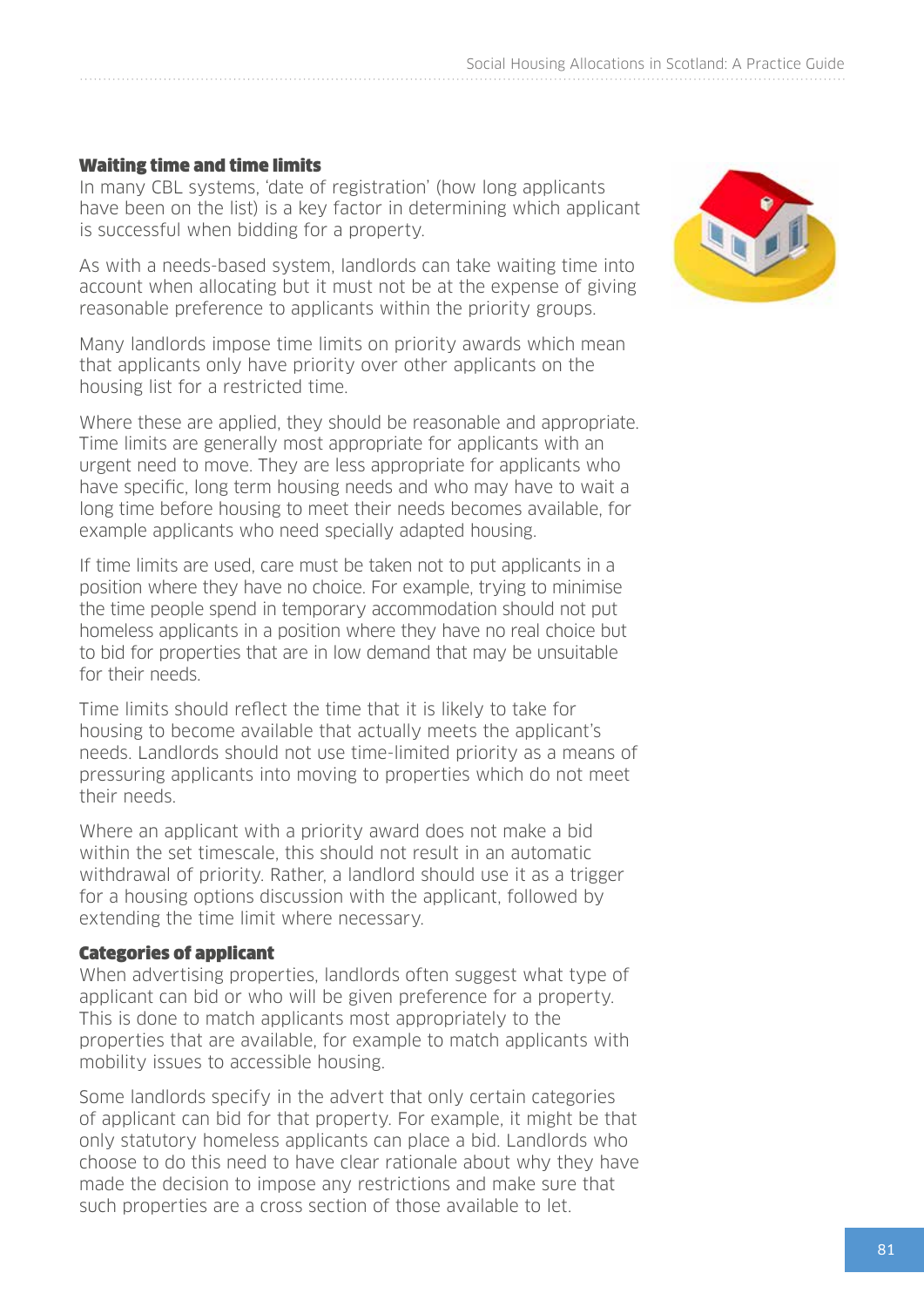### Waiting time and time limits

In many CBL systems, 'date of registration' (how long applicants have been on the list) is a key factor in determining which applicant is successful when bidding for a property.

As with a needs-based system, landlords can take waiting time into account when allocating but it must not be at the expense of giving reasonable preference to applicants within the priority groups.

Many landlords impose time limits on priority awards which mean that applicants only have priority over other applicants on the housing list for a restricted time.

Where these are applied, they should be reasonable and appropriate. Time limits are generally most appropriate for applicants with an urgent need to move. They are less appropriate for applicants who have specific, long term housing needs and who may have to wait a long time before housing to meet their needs becomes available, for example applicants who need specially adapted housing.

If time limits are used, care must be taken not to put applicants in a position where they have no choice. For example, trying to minimise the time people spend in temporary accommodation should not put homeless applicants in a position where they have no real choice but to bid for properties that are in low demand that may be unsuitable for their needs.

Time limits should reflect the time that it is likely to take for housing to become available that actually meets the applicant's needs. Landlords should not use time-limited priority as a means of pressuring applicants into moving to properties which do not meet their needs.

Where an applicant with a priority award does not make a bid within the set timescale, this should not result in an automatic withdrawal of priority. Rather, a landlord should use it as a trigger for a housing options discussion with the applicant, followed by extending the time limit where necessary.

### Categories of applicant

When advertising properties, landlords often suggest what type of applicant can bid or who will be given preference for a property. This is done to match applicants most appropriately to the properties that are available, for example to match applicants with mobility issues to accessible housing.

Some landlords specify in the advert that only certain categories of applicant can bid for that property. For example, it might be that only statutory homeless applicants can place a bid. Landlords who choose to do this need to have clear rationale about why they have made the decision to impose any restrictions and make sure that such properties are a cross section of those available to let.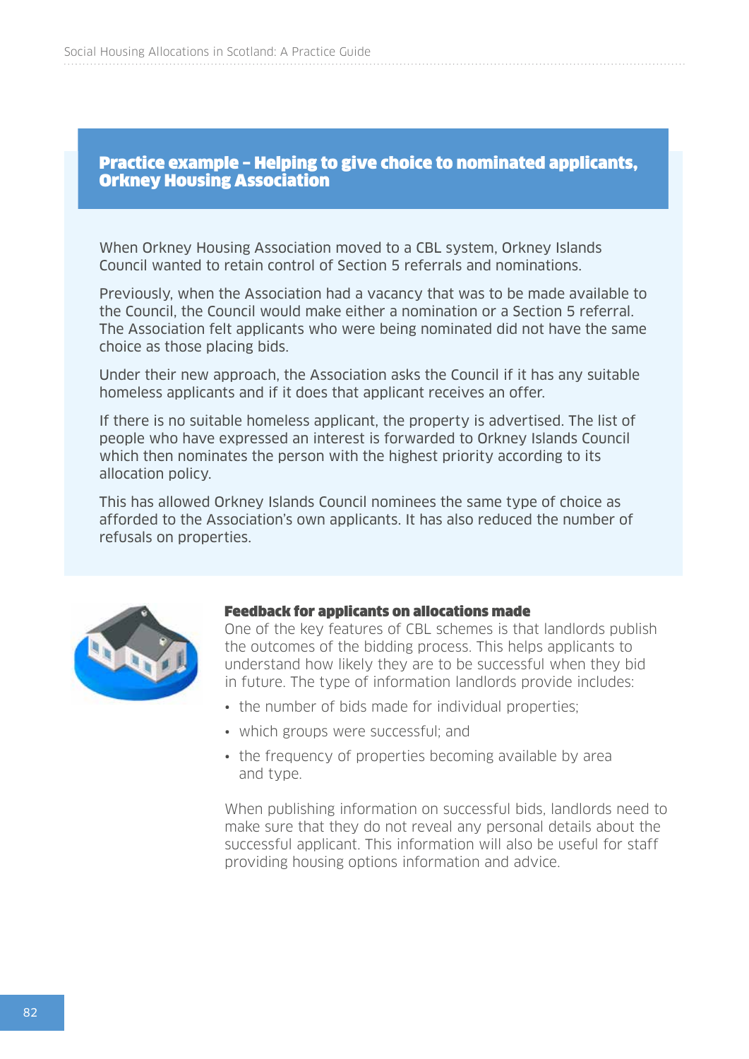## Practice example – Helping to give choice to nominated applicants, Orkney Housing Association

When Orkney Housing Association moved to a CBL system, Orkney Islands Council wanted to retain control of Section 5 referrals and nominations.

Previously, when the Association had a vacancy that was to be made available to the Council, the Council would make either a nomination or a Section 5 referral. The Association felt applicants who were being nominated did not have the same choice as those placing bids.

Under their new approach, the Association asks the Council if it has any suitable homeless applicants and if it does that applicant receives an offer.

If there is no suitable homeless applicant, the property is advertised. The list of people who have expressed an interest is forwarded to Orkney Islands Council which then nominates the person with the highest priority according to its allocation policy.

This has allowed Orkney Islands Council nominees the same type of choice as afforded to the Association's own applicants. It has also reduced the number of refusals on properties.

### Feedback for applicants on allocations made

One of the key features of CBL schemes is that landlords publish the outcomes of the bidding process. This helps applicants to understand how likely they are to be successful when they bid in future. The type of information landlords provide includes:

- the number of bids made for individual properties;
- which groups were successful; and
- the frequency of properties becoming available by area and type.

When publishing information on successful bids, landlords need to make sure that they do not reveal any personal details about the successful applicant. This information will also be useful for staff providing housing options information and advice.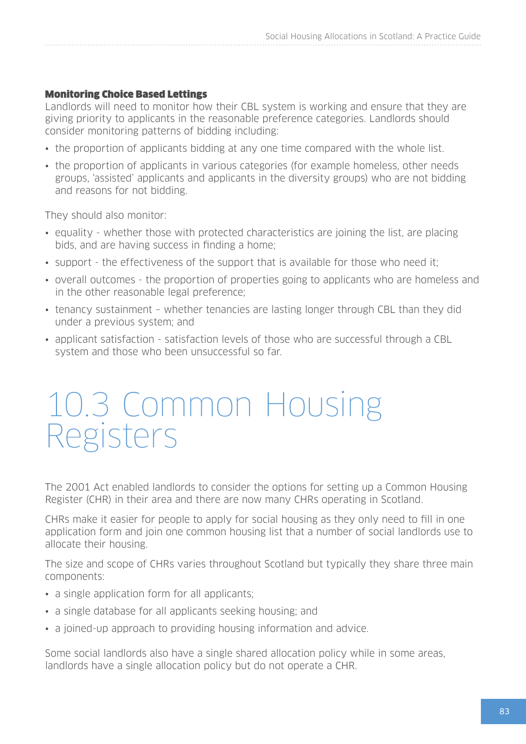### Monitoring Choice Based Lettings

Landlords will need to monitor how their CBL system is working and ensure that they are giving priority to applicants in the reasonable preference categories. Landlords should consider monitoring patterns of bidding including:

- the proportion of applicants bidding at any one time compared with the whole list.
- the proportion of applicants in various categories (for example homeless, other needs groups, 'assisted' applicants and applicants in the diversity groups) who are not bidding and reasons for not bidding.

They should also monitor:

- equality - whether those with protected characteristics are joining the list, are placing bids, and are having success in finding a home;
- support - the effectiveness of the support that is available for those who need it;
- overall outcomes - the proportion of properties going to applicants who are homeless and in the other reasonable legal preference;
- tenancy sustainment – whether tenancies are lasting longer through CBL than they did under a previous system; and
- applicant satisfaction - satisfaction levels of those who are successful through a CBL system and those who been unsuccessful so far.

# 10.3 Common Housing Registers

The 2001 Act enabled landlords to consider the options for setting up a Common Housing Register (CHR) in their area and there are now many CHRs operating in Scotland.

CHRs make it easier for people to apply for social housing as they only need to fill in one application form and join one common housing list that a number of social landlords use to allocate their housing.

The size and scope of CHRs varies throughout Scotland but typically they share three main components:

- a single application form for all applicants;
- a single database for all applicants seeking housing; and
- a joined-up approach to providing housing information and advice.

Some social landlords also have a single shared allocation policy while in some areas, landlords have a single allocation policy but do not operate a CHR.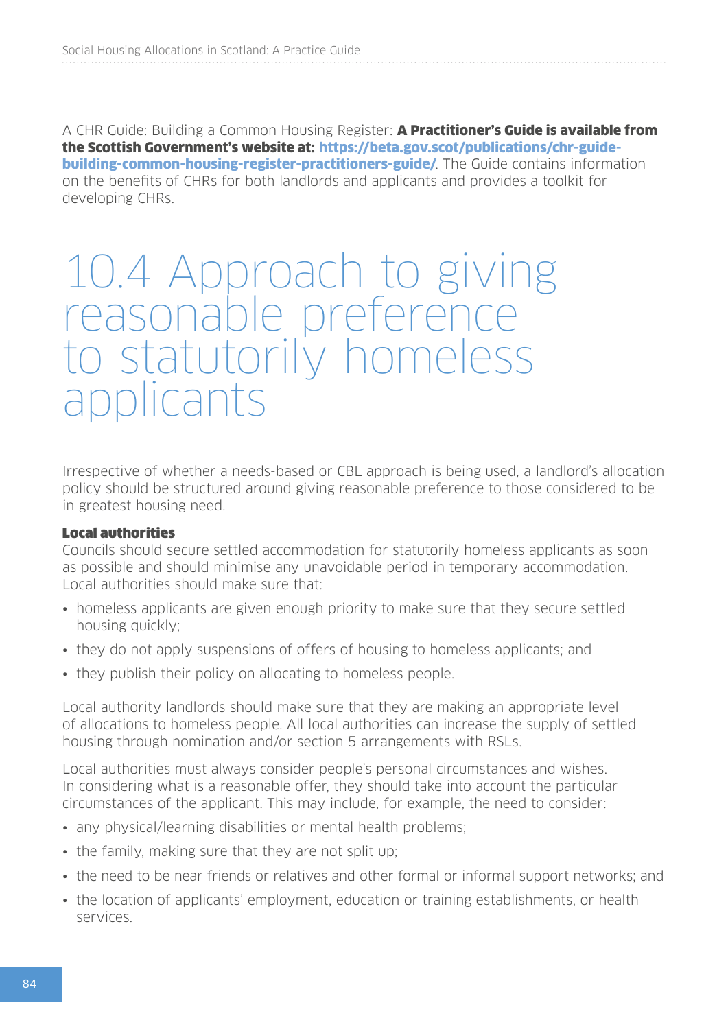A CHR Guide: Building a Common Housing Register: **A Practitioner's Guide is available from the Scottish Government's website at: https://beta.gov.scot/publications/chr-guide-building-common-housing-register-practitioners-guide/**. The Guide contains information on the benefits of CHRs for both landlords and applicants and provides a toolkit for developing CHRs.

# 10.4 Approach to giving reasonable preference to statutorily homeless applicants

Irrespective of whether a needs-based or CBL approach is being used, a landlord's allocation policy should be structured around giving reasonable preference to those considered to be in greatest housing need.

**Local authorities**

Councils should secure settled accommodation for statutorily homeless applicants as soon as possible and should minimise any unavoidable period in temporary accommodation. Local authorities should make sure that:

- homeless applicants are given enough priority to make sure that they secure settled housing quickly;
- they do not apply suspensions of offers of housing to homeless applicants; and
- they publish their policy on allocating to homeless people.

Local authority landlords should make sure that they are making an appropriate level of allocations to homeless people. All local authorities can increase the supply of settled housing through nomination and/or section 5 arrangements with RSLs.

Local authorities must always consider people's personal circumstances and wishes. In considering what is a reasonable offer, they should take into account the particular circumstances of the applicant. This may include, for example, the need to consider:

- any physical/learning disabilities or mental health problems;
- the family, making sure that they are not split up;
- the need to be near friends or relatives and other formal or informal support networks; and
- the location of applicants' employment, education or training establishments, or health services.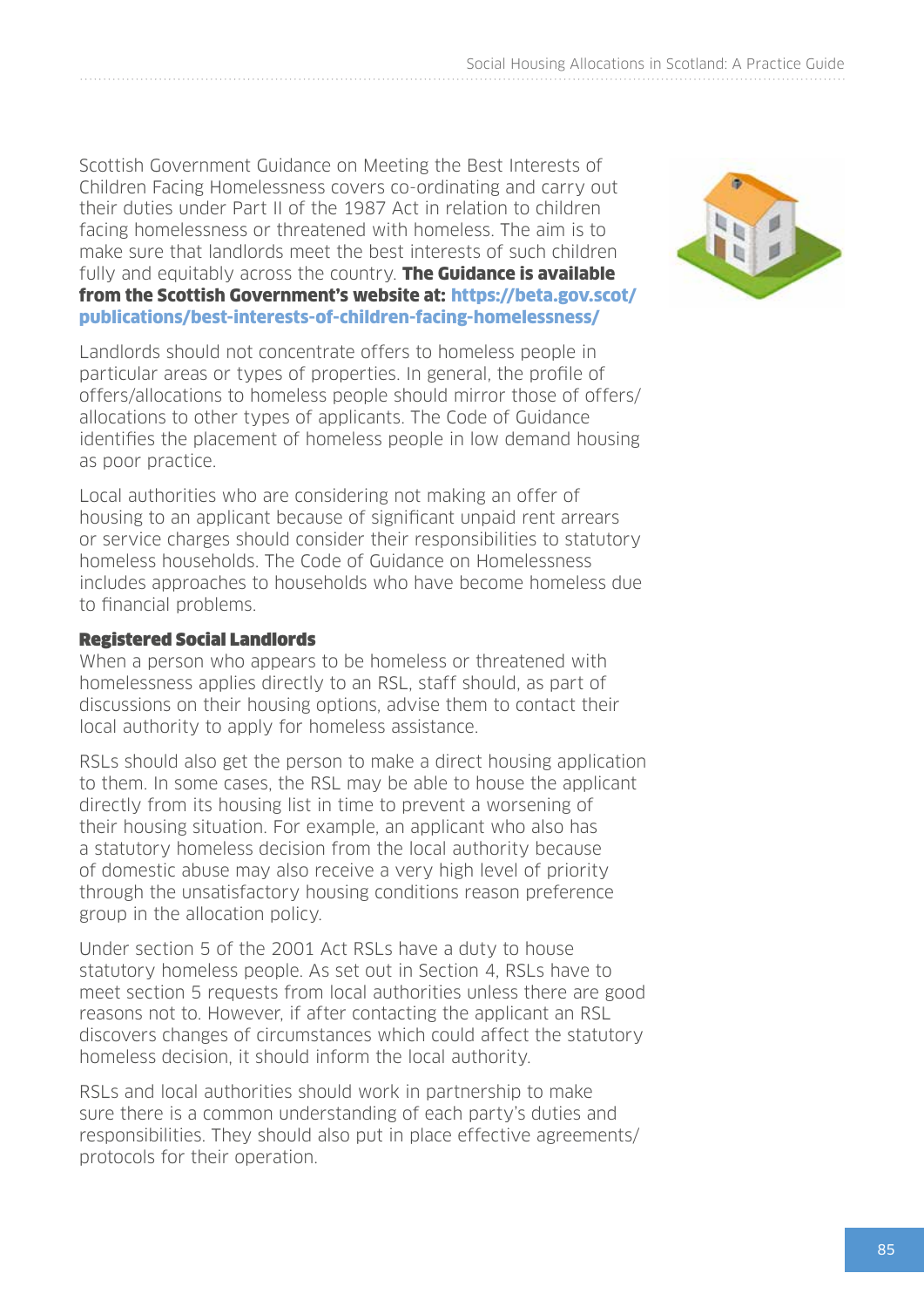Scottish Government Guidance on Meeting the Best Interests of Children Facing Homelessness covers co-ordinating and carry out their duties under Part II of the 1987 Act in relation to children facing homelessness or threatened with homeless. The aim is to make sure that landlords meet the best interests of such children fully and equitably across the country. **The Guidance is available from the Scottish Government's website at: https://beta.gov.scot/publications/best-interests-of-children-facing-homelessness/**

Landlords should not concentrate offers to homeless people in particular areas or types of properties. In general, the profile of offers/allocations to homeless people should mirror those of offers/allocations to other types of applicants. The Code of Guidance identifies the placement of homeless people in low demand housing as poor practice.

Local authorities who are considering not making an offer of housing to an applicant because of significant unpaid rent arrears or service charges should consider their responsibilities to statutory homeless households. The Code of Guidance on Homelessness includes approaches to households who have become homeless due to financial problems.

### Registered Social Landlords

When a person who appears to be homeless or threatened with homelessness applies directly to an RSL, staff should, as part of discussions on their housing options, advise them to contact their local authority to apply for homeless assistance.

RSLs should also get the person to make a direct housing application to them. In some cases, the RSL may be able to house the applicant directly from its housing list in time to prevent a worsening of their housing situation. For example, an applicant who also has a statutory homeless decision from the local authority because of domestic abuse may also receive a very high level of priority through the unsatisfactory housing conditions reason preference group in the allocation policy.

Under section 5 of the 2001 Act RSLs have a duty to house statutory homeless people. As set out in Section 4, RSLs have to meet section 5 requests from local authorities unless there are good reasons not to. However, if after contacting the applicant an RSL discovers changes of circumstances which could affect the statutory homeless decision, it should inform the local authority.

RSLs and local authorities should work in partnership to make sure there is a common understanding of each party's duties and responsibilities. They should also put in place effective agreements/protocols for their operation.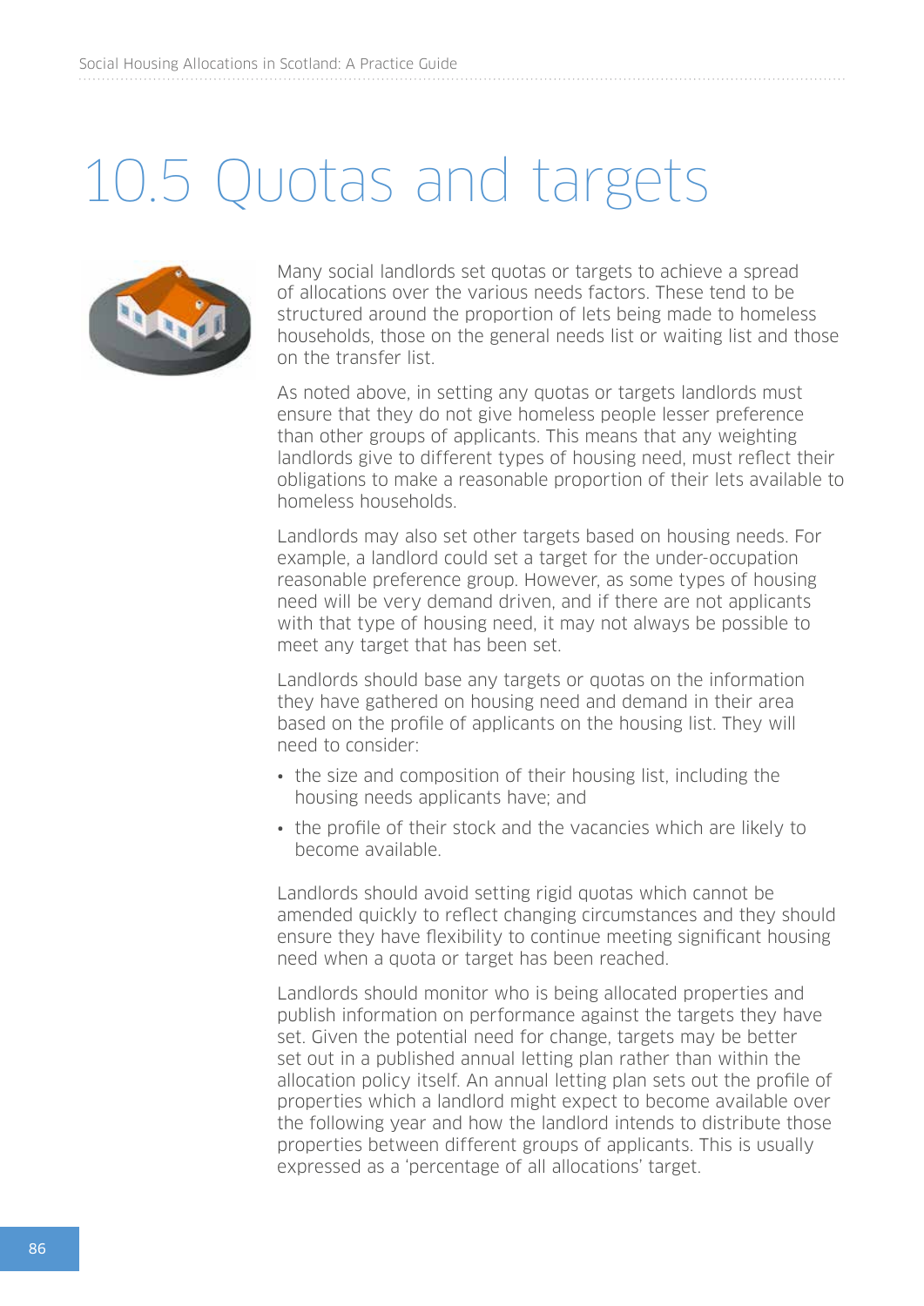# 10.5 Quotas and targets

Many social landlords set quotas or targets to achieve a spread of allocations over the various needs factors. These tend to be structured around the proportion of lets being made to homeless households, those on the general needs list or waiting list and those on the transfer list.

As noted above, in setting any quotas or targets landlords must ensure that they do not give homeless people lesser preference than other groups of applicants. This means that any weighting landlords give to different types of housing need, must reflect their obligations to make a reasonable proportion of their lets available to homeless households.

Landlords may also set other targets based on housing needs. For example, a landlord could set a target for the under-occupation reasonable preference group. However, as some types of housing need will be very demand driven, and if there are not applicants with that type of housing need, it may not always be possible to meet any target that has been set.

Landlords should base any targets or quotas on the information they have gathered on housing need and demand in their area based on the profile of applicants on the housing list. They will need to consider:

- the size and composition of their housing list, including the housing needs applicants have; and
- the profile of their stock and the vacancies which are likely to become available.

Landlords should avoid setting rigid quotas which cannot be amended quickly to reflect changing circumstances and they should ensure they have flexibility to continue meeting significant housing need when a quota or target has been reached.

Landlords should monitor who is being allocated properties and publish information on performance against the targets they have set. Given the potential need for change, targets may be better set out in a published annual letting plan rather than within the allocation policy itself. An annual letting plan sets out the profile of properties which a landlord might expect to become available over the following year and how the landlord intends to distribute those properties between different groups of applicants. This is usually expressed as a 'percentage of all allocations' target.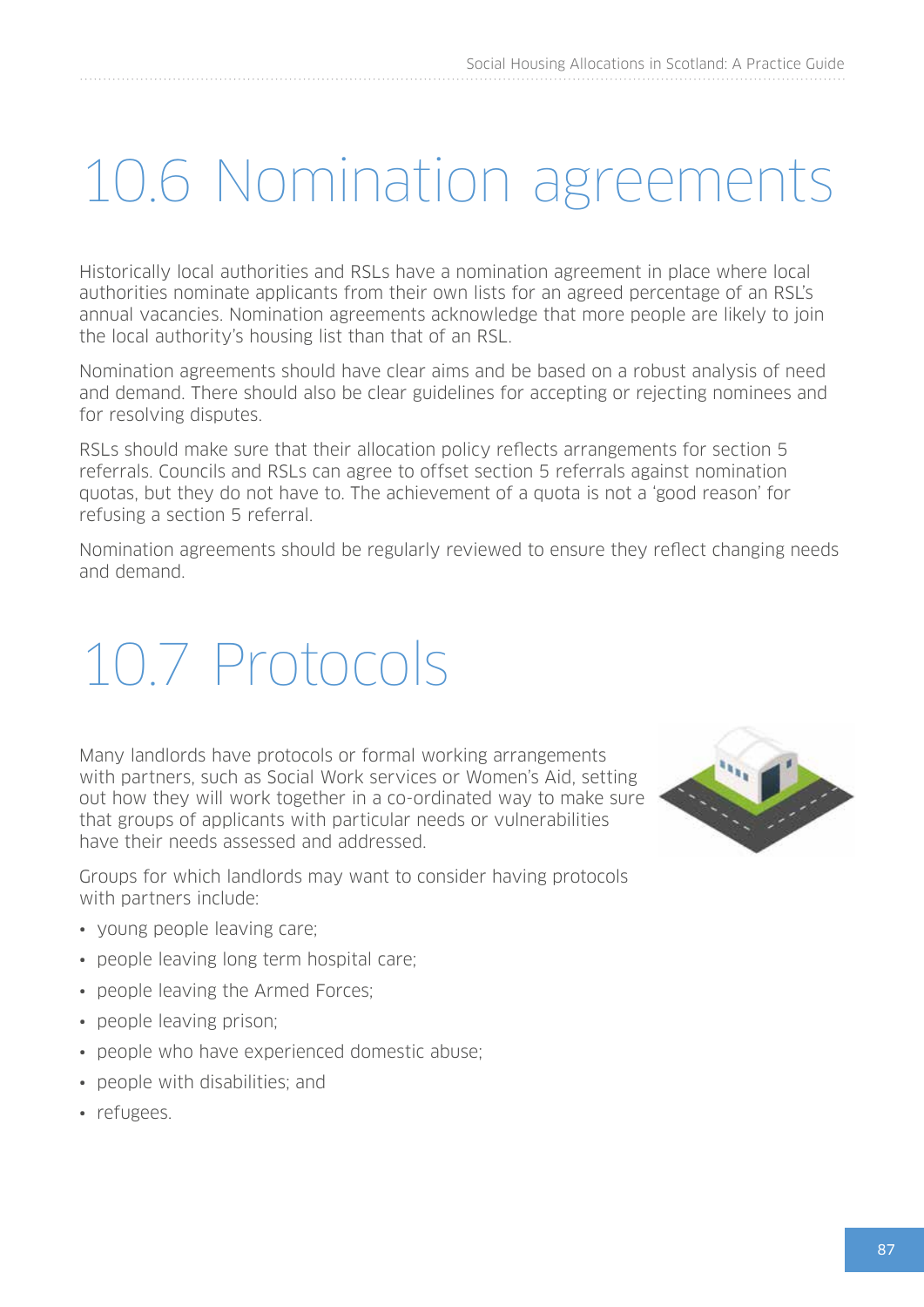# 10.6 Nomination agreements

Historically local authorities and RSLs have a nomination agreement in place where local authorities nominate applicants from their own lists for an agreed percentage of an RSL's annual vacancies. Nomination agreements acknowledge that more people are likely to join the local authority's housing list than that of an RSL.

Nomination agreements should have clear aims and be based on a robust analysis of need and demand. There should also be clear guidelines for accepting or rejecting nominees and for resolving disputes.

RSLs should make sure that their allocation policy reflects arrangements for section 5 referrals. Councils and RSLs can agree to offset section 5 referrals against nomination quotas, but they do not have to. The achievement of a quota is not a 'good reason' for refusing a section 5 referral.

Nomination agreements should be regularly reviewed to ensure they reflect changing needs and demand.

# 10.7 Protocols

Many landlords have protocols or formal working arrangements with partners, such as Social Work services or Women's Aid, setting out how they will work together in a co-ordinated way to make sure that groups of applicants with particular needs or vulnerabilities have their needs assessed and addressed.

Groups for which landlords may want to consider having protocols with partners include:

- young people leaving care;
- people leaving long term hospital care;
- people leaving the Armed Forces;
- people leaving prison;
- people who have experienced domestic abuse;
- people with disabilities; and
- refugees.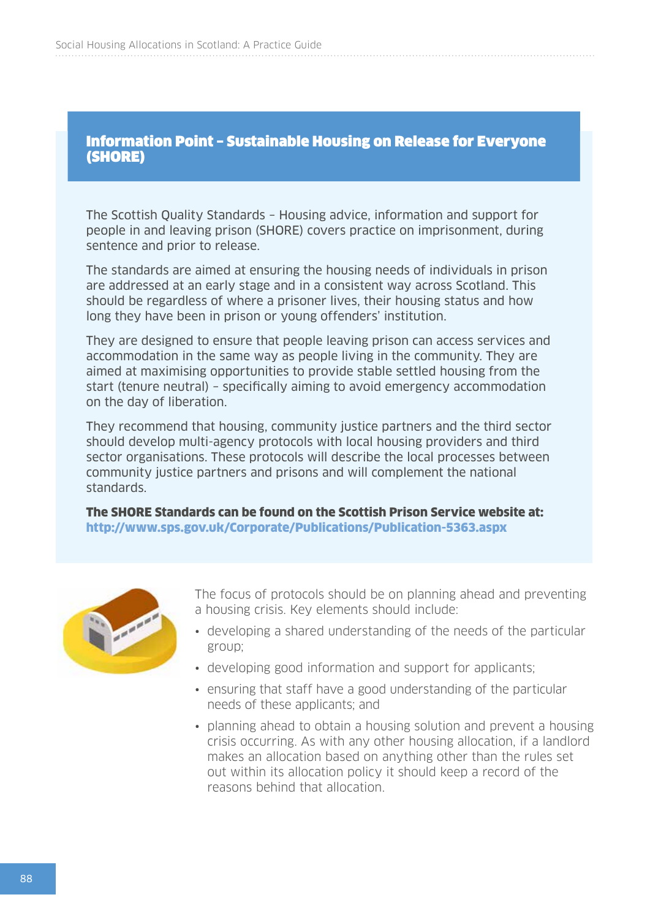## Information Point – Sustainable Housing on Release for Everyone (SHORE)

The Scottish Quality Standards – Housing advice, information and support for people in and leaving prison (SHORE) covers practice on imprisonment, during sentence and prior to release.

The standards are aimed at ensuring the housing needs of individuals in prison are addressed at an early stage and in a consistent way across Scotland. This should be regardless of where a prisoner lives, their housing status and how long they have been in prison or young offenders' institution.

They are designed to ensure that people leaving prison can access services and accommodation in the same way as people living in the community. They are aimed at maximising opportunities to provide stable settled housing from the start (tenure neutral) – specifically aiming to avoid emergency accommodation on the day of liberation.

They recommend that housing, community justice partners and the third sector should develop multi-agency protocols with local housing providers and third sector organisations. These protocols will describe the local processes between community justice partners and prisons and will complement the national standards.

**The SHORE Standards can be found on the Scottish Prison Service website at: http://www.sps.gov.uk/Corporate/Publications/Publication-5363.aspx**

The focus of protocols should be on planning ahead and preventing a housing crisis. Key elements should include:

- developing a shared understanding of the needs of the particular group;
- developing good information and support for applicants;
- ensuring that staff have a good understanding of the particular needs of these applicants; and
- planning ahead to obtain a housing solution and prevent a housing crisis occurring. As with any other housing allocation, if a landlord makes an allocation based on anything other than the rules set out within its allocation policy it should keep a record of the reasons behind that allocation.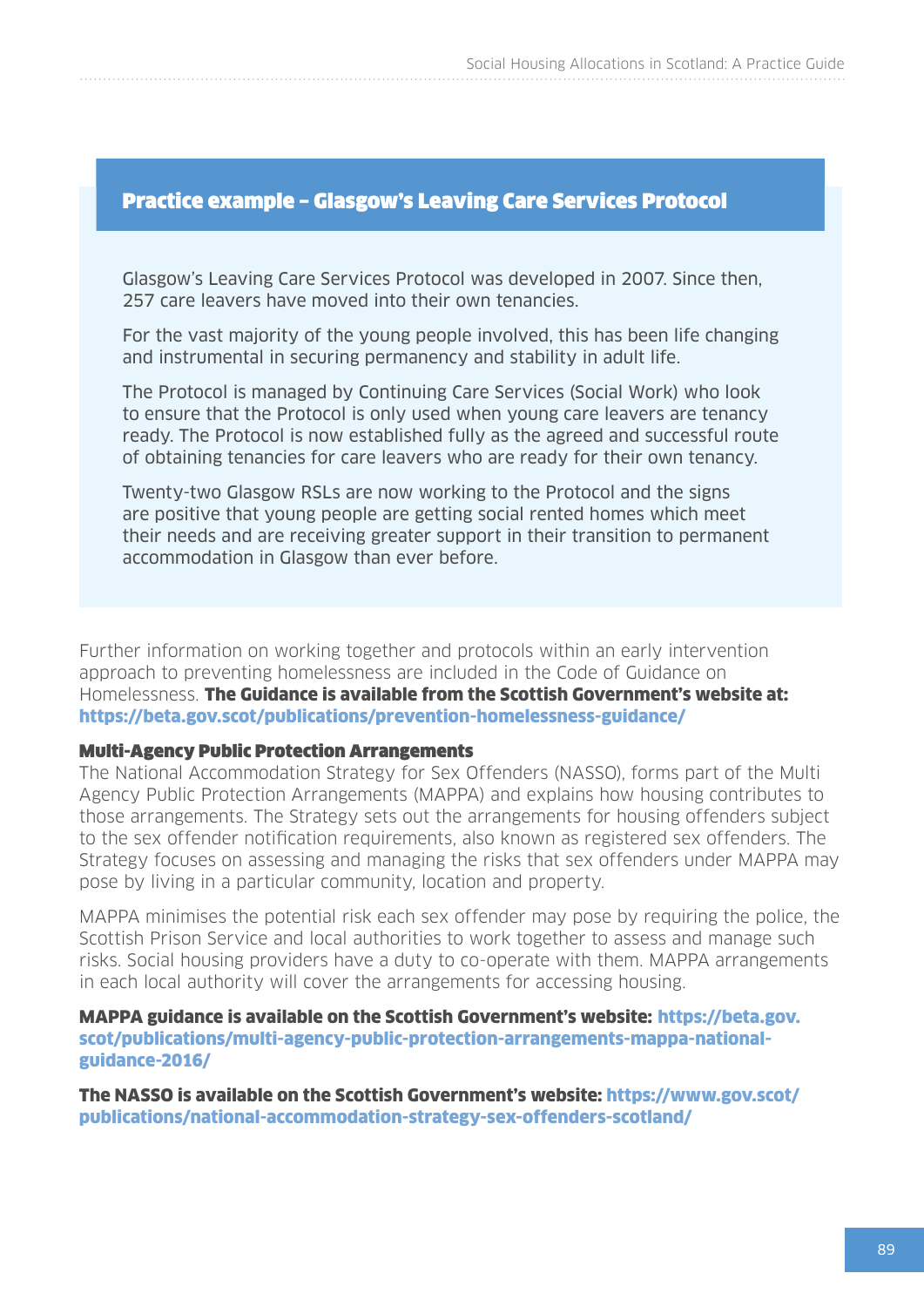### Practice example – Glasgow's Leaving Care Services Protocol

Glasgow's Leaving Care Services Protocol was developed in 2007. Since then, 257 care leavers have moved into their own tenancies.

For the vast majority of the young people involved, this has been life changing and instrumental in securing permanency and stability in adult life.

The Protocol is managed by Continuing Care Services (Social Work) who look to ensure that the Protocol is only used when young care leavers are tenancy ready. The Protocol is now established fully as the agreed and successful route of obtaining tenancies for care leavers who are ready for their own tenancy.

Twenty-two Glasgow RSLs are now working to the Protocol and the signs are positive that young people are getting social rented homes which meet their needs and are receiving greater support in their transition to permanent accommodation in Glasgow than ever before.

Further information on working together and protocols within an early intervention approach to preventing homelessness are included in the Code of Guidance on Homelessness. **The Guidance is available from the Scottish Government's website at: https://beta.gov.scot/publications/prevention-homelessness-guidance/**

#### Multi-Agency Public Protection Arrangements

The National Accommodation Strategy for Sex Offenders (NASSO), forms part of the Multi Agency Public Protection Arrangements (MAPPA) and explains how housing contributes to those arrangements. The Strategy sets out the arrangements for housing offenders subject to the sex offender notification requirements, also known as registered sex offenders. The Strategy focuses on assessing and managing the risks that sex offenders under MAPPA may pose by living in a particular community, location and property.

MAPPA minimises the potential risk each sex offender may pose by requiring the police, the Scottish Prison Service and local authorities to work together to assess and manage such risks. Social housing providers have a duty to co-operate with them. MAPPA arrangements in each local authority will cover the arrangements for accessing housing.

**MAPPA guidance is available on the Scottish Government's website: https://beta.gov.scot/publications/multi-agency-public-protection-arrangements-mappa-national-guidance-2016/**

**The NASSO is available on the Scottish Government's website: https://www.gov.scot/publications/national-accommodation-strategy-sex-offenders-scotland/**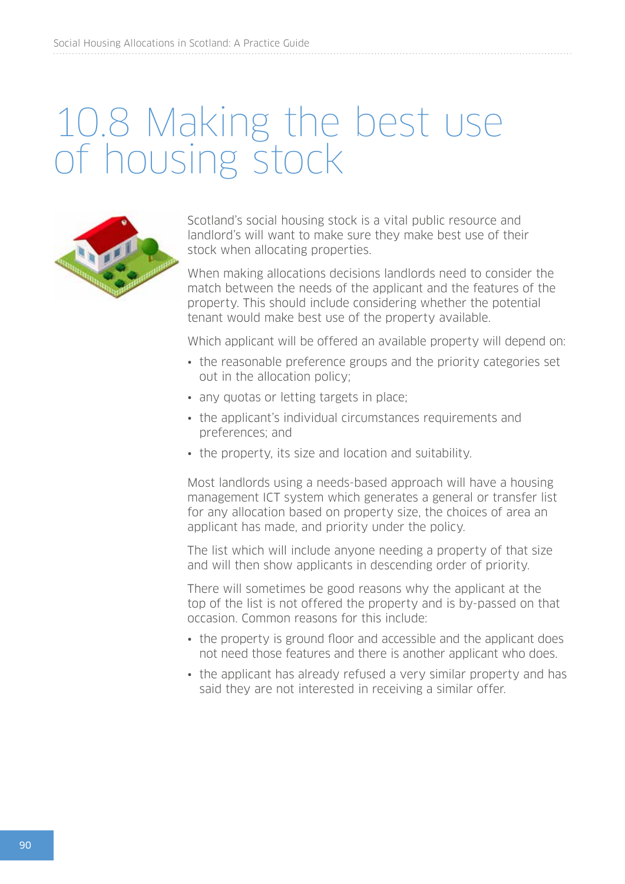# 10.8 Making the best use of housing stock

Scotland's social housing stock is a vital public resource and landlord's will want to make sure they make best use of their stock when allocating properties.

When making allocations decisions landlords need to consider the match between the needs of the applicant and the features of the property. This should include considering whether the potential tenant would make best use of the property available.

Which applicant will be offered an available property will depend on:

- the reasonable preference groups and the priority categories set out in the allocation policy;
- any quotas or letting targets in place;
- the applicant's individual circumstances requirements and preferences; and
- the property, its size and location and suitability.

Most landlords using a needs-based approach will have a housing management ICT system which generates a general or transfer list for any allocation based on property size, the choices of area an applicant has made, and priority under the policy.

The list which will include anyone needing a property of that size and will then show applicants in descending order of priority.

There will sometimes be good reasons why the applicant at the top of the list is not offered the property and is by-passed on that occasion. Common reasons for this include:

- the property is ground floor and accessible and the applicant does not need those features and there is another applicant who does.
- the applicant has already refused a very similar property and has said they are not interested in receiving a similar offer.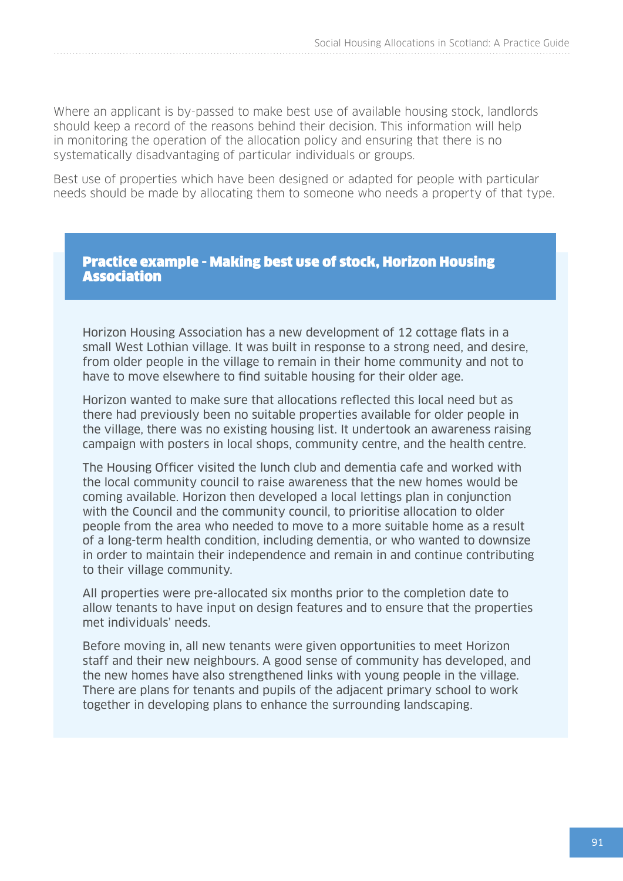Where an applicant is by-passed to make best use of available housing stock, landlords should keep a record of the reasons behind their decision. This information will help in monitoring the operation of the allocation policy and ensuring that there is no systematically disadvantaging of particular individuals or groups.

Best use of properties which have been designed or adapted for people with particular needs should be made by allocating them to someone who needs a property of that type.

### Practice example - Making best use of stock, Horizon Housing Association

Horizon Housing Association has a new development of 12 cottage flats in a small West Lothian village. It was built in response to a strong need, and desire, from older people in the village to remain in their home community and not to have to move elsewhere to find suitable housing for their older age.

Horizon wanted to make sure that allocations reflected this local need but as there had previously been no suitable properties available for older people in the village, there was no existing housing list. It undertook an awareness raising campaign with posters in local shops, community centre, and the health centre.

The Housing Officer visited the lunch club and dementia cafe and worked with the local community council to raise awareness that the new homes would be coming available. Horizon then developed a local lettings plan in conjunction with the Council and the community council, to prioritise allocation to older people from the area who needed to move to a more suitable home as a result of a long-term health condition, including dementia, or who wanted to downsize in order to maintain their independence and remain in and continue contributing to their village community.

All properties were pre-allocated six months prior to the completion date to allow tenants to have input on design features and to ensure that the properties met individuals' needs.

Before moving in, all new tenants were given opportunities to meet Horizon staff and their new neighbours. A good sense of community has developed, and the new homes have also strengthened links with young people in the village. There are plans for tenants and pupils of the adjacent primary school to work together in developing plans to enhance the surrounding landscaping.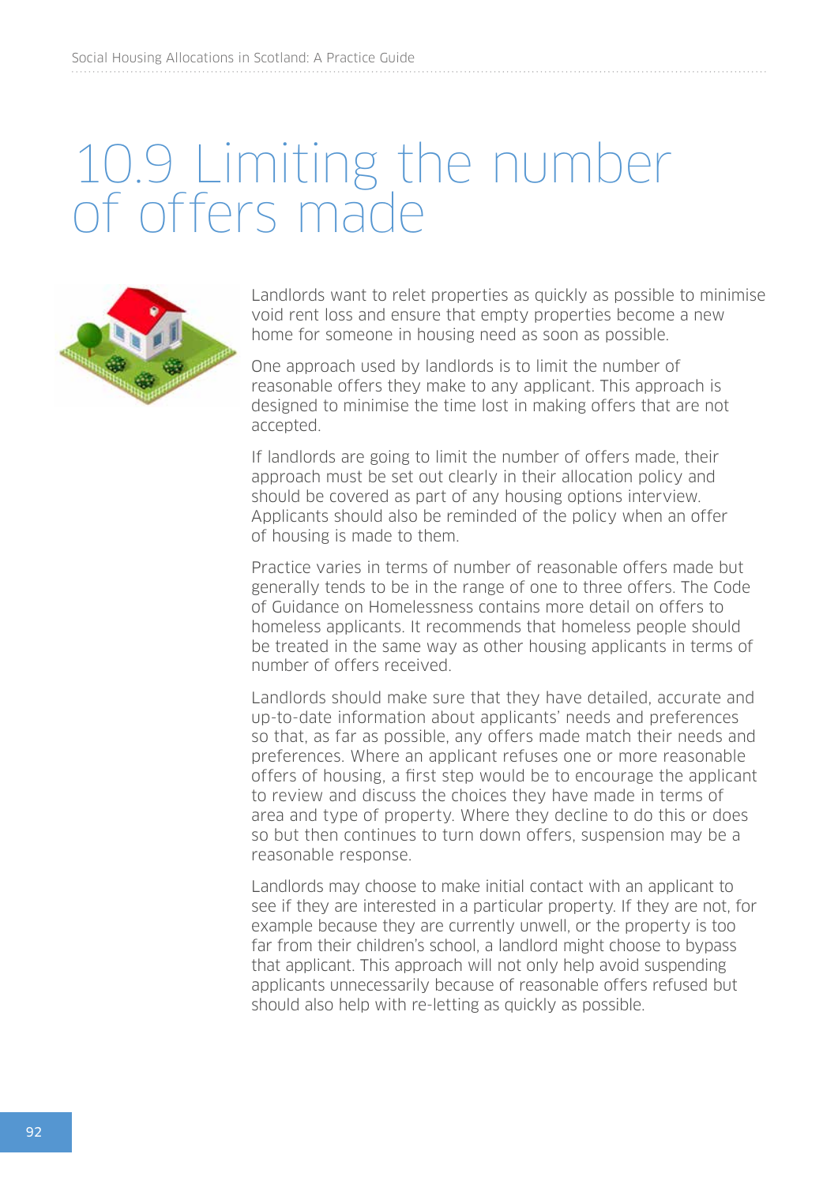# 10.9 Limiting the number of offers made

Landlords want to relet properties as quickly as possible to minimise void rent loss and ensure that empty properties become a new home for someone in housing need as soon as possible.

One approach used by landlords is to limit the number of reasonable offers they make to any applicant. This approach is designed to minimise the time lost in making offers that are not accepted.

If landlords are going to limit the number of offers made, their approach must be set out clearly in their allocation policy and should be covered as part of any housing options interview. Applicants should also be reminded of the policy when an offer of housing is made to them.

Practice varies in terms of number of reasonable offers made but generally tends to be in the range of one to three offers. The Code of Guidance on Homelessness contains more detail on offers to homeless applicants. It recommends that homeless people should be treated in the same way as other housing applicants in terms of number of offers received.

Landlords should make sure that they have detailed, accurate and up-to-date information about applicants' needs and preferences so that, as far as possible, any offers made match their needs and preferences. Where an applicant refuses one or more reasonable offers of housing, a first step would be to encourage the applicant to review and discuss the choices they have made in terms of area and type of property. Where they decline to do this or does so but then continues to turn down offers, suspension may be a reasonable response.

Landlords may choose to make initial contact with an applicant to see if they are interested in a particular property. If they are not, for example because they are currently unwell, or the property is too far from their children's school, a landlord might choose to bypass that applicant. This approach will not only help avoid suspending applicants unnecessarily because of reasonable offers refused but should also help with re-letting as quickly as possible.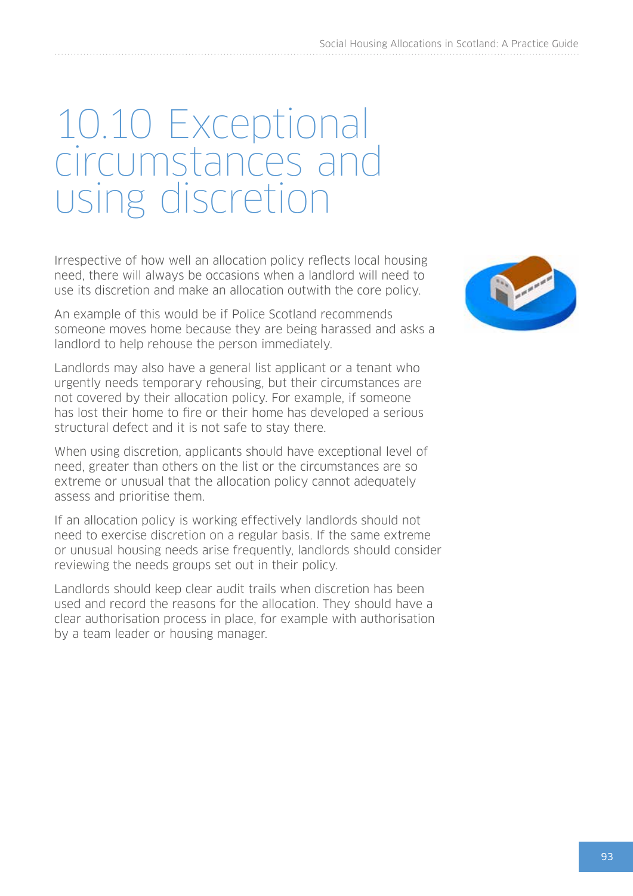# 10.10 Exceptional circumstances and using discretion

Irrespective of how well an allocation policy reflects local housing need, there will always be occasions when a landlord will need to use its discretion and make an allocation outwith the core policy.

An example of this would be if Police Scotland recommends someone moves home because they are being harassed and asks a landlord to help rehouse the person immediately.

Landlords may also have a general list applicant or a tenant who urgently needs temporary rehousing, but their circumstances are not covered by their allocation policy. For example, if someone has lost their home to fire or their home has developed a serious structural defect and it is not safe to stay there.

When using discretion, applicants should have exceptional level of need, greater than others on the list or the circumstances are so extreme or unusual that the allocation policy cannot adequately assess and prioritise them.

If an allocation policy is working effectively landlords should not need to exercise discretion on a regular basis. If the same extreme or unusual housing needs arise frequently, landlords should consider reviewing the needs groups set out in their policy.

Landlords should keep clear audit trails when discretion has been used and record the reasons for the allocation. They should have a clear authorisation process in place, for example with authorisation by a team leader or housing manager.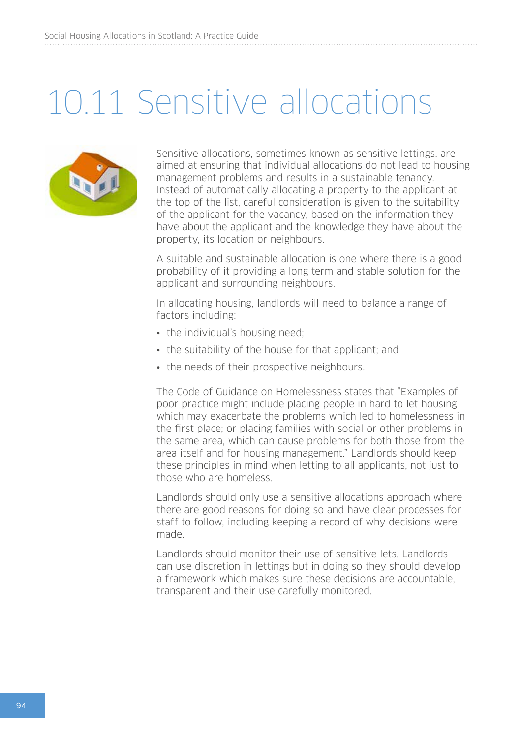# 10.11 Sensitive allocations

Sensitive allocations, sometimes known as sensitive lettings, are aimed at ensuring that individual allocations do not lead to housing management problems and results in a sustainable tenancy. Instead of automatically allocating a property to the applicant at the top of the list, careful consideration is given to the suitability of the applicant for the vacancy, based on the information they have about the applicant and the knowledge they have about the property, its location or neighbours.

A suitable and sustainable allocation is one where there is a good probability of it providing a long term and stable solution for the applicant and surrounding neighbours.

In allocating housing, landlords will need to balance a range of factors including:

- the individual's housing need;
- the suitability of the house for that applicant; and
- the needs of their prospective neighbours.

The Code of Guidance on Homelessness states that "Examples of poor practice might include placing people in hard to let housing which may exacerbate the problems which led to homelessness in the first place; or placing families with social or other problems in the same area, which can cause problems for both those from the area itself and for housing management." Landlords should keep these principles in mind when letting to all applicants, not just to those who are homeless.

Landlords should only use a sensitive allocations approach where there are good reasons for doing so and have clear processes for staff to follow, including keeping a record of why decisions were made.

Landlords should monitor their use of sensitive lets. Landlords can use discretion in lettings but in doing so they should develop a framework which makes sure these decisions are accountable, transparent and their use carefully monitored.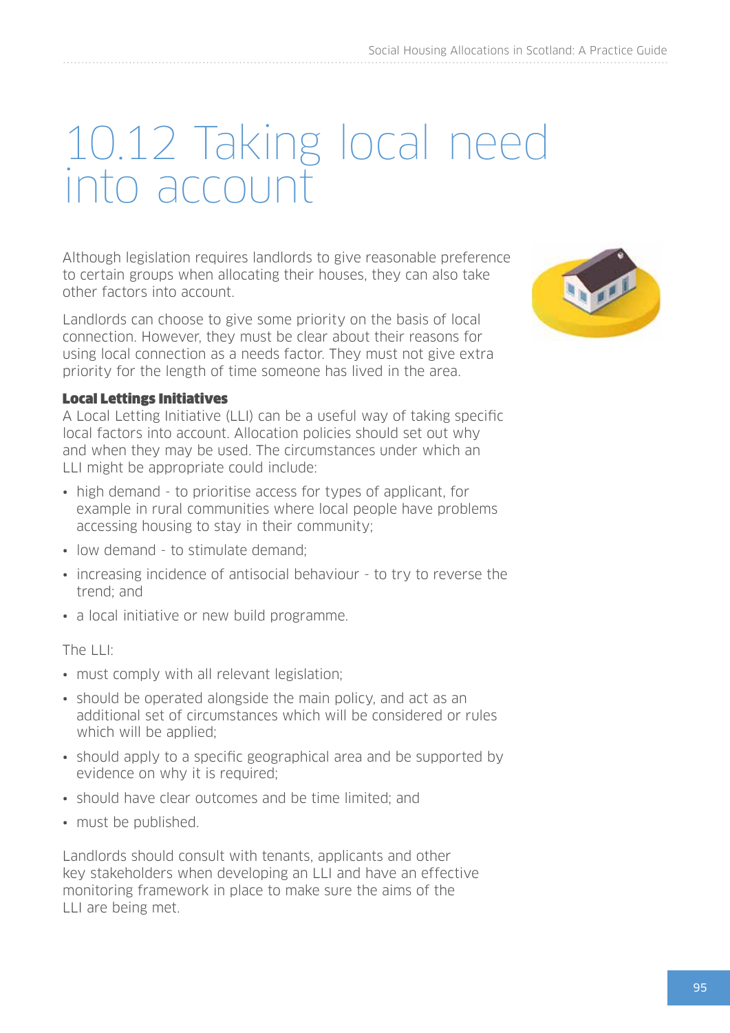# 10.12 Taking local need into account

Although legislation requires landlords to give reasonable preference to certain groups when allocating their houses, they can also take other factors into account.

Landlords can choose to give some priority on the basis of local connection. However, they must be clear about their reasons for using local connection as a needs factor. They must not give extra priority for the length of time someone has lived in the area.

### Local Lettings Initiatives

A Local Letting Initiative (LLI) can be a useful way of taking specific local factors into account. Allocation policies should set out why and when they may be used. The circumstances under which an LLI might be appropriate could include:

- high demand - to prioritise access for types of applicant, for example in rural communities where local people have problems accessing housing to stay in their community;
- low demand - to stimulate demand;
- increasing incidence of antisocial behaviour - to try to reverse the trend; and
- a local initiative or new build programme.

The LLI:

- must comply with all relevant legislation;
- should be operated alongside the main policy, and act as an additional set of circumstances which will be considered or rules which will be applied;
- should apply to a specific geographical area and be supported by evidence on why it is required;
- should have clear outcomes and be time limited; and
- must be published.

Landlords should consult with tenants, applicants and other key stakeholders when developing an LLI and have an effective monitoring framework in place to make sure the aims of the LLI are being met.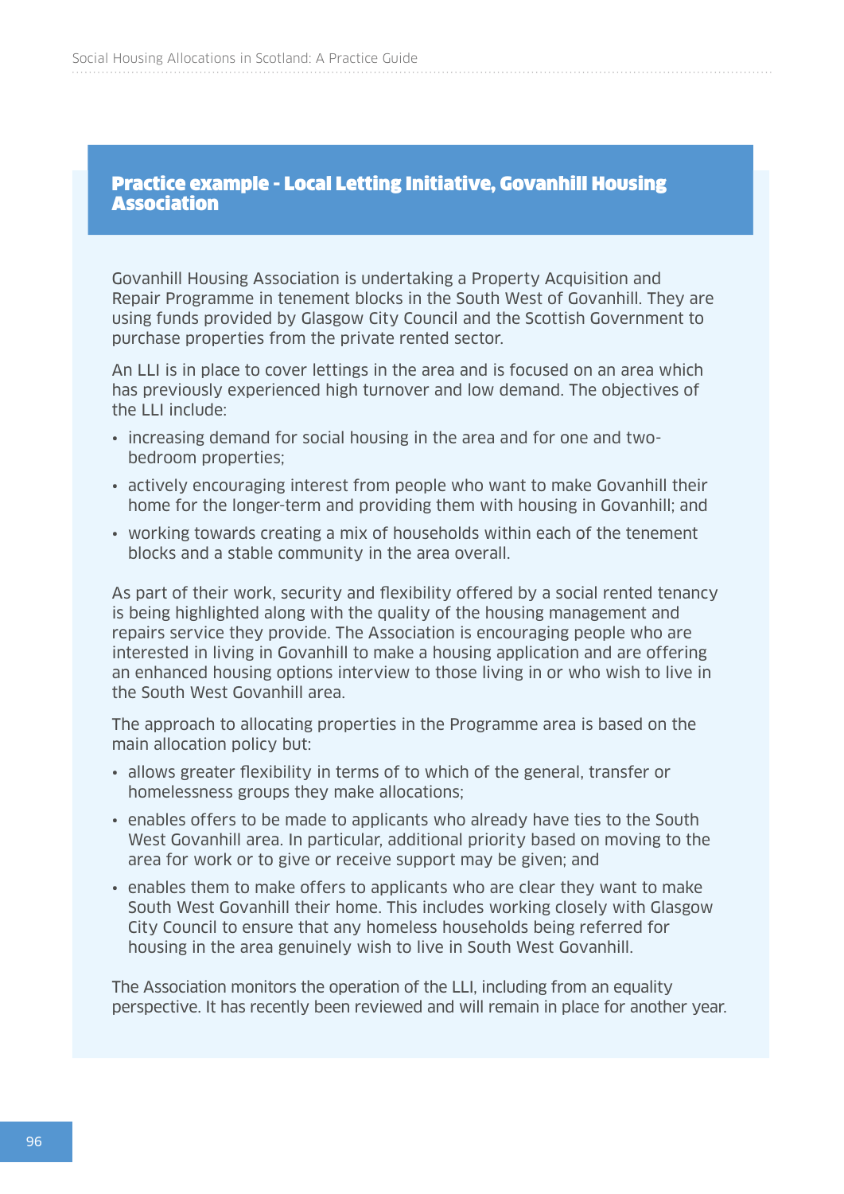### Practice example - Local Letting Initiative, Govanhill Housing Association

Govanhill Housing Association is undertaking a Property Acquisition and Repair Programme in tenement blocks in the South West of Govanhill. They are using funds provided by Glasgow City Council and the Scottish Government to purchase properties from the private rented sector.

An LLI is in place to cover lettings in the area and is focused on an area which has previously experienced high turnover and low demand. The objectives of the LLI include:

- increasing demand for social housing in the area and for one and two-bedroom properties;
- actively encouraging interest from people who want to make Govanhill their home for the longer-term and providing them with housing in Govanhill; and
- working towards creating a mix of households within each of the tenement blocks and a stable community in the area overall.

As part of their work, security and flexibility offered by a social rented tenancy is being highlighted along with the quality of the housing management and repairs service they provide. The Association is encouraging people who are interested in living in Govanhill to make a housing application and are offering an enhanced housing options interview to those living in or who wish to live in the South West Govanhill area.

The approach to allocating properties in the Programme area is based on the main allocation policy but:

- allows greater flexibility in terms of to which of the general, transfer or homelessness groups they make allocations;
- enables offers to be made to applicants who already have ties to the South West Govanhill area. In particular, additional priority based on moving to the area for work or to give or receive support may be given; and
- enables them to make offers to applicants who are clear they want to make South West Govanhill their home. This includes working closely with Glasgow City Council to ensure that any homeless households being referred for housing in the area genuinely wish to live in South West Govanhill.

The Association monitors the operation of the LLI, including from an equality perspective. It has recently been reviewed and will remain in place for another year.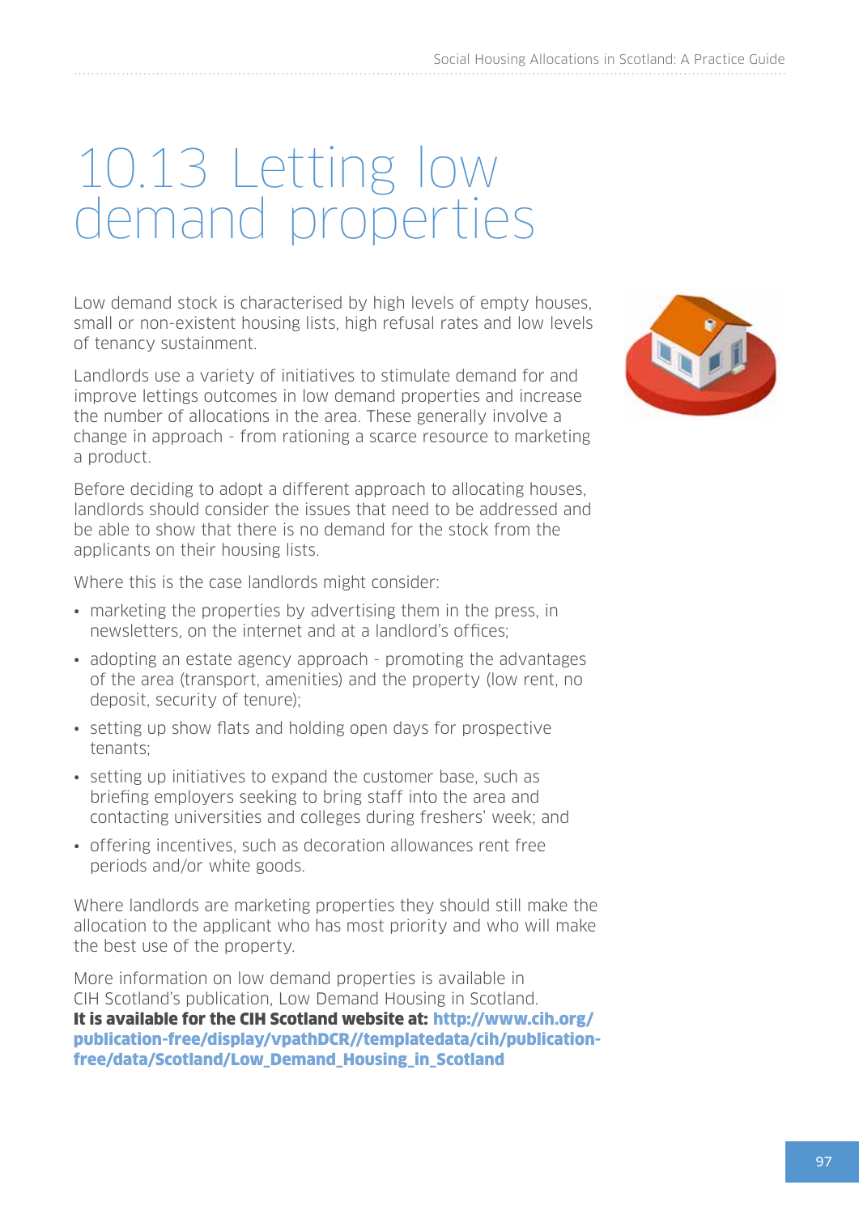# 10.13 Letting low demand properties

Low demand stock is characterised by high levels of empty houses, small or non-existent housing lists, high refusal rates and low levels of tenancy sustainment.

Landlords use a variety of initiatives to stimulate demand for and improve lettings outcomes in low demand properties and increase the number of allocations in the area. These generally involve a change in approach - from rationing a scarce resource to marketing a product.

Before deciding to adopt a different approach to allocating houses, landlords should consider the issues that need to be addressed and be able to show that there is no demand for the stock from the applicants on their housing lists.

Where this is the case landlords might consider:

- marketing the properties by advertising them in the press, in newsletters, on the internet and at a landlord's offices;
- adopting an estate agency approach - promoting the advantages of the area (transport, amenities) and the property (low rent, no deposit, security of tenure);
- setting up show flats and holding open days for prospective tenants;
- setting up initiatives to expand the customer base, such as briefing employers seeking to bring staff into the area and contacting universities and colleges during freshers' week; and
- offering incentives, such as decoration allowances rent free periods and/or white goods.

Where landlords are marketing properties they should still make the allocation to the applicant who has most priority and who will make the best use of the property.

More information on low demand properties is available in CIH Scotland's publication, Low Demand Housing in Scotland. **It is available for the CIH Scotland website at: http://www.cih.org/publication-free/display/vpathDCR//templatedata/cih/publication-free/data/Scotland/Low_Demand_Housing_in_Scotland**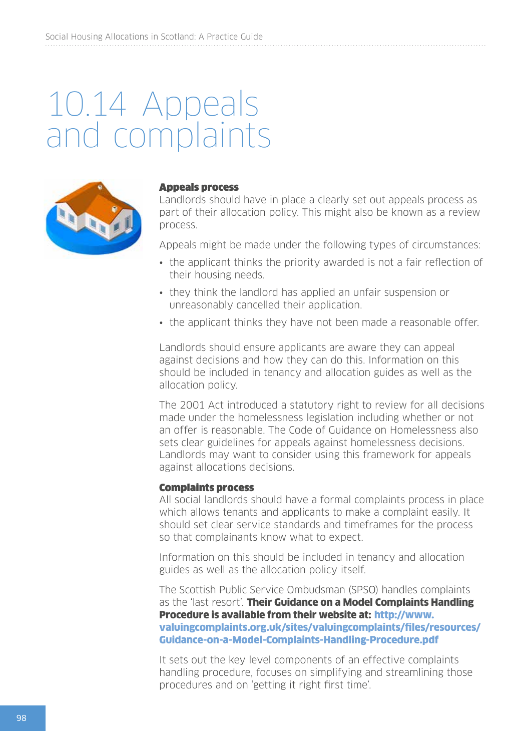# 10.14 Appeals and complaints

### Appeals process

Landlords should have in place a clearly set out appeals process as part of their allocation policy. This might also be known as a review process.

Appeals might be made under the following types of circumstances:

- the applicant thinks the priority awarded is not a fair reflection of their housing needs.
- they think the landlord has applied an unfair suspension or unreasonably cancelled their application.
- the applicant thinks they have not been made a reasonable offer.

Landlords should ensure applicants are aware they can appeal against decisions and how they can do this. Information on this should be included in tenancy and allocation guides as well as the allocation policy.

The 2001 Act introduced a statutory right to review for all decisions made under the homelessness legislation including whether or not an offer is reasonable. The Code of Guidance on Homelessness also sets clear guidelines for appeals against homelessness decisions. Landlords may want to consider using this framework for appeals against allocations decisions.

### Complaints process

All social landlords should have a formal complaints process in place which allows tenants and applicants to make a complaint easily. It should set clear service standards and timeframes for the process so that complainants know what to expect.

Information on this should be included in tenancy and allocation guides as well as the allocation policy itself.

The Scottish Public Service Ombudsman (SPSO) handles complaints as the 'last resort'. **Their Guidance on a Model Complaints Handling Procedure is available from their website at: http://www.valuingcomplaints.org.uk/sites/valuingcomplaints/files/resources/Guidance-on-a-Model-Complaints-Handling-Procedure.pdf**

It sets out the key level components of an effective complaints handling procedure, focuses on simplifying and streamlining those procedures and on 'getting it right first time'.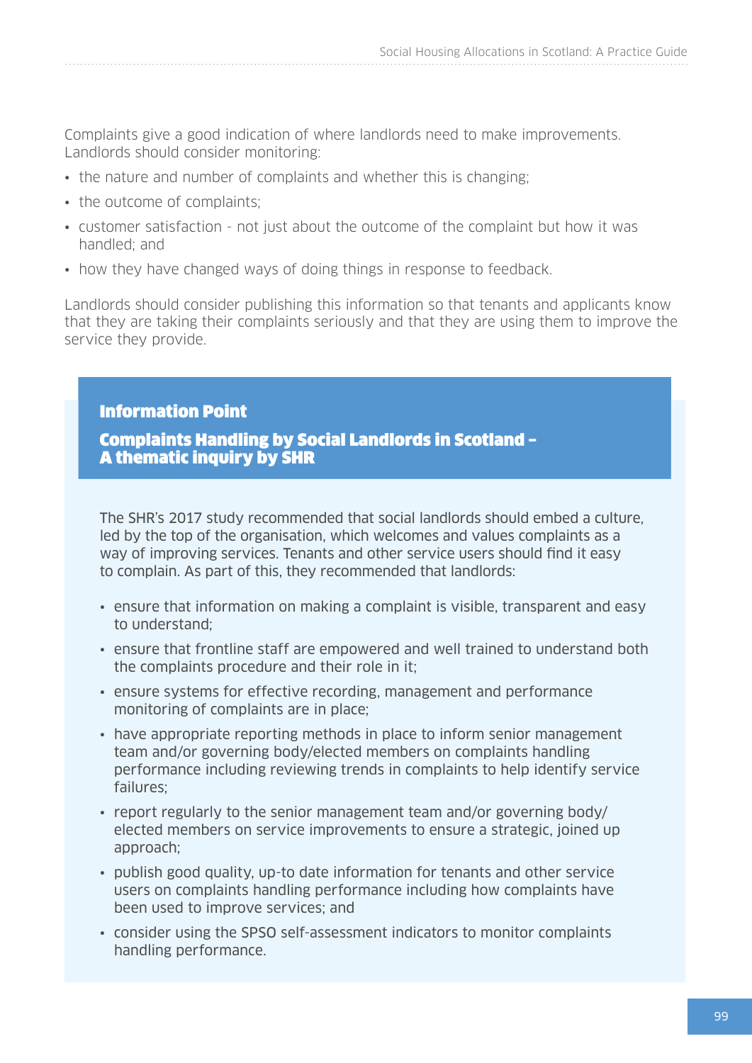Complaints give a good indication of where landlords need to make improvements. Landlords should consider monitoring:

- the nature and number of complaints and whether this is changing;
- the outcome of complaints;
- customer satisfaction - not just about the outcome of the complaint but how it was handled; and
- how they have changed ways of doing things in response to feedback.

Landlords should consider publishing this information so that tenants and applicants know that they are taking their complaints seriously and that they are using them to improve the service they provide.

> **Information Point**
>
> **Complaints Handling by Social Landlords in Scotland – A thematic inquiry by SHR**
>
> The SHR's 2017 study recommended that social landlords should embed a culture, led by the top of the organisation, which welcomes and values complaints as a way of improving services. Tenants and other service users should find it easy to complain. As part of this, they recommended that landlords:
>
> - ensure that information on making a complaint is visible, transparent and easy to understand;
> - ensure that frontline staff are empowered and well trained to understand both the complaints procedure and their role in it;
> - ensure systems for effective recording, management and performance monitoring of complaints are in place;
> - have appropriate reporting methods in place to inform senior management team and/or governing body/elected members on complaints handling performance including reviewing trends in complaints to help identify service failures;
> - report regularly to the senior management team and/or governing body/elected members on service improvements to ensure a strategic, joined up approach;
> - publish good quality, up-to date information for tenants and other service users on complaints handling performance including how complaints have been used to improve services; and
> - consider using the SPSO self-assessment indicators to monitor complaints handling performance.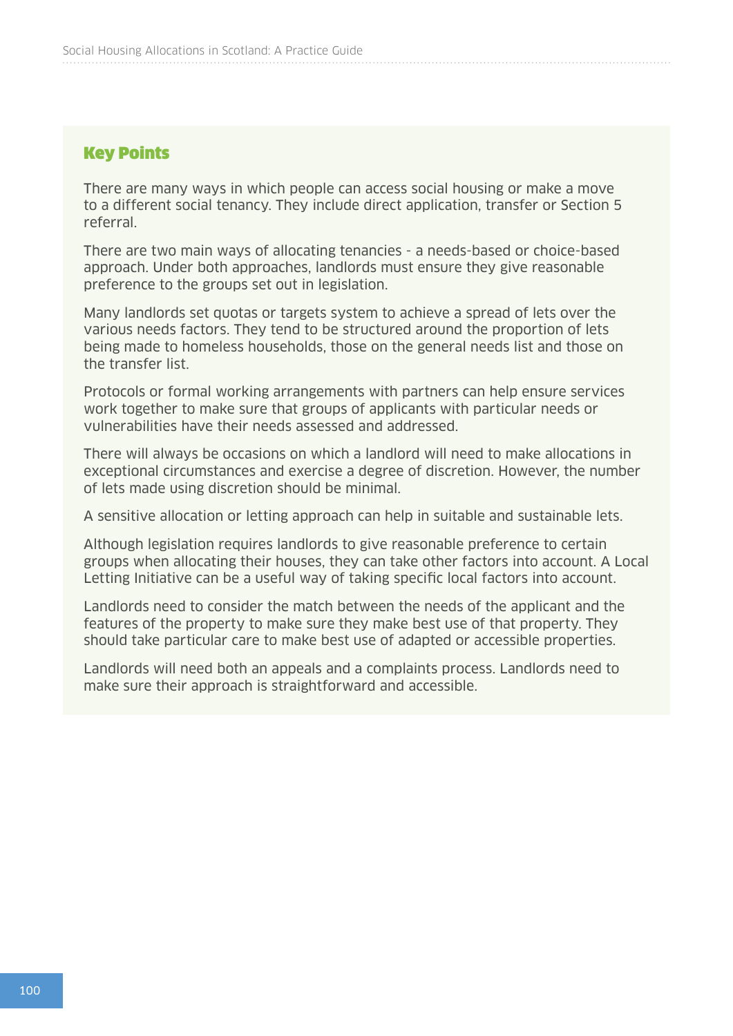## Key Points

There are many ways in which people can access social housing or make a move to a different social tenancy. They include direct application, transfer or Section 5 referral.

There are two main ways of allocating tenancies - a needs-based or choice-based approach. Under both approaches, landlords must ensure they give reasonable preference to the groups set out in legislation.

Many landlords set quotas or targets system to achieve a spread of lets over the various needs factors. They tend to be structured around the proportion of lets being made to homeless households, those on the general needs list and those on the transfer list.

Protocols or formal working arrangements with partners can help ensure services work together to make sure that groups of applicants with particular needs or vulnerabilities have their needs assessed and addressed.

There will always be occasions on which a landlord will need to make allocations in exceptional circumstances and exercise a degree of discretion. However, the number of lets made using discretion should be minimal.

A sensitive allocation or letting approach can help in suitable and sustainable lets.

Although legislation requires landlords to give reasonable preference to certain groups when allocating their houses, they can take other factors into account. A Local Letting Initiative can be a useful way of taking specific local factors into account.

Landlords need to consider the match between the needs of the applicant and the features of the property to make sure they make best use of that property. They should take particular care to make best use of adapted or accessible properties.

Landlords will need both an appeals and a complaints process. Landlords need to make sure their approach is straightforward and accessible.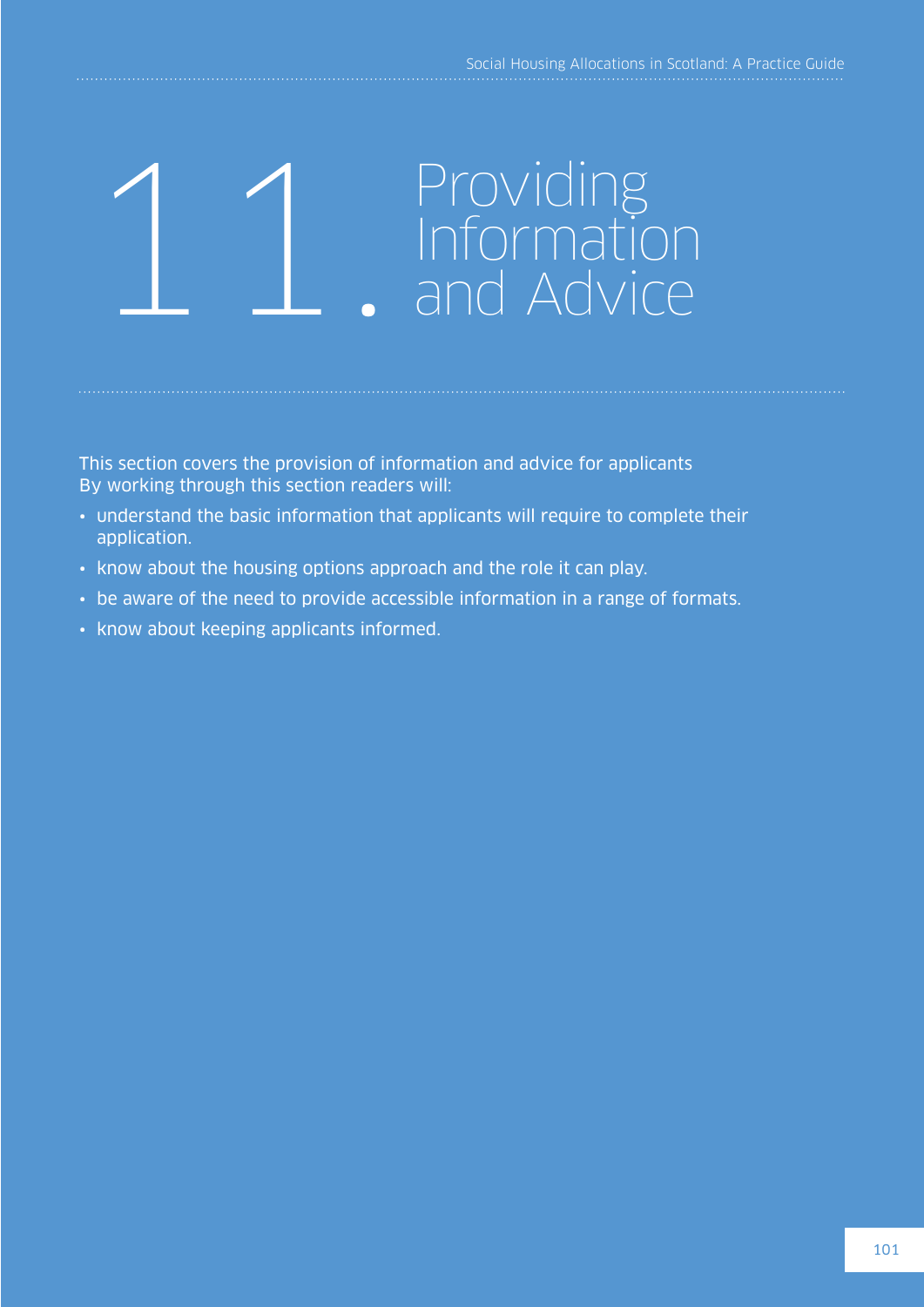# 11. Providing Information and Advice

This section covers the provision of information and advice for applicants
By working through this section readers will:

- understand the basic information that applicants will require to complete their application.
- know about the housing options approach and the role it can play.
- be aware of the need to provide accessible information in a range of formats.
- know about keeping applicants informed.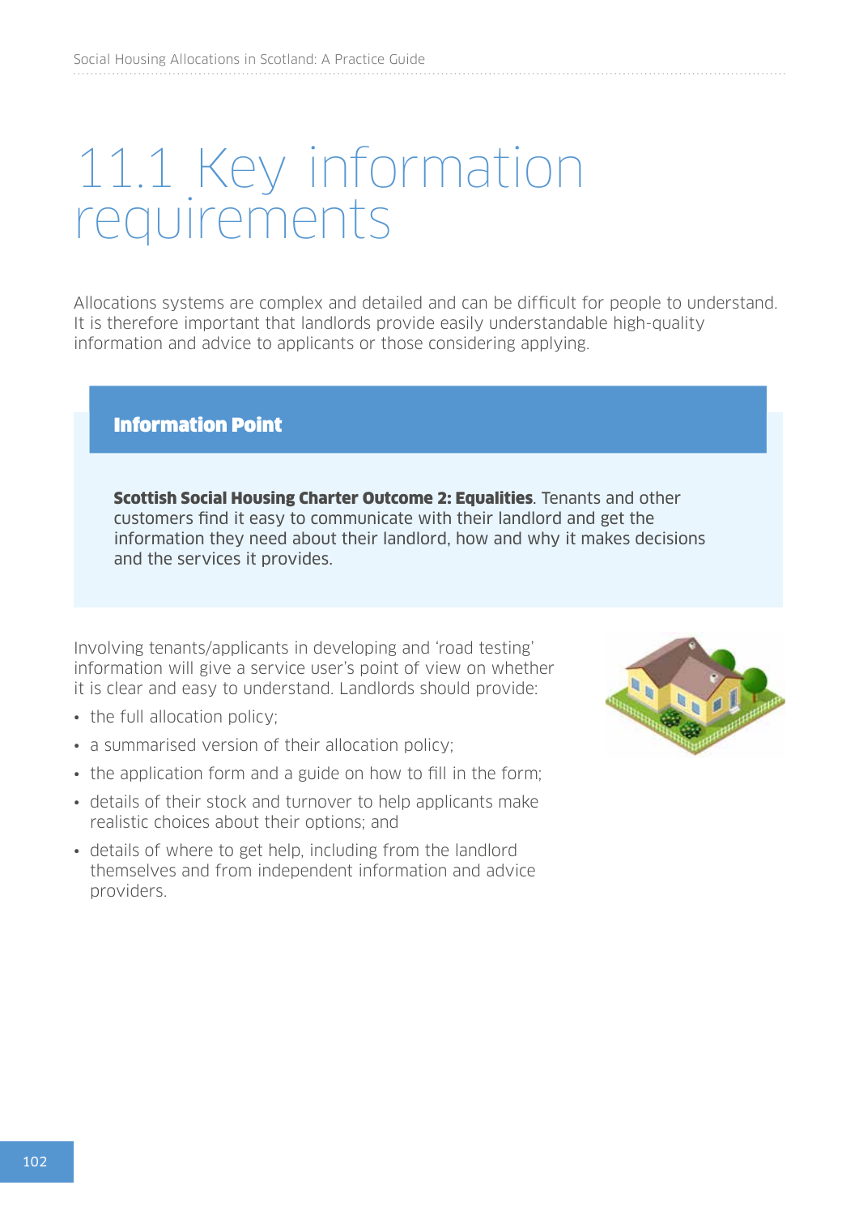# 11.1 Key information requirements

Allocations systems are complex and detailed and can be difficult for people to understand. It is therefore important that landlords provide easily understandable high-quality information and advice to applicants or those considering applying.

**Information Point**

**Scottish Social Housing Charter Outcome 2: Equalities**. Tenants and other customers find it easy to communicate with their landlord and get the information they need about their landlord, how and why it makes decisions and the services it provides.

Involving tenants/applicants in developing and 'road testing' information will give a service user's point of view on whether it is clear and easy to understand. Landlords should provide:

- the full allocation policy;
- a summarised version of their allocation policy;
- the application form and a guide on how to fill in the form;
- details of their stock and turnover to help applicants make realistic choices about their options; and
- details of where to get help, including from the landlord themselves and from independent information and advice providers.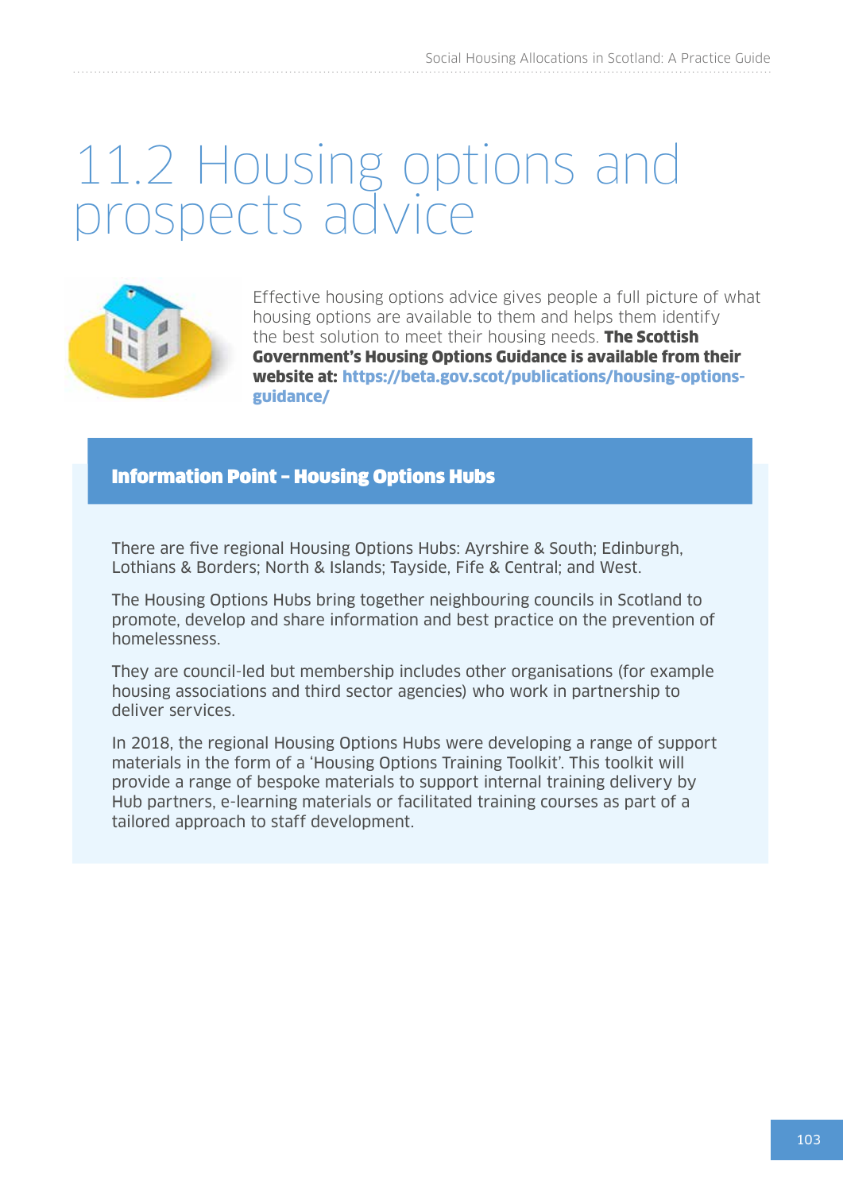# 11.2 Housing options and prospects advice

Effective housing options advice gives people a full picture of what housing options are available to them and helps them identify the best solution to meet their housing needs. **The Scottish Government's Housing Options Guidance is available from their website at: https://beta.gov.scot/publications/housing-options-guidance/**

### Information Point – Housing Options Hubs

There are five regional Housing Options Hubs: Ayrshire & South; Edinburgh, Lothians & Borders; North & Islands; Tayside, Fife & Central; and West.

The Housing Options Hubs bring together neighbouring councils in Scotland to promote, develop and share information and best practice on the prevention of homelessness.

They are council-led but membership includes other organisations (for example housing associations and third sector agencies) who work in partnership to deliver services.

In 2018, the regional Housing Options Hubs were developing a range of support materials in the form of a 'Housing Options Training Toolkit'. This toolkit will provide a range of bespoke materials to support internal training delivery by Hub partners, e-learning materials or facilitated training courses as part of a tailored approach to staff development.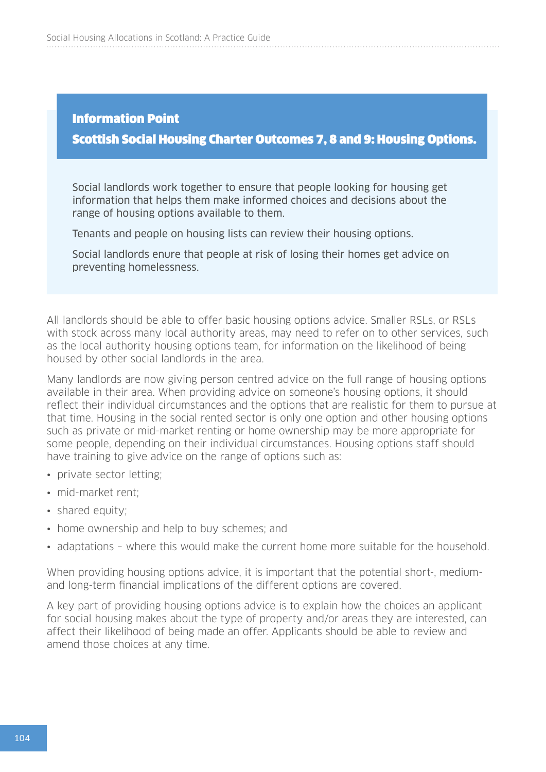**Information Point**

**Scottish Social Housing Charter Outcomes 7, 8 and 9: Housing Options.**

Social landlords work together to ensure that people looking for housing get information that helps them make informed choices and decisions about the range of housing options available to them.

Tenants and people on housing lists can review their housing options.

Social landlords enure that people at risk of losing their homes get advice on preventing homelessness.

All landlords should be able to offer basic housing options advice. Smaller RSLs, or RSLs with stock across many local authority areas, may need to refer on to other services, such as the local authority housing options team, for information on the likelihood of being housed by other social landlords in the area.

Many landlords are now giving person centred advice on the full range of housing options available in their area. When providing advice on someone's housing options, it should reflect their individual circumstances and the options that are realistic for them to pursue at that time. Housing in the social rented sector is only one option and other housing options such as private or mid-market renting or home ownership may be more appropriate for some people, depending on their individual circumstances. Housing options staff should have training to give advice on the range of options such as:

- private sector letting;
- mid-market rent;
- shared equity;
- home ownership and help to buy schemes; and
- adaptations – where this would make the current home more suitable for the household.

When providing housing options advice, it is important that the potential short-, medium- and long-term financial implications of the different options are covered.

A key part of providing housing options advice is to explain how the choices an applicant for social housing makes about the type of property and/or areas they are interested, can affect their likelihood of being made an offer. Applicants should be able to review and amend those choices at any time.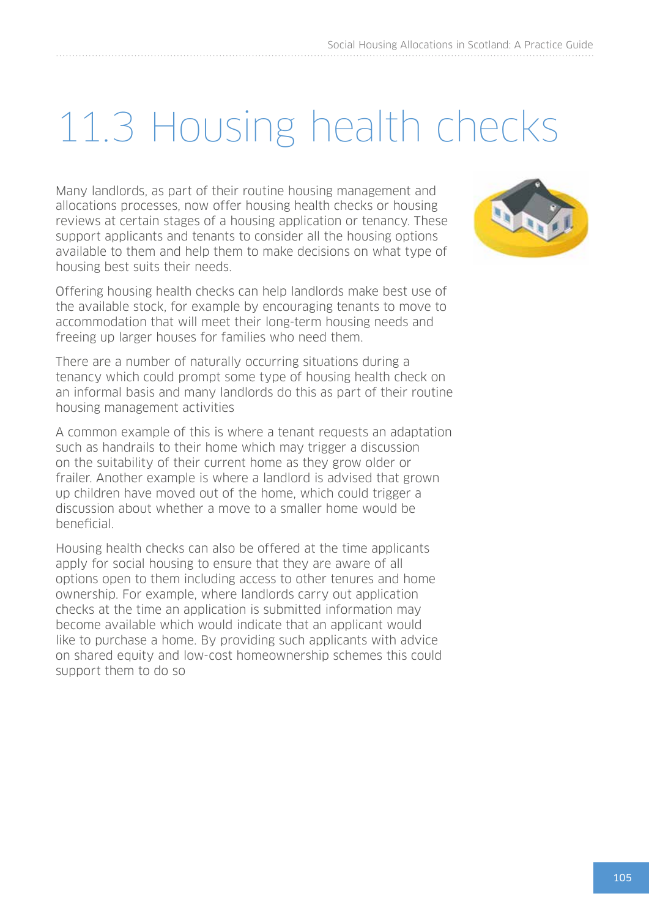# 11.3 Housing health checks

Many landlords, as part of their routine housing management and allocations processes, now offer housing health checks or housing reviews at certain stages of a housing application or tenancy. These support applicants and tenants to consider all the housing options available to them and help them to make decisions on what type of housing best suits their needs.

Offering housing health checks can help landlords make best use of the available stock, for example by encouraging tenants to move to accommodation that will meet their long-term housing needs and freeing up larger houses for families who need them.

There are a number of naturally occurring situations during a tenancy which could prompt some type of housing health check on an informal basis and many landlords do this as part of their routine housing management activities

A common example of this is where a tenant requests an adaptation such as handrails to their home which may trigger a discussion on the suitability of their current home as they grow older or frailer. Another example is where a landlord is advised that grown up children have moved out of the home, which could trigger a discussion about whether a move to a smaller home would be beneficial.

Housing health checks can also be offered at the time applicants apply for social housing to ensure that they are aware of all options open to them including access to other tenures and home ownership. For example, where landlords carry out application checks at the time an application is submitted information may become available which would indicate that an applicant would like to purchase a home. By providing such applicants with advice on shared equity and low-cost homeownership schemes this could support them to do so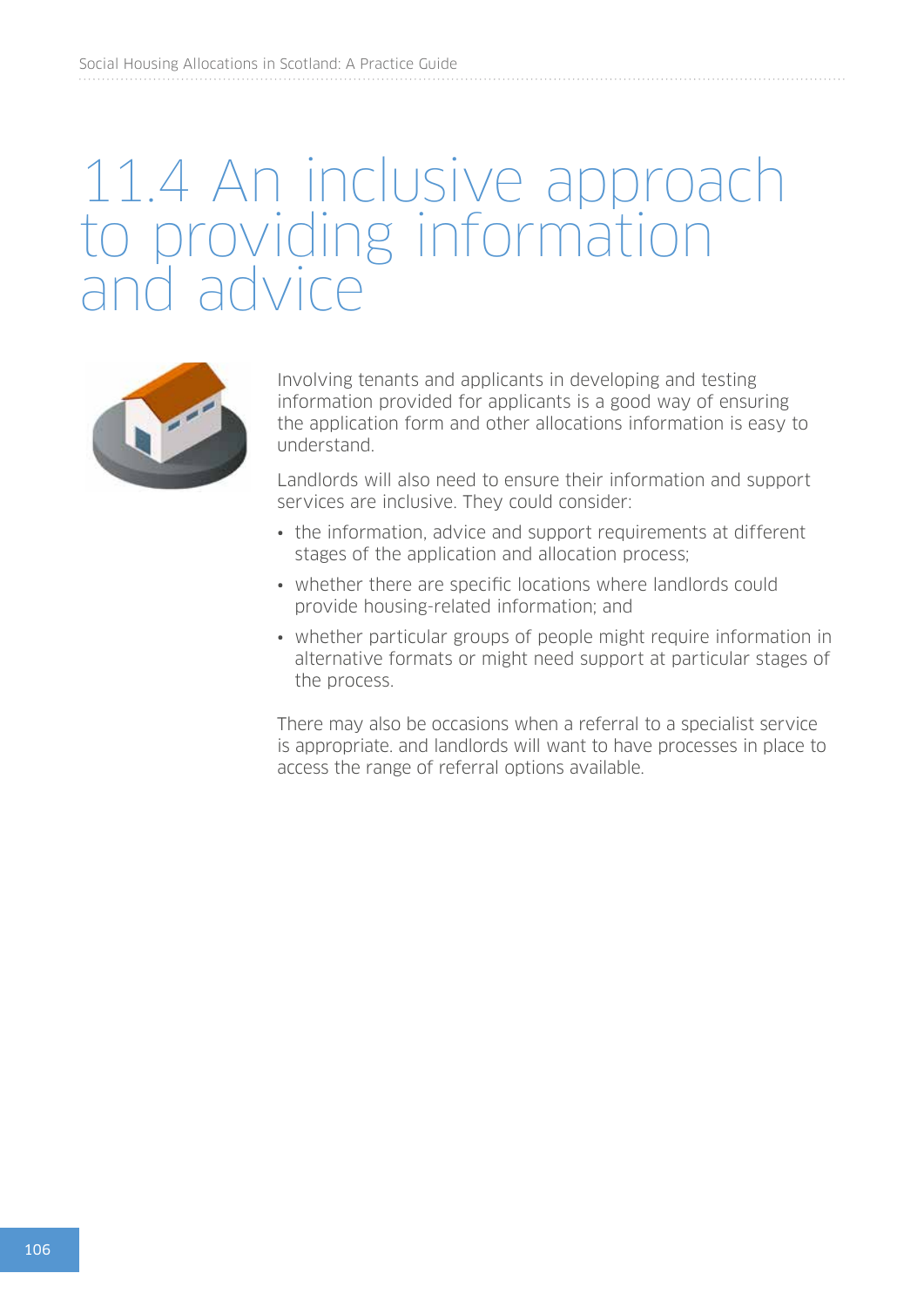# 11.4 An inclusive approach to providing information and advice

Involving tenants and applicants in developing and testing information provided for applicants is a good way of ensuring the application form and other allocations information is easy to understand.

Landlords will also need to ensure their information and support services are inclusive. They could consider:

- the information, advice and support requirements at different stages of the application and allocation process;
- whether there are specific locations where landlords could provide housing-related information; and
- whether particular groups of people might require information in alternative formats or might need support at particular stages of the process.

There may also be occasions when a referral to a specialist service is appropriate. and landlords will want to have processes in place to access the range of referral options available.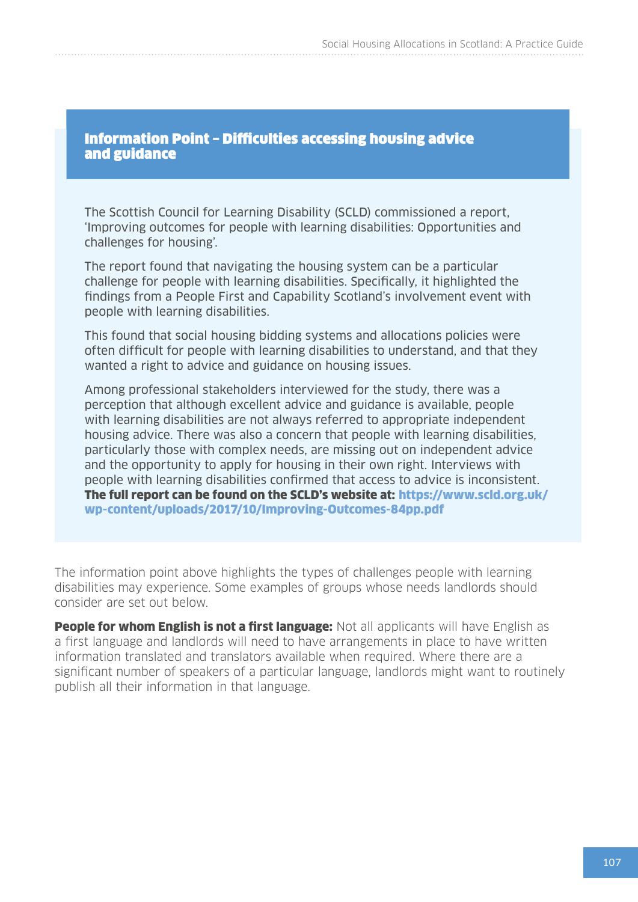### Information Point – Difficulties accessing housing advice and guidance

The Scottish Council for Learning Disability (SCLD) commissioned a report, 'Improving outcomes for people with learning disabilities: Opportunities and challenges for housing'.

The report found that navigating the housing system can be a particular challenge for people with learning disabilities. Specifically, it highlighted the findings from a People First and Capability Scotland's involvement event with people with learning disabilities.

This found that social housing bidding systems and allocations policies were often difficult for people with learning disabilities to understand, and that they wanted a right to advice and guidance on housing issues.

Among professional stakeholders interviewed for the study, there was a perception that although excellent advice and guidance is available, people with learning disabilities are not always referred to appropriate independent housing advice. There was also a concern that people with learning disabilities, particularly those with complex needs, are missing out on independent advice and the opportunity to apply for housing in their own right. Interviews with people with learning disabilities confirmed that access to advice is inconsistent. **The full report can be found on the SCLD's website at: https://www.scld.org.uk/wp-content/uploads/2017/10/Improving-Outcomes-84pp.pdf**

The information point above highlights the types of challenges people with learning disabilities may experience. Some examples of groups whose needs landlords should consider are set out below.

**People for whom English is not a first language:** Not all applicants will have English as a first language and landlords will need to have arrangements in place to have written information translated and translators available when required. Where there are a significant number of speakers of a particular language, landlords might want to routinely publish all their information in that language.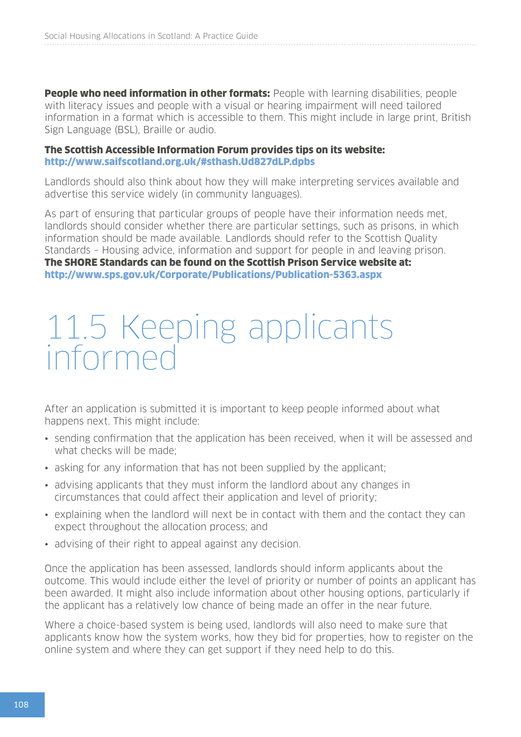**People who need information in other formats:** People with learning disabilities, people with literacy issues and people with a visual or hearing impairment will need tailored information in a format which is accessible to them. This might include in large print, British Sign Language (BSL), Braille or audio.

**The Scottish Accessible Information Forum provides tips on its website:**
**http://www.saifscotland.org.uk/#sthash.Ud827dLP.dpbs**

Landlords should also think about how they will make interpreting services available and advertise this service widely (in community languages).

As part of ensuring that particular groups of people have their information needs met, landlords should consider whether there are particular settings, such as prisons, in which information should be made available. Landlords should refer to the Scottish Quality Standards – Housing advice, information and support for people in and leaving prison.
**The SHORE Standards can be found on the Scottish Prison Service website at:**
**http://www.sps.gov.uk/Corporate/Publications/Publication-5363.aspx**

# 11.5 Keeping applicants informed

After an application is submitted it is important to keep people informed about what happens next. This might include:

- sending confirmation that the application has been received, when it will be assessed and what checks will be made;
- asking for any information that has not been supplied by the applicant;
- advising applicants that they must inform the landlord about any changes in circumstances that could affect their application and level of priority;
- explaining when the landlord will next be in contact with them and the contact they can expect throughout the allocation process; and
- advising of their right to appeal against any decision.

Once the application has been assessed, landlords should inform applicants about the outcome. This would include either the level of priority or number of points an applicant has been awarded. It might also include information about other housing options, particularly if the applicant has a relatively low chance of being made an offer in the near future.

Where a choice-based system is being used, landlords will also need to make sure that applicants know how the system works, how they bid for properties, how to register on the online system and where they can get support if they need help to do this.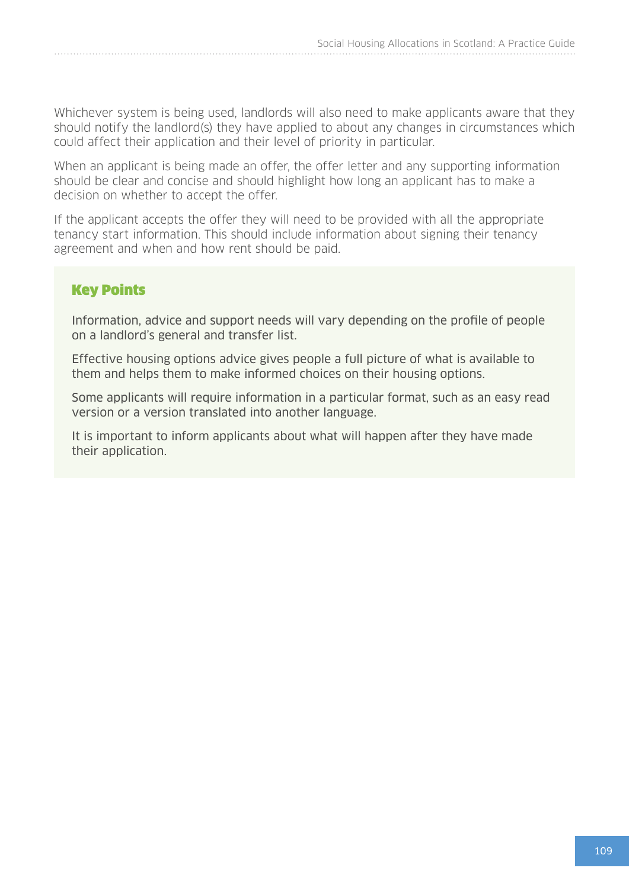Whichever system is being used, landlords will also need to make applicants aware that they should notify the landlord(s) they have applied to about any changes in circumstances which could affect their application and their level of priority in particular.

When an applicant is being made an offer, the offer letter and any supporting information should be clear and concise and should highlight how long an applicant has to make a decision on whether to accept the offer.

If the applicant accepts the offer they will need to be provided with all the appropriate tenancy start information. This should include information about signing their tenancy agreement and when and how rent should be paid.

### Key Points

Information, advice and support needs will vary depending on the profile of people on a landlord's general and transfer list.

Effective housing options advice gives people a full picture of what is available to them and helps them to make informed choices on their housing options.

Some applicants will require information in a particular format, such as an easy read version or a version translated into another language.

It is important to inform applicants about what will happen after they have made their application.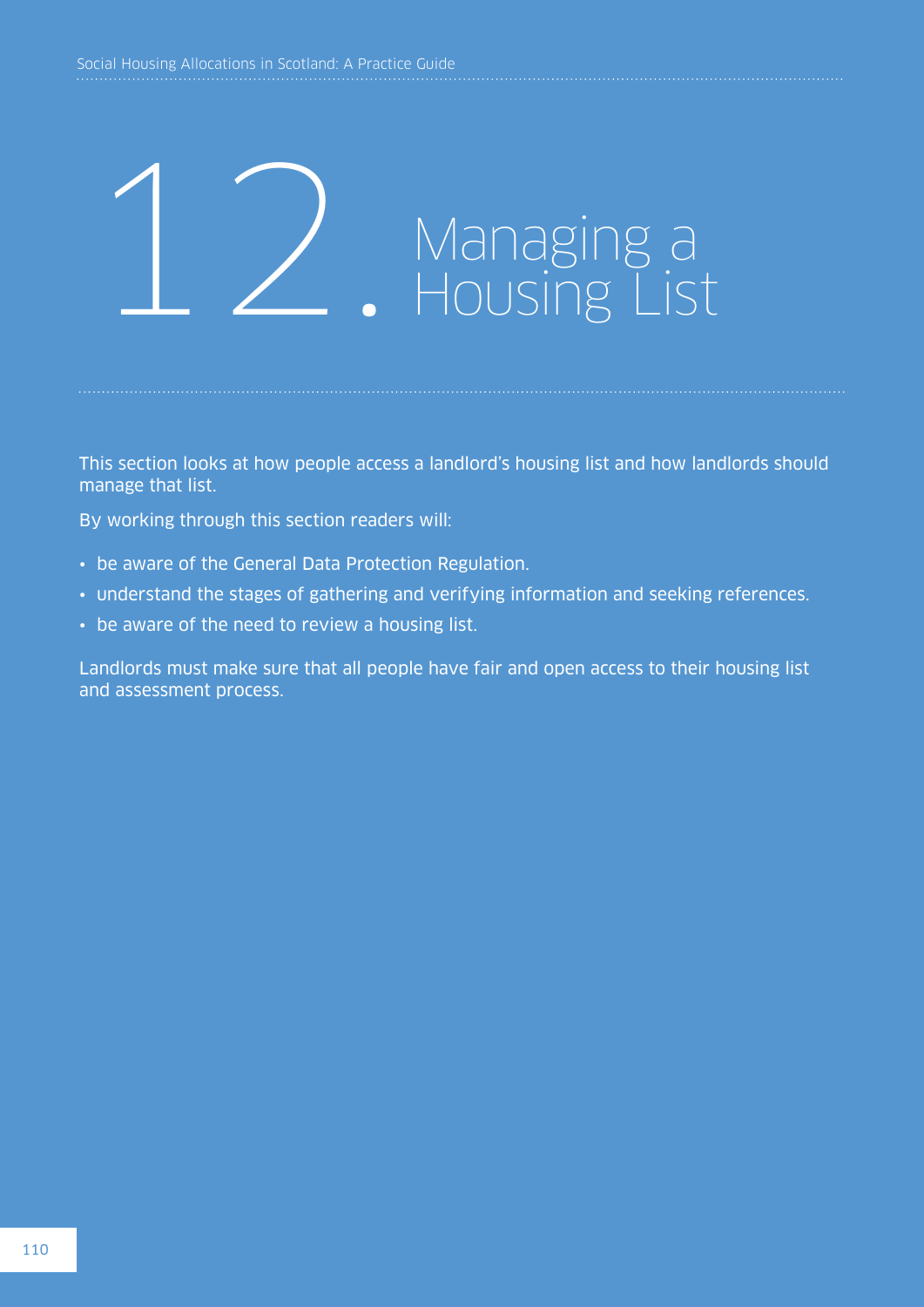# 12. Managing a Housing List

This section looks at how people access a landlord's housing list and how landlords should manage that list.

By working through this section readers will:

- be aware of the General Data Protection Regulation.
- understand the stages of gathering and verifying information and seeking references.
- be aware of the need to review a housing list.

Landlords must make sure that all people have fair and open access to their housing list and assessment process.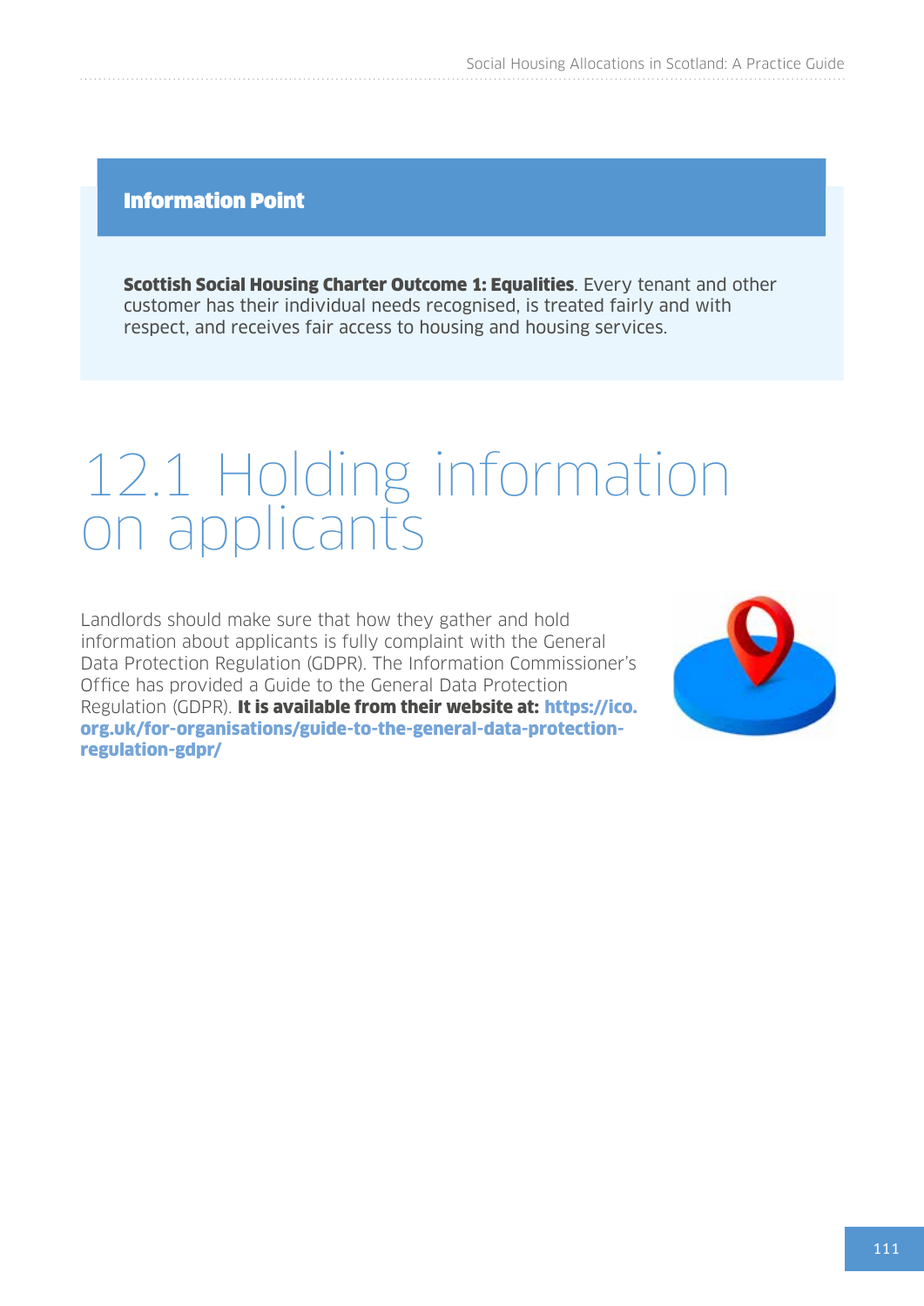**Information Point**

**Scottish Social Housing Charter Outcome 1: Equalities**. Every tenant and other customer has their individual needs recognised, is treated fairly and with respect, and receives fair access to housing and housing services.

# 12.1 Holding information on applicants

Landlords should make sure that how they gather and hold information about applicants is fully complaint with the General Data Protection Regulation (GDPR). The Information Commissioner's Office has provided a Guide to the General Data Protection Regulation (GDPR). **It is available from their website at: https://ico.org.uk/for-organisations/guide-to-the-general-data-protection-regulation-gdpr/**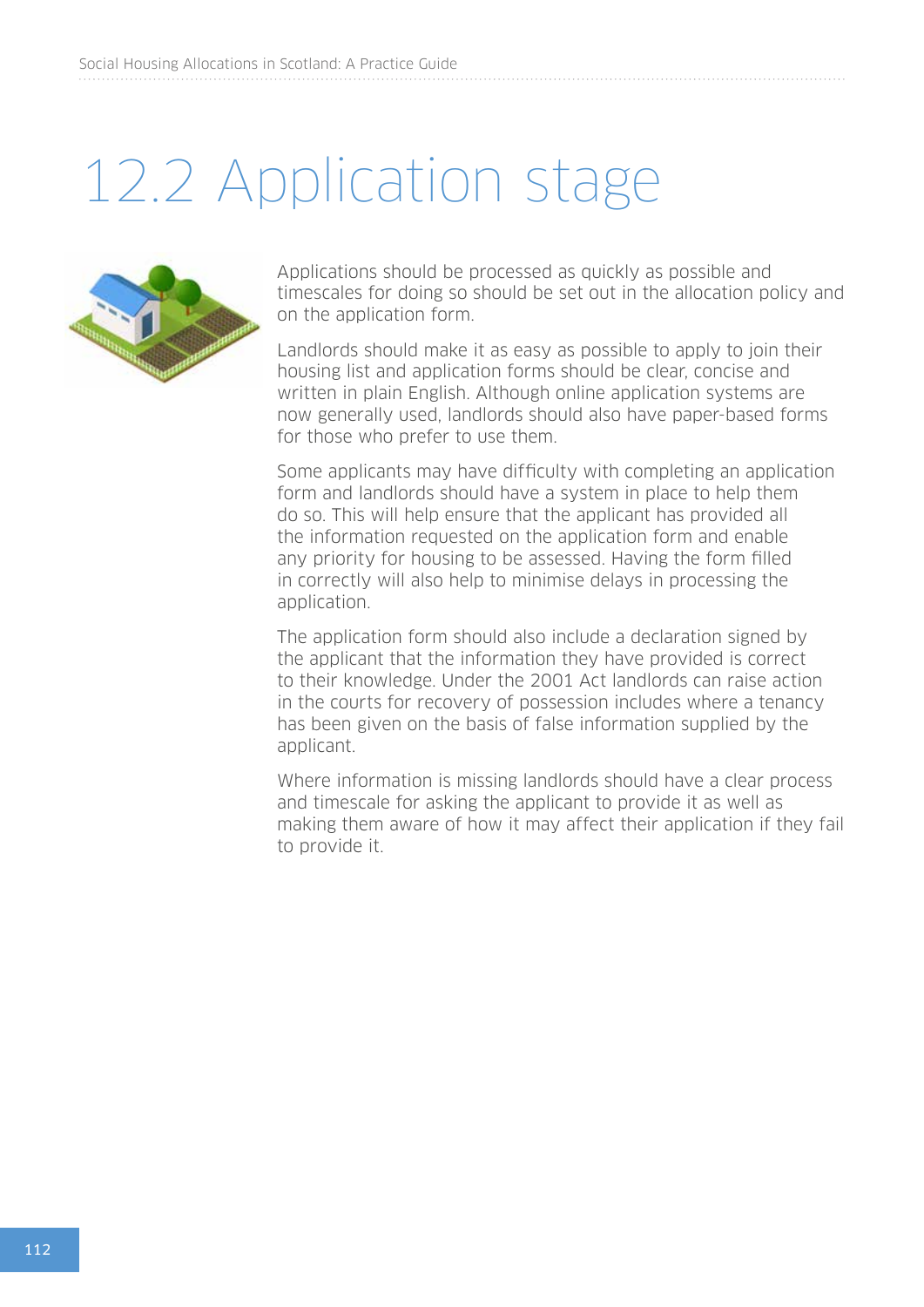# 12.2 Application stage

Applications should be processed as quickly as possible and timescales for doing so should be set out in the allocation policy and on the application form.

Landlords should make it as easy as possible to apply to join their housing list and application forms should be clear, concise and written in plain English. Although online application systems are now generally used, landlords should also have paper-based forms for those who prefer to use them.

Some applicants may have difficulty with completing an application form and landlords should have a system in place to help them do so. This will help ensure that the applicant has provided all the information requested on the application form and enable any priority for housing to be assessed. Having the form filled in correctly will also help to minimise delays in processing the application.

The application form should also include a declaration signed by the applicant that the information they have provided is correct to their knowledge. Under the 2001 Act landlords can raise action in the courts for recovery of possession includes where a tenancy has been given on the basis of false information supplied by the applicant.

Where information is missing landlords should have a clear process and timescale for asking the applicant to provide it as well as making them aware of how it may affect their application if they fail to provide it.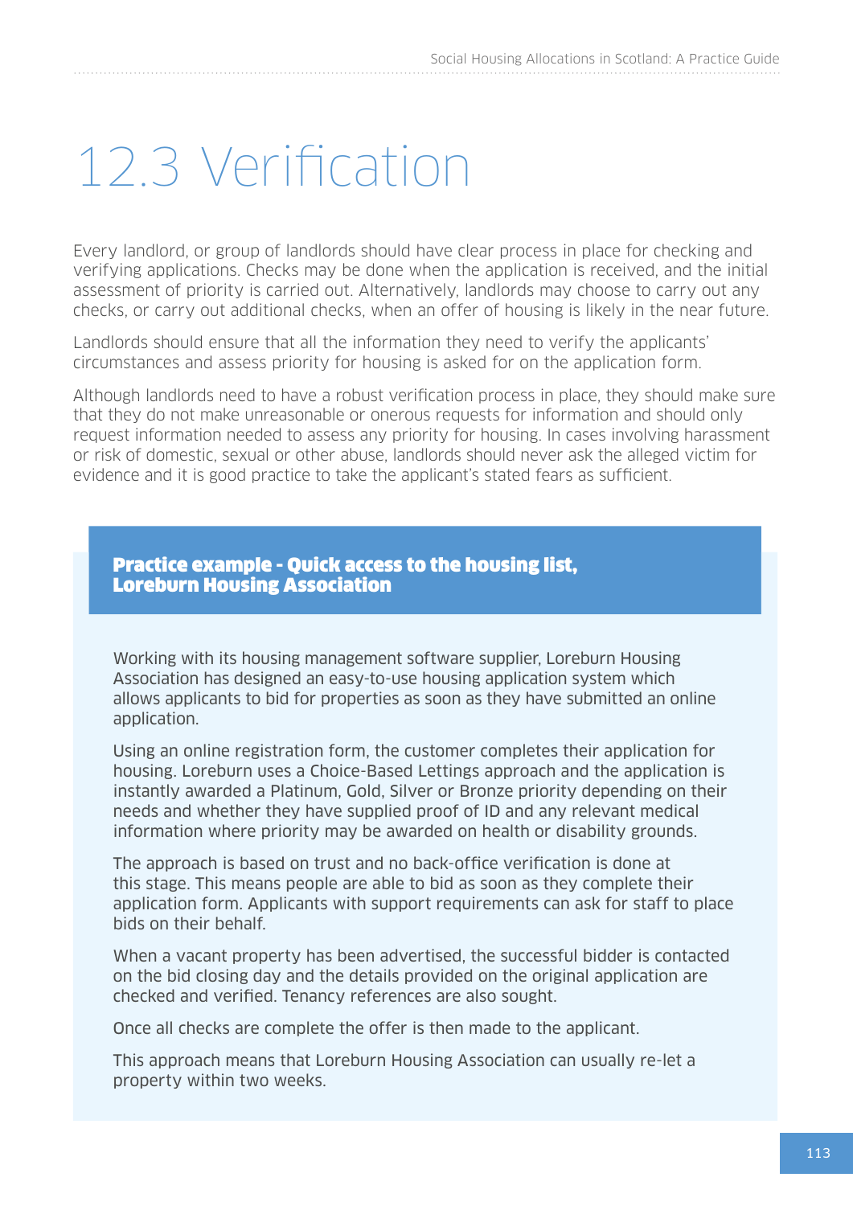# 12.3 Verification

Every landlord, or group of landlords should have clear process in place for checking and verifying applications. Checks may be done when the application is received, and the initial assessment of priority is carried out. Alternatively, landlords may choose to carry out any checks, or carry out additional checks, when an offer of housing is likely in the near future.

Landlords should ensure that all the information they need to verify the applicants' circumstances and assess priority for housing is asked for on the application form.

Although landlords need to have a robust verification process in place, they should make sure that they do not make unreasonable or onerous requests for information and should only request information needed to assess any priority for housing. In cases involving harassment or risk of domestic, sexual or other abuse, landlords should never ask the alleged victim for evidence and it is good practice to take the applicant's stated fears as sufficient.

**Practice example - Quick access to the housing list, Loreburn Housing Association**

Working with its housing management software supplier, Loreburn Housing Association has designed an easy-to-use housing application system which allows applicants to bid for properties as soon as they have submitted an online application.

Using an online registration form, the customer completes their application for housing. Loreburn uses a Choice-Based Lettings approach and the application is instantly awarded a Platinum, Gold, Silver or Bronze priority depending on their needs and whether they have supplied proof of ID and any relevant medical information where priority may be awarded on health or disability grounds.

The approach is based on trust and no back-office verification is done at this stage. This means people are able to bid as soon as they complete their application form. Applicants with support requirements can ask for staff to place bids on their behalf.

When a vacant property has been advertised, the successful bidder is contacted on the bid closing day and the details provided on the original application are checked and verified. Tenancy references are also sought.

Once all checks are complete the offer is then made to the applicant.

This approach means that Loreburn Housing Association can usually re-let a property within two weeks.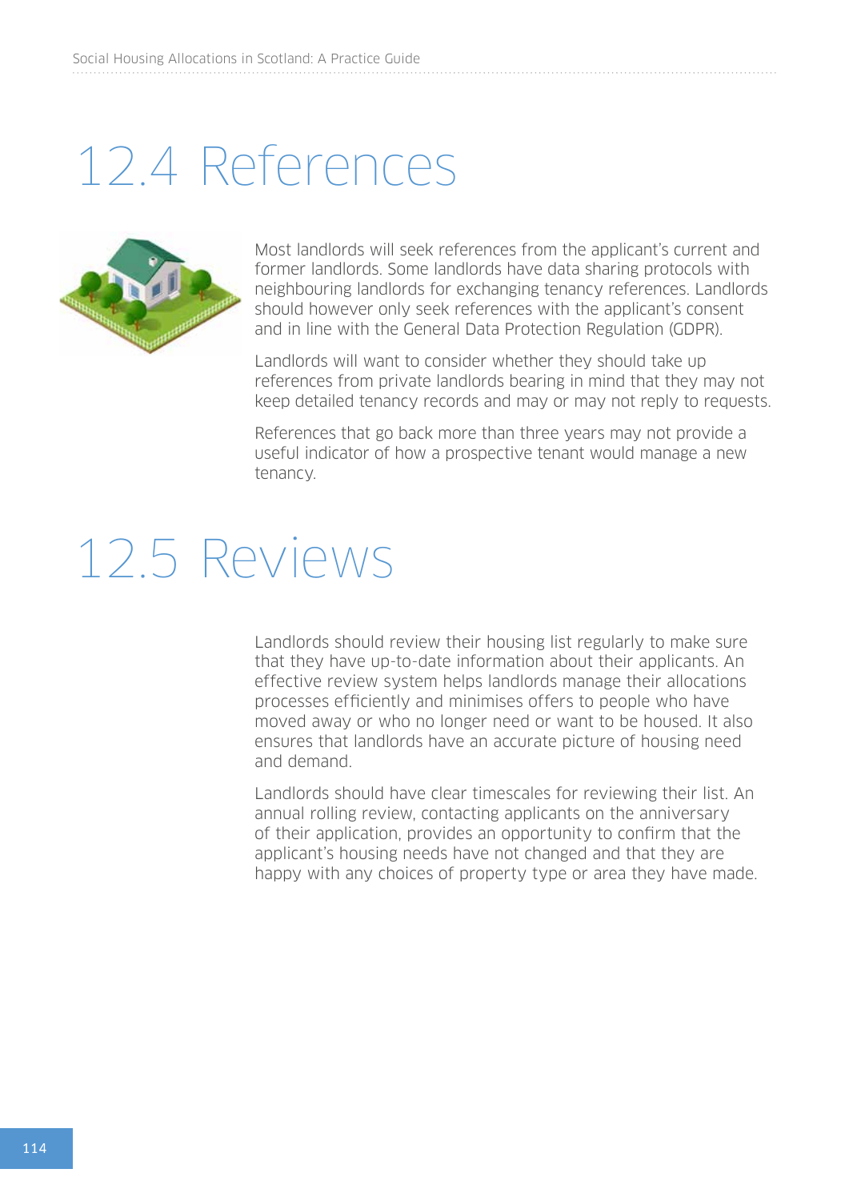# 12.4 References

Most landlords will seek references from the applicant's current and former landlords. Some landlords have data sharing protocols with neighbouring landlords for exchanging tenancy references. Landlords should however only seek references with the applicant's consent and in line with the General Data Protection Regulation (GDPR).

Landlords will want to consider whether they should take up references from private landlords bearing in mind that they may not keep detailed tenancy records and may or may not reply to requests.

References that go back more than three years may not provide a useful indicator of how a prospective tenant would manage a new tenancy.

# 12.5 Reviews

Landlords should review their housing list regularly to make sure that they have up-to-date information about their applicants. An effective review system helps landlords manage their allocations processes efficiently and minimises offers to people who have moved away or who no longer need or want to be housed. It also ensures that landlords have an accurate picture of housing need and demand.

Landlords should have clear timescales for reviewing their list. An annual rolling review, contacting applicants on the anniversary of their application, provides an opportunity to confirm that the applicant's housing needs have not changed and that they are happy with any choices of property type or area they have made.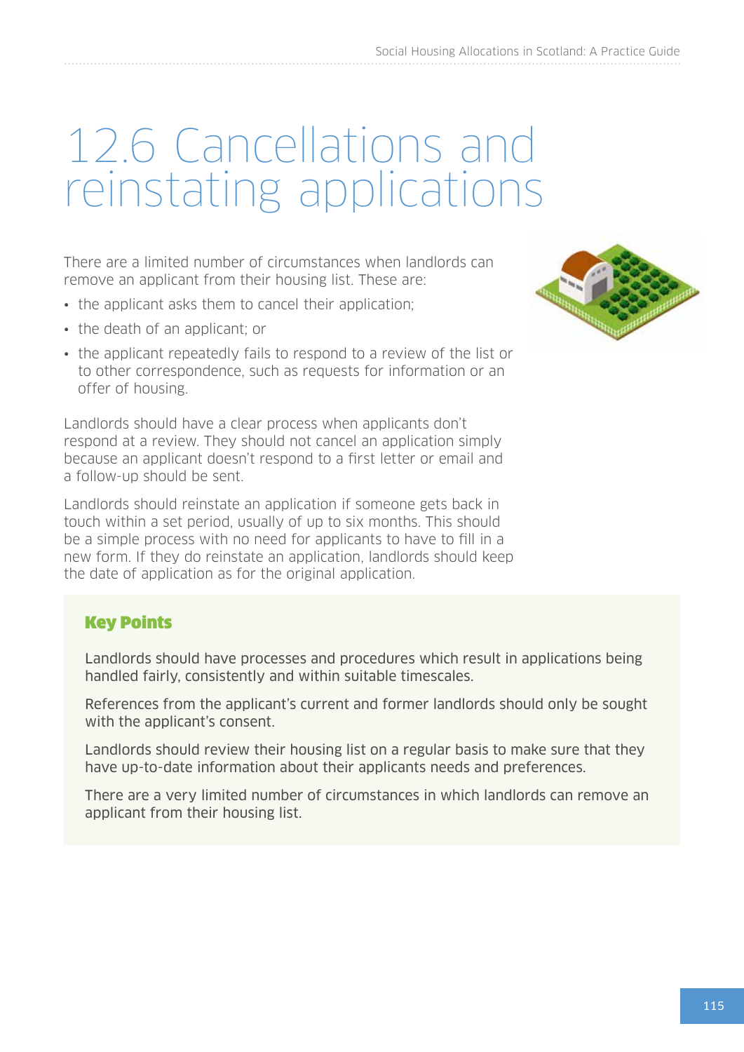# 12.6 Cancellations and reinstating applications

There are a limited number of circumstances when landlords can remove an applicant from their housing list. These are:

- the applicant asks them to cancel their application;
- the death of an applicant; or
- the applicant repeatedly fails to respond to a review of the list or to other correspondence, such as requests for information or an offer of housing.

Landlords should have a clear process when applicants don't respond at a review. They should not cancel an application simply because an applicant doesn't respond to a first letter or email and a follow-up should be sent.

Landlords should reinstate an application if someone gets back in touch within a set period, usually of up to six months. This should be a simple process with no need for applicants to have to fill in a new form. If they do reinstate an application, landlords should keep the date of application as for the original application.

**Key Points**

Landlords should have processes and procedures which result in applications being handled fairly, consistently and within suitable timescales.

References from the applicant's current and former landlords should only be sought with the applicant's consent.

Landlords should review their housing list on a regular basis to make sure that they have up-to-date information about their applicants needs and preferences.

There are a very limited number of circumstances in which landlords can remove an applicant from their housing list.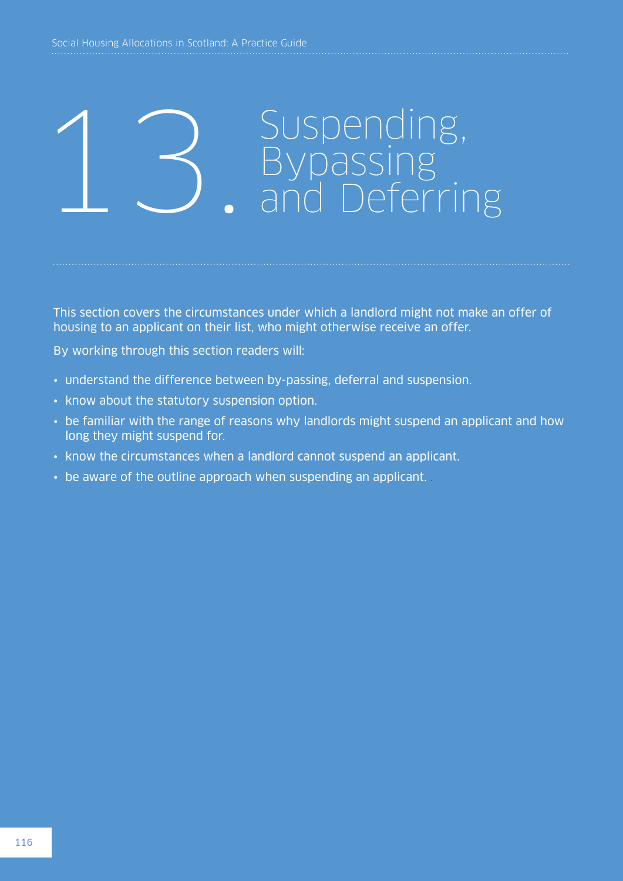# 13. Suspending, Bypassing and Deferring

This section covers the circumstances under which a landlord might not make an offer of housing to an applicant on their list, who might otherwise receive an offer.

By working through this section readers will:

- understand the difference between by-passing, deferral and suspension.
- know about the statutory suspension option.
- be familiar with the range of reasons why landlords might suspend an applicant and how long they might suspend for.
- know the circumstances when a landlord cannot suspend an applicant.
- be aware of the outline approach when suspending an applicant.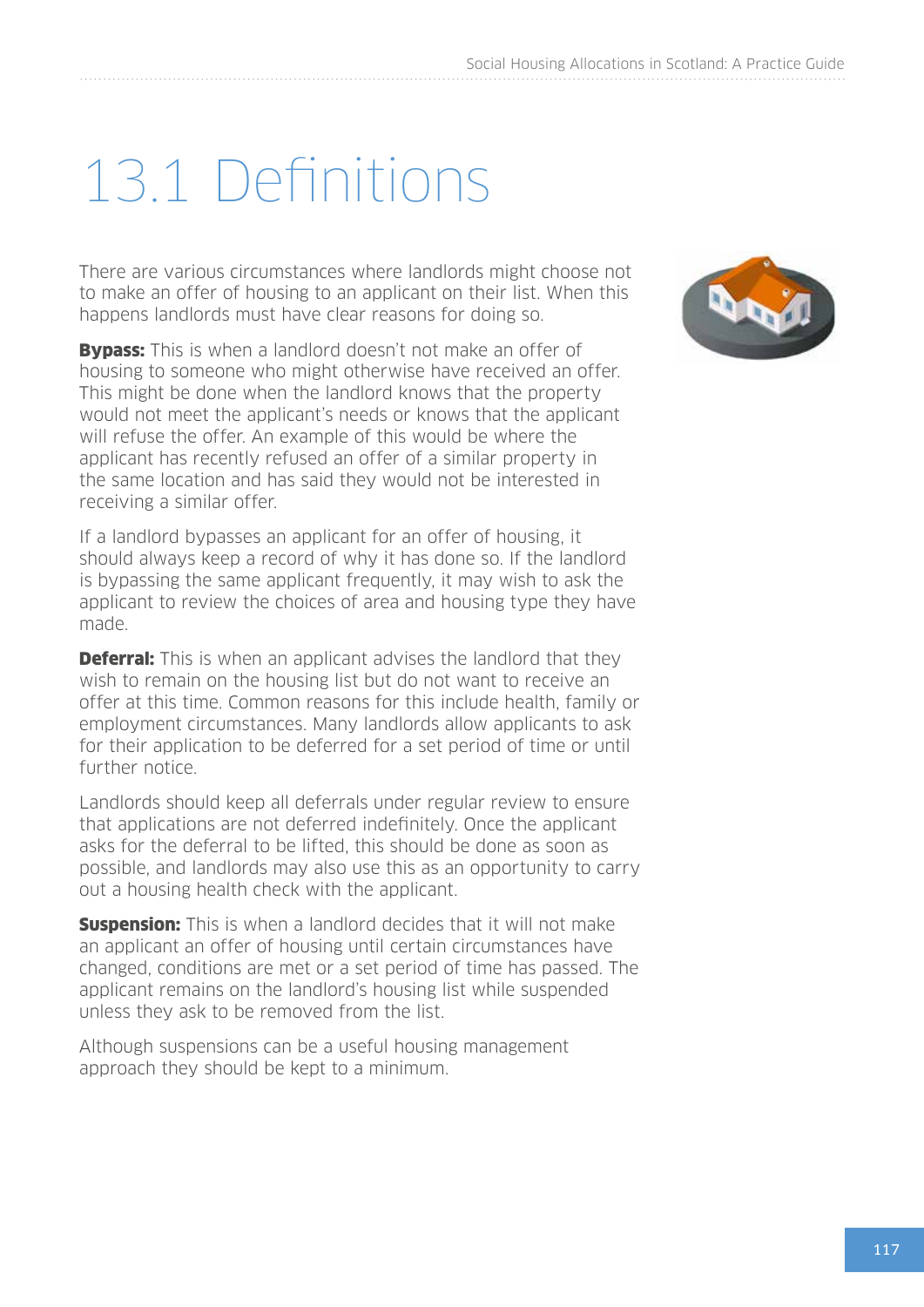# 13.1 Definitions

There are various circumstances where landlords might choose not to make an offer of housing to an applicant on their list. When this happens landlords must have clear reasons for doing so.

**Bypass:** This is when a landlord doesn't not make an offer of housing to someone who might otherwise have received an offer. This might be done when the landlord knows that the property would not meet the applicant's needs or knows that the applicant will refuse the offer. An example of this would be where the applicant has recently refused an offer of a similar property in the same location and has said they would not be interested in receiving a similar offer.

If a landlord bypasses an applicant for an offer of housing, it should always keep a record of why it has done so. If the landlord is bypassing the same applicant frequently, it may wish to ask the applicant to review the choices of area and housing type they have made.

**Deferral:** This is when an applicant advises the landlord that they wish to remain on the housing list but do not want to receive an offer at this time. Common reasons for this include health, family or employment circumstances. Many landlords allow applicants to ask for their application to be deferred for a set period of time or until further notice.

Landlords should keep all deferrals under regular review to ensure that applications are not deferred indefinitely. Once the applicant asks for the deferral to be lifted, this should be done as soon as possible, and landlords may also use this as an opportunity to carry out a housing health check with the applicant.

**Suspension:** This is when a landlord decides that it will not make an applicant an offer of housing until certain circumstances have changed, conditions are met or a set period of time has passed. The applicant remains on the landlord's housing list while suspended unless they ask to be removed from the list.

Although suspensions can be a useful housing management approach they should be kept to a minimum.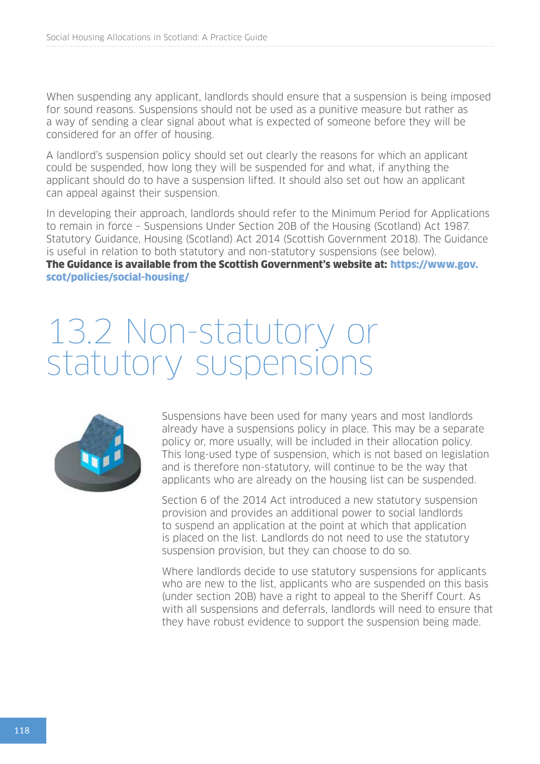When suspending any applicant, landlords should ensure that a suspension is being imposed for sound reasons. Suspensions should not be used as a punitive measure but rather as a way of sending a clear signal about what is expected of someone before they will be considered for an offer of housing.

A landlord's suspension policy should set out clearly the reasons for which an applicant could be suspended, how long they will be suspended for and what, if anything the applicant should do to have a suspension lifted. It should also set out how an applicant can appeal against their suspension.

In developing their approach, landlords should refer to the Minimum Period for Applications to remain in force – Suspensions Under Section 20B of the Housing (Scotland) Act 1987. Statutory Guidance, Housing (Scotland) Act 2014 (Scottish Government 2018). The Guidance is useful in relation to both statutory and non-statutory suspensions (see below).
**The Guidance is available from the Scottish Government's website at: https://www.gov.scot/policies/social-housing/**

# 13.2 Non-statutory or statutory suspensions

Suspensions have been used for many years and most landlords already have a suspensions policy in place. This may be a separate policy or, more usually, will be included in their allocation policy. This long-used type of suspension, which is not based on legislation and is therefore non-statutory, will continue to be the way that applicants who are already on the housing list can be suspended.

Section 6 of the 2014 Act introduced a new statutory suspension provision and provides an additional power to social landlords to suspend an application at the point at which that application is placed on the list. Landlords do not need to use the statutory suspension provision, but they can choose to do so.

Where landlords decide to use statutory suspensions for applicants who are new to the list, applicants who are suspended on this basis (under section 20B) have a right to appeal to the Sheriff Court. As with all suspensions and deferrals, landlords will need to ensure that they have robust evidence to support the suspension being made.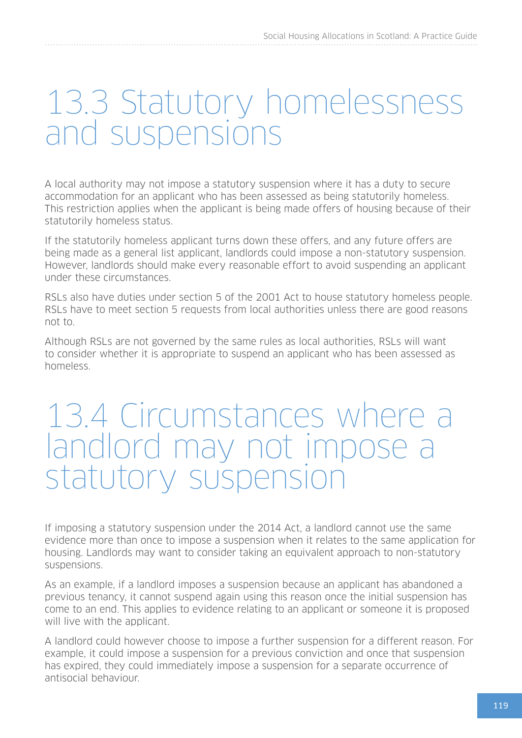## 13.3 Statutory homelessness and suspensions

A local authority may not impose a statutory suspension where it has a duty to secure accommodation for an applicant who has been assessed as being statutorily homeless. This restriction applies when the applicant is being made offers of housing because of their statutorily homeless status.

If the statutorily homeless applicant turns down these offers, and any future offers are being made as a general list applicant, landlords could impose a non-statutory suspension. However, landlords should make every reasonable effort to avoid suspending an applicant under these circumstances.

RSLs also have duties under section 5 of the 2001 Act to house statutory homeless people. RSLs have to meet section 5 requests from local authorities unless there are good reasons not to.

Although RSLs are not governed by the same rules as local authorities, RSLs will want to consider whether it is appropriate to suspend an applicant who has been assessed as homeless.

## 13.4 Circumstances where a landlord may not impose a statutory suspension

If imposing a statutory suspension under the 2014 Act, a landlord cannot use the same evidence more than once to impose a suspension when it relates to the same application for housing. Landlords may want to consider taking an equivalent approach to non-statutory suspensions.

As an example, if a landlord imposes a suspension because an applicant has abandoned a previous tenancy, it cannot suspend again using this reason once the initial suspension has come to an end. This applies to evidence relating to an applicant or someone it is proposed will live with the applicant.

A landlord could however choose to impose a further suspension for a different reason. For example, it could impose a suspension for a previous conviction and once that suspension has expired, they could immediately impose a suspension for a separate occurrence of antisocial behaviour.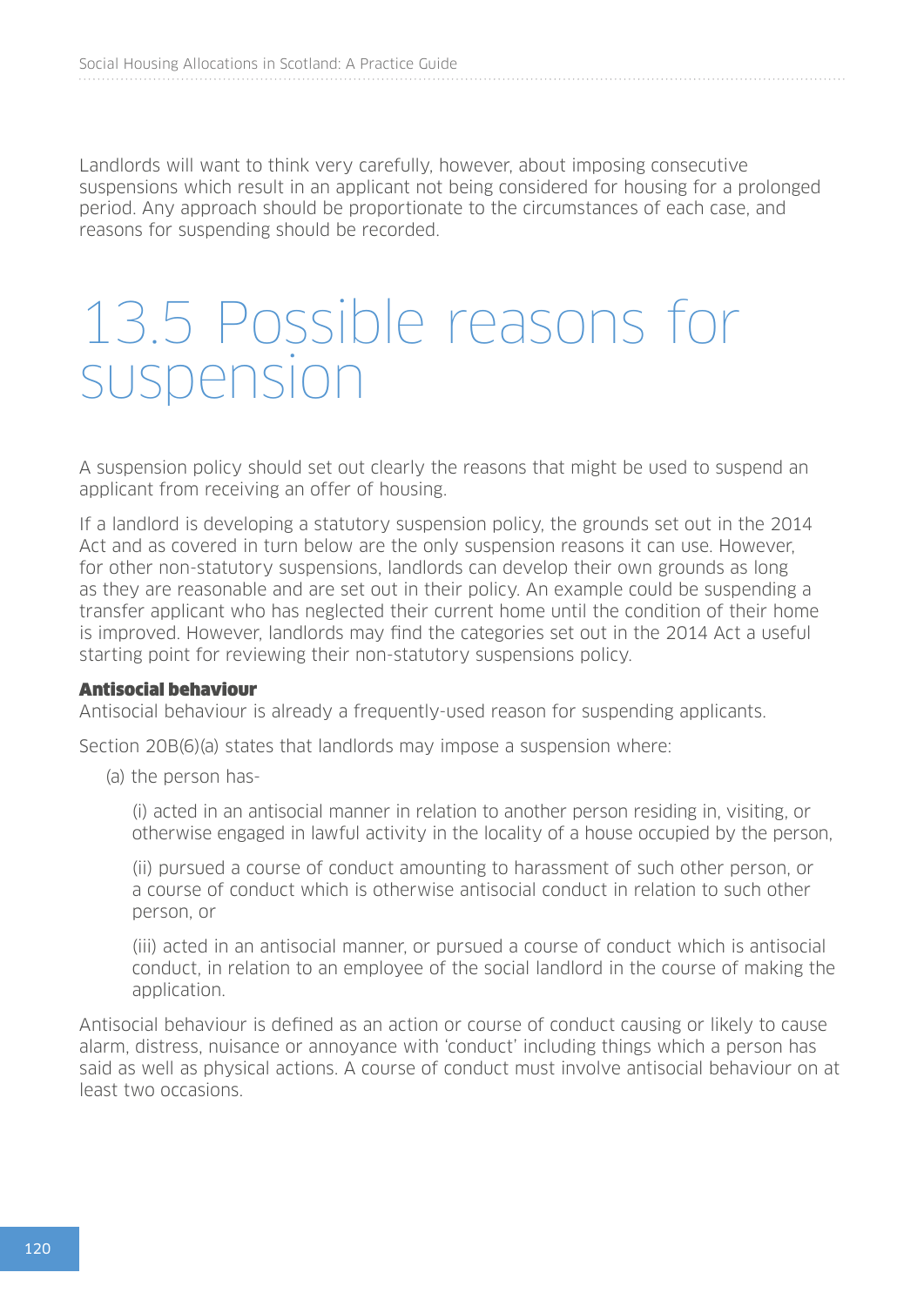Landlords will want to think very carefully, however, about imposing consecutive suspensions which result in an applicant not being considered for housing for a prolonged period. Any approach should be proportionate to the circumstances of each case, and reasons for suspending should be recorded.

# 13.5 Possible reasons for suspension

A suspension policy should set out clearly the reasons that might be used to suspend an applicant from receiving an offer of housing.

If a landlord is developing a statutory suspension policy, the grounds set out in the 2014 Act and as covered in turn below are the only suspension reasons it can use. However, for other non-statutory suspensions, landlords can develop their own grounds as long as they are reasonable and are set out in their policy. An example could be suspending a transfer applicant who has neglected their current home until the condition of their home is improved. However, landlords may find the categories set out in the 2014 Act a useful starting point for reviewing their non-statutory suspensions policy.

**Antisocial behaviour**

Antisocial behaviour is already a frequently-used reason for suspending applicants.

Section 20B(6)(a) states that landlords may impose a suspension where:

(a) the person has-

(i) acted in an antisocial manner in relation to another person residing in, visiting, or otherwise engaged in lawful activity in the locality of a house occupied by the person,

(ii) pursued a course of conduct amounting to harassment of such other person, or a course of conduct which is otherwise antisocial conduct in relation to such other person, or

(iii) acted in an antisocial manner, or pursued a course of conduct which is antisocial conduct, in relation to an employee of the social landlord in the course of making the application.

Antisocial behaviour is defined as an action or course of conduct causing or likely to cause alarm, distress, nuisance or annoyance with 'conduct' including things which a person has said as well as physical actions. A course of conduct must involve antisocial behaviour on at least two occasions.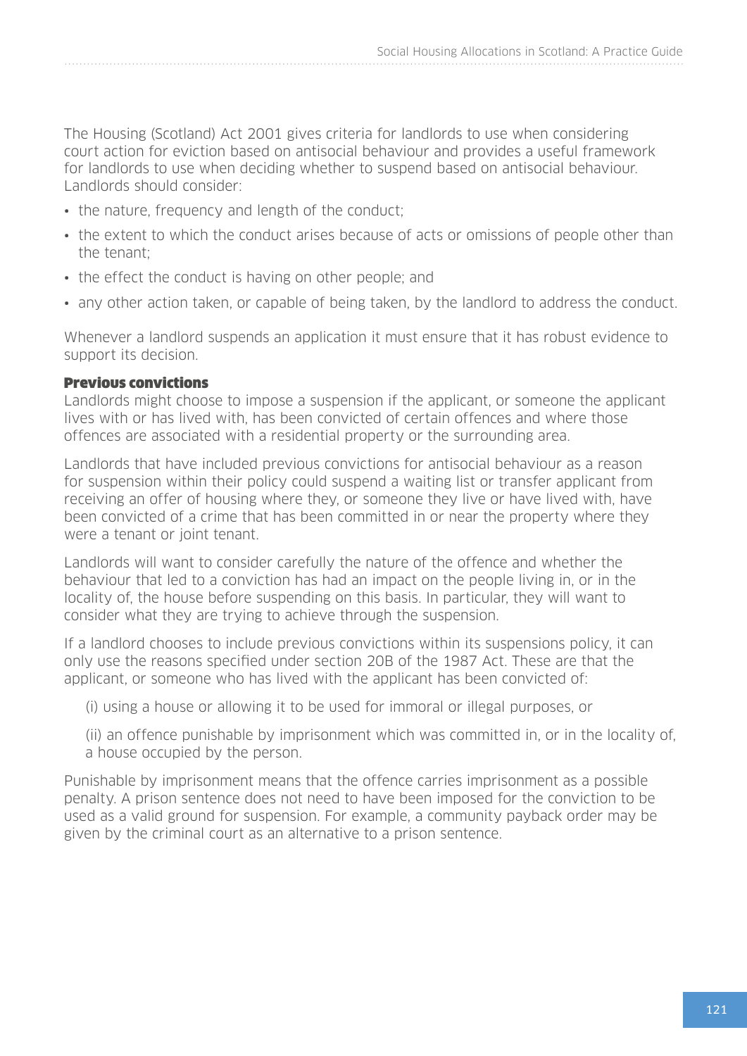The Housing (Scotland) Act 2001 gives criteria for landlords to use when considering court action for eviction based on antisocial behaviour and provides a useful framework for landlords to use when deciding whether to suspend based on antisocial behaviour. Landlords should consider:

- the nature, frequency and length of the conduct;
- the extent to which the conduct arises because of acts or omissions of people other than the tenant;
- the effect the conduct is having on other people; and
- any other action taken, or capable of being taken, by the landlord to address the conduct.

Whenever a landlord suspends an application it must ensure that it has robust evidence to support its decision.

#### Previous convictions

Landlords might choose to impose a suspension if the applicant, or someone the applicant lives with or has lived with, has been convicted of certain offences and where those offences are associated with a residential property or the surrounding area.

Landlords that have included previous convictions for antisocial behaviour as a reason for suspension within their policy could suspend a waiting list or transfer applicant from receiving an offer of housing where they, or someone they live or have lived with, have been convicted of a crime that has been committed in or near the property where they were a tenant or joint tenant.

Landlords will want to consider carefully the nature of the offence and whether the behaviour that led to a conviction has had an impact on the people living in, or in the locality of, the house before suspending on this basis. In particular, they will want to consider what they are trying to achieve through the suspension.

If a landlord chooses to include previous convictions within its suspensions policy, it can only use the reasons specified under section 20B of the 1987 Act. These are that the applicant, or someone who has lived with the applicant has been convicted of:

(i) using a house or allowing it to be used for immoral or illegal purposes, or

(ii) an offence punishable by imprisonment which was committed in, or in the locality of, a house occupied by the person.

Punishable by imprisonment means that the offence carries imprisonment as a possible penalty. A prison sentence does not need to have been imposed for the conviction to be used as a valid ground for suspension. For example, a community payback order may be given by the criminal court as an alternative to a prison sentence.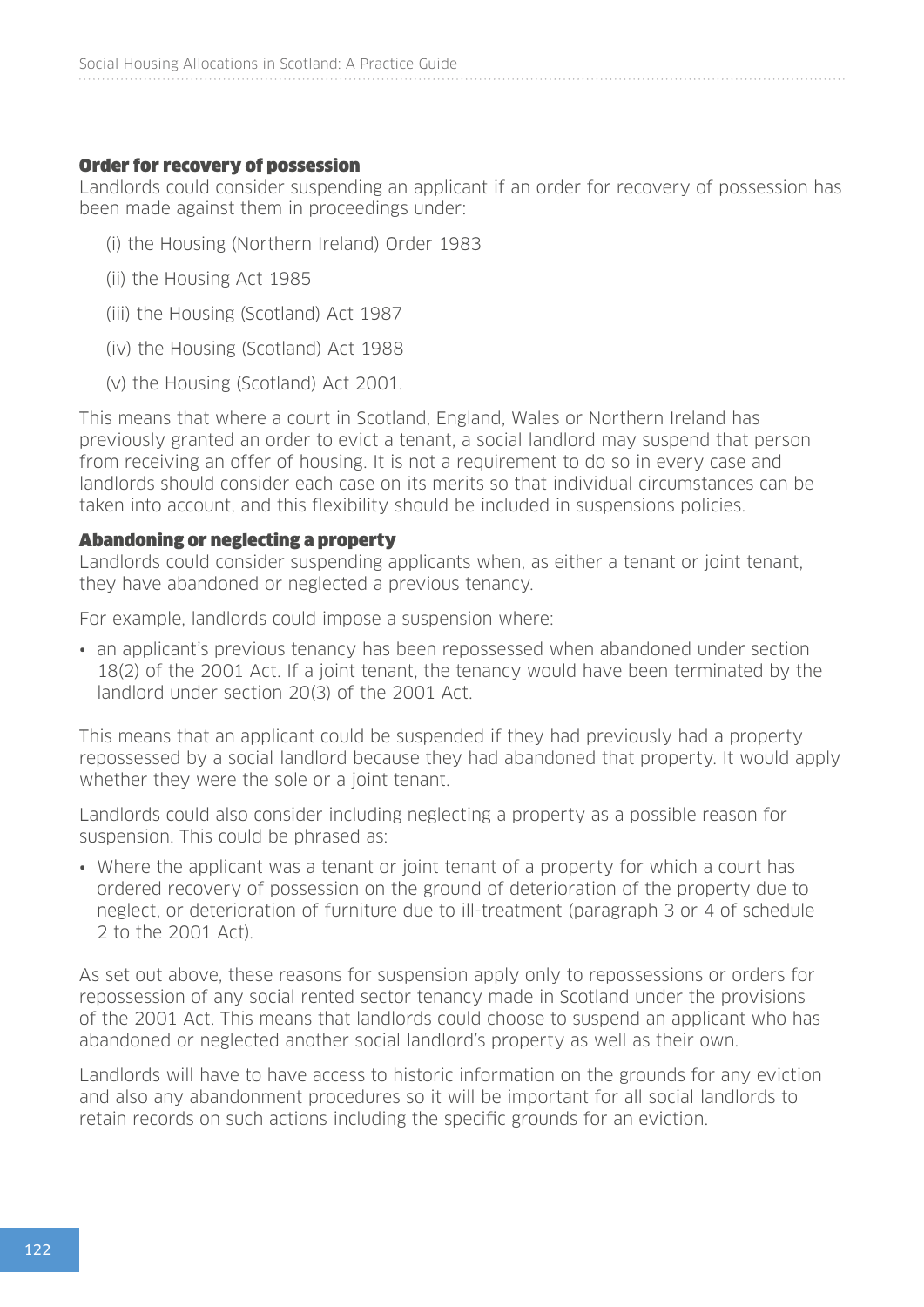### Order for recovery of possession

Landlords could consider suspending an applicant if an order for recovery of possession has been made against them in proceedings under:

(i) the Housing (Northern Ireland) Order 1983

(ii) the Housing Act 1985

(iii) the Housing (Scotland) Act 1987

(iv) the Housing (Scotland) Act 1988

(v) the Housing (Scotland) Act 2001.

This means that where a court in Scotland, England, Wales or Northern Ireland has previously granted an order to evict a tenant, a social landlord may suspend that person from receiving an offer of housing. It is not a requirement to do so in every case and landlords should consider each case on its merits so that individual circumstances can be taken into account, and this flexibility should be included in suspensions policies.

### Abandoning or neglecting a property

Landlords could consider suspending applicants when, as either a tenant or joint tenant, they have abandoned or neglected a previous tenancy.

For example, landlords could impose a suspension where:

- an applicant's previous tenancy has been repossessed when abandoned under section 18(2) of the 2001 Act. If a joint tenant, the tenancy would have been terminated by the landlord under section 20(3) of the 2001 Act.

This means that an applicant could be suspended if they had previously had a property repossessed by a social landlord because they had abandoned that property. It would apply whether they were the sole or a joint tenant.

Landlords could also consider including neglecting a property as a possible reason for suspension. This could be phrased as:

- Where the applicant was a tenant or joint tenant of a property for which a court has ordered recovery of possession on the ground of deterioration of the property due to neglect, or deterioration of furniture due to ill-treatment (paragraph 3 or 4 of schedule 2 to the 2001 Act).

As set out above, these reasons for suspension apply only to repossessions or orders for repossession of any social rented sector tenancy made in Scotland under the provisions of the 2001 Act. This means that landlords could choose to suspend an applicant who has abandoned or neglected another social landlord's property as well as their own.

Landlords will have to have access to historic information on the grounds for any eviction and also any abandonment procedures so it will be important for all social landlords to retain records on such actions including the specific grounds for an eviction.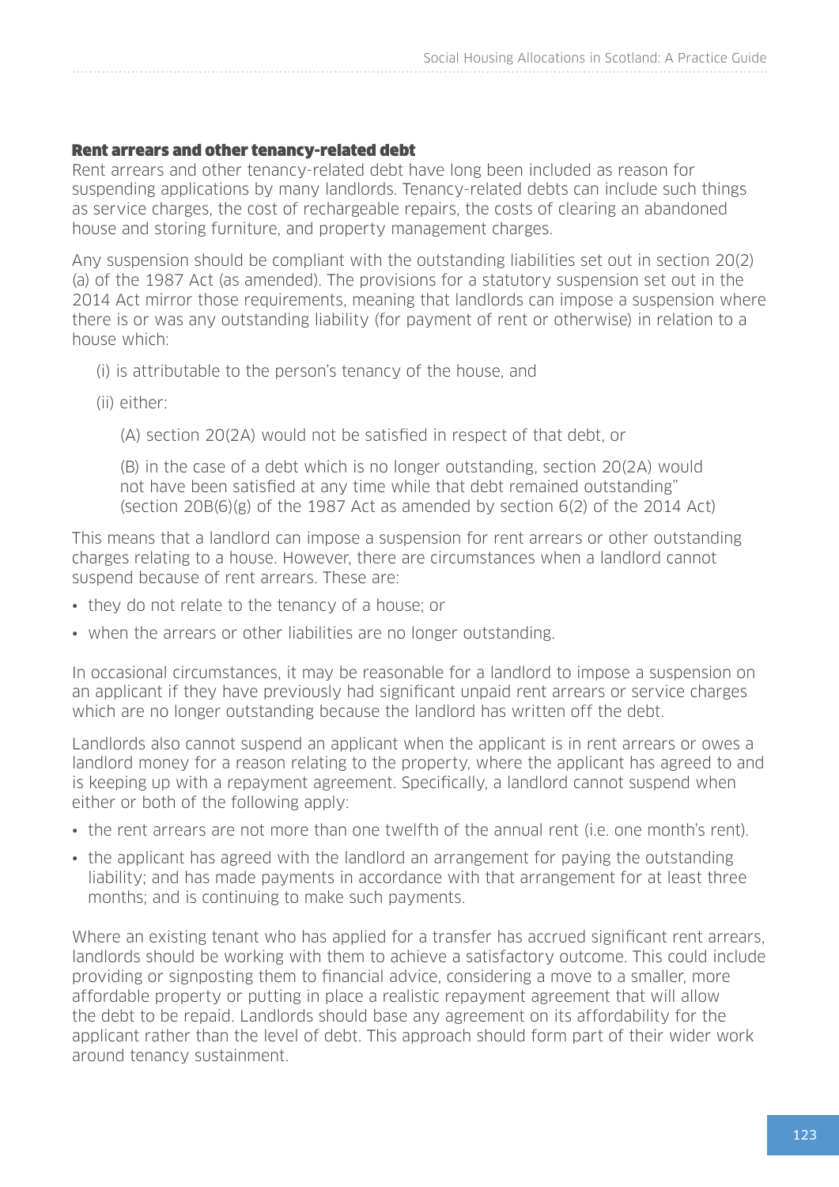### Rent arrears and other tenancy-related debt

Rent arrears and other tenancy-related debt have long been included as reason for suspending applications by many landlords. Tenancy-related debts can include such things as service charges, the cost of rechargeable repairs, the costs of clearing an abandoned house and storing furniture, and property management charges.

Any suspension should be compliant with the outstanding liabilities set out in section 20(2)(a) of the 1987 Act (as amended). The provisions for a statutory suspension set out in the 2014 Act mirror those requirements, meaning that landlords can impose a suspension where there is or was any outstanding liability (for payment of rent or otherwise) in relation to a house which:

(i) is attributable to the person's tenancy of the house, and

(ii) either:

(A) section 20(2A) would not be satisfied in respect of that debt, or

(B) in the case of a debt which is no longer outstanding, section 20(2A) would not have been satisfied at any time while that debt remained outstanding" (section 20B(6)(g) of the 1987 Act as amended by section 6(2) of the 2014 Act)

This means that a landlord can impose a suspension for rent arrears or other outstanding charges relating to a house. However, there are circumstances when a landlord cannot suspend because of rent arrears. These are:

- they do not relate to the tenancy of a house; or
- when the arrears or other liabilities are no longer outstanding.

In occasional circumstances, it may be reasonable for a landlord to impose a suspension on an applicant if they have previously had significant unpaid rent arrears or service charges which are no longer outstanding because the landlord has written off the debt.

Landlords also cannot suspend an applicant when the applicant is in rent arrears or owes a landlord money for a reason relating to the property, where the applicant has agreed to and is keeping up with a repayment agreement. Specifically, a landlord cannot suspend when either or both of the following apply:

- the rent arrears are not more than one twelfth of the annual rent (i.e. one month's rent).
- the applicant has agreed with the landlord an arrangement for paying the outstanding liability; and has made payments in accordance with that arrangement for at least three months; and is continuing to make such payments.

Where an existing tenant who has applied for a transfer has accrued significant rent arrears, landlords should be working with them to achieve a satisfactory outcome. This could include providing or signposting them to financial advice, considering a move to a smaller, more affordable property or putting in place a realistic repayment agreement that will allow the debt to be repaid. Landlords should base any agreement on its affordability for the applicant rather than the level of debt. This approach should form part of their wider work around tenancy sustainment.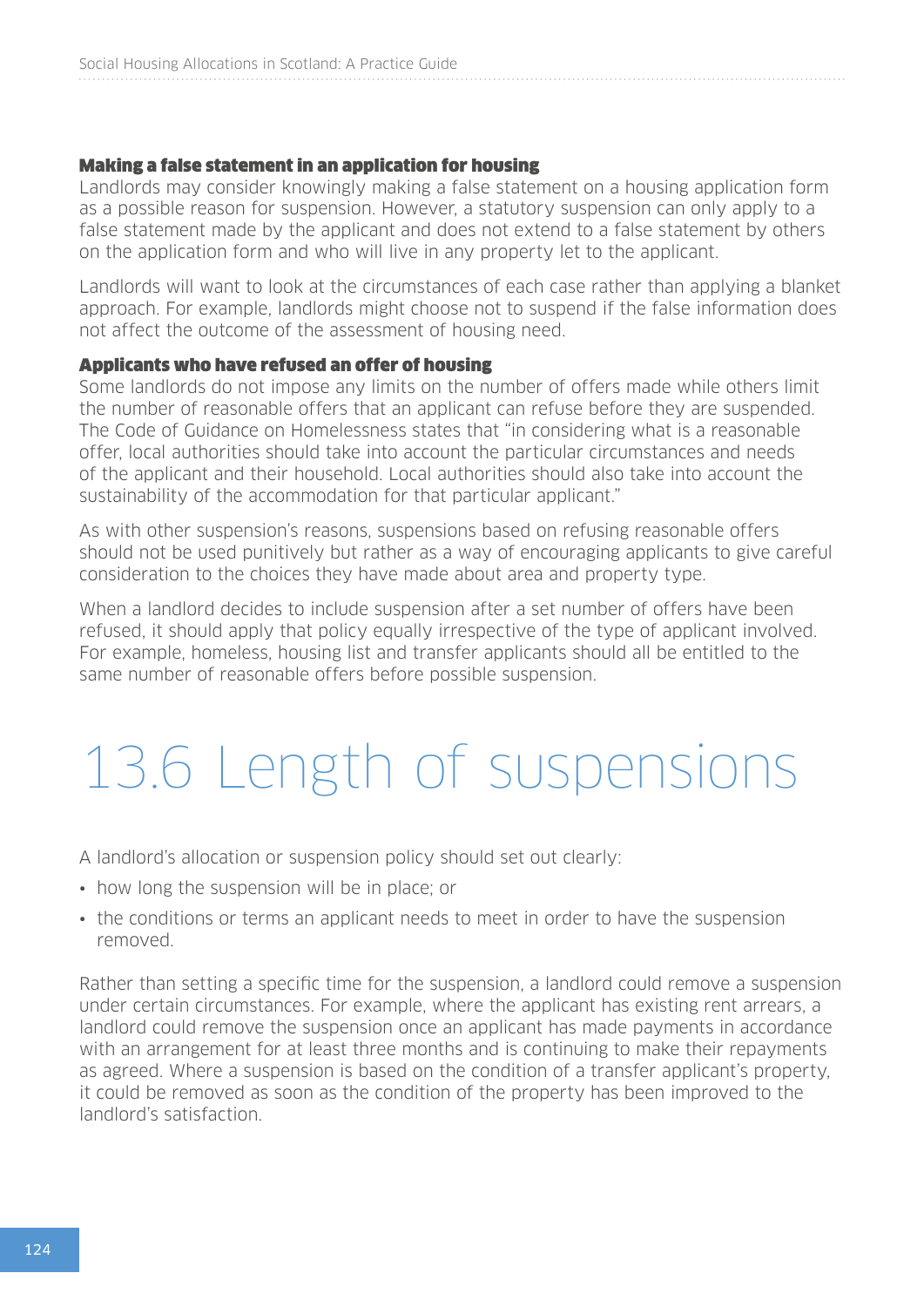### Making a false statement in an application for housing

Landlords may consider knowingly making a false statement on a housing application form as a possible reason for suspension. However, a statutory suspension can only apply to a false statement made by the applicant and does not extend to a false statement by others on the application form and who will live in any property let to the applicant.

Landlords will want to look at the circumstances of each case rather than applying a blanket approach. For example, landlords might choose not to suspend if the false information does not affect the outcome of the assessment of housing need.

### Applicants who have refused an offer of housing

Some landlords do not impose any limits on the number of offers made while others limit the number of reasonable offers that an applicant can refuse before they are suspended. The Code of Guidance on Homelessness states that "in considering what is a reasonable offer, local authorities should take into account the particular circumstances and needs of the applicant and their household. Local authorities should also take into account the sustainability of the accommodation for that particular applicant."

As with other suspension's reasons, suspensions based on refusing reasonable offers should not be used punitively but rather as a way of encouraging applicants to give careful consideration to the choices they have made about area and property type.

When a landlord decides to include suspension after a set number of offers have been refused, it should apply that policy equally irrespective of the type of applicant involved. For example, homeless, housing list and transfer applicants should all be entitled to the same number of reasonable offers before possible suspension.

# 13.6 Length of suspensions

A landlord's allocation or suspension policy should set out clearly:

- how long the suspension will be in place; or
- the conditions or terms an applicant needs to meet in order to have the suspension removed.

Rather than setting a specific time for the suspension, a landlord could remove a suspension under certain circumstances. For example, where the applicant has existing rent arrears, a landlord could remove the suspension once an applicant has made payments in accordance with an arrangement for at least three months and is continuing to make their repayments as agreed. Where a suspension is based on the condition of a transfer applicant's property, it could be removed as soon as the condition of the property has been improved to the landlord's satisfaction.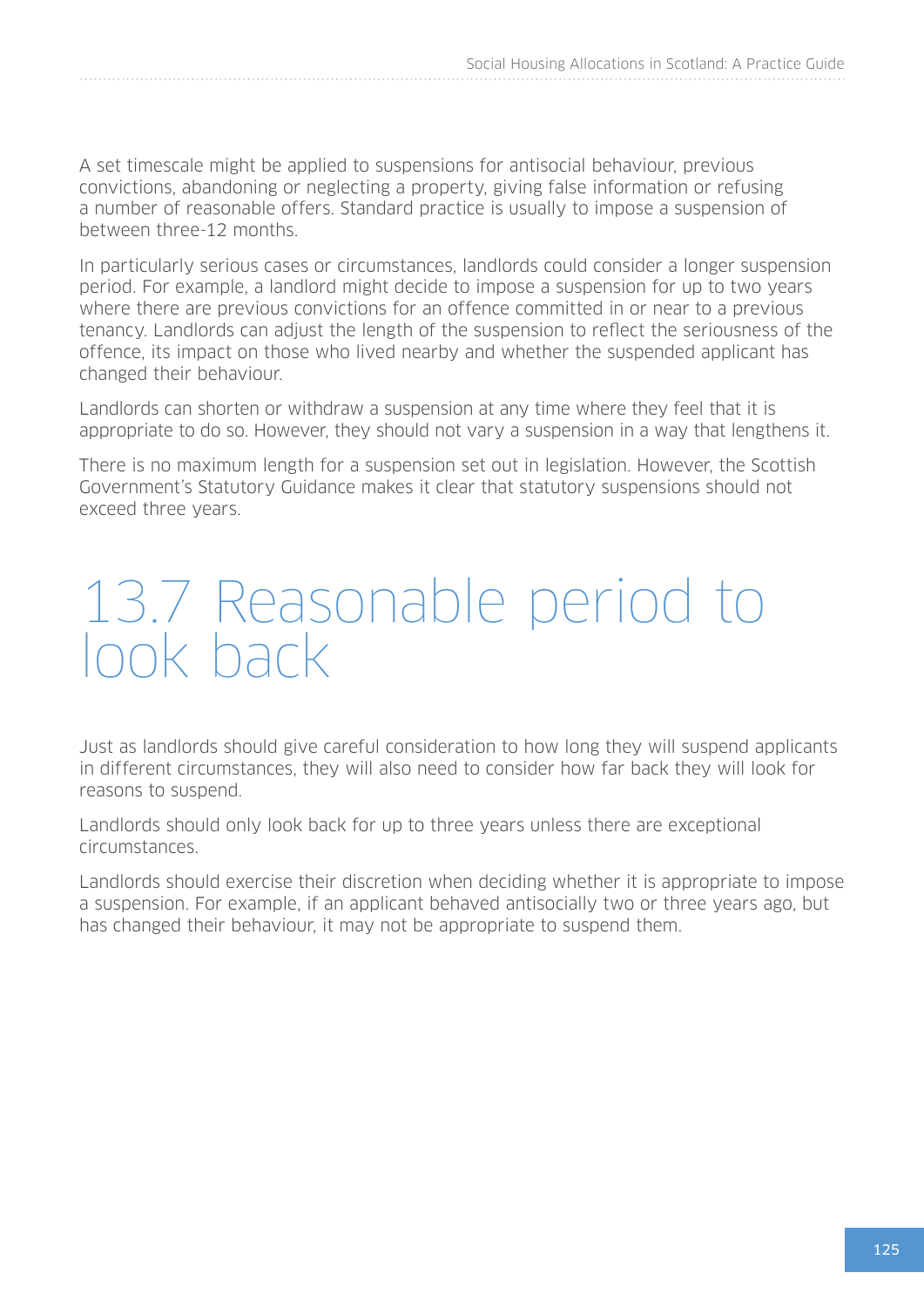A set timescale might be applied to suspensions for antisocial behaviour, previous convictions, abandoning or neglecting a property, giving false information or refusing a number of reasonable offers. Standard practice is usually to impose a suspension of between three-12 months.

In particularly serious cases or circumstances, landlords could consider a longer suspension period. For example, a landlord might decide to impose a suspension for up to two years where there are previous convictions for an offence committed in or near to a previous tenancy. Landlords can adjust the length of the suspension to reflect the seriousness of the offence, its impact on those who lived nearby and whether the suspended applicant has changed their behaviour.

Landlords can shorten or withdraw a suspension at any time where they feel that it is appropriate to do so. However, they should not vary a suspension in a way that lengthens it.

There is no maximum length for a suspension set out in legislation. However, the Scottish Government's Statutory Guidance makes it clear that statutory suspensions should not exceed three years.

# 13.7 Reasonable period to look back

Just as landlords should give careful consideration to how long they will suspend applicants in different circumstances, they will also need to consider how far back they will look for reasons to suspend.

Landlords should only look back for up to three years unless there are exceptional circumstances.

Landlords should exercise their discretion when deciding whether it is appropriate to impose a suspension. For example, if an applicant behaved antisocially two or three years ago, but has changed their behaviour, it may not be appropriate to suspend them.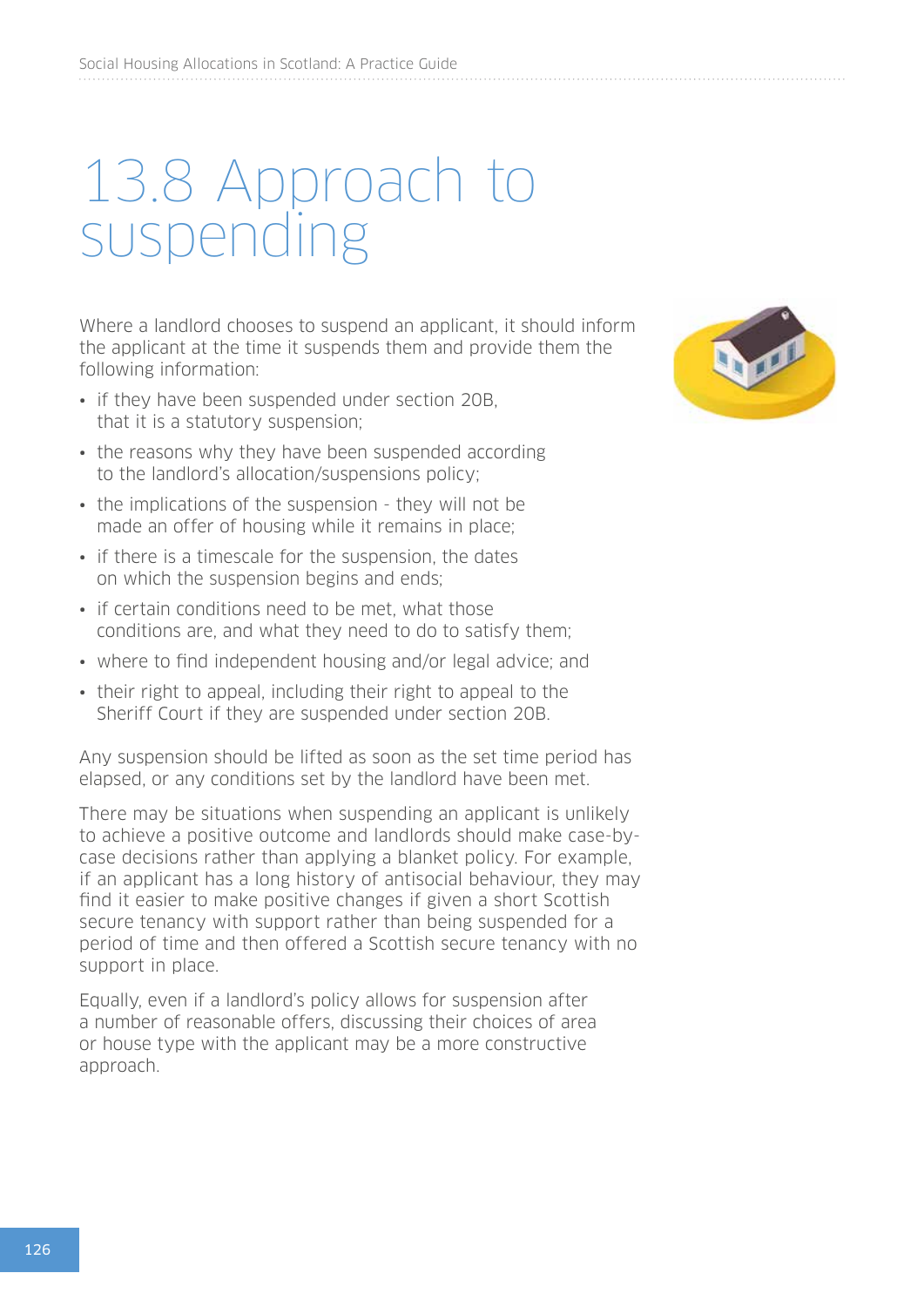# 13.8 Approach to suspending

Where a landlord chooses to suspend an applicant, it should inform the applicant at the time it suspends them and provide them the following information:

- if they have been suspended under section 20B, that it is a statutory suspension;
- the reasons why they have been suspended according to the landlord's allocation/suspensions policy;
- the implications of the suspension - they will not be made an offer of housing while it remains in place;
- if there is a timescale for the suspension, the dates on which the suspension begins and ends;
- if certain conditions need to be met, what those conditions are, and what they need to do to satisfy them;
- where to find independent housing and/or legal advice; and
- their right to appeal, including their right to appeal to the Sheriff Court if they are suspended under section 20B.

Any suspension should be lifted as soon as the set time period has elapsed, or any conditions set by the landlord have been met.

There may be situations when suspending an applicant is unlikely to achieve a positive outcome and landlords should make case-by-case decisions rather than applying a blanket policy. For example, if an applicant has a long history of antisocial behaviour, they may find it easier to make positive changes if given a short Scottish secure tenancy with support rather than being suspended for a period of time and then offered a Scottish secure tenancy with no support in place.

Equally, even if a landlord's policy allows for suspension after a number of reasonable offers, discussing their choices of area or house type with the applicant may be a more constructive approach.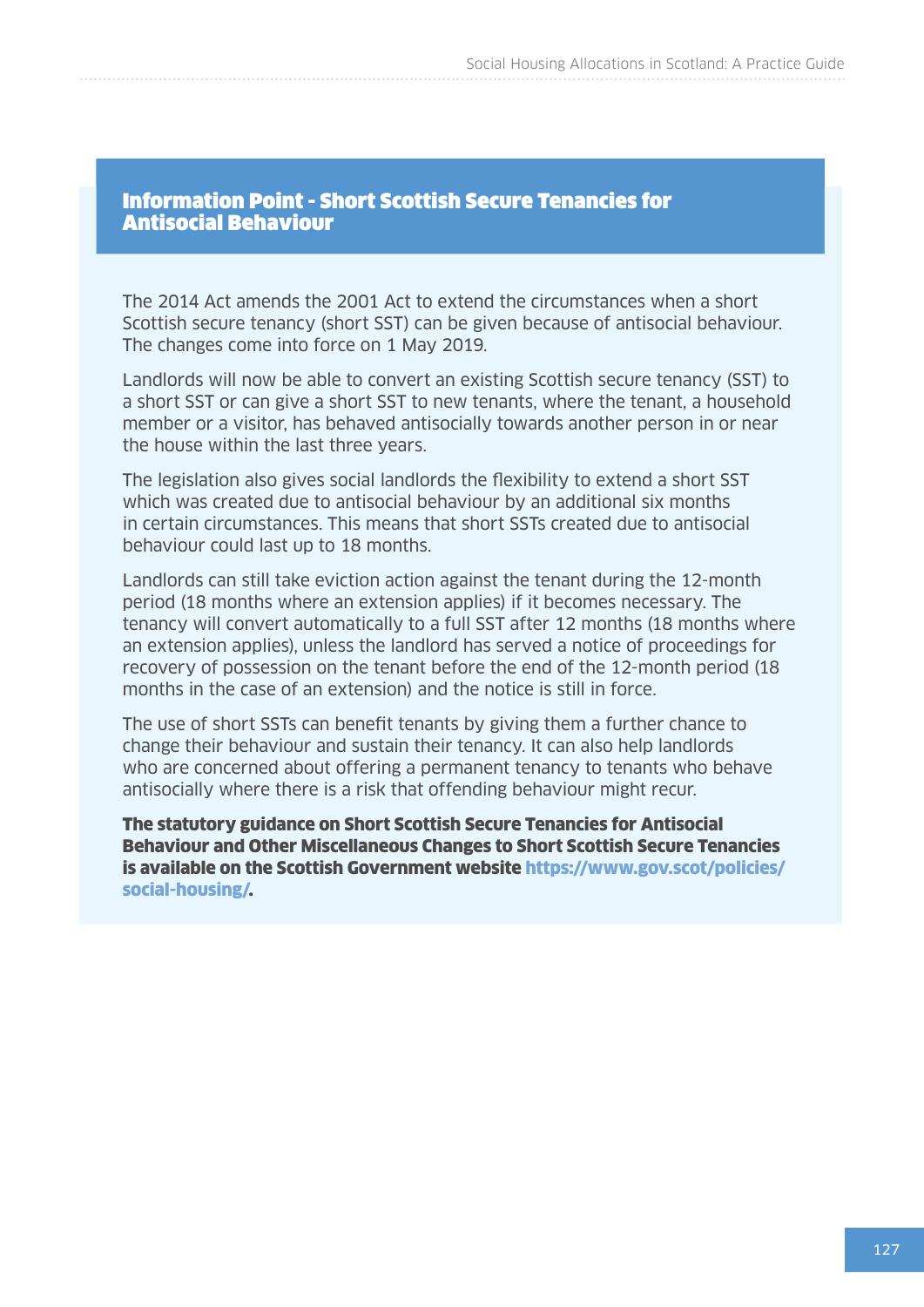## Information Point - Short Scottish Secure Tenancies for Antisocial Behaviour

The 2014 Act amends the 2001 Act to extend the circumstances when a short Scottish secure tenancy (short SST) can be given because of antisocial behaviour. The changes come into force on 1 May 2019.

Landlords will now be able to convert an existing Scottish secure tenancy (SST) to a short SST or can give a short SST to new tenants, where the tenant, a household member or a visitor, has behaved antisocially towards another person in or near the house within the last three years.

The legislation also gives social landlords the flexibility to extend a short SST which was created due to antisocial behaviour by an additional six months in certain circumstances. This means that short SSTs created due to antisocial behaviour could last up to 18 months.

Landlords can still take eviction action against the tenant during the 12-month period (18 months where an extension applies) if it becomes necessary. The tenancy will convert automatically to a full SST after 12 months (18 months where an extension applies), unless the landlord has served a notice of proceedings for recovery of possession on the tenant before the end of the 12-month period (18 months in the case of an extension) and the notice is still in force.

The use of short SSTs can benefit tenants by giving them a further chance to change their behaviour and sustain their tenancy. It can also help landlords who are concerned about offering a permanent tenancy to tenants who behave antisocially where there is a risk that offending behaviour might recur.

**The statutory guidance on Short Scottish Secure Tenancies for Antisocial Behaviour and Other Miscellaneous Changes to Short Scottish Secure Tenancies is available on the Scottish Government website https://www.gov.scot/policies/social-housing/.**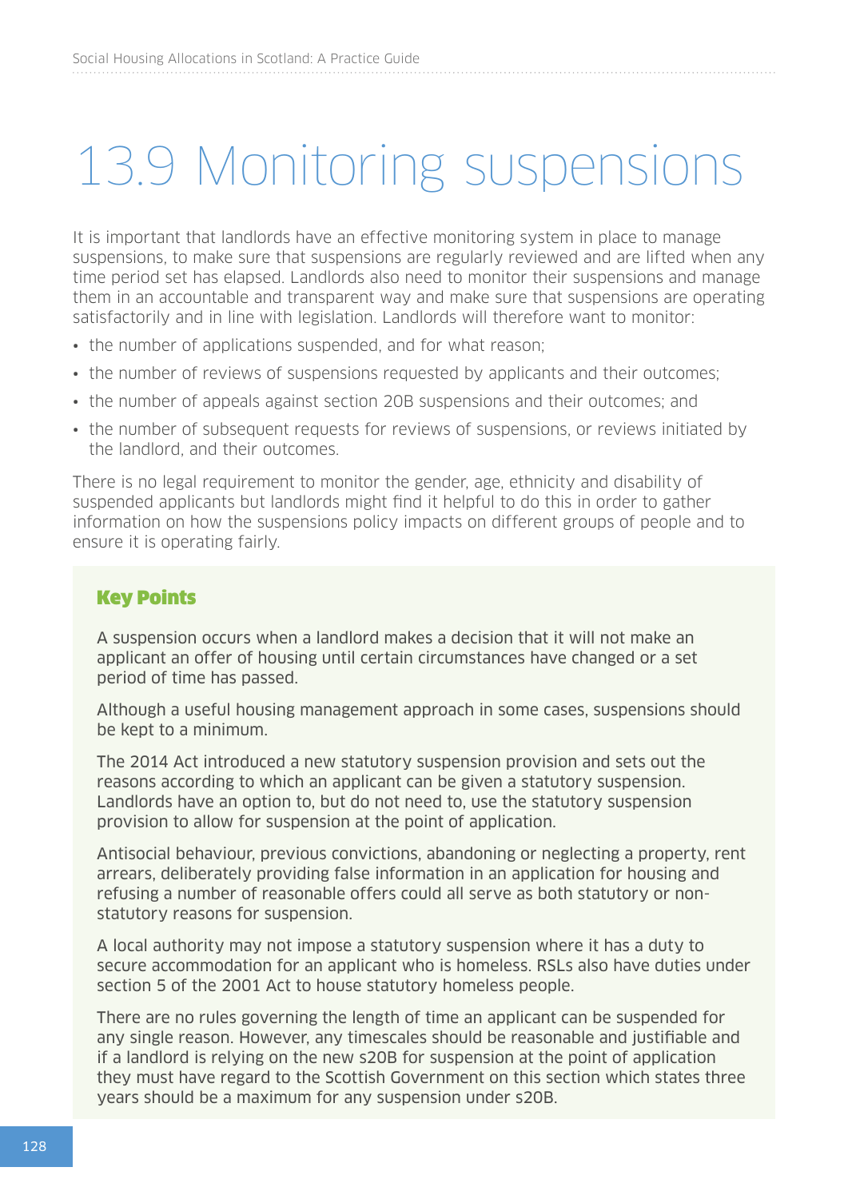# 13.9 Monitoring suspensions

It is important that landlords have an effective monitoring system in place to manage suspensions, to make sure that suspensions are regularly reviewed and are lifted when any time period set has elapsed. Landlords also need to monitor their suspensions and manage them in an accountable and transparent way and make sure that suspensions are operating satisfactorily and in line with legislation. Landlords will therefore want to monitor:

- the number of applications suspended, and for what reason;
- the number of reviews of suspensions requested by applicants and their outcomes;
- the number of appeals against section 20B suspensions and their outcomes; and
- the number of subsequent requests for reviews of suspensions, or reviews initiated by the landlord, and their outcomes.

There is no legal requirement to monitor the gender, age, ethnicity and disability of suspended applicants but landlords might find it helpful to do this in order to gather information on how the suspensions policy impacts on different groups of people and to ensure it is operating fairly.

### Key Points

A suspension occurs when a landlord makes a decision that it will not make an applicant an offer of housing until certain circumstances have changed or a set period of time has passed.

Although a useful housing management approach in some cases, suspensions should be kept to a minimum.

The 2014 Act introduced a new statutory suspension provision and sets out the reasons according to which an applicant can be given a statutory suspension. Landlords have an option to, but do not need to, use the statutory suspension provision to allow for suspension at the point of application.

Antisocial behaviour, previous convictions, abandoning or neglecting a property, rent arrears, deliberately providing false information in an application for housing and refusing a number of reasonable offers could all serve as both statutory or non-statutory reasons for suspension.

A local authority may not impose a statutory suspension where it has a duty to secure accommodation for an applicant who is homeless. RSLs also have duties under section 5 of the 2001 Act to house statutory homeless people.

There are no rules governing the length of time an applicant can be suspended for any single reason. However, any timescales should be reasonable and justifiable and if a landlord is relying on the new s20B for suspension at the point of application they must have regard to the Scottish Government on this section which states three years should be a maximum for any suspension under s20B.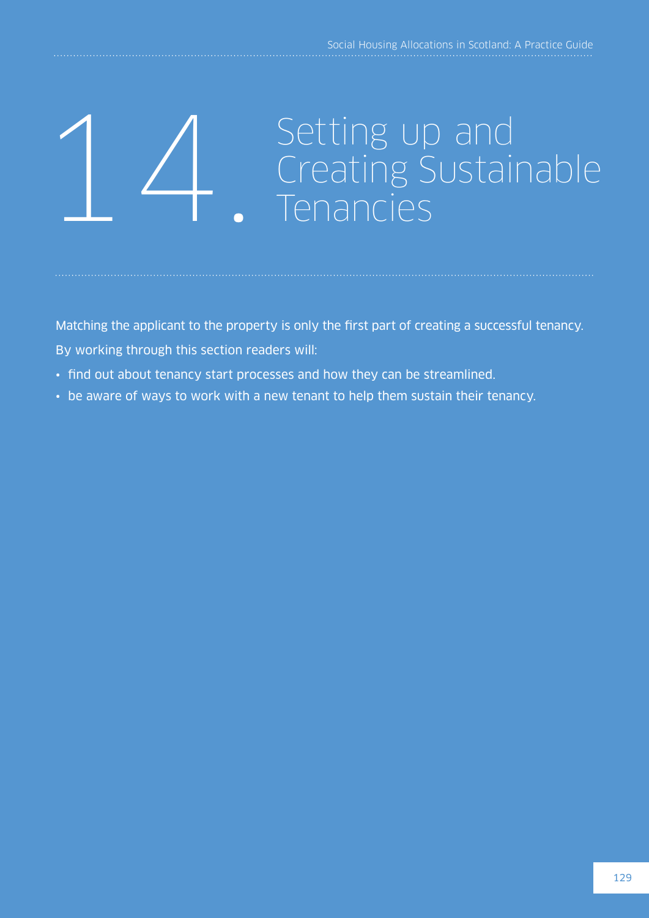# 14. Setting up and Creating Sustainable Tenancies

Matching the applicant to the property is only the first part of creating a successful tenancy.

By working through this section readers will:

- find out about tenancy start processes and how they can be streamlined.
- be aware of ways to work with a new tenant to help them sustain their tenancy.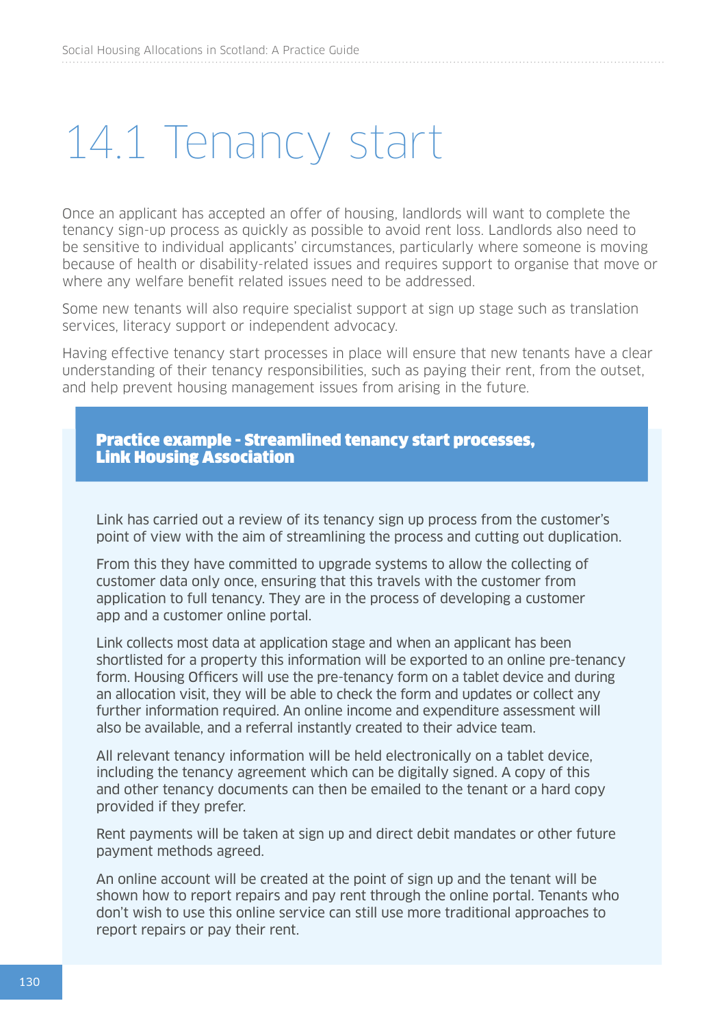# 14.1 Tenancy start

Once an applicant has accepted an offer of housing, landlords will want to complete the tenancy sign-up process as quickly as possible to avoid rent loss. Landlords also need to be sensitive to individual applicants' circumstances, particularly where someone is moving because of health or disability-related issues and requires support to organise that move or where any welfare benefit related issues need to be addressed.

Some new tenants will also require specialist support at sign up stage such as translation services, literacy support or independent advocacy.

Having effective tenancy start processes in place will ensure that new tenants have a clear understanding of their tenancy responsibilities, such as paying their rent, from the outset, and help prevent housing management issues from arising in the future.

**Practice example - Streamlined tenancy start processes, Link Housing Association**

Link has carried out a review of its tenancy sign up process from the customer's point of view with the aim of streamlining the process and cutting out duplication.

From this they have committed to upgrade systems to allow the collecting of customer data only once, ensuring that this travels with the customer from application to full tenancy. They are in the process of developing a customer app and a customer online portal.

Link collects most data at application stage and when an applicant has been shortlisted for a property this information will be exported to an online pre-tenancy form. Housing Officers will use the pre-tenancy form on a tablet device and during an allocation visit, they will be able to check the form and updates or collect any further information required. An online income and expenditure assessment will also be available, and a referral instantly created to their advice team.

All relevant tenancy information will be held electronically on a tablet device, including the tenancy agreement which can be digitally signed. A copy of this and other tenancy documents can then be emailed to the tenant or a hard copy provided if they prefer.

Rent payments will be taken at sign up and direct debit mandates or other future payment methods agreed.

An online account will be created at the point of sign up and the tenant will be shown how to report repairs and pay rent through the online portal. Tenants who don't wish to use this online service can still use more traditional approaches to report repairs or pay their rent.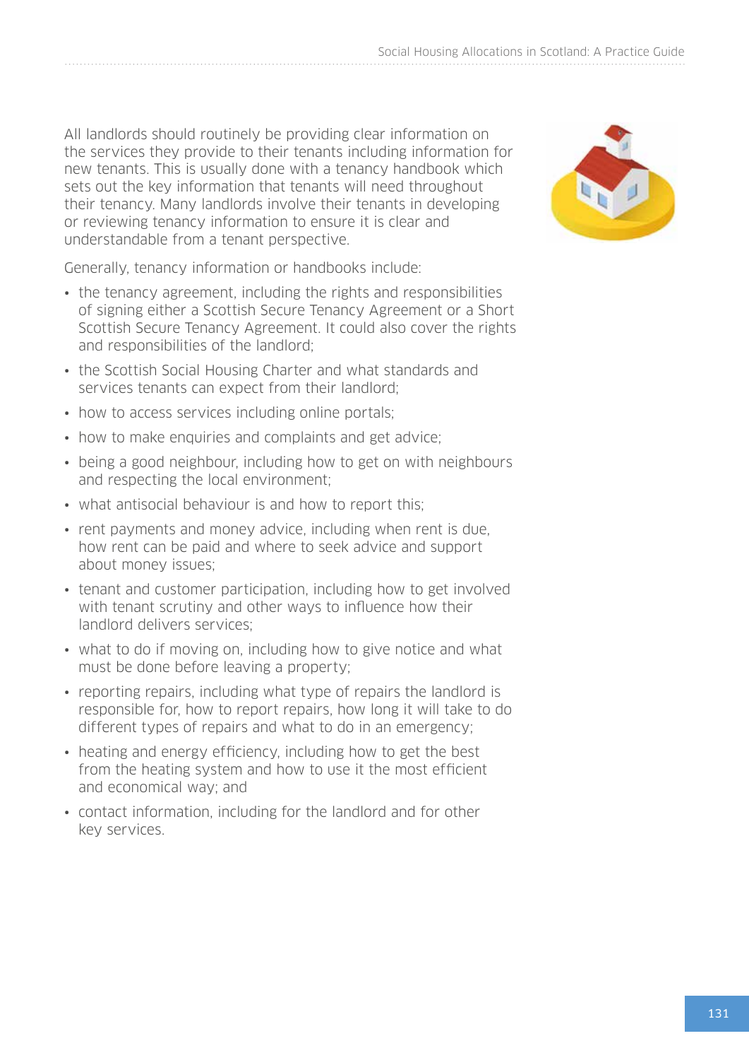All landlords should routinely be providing clear information on the services they provide to their tenants including information for new tenants. This is usually done with a tenancy handbook which sets out the key information that tenants will need throughout their tenancy. Many landlords involve their tenants in developing or reviewing tenancy information to ensure it is clear and understandable from a tenant perspective.

Generally, tenancy information or handbooks include:

- the tenancy agreement, including the rights and responsibilities of signing either a Scottish Secure Tenancy Agreement or a Short Scottish Secure Tenancy Agreement. It could also cover the rights and responsibilities of the landlord;
- the Scottish Social Housing Charter and what standards and services tenants can expect from their landlord;
- how to access services including online portals;
- how to make enquiries and complaints and get advice;
- being a good neighbour, including how to get on with neighbours and respecting the local environment;
- what antisocial behaviour is and how to report this;
- rent payments and money advice, including when rent is due, how rent can be paid and where to seek advice and support about money issues;
- tenant and customer participation, including how to get involved with tenant scrutiny and other ways to influence how their landlord delivers services;
- what to do if moving on, including how to give notice and what must be done before leaving a property;
- reporting repairs, including what type of repairs the landlord is responsible for, how to report repairs, how long it will take to do different types of repairs and what to do in an emergency;
- heating and energy efficiency, including how to get the best from the heating system and how to use it the most efficient and economical way; and
- contact information, including for the landlord and for other key services.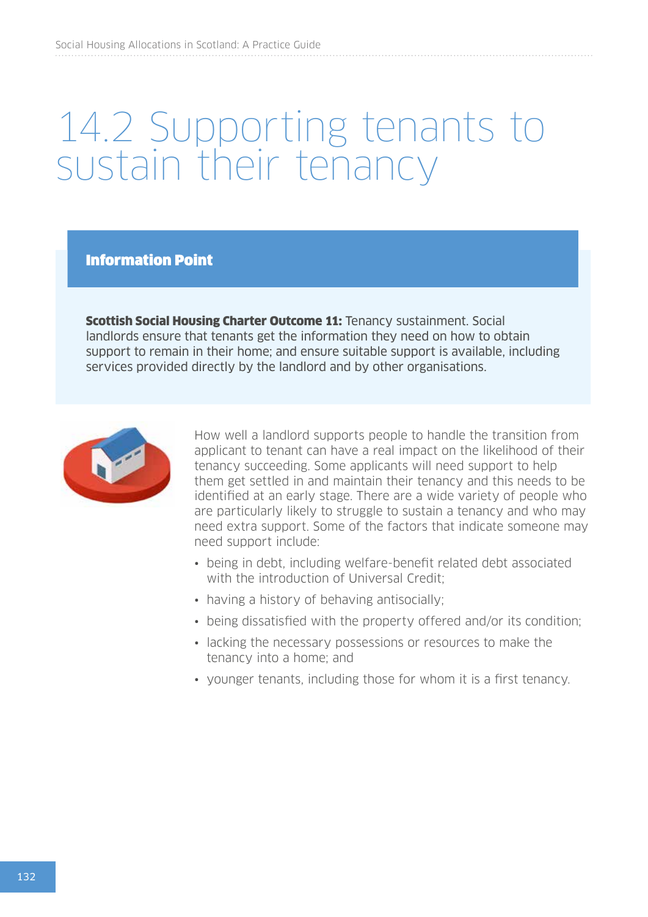# 14.2 Supporting tenants to sustain their tenancy

**Information Point**

**Scottish Social Housing Charter Outcome 11:** Tenancy sustainment. Social landlords ensure that tenants get the information they need on how to obtain support to remain in their home; and ensure suitable support is available, including services provided directly by the landlord and by other organisations.

How well a landlord supports people to handle the transition from applicant to tenant can have a real impact on the likelihood of their tenancy succeeding. Some applicants will need support to help them get settled in and maintain their tenancy and this needs to be identified at an early stage. There are a wide variety of people who are particularly likely to struggle to sustain a tenancy and who may need extra support. Some of the factors that indicate someone may need support include:

- being in debt, including welfare-benefit related debt associated with the introduction of Universal Credit;
- having a history of behaving antisocially;
- being dissatisfied with the property offered and/or its condition;
- lacking the necessary possessions or resources to make the tenancy into a home; and
- younger tenants, including those for whom it is a first tenancy.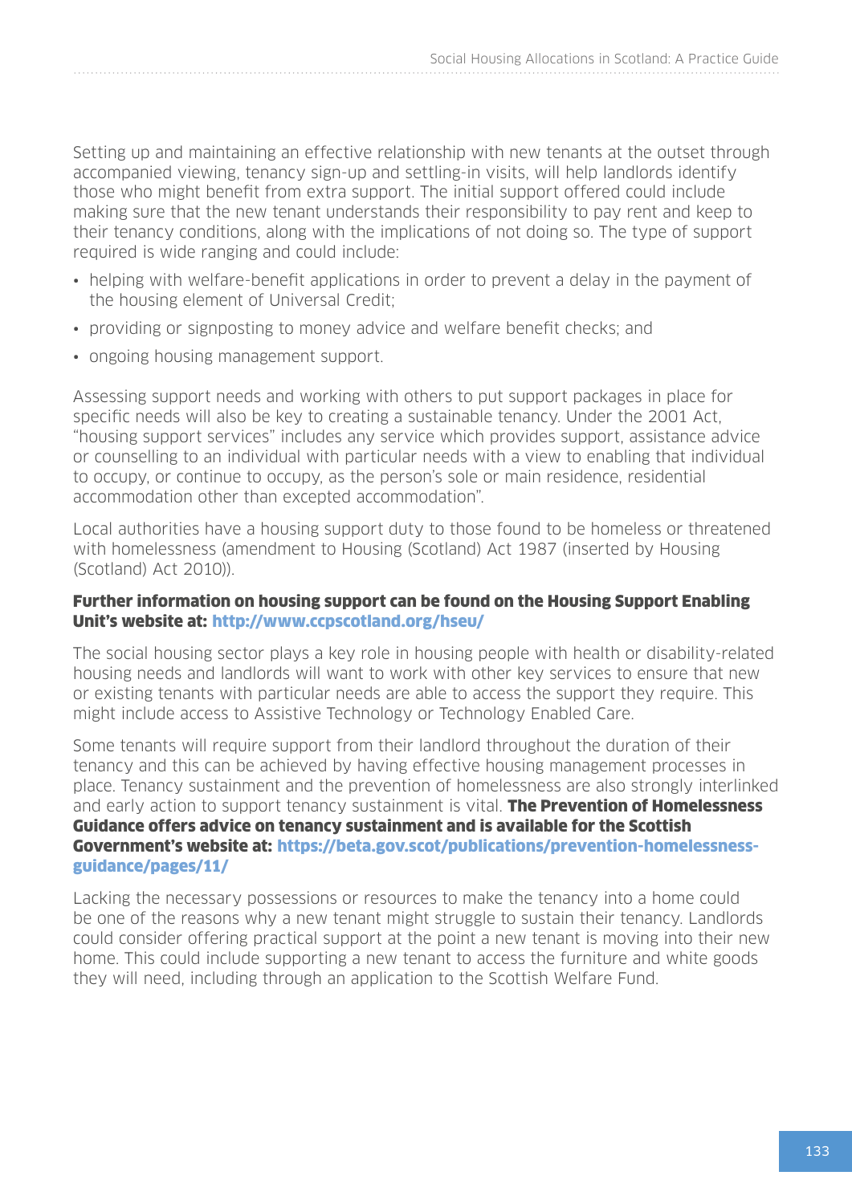Setting up and maintaining an effective relationship with new tenants at the outset through accompanied viewing, tenancy sign-up and settling-in visits, will help landlords identify those who might benefit from extra support. The initial support offered could include making sure that the new tenant understands their responsibility to pay rent and keep to their tenancy conditions, along with the implications of not doing so. The type of support required is wide ranging and could include:

- helping with welfare-benefit applications in order to prevent a delay in the payment of the housing element of Universal Credit;
- providing or signposting to money advice and welfare benefit checks; and
- ongoing housing management support.

Assessing support needs and working with others to put support packages in place for specific needs will also be key to creating a sustainable tenancy. Under the 2001 Act, "housing support services" includes any service which provides support, assistance advice or counselling to an individual with particular needs with a view to enabling that individual to occupy, or continue to occupy, as the person's sole or main residence, residential accommodation other than excepted accommodation".

Local authorities have a housing support duty to those found to be homeless or threatened with homelessness (amendment to Housing (Scotland) Act 1987 (inserted by Housing (Scotland) Act 2010)).

**Further information on housing support can be found on the Housing Support Enabling Unit's website at: http://www.ccpscotland.org/hseu/**

The social housing sector plays a key role in housing people with health or disability-related housing needs and landlords will want to work with other key services to ensure that new or existing tenants with particular needs are able to access the support they require. This might include access to Assistive Technology or Technology Enabled Care.

Some tenants will require support from their landlord throughout the duration of their tenancy and this can be achieved by having effective housing management processes in place. Tenancy sustainment and the prevention of homelessness are also strongly interlinked and early action to support tenancy sustainment is vital. **The Prevention of Homelessness Guidance offers advice on tenancy sustainment and is available for the Scottish Government's website at: https://beta.gov.scot/publications/prevention-homelessness-guidance/pages/11/**

Lacking the necessary possessions or resources to make the tenancy into a home could be one of the reasons why a new tenant might struggle to sustain their tenancy. Landlords could consider offering practical support at the point a new tenant is moving into their new home. This could include supporting a new tenant to access the furniture and white goods they will need, including through an application to the Scottish Welfare Fund.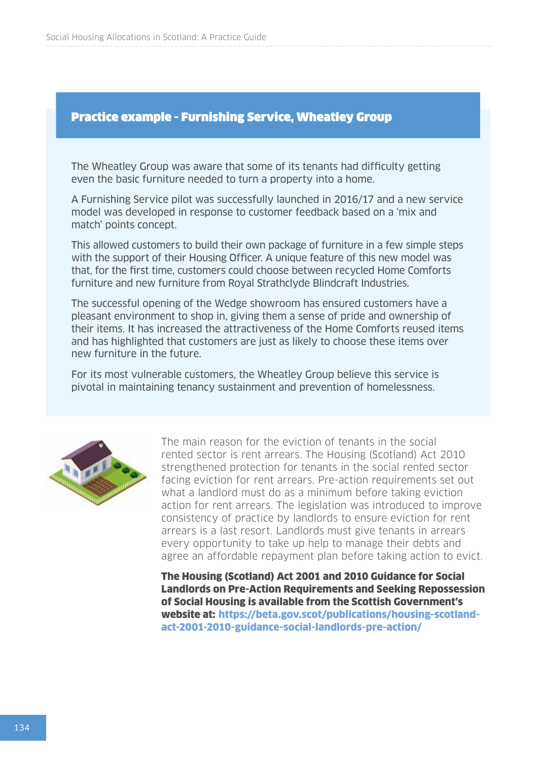## Practice example - Furnishing Service, Wheatley Group

The Wheatley Group was aware that some of its tenants had difficulty getting even the basic furniture needed to turn a property into a home.

A Furnishing Service pilot was successfully launched in 2016/17 and a new service model was developed in response to customer feedback based on a 'mix and match' points concept.

This allowed customers to build their own package of furniture in a few simple steps with the support of their Housing Officer. A unique feature of this new model was that, for the first time, customers could choose between recycled Home Comforts furniture and new furniture from Royal Strathclyde Blindcraft Industries.

The successful opening of the Wedge showroom has ensured customers have a pleasant environment to shop in, giving them a sense of pride and ownership of their items. It has increased the attractiveness of the Home Comforts reused items and has highlighted that customers are just as likely to choose these items over new furniture in the future.

For its most vulnerable customers, the Wheatley Group believe this service is pivotal in maintaining tenancy sustainment and prevention of homelessness.

The main reason for the eviction of tenants in the social rented sector is rent arrears. The Housing (Scotland) Act 2010 strengthened protection for tenants in the social rented sector facing eviction for rent arrears. Pre-action requirements set out what a landlord must do as a minimum before taking eviction action for rent arrears. The legislation was introduced to improve consistency of practice by landlords to ensure eviction for rent arrears is a last resort. Landlords must give tenants in arrears every opportunity to take up help to manage their debts and agree an affordable repayment plan before taking action to evict.

**The Housing (Scotland) Act 2001 and 2010 Guidance for Social Landlords on Pre-Action Requirements and Seeking Repossession of Social Housing is available from the Scottish Government's website at: https://beta.gov.scot/publications/housing-scotland-act-2001-2010-guidance-social-landlords-pre-action/**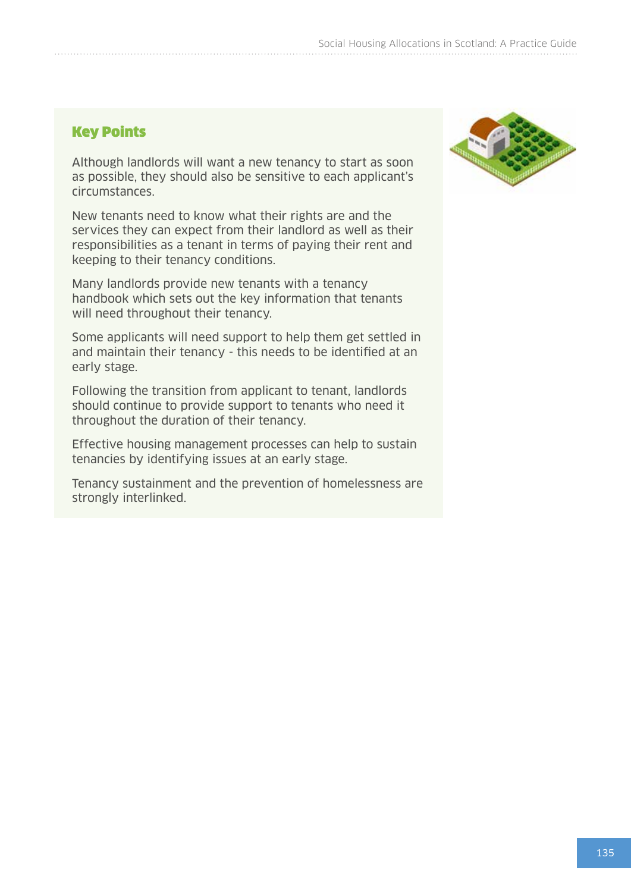## Key Points

Although landlords will want a new tenancy to start as soon as possible, they should also be sensitive to each applicant's circumstances.

New tenants need to know what their rights are and the services they can expect from their landlord as well as their responsibilities as a tenant in terms of paying their rent and keeping to their tenancy conditions.

Many landlords provide new tenants with a tenancy handbook which sets out the key information that tenants will need throughout their tenancy.

Some applicants will need support to help them get settled in and maintain their tenancy - this needs to be identified at an early stage.

Following the transition from applicant to tenant, landlords should continue to provide support to tenants who need it throughout the duration of their tenancy.

Effective housing management processes can help to sustain tenancies by identifying issues at an early stage.

Tenancy sustainment and the prevention of homelessness are strongly interlinked.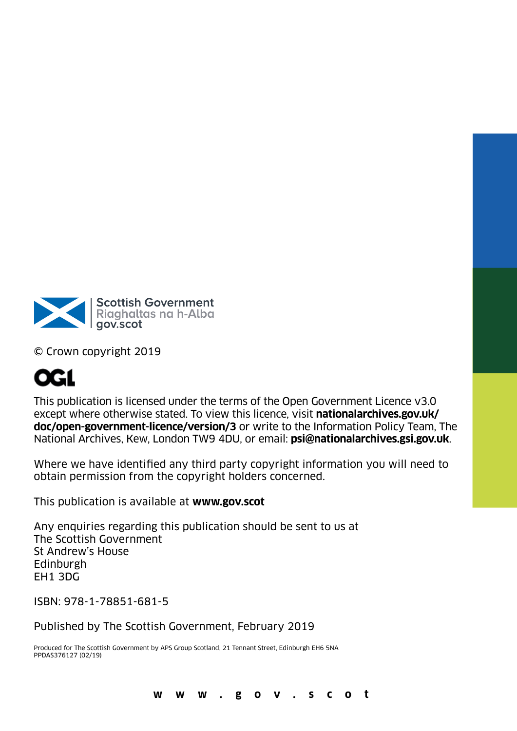Scottish Government
Riaghaltas na h-Alba
gov.scot

© Crown copyright 2019

OGL

This publication is licensed under the terms of the Open Government Licence v3.0 except where otherwise stated. To view this licence, visit **nationalarchives.gov.uk/doc/open-government-licence/version/3** or write to the Information Policy Team, The National Archives, Kew, London TW9 4DU, or email: **psi@nationalarchives.gsi.gov.uk**.

Where we have identified any third party copyright information you will need to obtain permission from the copyright holders concerned.

This publication is available at **www.gov.scot**

Any enquiries regarding this publication should be sent to us at
The Scottish Government
St Andrew's House
Edinburgh
EH1 3DG

ISBN: 978-1-78851-681-5

Published by The Scottish Government, February 2019

Produced for The Scottish Government by APS Group Scotland, 21 Tennant Street, Edinburgh EH6 5NA
PPDAS376127 (02/19)

w w w . g o v . s c o t